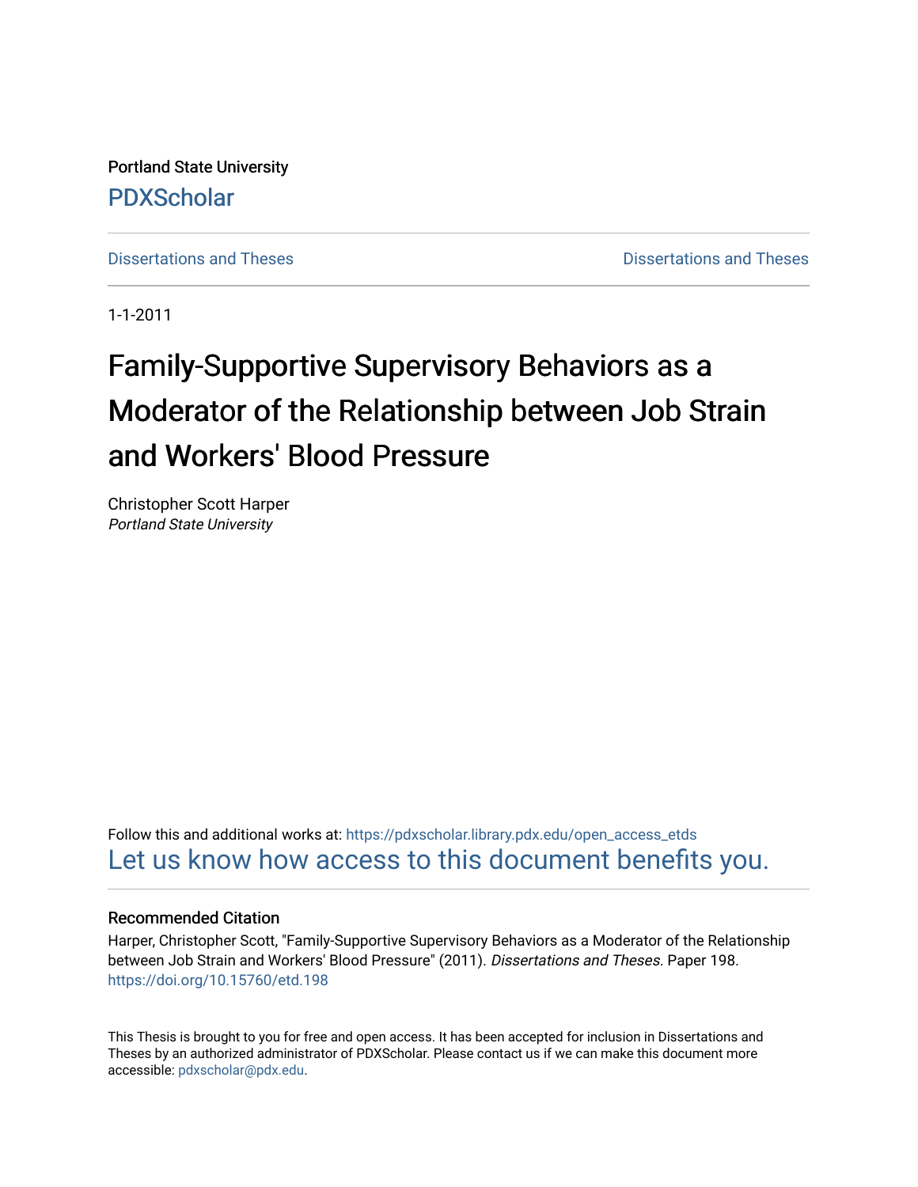Portland State University

# PDXScholar

Dissertations and Theses | Dissertations and Theses

1-1-2011

# Family-Supportive Supervisory Behaviors as a Moderator of the Relationship between Job Strain and Workers' Blood Pressure

Christopher Scott Harper
*Portland State University*

Follow this and additional works at: https://pdxscholar.library.pdx.edu/open_access_etds
Let us know how access to this document benefits you.

### Recommended Citation

Harper, Christopher Scott, "Family-Supportive Supervisory Behaviors as a Moderator of the Relationship between Job Strain and Workers' Blood Pressure" (2011). *Dissertations and Theses.* Paper 198.
https://doi.org/10.15760/etd.198

This Thesis is brought to you for free and open access. It has been accepted for inclusion in Dissertations and Theses by an authorized administrator of PDXScholar. Please contact us if we can make this document more accessible: pdxscholar@pdx.edu.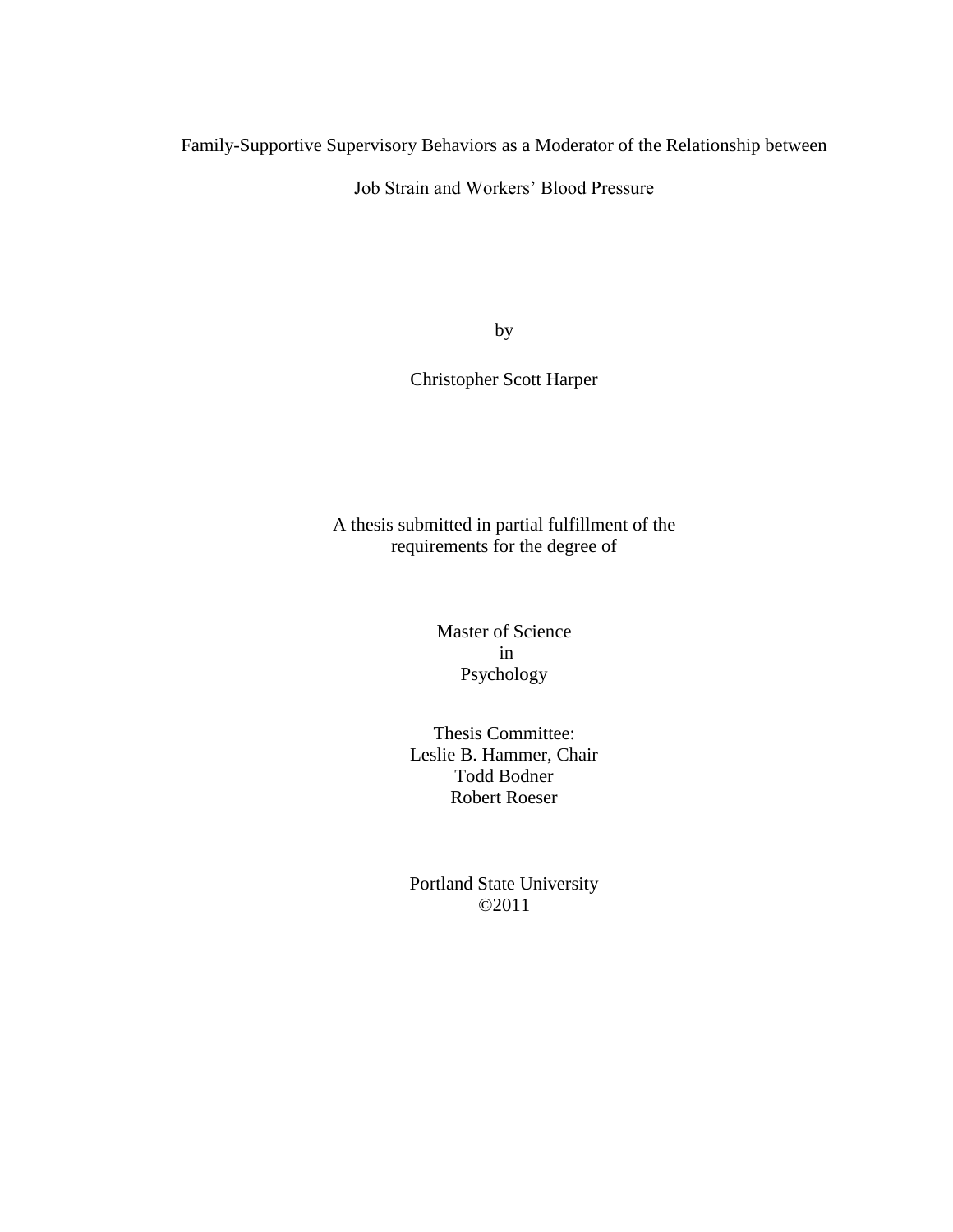# Family-Supportive Supervisory Behaviors as a Moderator of the Relationship between Job Strain and Workers' Blood Pressure

by

Christopher Scott Harper

A thesis submitted in partial fulfillment of the requirements for the degree of

Master of Science
in
Psychology

Thesis Committee:
Leslie B. Hammer, Chair
Todd Bodner
Robert Roeser

Portland State University
©2011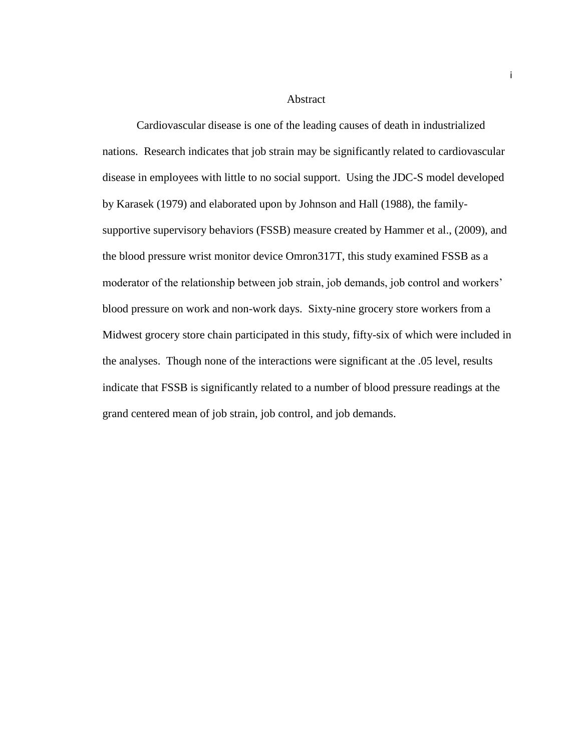# Abstract

Cardiovascular disease is one of the leading causes of death in industrialized nations. Research indicates that job strain may be significantly related to cardiovascular disease in employees with little to no social support. Using the JDC-S model developed by Karasek (1979) and elaborated upon by Johnson and Hall (1988), the family-supportive supervisory behaviors (FSSB) measure created by Hammer et al., (2009), and the blood pressure wrist monitor device Omron317T, this study examined FSSB as a moderator of the relationship between job strain, job demands, job control and workers' blood pressure on work and non-work days. Sixty-nine grocery store workers from a Midwest grocery store chain participated in this study, fifty-six of which were included in the analyses. Though none of the interactions were significant at the .05 level, results indicate that FSSB is significantly related to a number of blood pressure readings at the grand centered mean of job strain, job control, and job demands.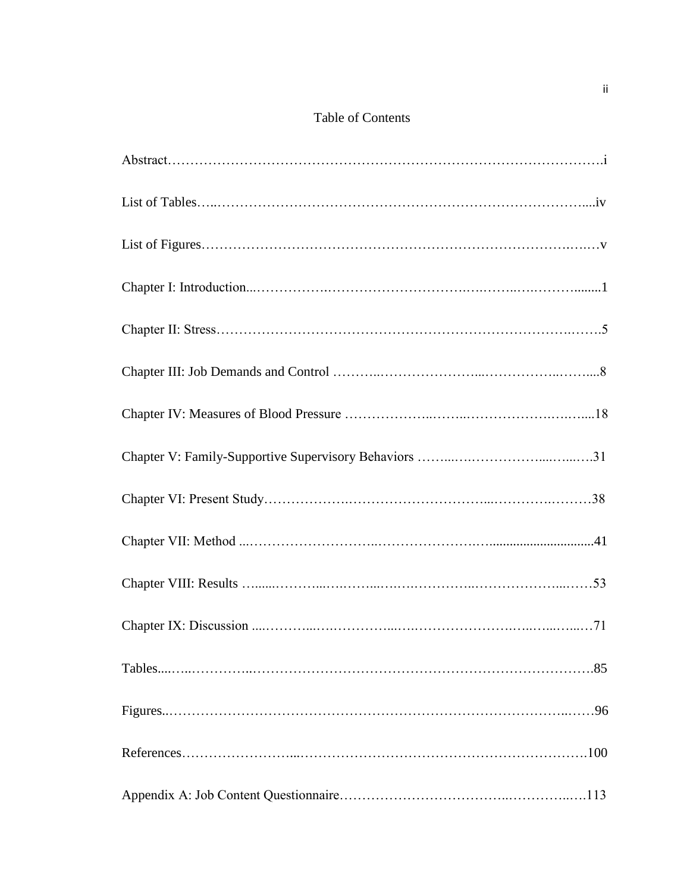# Table of Contents

Abstract.......................................................................................................i

List of Tables..............................................................................................iv

List of Figures..............................................................................................v

Chapter I: Introduction..................................................................................1

Chapter II: Stress..........................................................................................5

Chapter III: Job Demands and Control ..........................................................8

Chapter IV: Measures of Blood Pressure .......................................................18

Chapter V: Family-Supportive Supervisory Behaviors ....................................31

Chapter VI: Present Study.............................................................................38

Chapter VII: Method .....................................................................................41

Chapter VIII: Results ....................................................................................53

Chapter IX: Discussion .................................................................................71

Tables..........................................................................................................85

Figures.........................................................................................................96

References..................................................................................................100

Appendix A: Job Content Questionnaire.......................................................113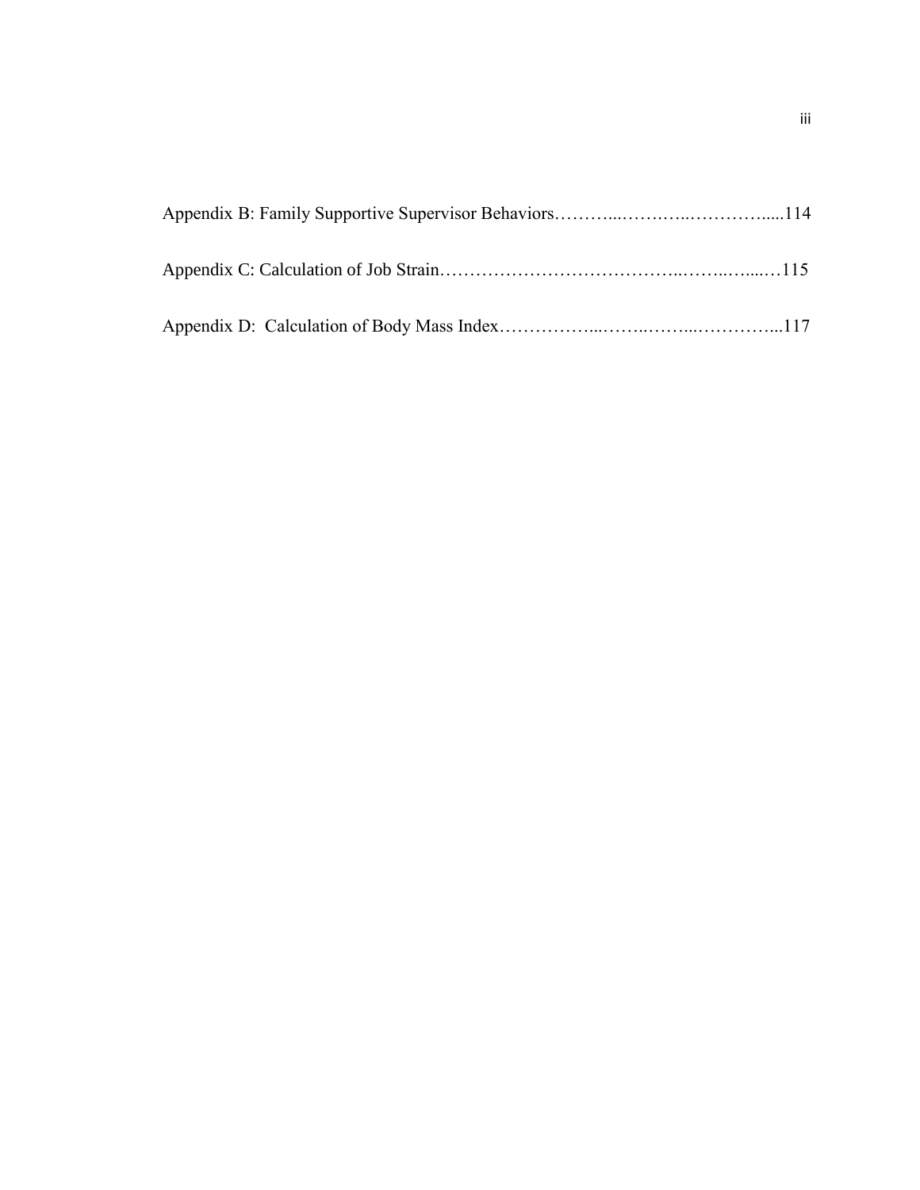Appendix B: Family Supportive Supervisor Behaviors………...…….…..…………......114

Appendix C: Calculation of Job Strain…………………………………..……..…....…115

Appendix D:  Calculation of Body Mass Index……………...……..……...…………...117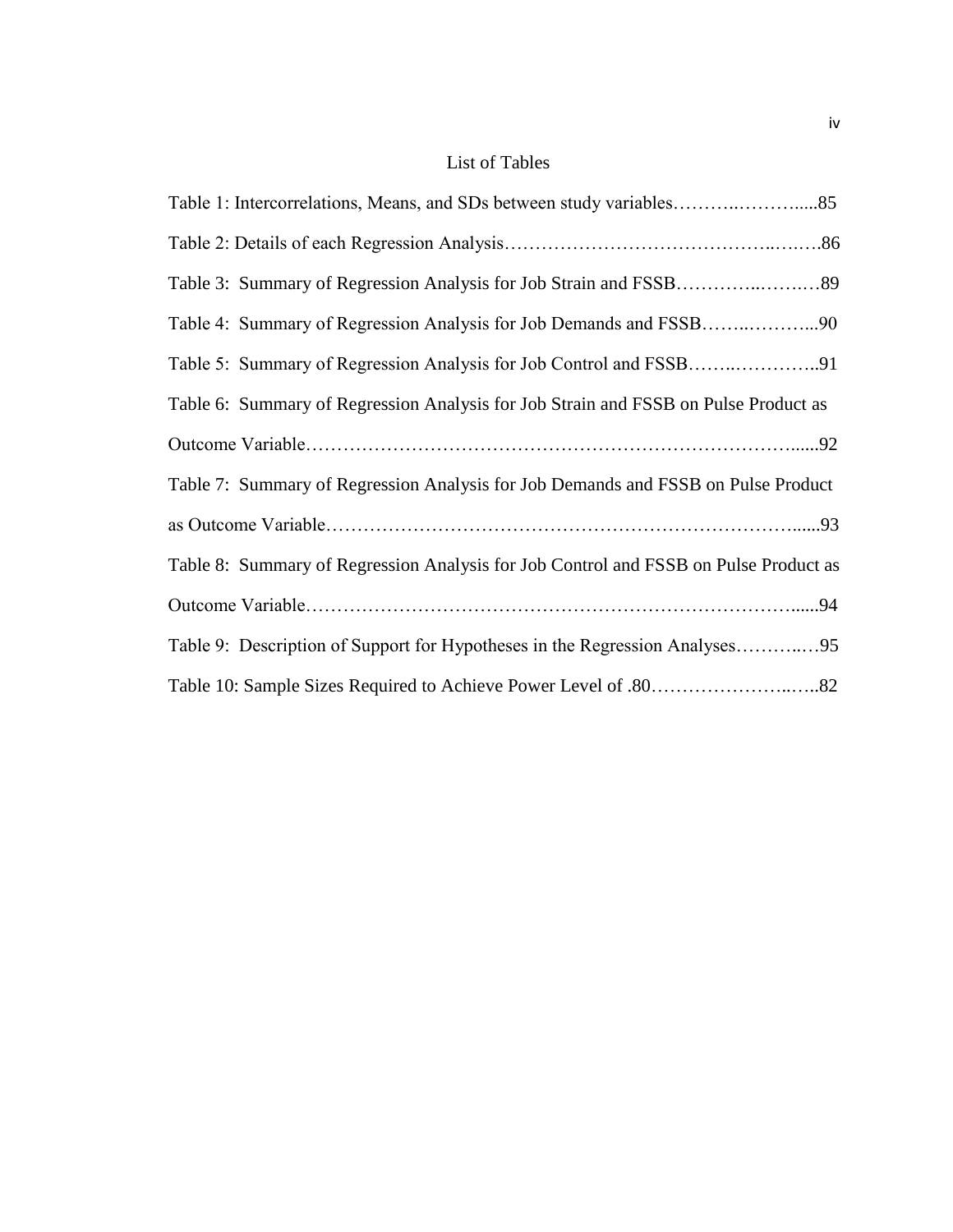# List of Tables

Table 1: Intercorrelations, Means, and SDs between study variables……….……….....85

Table 2: Details of each Regression Analysis…………………………………..….….86

Table 3: Summary of Regression Analysis for Job Strain and FSSB…………..…….…89

Table 4: Summary of Regression Analysis for Job Demands and FSSB……..………...90

Table 5: Summary of Regression Analysis for Job Control and FSSB…….…………..91

Table 6: Summary of Regression Analysis for Job Strain and FSSB on Pulse Product as Outcome Variable……………………………………………………………………......92

Table 7: Summary of Regression Analysis for Job Demands and FSSB on Pulse Product as Outcome Variable…………………………………………………………………......93

Table 8: Summary of Regression Analysis for Job Control and FSSB on Pulse Product as Outcome Variable……………………………………………………………………......94

Table 9: Description of Support for Hypotheses in the Regression Analyses………..…95

Table 10: Sample Sizes Required to Achieve Power Level of .80…………………..…..82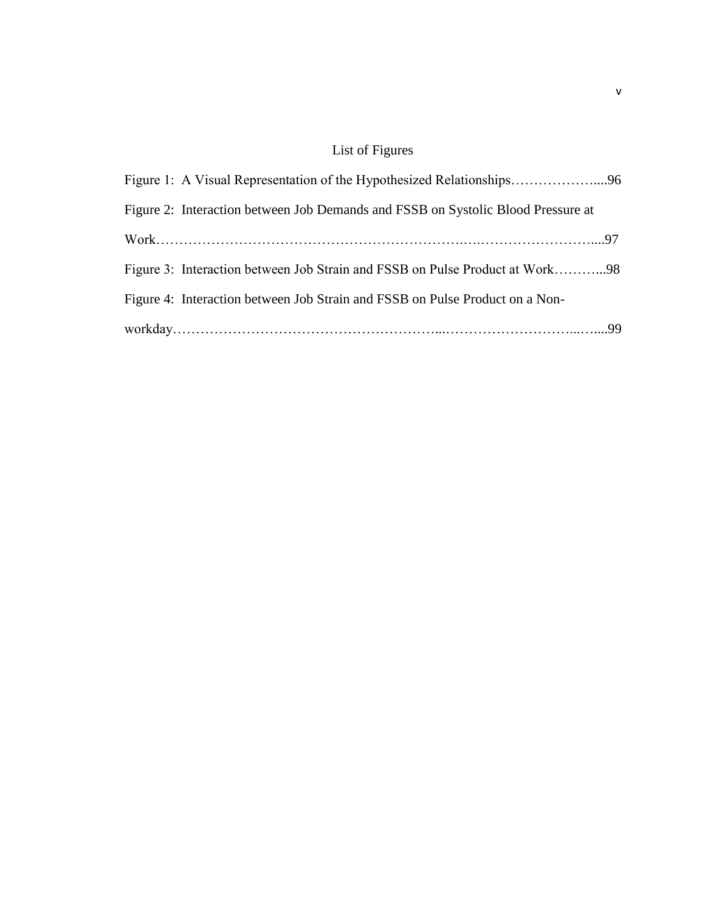# List of Figures

Figure 1: A Visual Representation of the Hypothesized Relationships………………....96

Figure 2: Interaction between Job Demands and FSSB on Systolic Blood Pressure at Work…………………………………………………………….….……………………....97

Figure 3: Interaction between Job Strain and FSSB on Pulse Product at Work………...98

Figure 4: Interaction between Job Strain and FSSB on Pulse Product on a Non-workday…………………………………………………...…………………………...…....99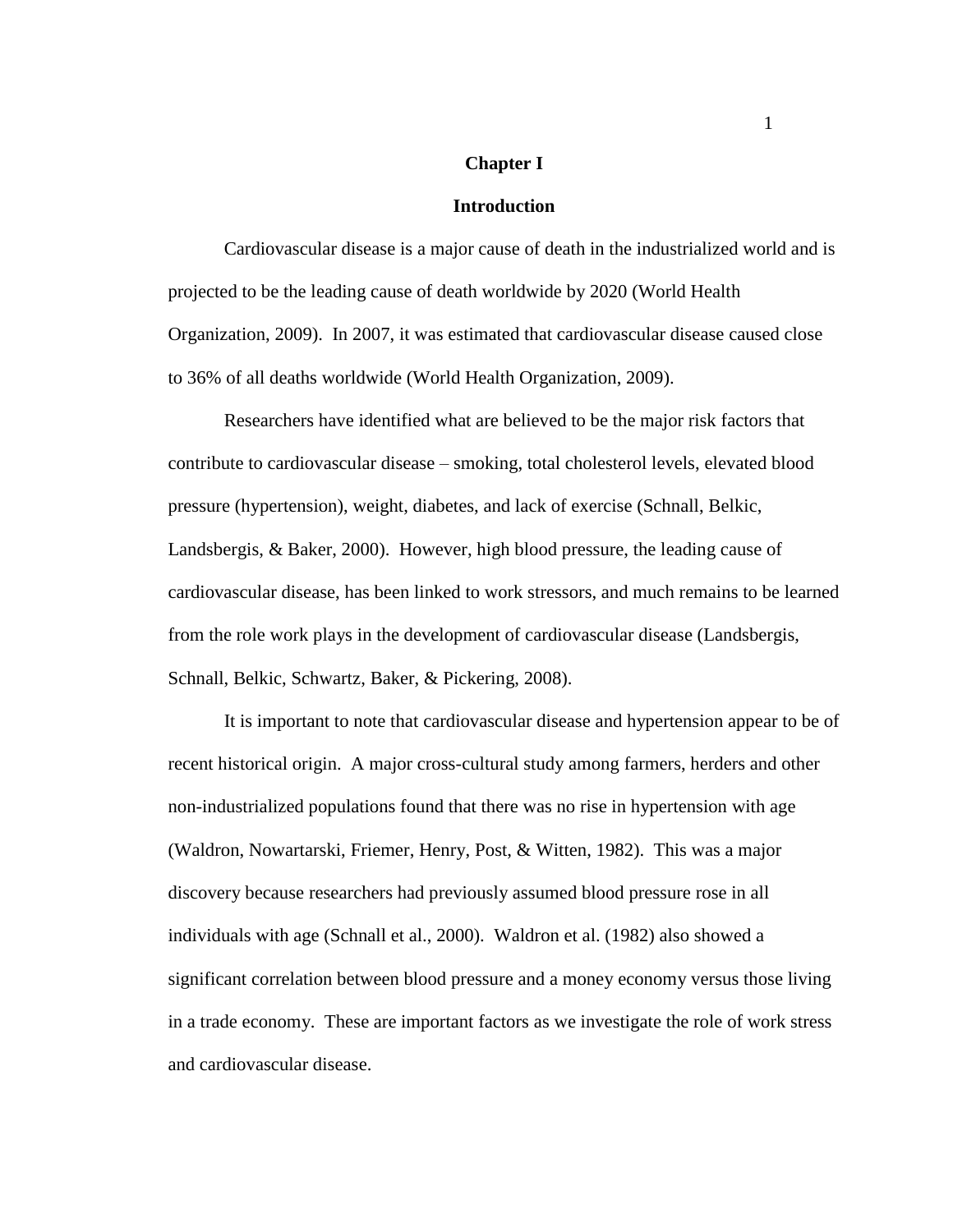# Chapter I

## Introduction

Cardiovascular disease is a major cause of death in the industrialized world and is projected to be the leading cause of death worldwide by 2020 (World Health Organization, 2009). In 2007, it was estimated that cardiovascular disease caused close to 36% of all deaths worldwide (World Health Organization, 2009).

Researchers have identified what are believed to be the major risk factors that contribute to cardiovascular disease – smoking, total cholesterol levels, elevated blood pressure (hypertension), weight, diabetes, and lack of exercise (Schnall, Belkic, Landsbergis, & Baker, 2000). However, high blood pressure, the leading cause of cardiovascular disease, has been linked to work stressors, and much remains to be learned from the role work plays in the development of cardiovascular disease (Landsbergis, Schnall, Belkic, Schwartz, Baker, & Pickering, 2008).

It is important to note that cardiovascular disease and hypertension appear to be of recent historical origin. A major cross-cultural study among farmers, herders and other non-industrialized populations found that there was no rise in hypertension with age (Waldron, Nowartarski, Friemer, Henry, Post, & Witten, 1982). This was a major discovery because researchers had previously assumed blood pressure rose in all individuals with age (Schnall et al., 2000). Waldron et al. (1982) also showed a significant correlation between blood pressure and a money economy versus those living in a trade economy. These are important factors as we investigate the role of work stress and cardiovascular disease.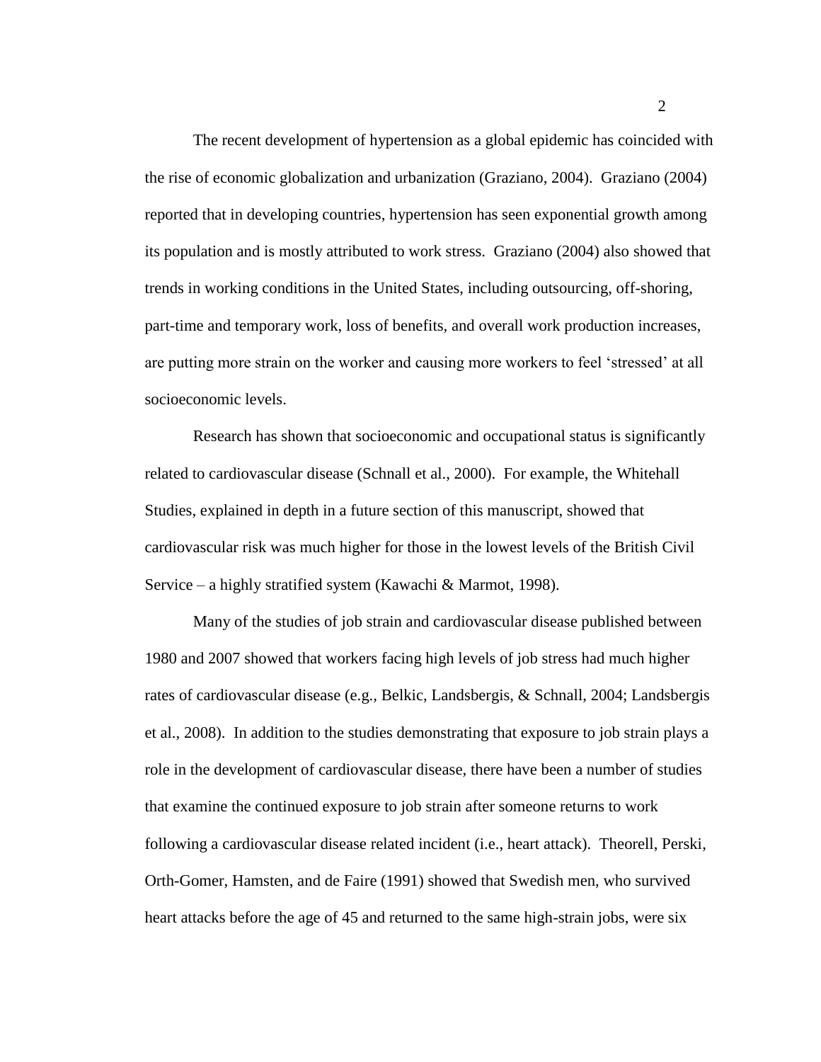The recent development of hypertension as a global epidemic has coincided with the rise of economic globalization and urbanization (Graziano, 2004). Graziano (2004) reported that in developing countries, hypertension has seen exponential growth among its population and is mostly attributed to work stress. Graziano (2004) also showed that trends in working conditions in the United States, including outsourcing, off-shoring, part-time and temporary work, loss of benefits, and overall work production increases, are putting more strain on the worker and causing more workers to feel 'stressed' at all socioeconomic levels.

Research has shown that socioeconomic and occupational status is significantly related to cardiovascular disease (Schnall et al., 2000). For example, the Whitehall Studies, explained in depth in a future section of this manuscript, showed that cardiovascular risk was much higher for those in the lowest levels of the British Civil Service – a highly stratified system (Kawachi & Marmot, 1998).

Many of the studies of job strain and cardiovascular disease published between 1980 and 2007 showed that workers facing high levels of job stress had much higher rates of cardiovascular disease (e.g., Belkic, Landsbergis, & Schnall, 2004; Landsbergis et al., 2008). In addition to the studies demonstrating that exposure to job strain plays a role in the development of cardiovascular disease, there have been a number of studies that examine the continued exposure to job strain after someone returns to work following a cardiovascular disease related incident (i.e., heart attack). Theorell, Perski, Orth-Gomer, Hamsten, and de Faire (1991) showed that Swedish men, who survived heart attacks before the age of 45 and returned to the same high-strain jobs, were six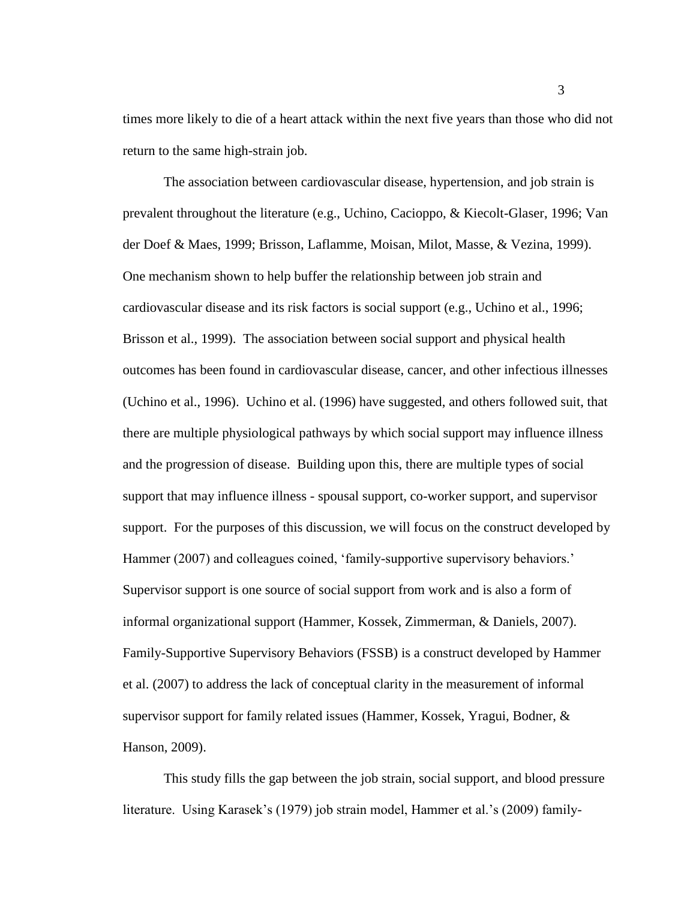times more likely to die of a heart attack within the next five years than those who did not return to the same high-strain job.

The association between cardiovascular disease, hypertension, and job strain is prevalent throughout the literature (e.g., Uchino, Cacioppo, & Kiecolt-Glaser, 1996; Van der Doef & Maes, 1999; Brisson, Laflamme, Moisan, Milot, Masse, & Vezina, 1999). One mechanism shown to help buffer the relationship between job strain and cardiovascular disease and its risk factors is social support (e.g., Uchino et al., 1996; Brisson et al., 1999). The association between social support and physical health outcomes has been found in cardiovascular disease, cancer, and other infectious illnesses (Uchino et al., 1996). Uchino et al. (1996) have suggested, and others followed suit, that there are multiple physiological pathways by which social support may influence illness and the progression of disease. Building upon this, there are multiple types of social support that may influence illness - spousal support, co-worker support, and supervisor support. For the purposes of this discussion, we will focus on the construct developed by Hammer (2007) and colleagues coined, 'family-supportive supervisory behaviors.' Supervisor support is one source of social support from work and is also a form of informal organizational support (Hammer, Kossek, Zimmerman, & Daniels, 2007). Family-Supportive Supervisory Behaviors (FSSB) is a construct developed by Hammer et al. (2007) to address the lack of conceptual clarity in the measurement of informal supervisor support for family related issues (Hammer, Kossek, Yragui, Bodner, & Hanson, 2009).

This study fills the gap between the job strain, social support, and blood pressure literature. Using Karasek's (1979) job strain model, Hammer et al.'s (2009) family-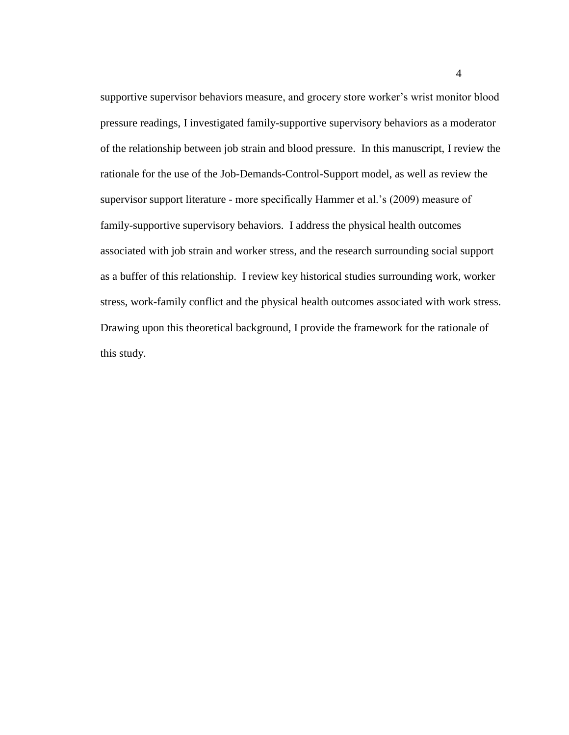supportive supervisor behaviors measure, and grocery store worker's wrist monitor blood pressure readings, I investigated family-supportive supervisory behaviors as a moderator of the relationship between job strain and blood pressure. In this manuscript, I review the rationale for the use of the Job-Demands-Control-Support model, as well as review the supervisor support literature - more specifically Hammer et al.'s (2009) measure of family-supportive supervisory behaviors. I address the physical health outcomes associated with job strain and worker stress, and the research surrounding social support as a buffer of this relationship. I review key historical studies surrounding work, worker stress, work-family conflict and the physical health outcomes associated with work stress. Drawing upon this theoretical background, I provide the framework for the rationale of this study.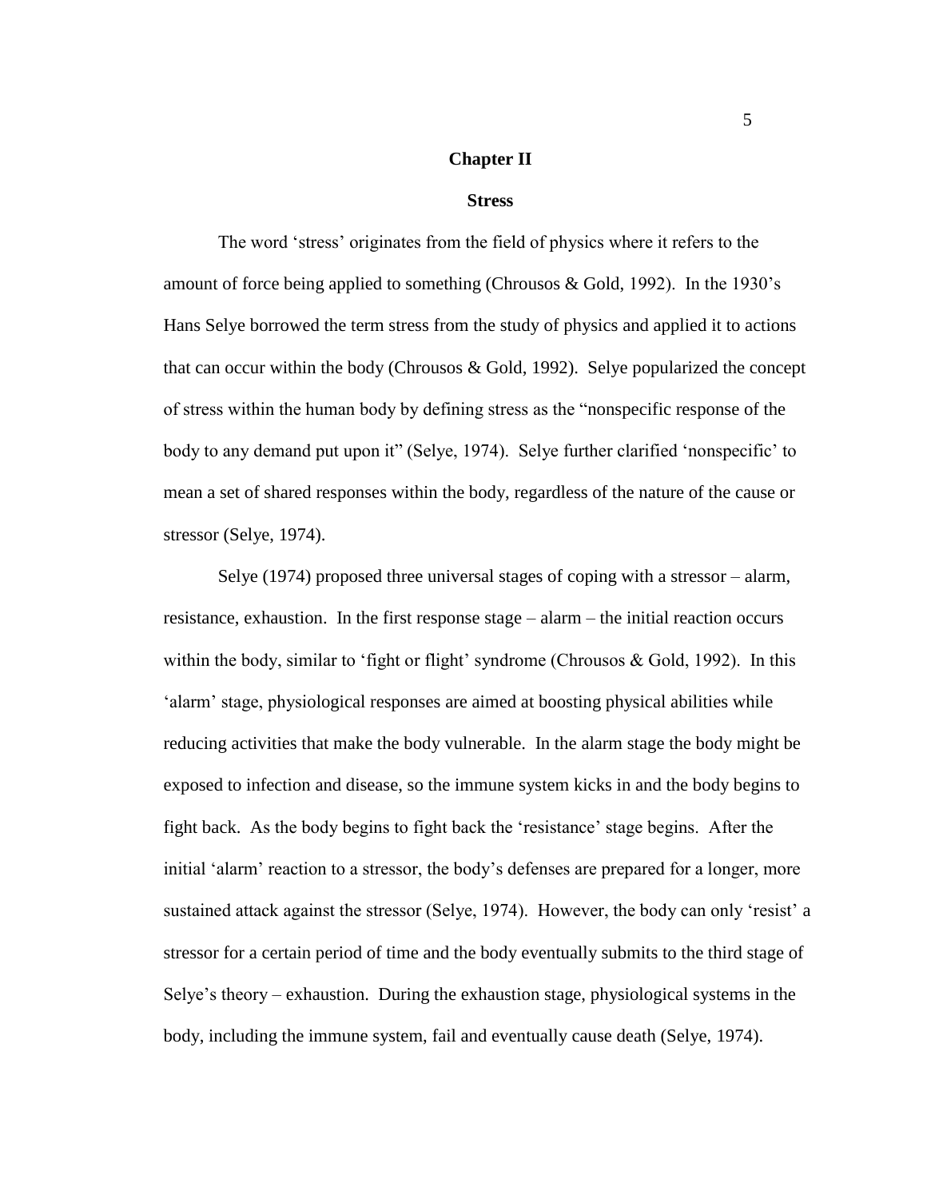# Chapter II

## Stress

The word 'stress' originates from the field of physics where it refers to the amount of force being applied to something (Chrousos & Gold, 1992). In the 1930's Hans Selye borrowed the term stress from the study of physics and applied it to actions that can occur within the body (Chrousos & Gold, 1992). Selye popularized the concept of stress within the human body by defining stress as the "nonspecific response of the body to any demand put upon it" (Selye, 1974). Selye further clarified 'nonspecific' to mean a set of shared responses within the body, regardless of the nature of the cause or stressor (Selye, 1974).

Selye (1974) proposed three universal stages of coping with a stressor – alarm, resistance, exhaustion. In the first response stage – alarm – the initial reaction occurs within the body, similar to 'fight or flight' syndrome (Chrousos & Gold, 1992). In this 'alarm' stage, physiological responses are aimed at boosting physical abilities while reducing activities that make the body vulnerable. In the alarm stage the body might be exposed to infection and disease, so the immune system kicks in and the body begins to fight back. As the body begins to fight back the 'resistance' stage begins. After the initial 'alarm' reaction to a stressor, the body's defenses are prepared for a longer, more sustained attack against the stressor (Selye, 1974). However, the body can only 'resist' a stressor for a certain period of time and the body eventually submits to the third stage of Selye's theory – exhaustion. During the exhaustion stage, physiological systems in the body, including the immune system, fail and eventually cause death (Selye, 1974).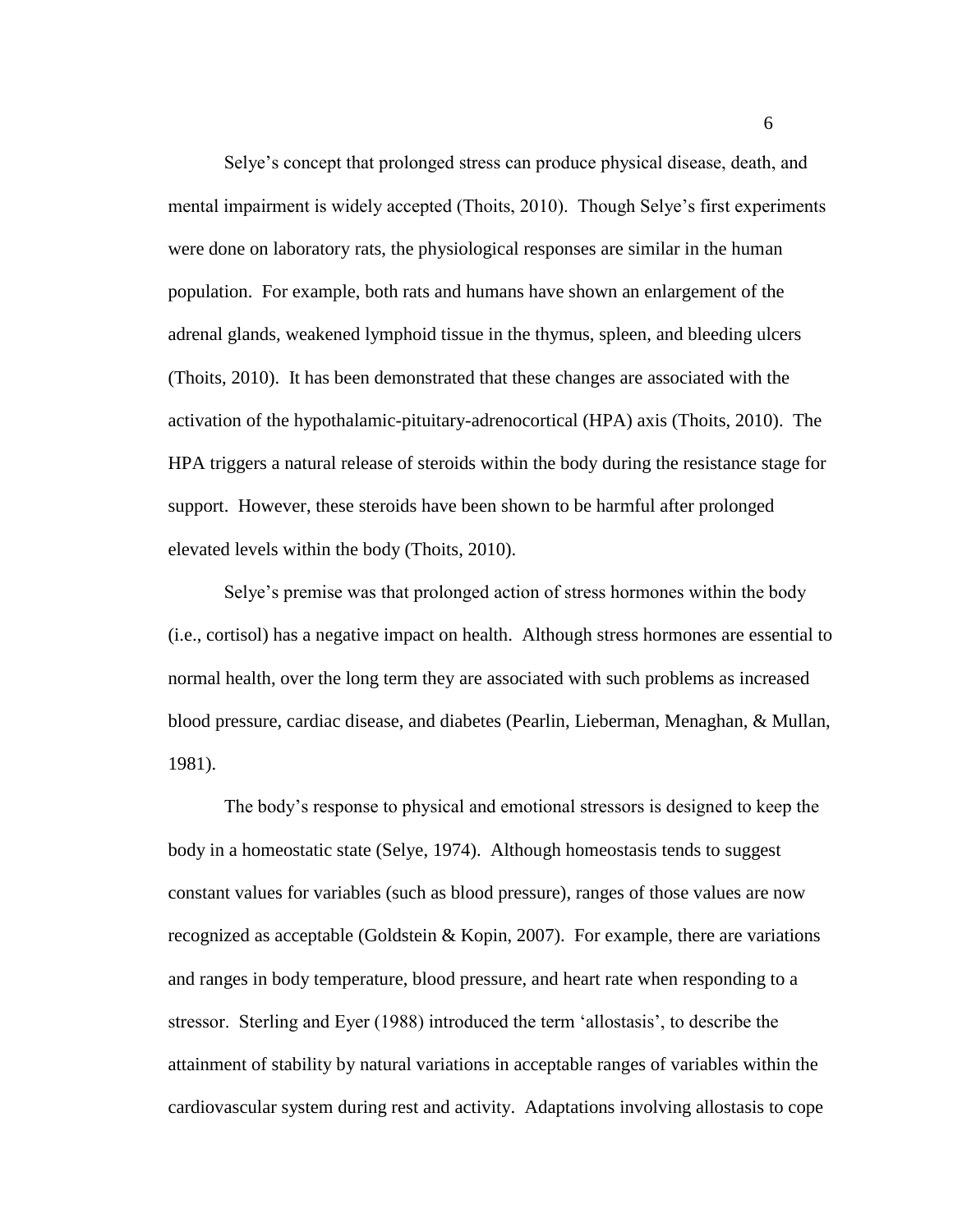Selye's concept that prolonged stress can produce physical disease, death, and mental impairment is widely accepted (Thoits, 2010). Though Selye's first experiments were done on laboratory rats, the physiological responses are similar in the human population. For example, both rats and humans have shown an enlargement of the adrenal glands, weakened lymphoid tissue in the thymus, spleen, and bleeding ulcers (Thoits, 2010). It has been demonstrated that these changes are associated with the activation of the hypothalamic-pituitary-adrenocortical (HPA) axis (Thoits, 2010). The HPA triggers a natural release of steroids within the body during the resistance stage for support. However, these steroids have been shown to be harmful after prolonged elevated levels within the body (Thoits, 2010).

Selye's premise was that prolonged action of stress hormones within the body (i.e., cortisol) has a negative impact on health. Although stress hormones are essential to normal health, over the long term they are associated with such problems as increased blood pressure, cardiac disease, and diabetes (Pearlin, Lieberman, Menaghan, & Mullan, 1981).

The body's response to physical and emotional stressors is designed to keep the body in a homeostatic state (Selye, 1974). Although homeostasis tends to suggest constant values for variables (such as blood pressure), ranges of those values are now recognized as acceptable (Goldstein & Kopin, 2007). For example, there are variations and ranges in body temperature, blood pressure, and heart rate when responding to a stressor. Sterling and Eyer (1988) introduced the term 'allostasis', to describe the attainment of stability by natural variations in acceptable ranges of variables within the cardiovascular system during rest and activity. Adaptations involving allostasis to cope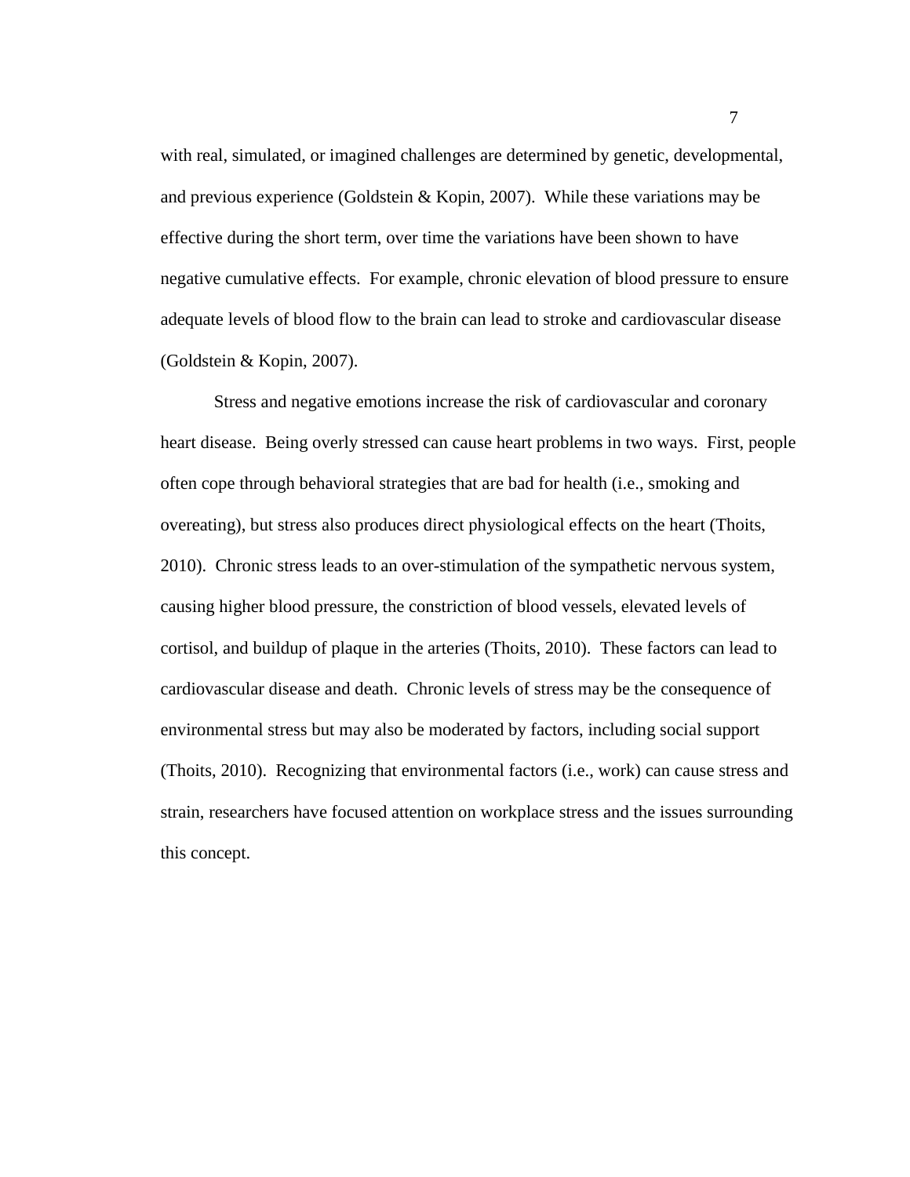with real, simulated, or imagined challenges are determined by genetic, developmental, and previous experience (Goldstein & Kopin, 2007). While these variations may be effective during the short term, over time the variations have been shown to have negative cumulative effects. For example, chronic elevation of blood pressure to ensure adequate levels of blood flow to the brain can lead to stroke and cardiovascular disease (Goldstein & Kopin, 2007).

Stress and negative emotions increase the risk of cardiovascular and coronary heart disease. Being overly stressed can cause heart problems in two ways. First, people often cope through behavioral strategies that are bad for health (i.e., smoking and overeating), but stress also produces direct physiological effects on the heart (Thoits, 2010). Chronic stress leads to an over-stimulation of the sympathetic nervous system, causing higher blood pressure, the constriction of blood vessels, elevated levels of cortisol, and buildup of plaque in the arteries (Thoits, 2010). These factors can lead to cardiovascular disease and death. Chronic levels of stress may be the consequence of environmental stress but may also be moderated by factors, including social support (Thoits, 2010). Recognizing that environmental factors (i.e., work) can cause stress and strain, researchers have focused attention on workplace stress and the issues surrounding this concept.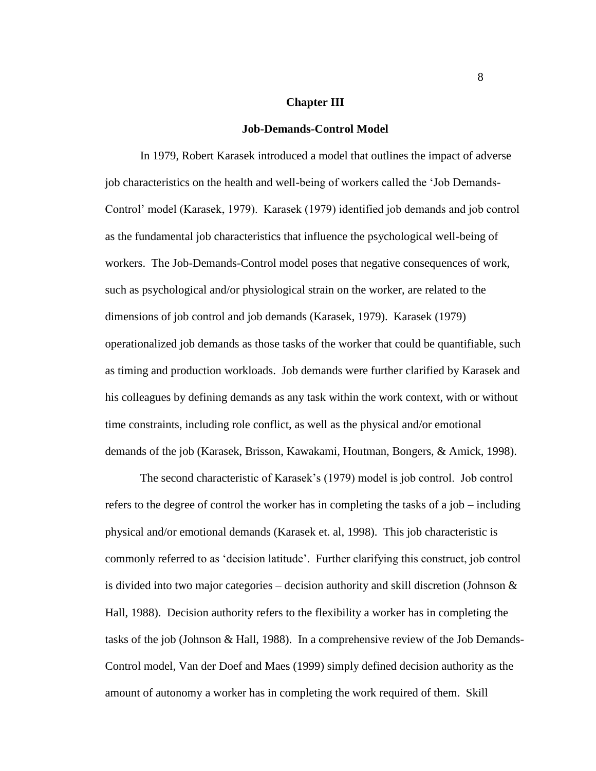# Chapter III

## Job-Demands-Control Model

In 1979, Robert Karasek introduced a model that outlines the impact of adverse job characteristics on the health and well-being of workers called the 'Job Demands-Control' model (Karasek, 1979). Karasek (1979) identified job demands and job control as the fundamental job characteristics that influence the psychological well-being of workers. The Job-Demands-Control model poses that negative consequences of work, such as psychological and/or physiological strain on the worker, are related to the dimensions of job control and job demands (Karasek, 1979). Karasek (1979) operationalized job demands as those tasks of the worker that could be quantifiable, such as timing and production workloads. Job demands were further clarified by Karasek and his colleagues by defining demands as any task within the work context, with or without time constraints, including role conflict, as well as the physical and/or emotional demands of the job (Karasek, Brisson, Kawakami, Houtman, Bongers, & Amick, 1998).

The second characteristic of Karasek's (1979) model is job control. Job control refers to the degree of control the worker has in completing the tasks of a job – including physical and/or emotional demands (Karasek et. al, 1998). This job characteristic is commonly referred to as 'decision latitude'. Further clarifying this construct, job control is divided into two major categories – decision authority and skill discretion (Johnson & Hall, 1988). Decision authority refers to the flexibility a worker has in completing the tasks of the job (Johnson & Hall, 1988). In a comprehensive review of the Job Demands-Control model, Van der Doef and Maes (1999) simply defined decision authority as the amount of autonomy a worker has in completing the work required of them. Skill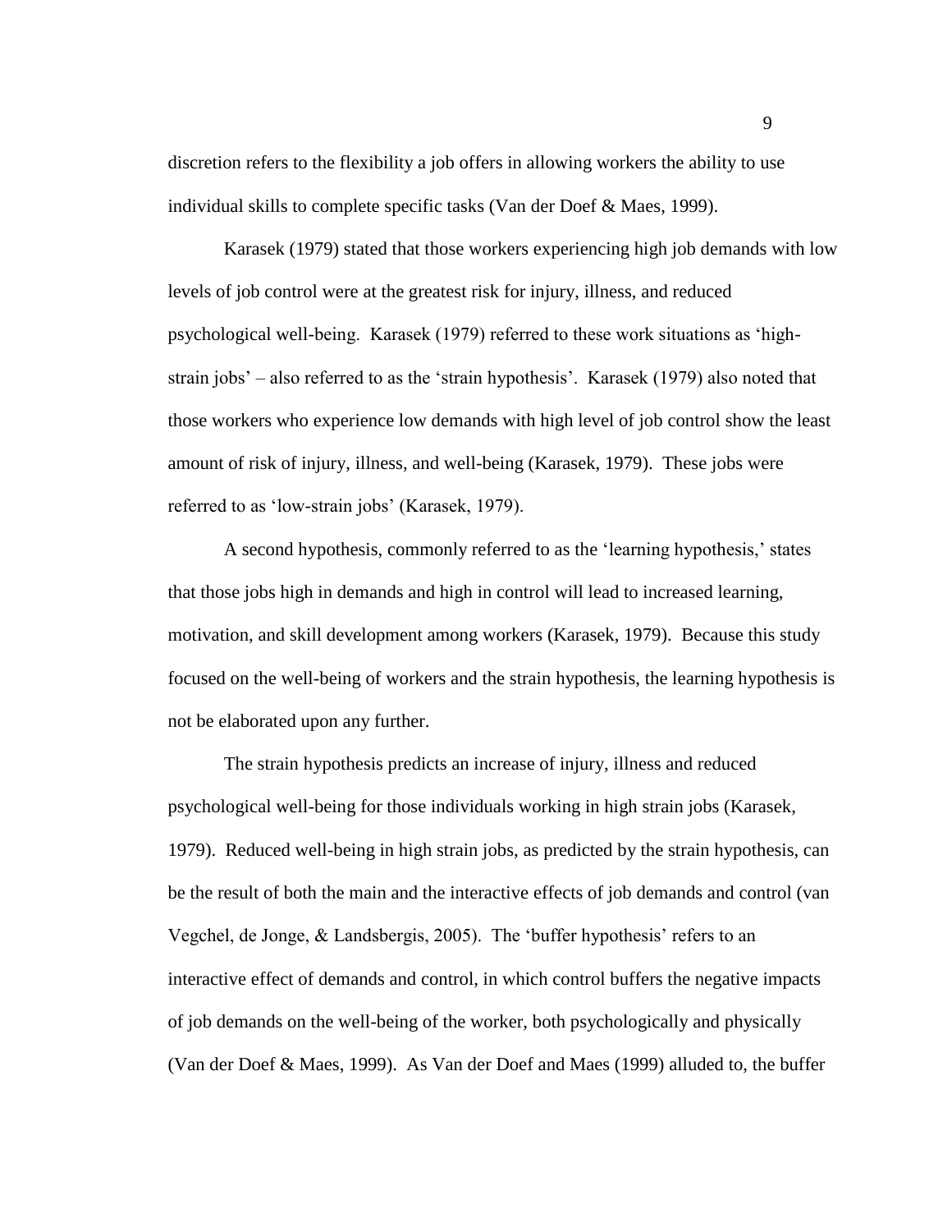discretion refers to the flexibility a job offers in allowing workers the ability to use individual skills to complete specific tasks (Van der Doef & Maes, 1999).

Karasek (1979) stated that those workers experiencing high job demands with low levels of job control were at the greatest risk for injury, illness, and reduced psychological well-being. Karasek (1979) referred to these work situations as 'high-strain jobs' – also referred to as the 'strain hypothesis'. Karasek (1979) also noted that those workers who experience low demands with high level of job control show the least amount of risk of injury, illness, and well-being (Karasek, 1979). These jobs were referred to as 'low-strain jobs' (Karasek, 1979).

A second hypothesis, commonly referred to as the 'learning hypothesis,' states that those jobs high in demands and high in control will lead to increased learning, motivation, and skill development among workers (Karasek, 1979). Because this study focused on the well-being of workers and the strain hypothesis, the learning hypothesis is not be elaborated upon any further.

The strain hypothesis predicts an increase of injury, illness and reduced psychological well-being for those individuals working in high strain jobs (Karasek, 1979). Reduced well-being in high strain jobs, as predicted by the strain hypothesis, can be the result of both the main and the interactive effects of job demands and control (van Vegchel, de Jonge, & Landsbergis, 2005). The 'buffer hypothesis' refers to an interactive effect of demands and control, in which control buffers the negative impacts of job demands on the well-being of the worker, both psychologically and physically (Van der Doef & Maes, 1999). As Van der Doef and Maes (1999) alluded to, the buffer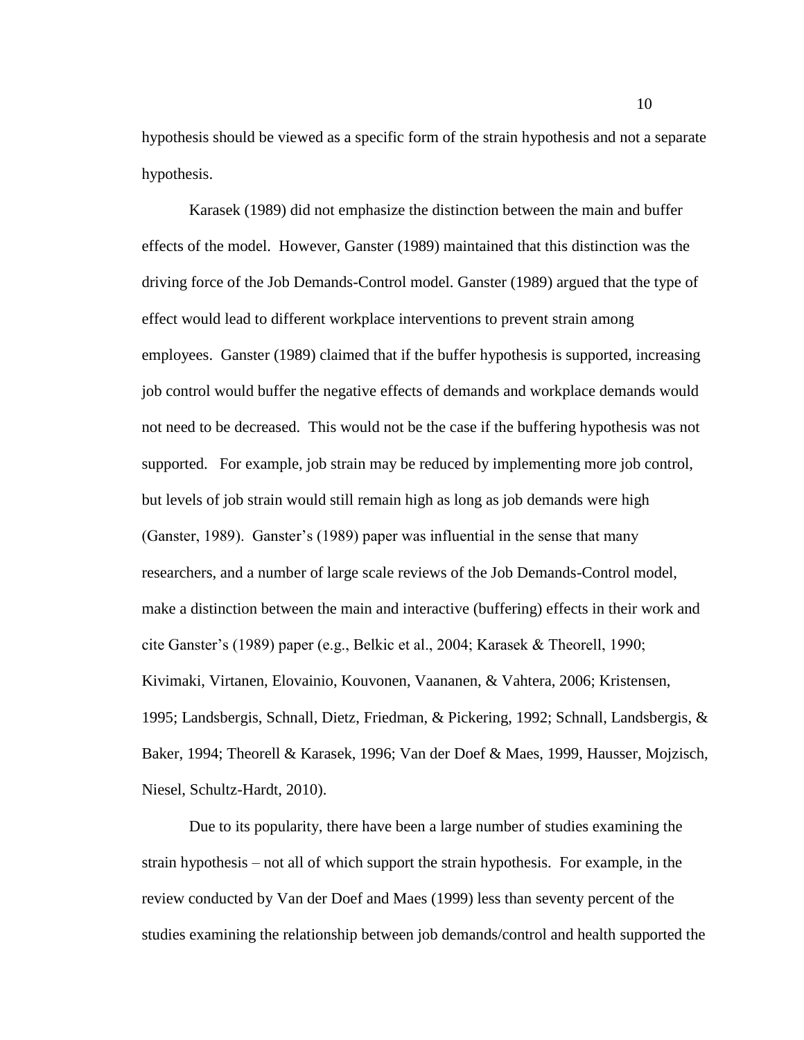hypothesis should be viewed as a specific form of the strain hypothesis and not a separate hypothesis.

Karasek (1989) did not emphasize the distinction between the main and buffer effects of the model. However, Ganster (1989) maintained that this distinction was the driving force of the Job Demands-Control model. Ganster (1989) argued that the type of effect would lead to different workplace interventions to prevent strain among employees. Ganster (1989) claimed that if the buffer hypothesis is supported, increasing job control would buffer the negative effects of demands and workplace demands would not need to be decreased. This would not be the case if the buffering hypothesis was not supported. For example, job strain may be reduced by implementing more job control, but levels of job strain would still remain high as long as job demands were high (Ganster, 1989). Ganster's (1989) paper was influential in the sense that many researchers, and a number of large scale reviews of the Job Demands-Control model, make a distinction between the main and interactive (buffering) effects in their work and cite Ganster's (1989) paper (e.g., Belkic et al., 2004; Karasek & Theorell, 1990; Kivimaki, Virtanen, Elovainio, Kouvonen, Vaananen, & Vahtera, 2006; Kristensen, 1995; Landsbergis, Schnall, Dietz, Friedman, & Pickering, 1992; Schnall, Landsbergis, & Baker, 1994; Theorell & Karasek, 1996; Van der Doef & Maes, 1999, Hausser, Mojzisch, Niesel, Schultz-Hardt, 2010).

Due to its popularity, there have been a large number of studies examining the strain hypothesis – not all of which support the strain hypothesis. For example, in the review conducted by Van der Doef and Maes (1999) less than seventy percent of the studies examining the relationship between job demands/control and health supported the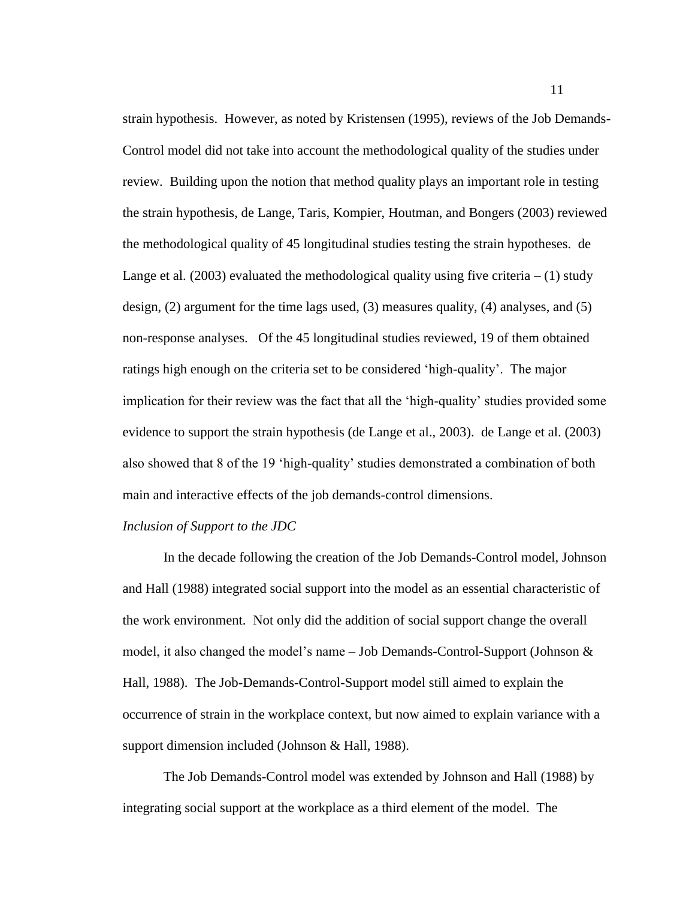strain hypothesis. However, as noted by Kristensen (1995), reviews of the Job Demands-Control model did not take into account the methodological quality of the studies under review. Building upon the notion that method quality plays an important role in testing the strain hypothesis, de Lange, Taris, Kompier, Houtman, and Bongers (2003) reviewed the methodological quality of 45 longitudinal studies testing the strain hypotheses. de Lange et al. (2003) evaluated the methodological quality using five criteria – (1) study design, (2) argument for the time lags used, (3) measures quality, (4) analyses, and (5) non-response analyses. Of the 45 longitudinal studies reviewed, 19 of them obtained ratings high enough on the criteria set to be considered 'high-quality'. The major implication for their review was the fact that all the 'high-quality' studies provided some evidence to support the strain hypothesis (de Lange et al., 2003). de Lange et al. (2003) also showed that 8 of the 19 'high-quality' studies demonstrated a combination of both main and interactive effects of the job demands-control dimensions.

*Inclusion of Support to the JDC*

In the decade following the creation of the Job Demands-Control model, Johnson and Hall (1988) integrated social support into the model as an essential characteristic of the work environment. Not only did the addition of social support change the overall model, it also changed the model's name – Job Demands-Control-Support (Johnson & Hall, 1988). The Job-Demands-Control-Support model still aimed to explain the occurrence of strain in the workplace context, but now aimed to explain variance with a support dimension included (Johnson & Hall, 1988).

The Job Demands-Control model was extended by Johnson and Hall (1988) by integrating social support at the workplace as a third element of the model. The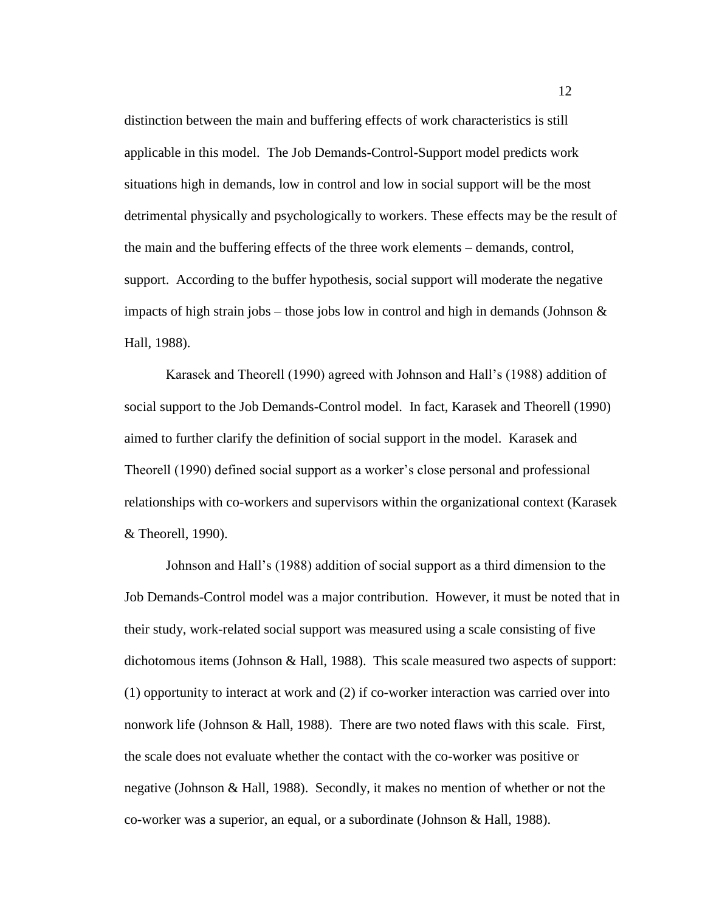distinction between the main and buffering effects of work characteristics is still applicable in this model. The Job Demands-Control-Support model predicts work situations high in demands, low in control and low in social support will be the most detrimental physically and psychologically to workers. These effects may be the result of the main and the buffering effects of the three work elements – demands, control, support. According to the buffer hypothesis, social support will moderate the negative impacts of high strain jobs – those jobs low in control and high in demands (Johnson & Hall, 1988).

Karasek and Theorell (1990) agreed with Johnson and Hall's (1988) addition of social support to the Job Demands-Control model. In fact, Karasek and Theorell (1990) aimed to further clarify the definition of social support in the model. Karasek and Theorell (1990) defined social support as a worker's close personal and professional relationships with co-workers and supervisors within the organizational context (Karasek & Theorell, 1990).

Johnson and Hall's (1988) addition of social support as a third dimension to the Job Demands-Control model was a major contribution. However, it must be noted that in their study, work-related social support was measured using a scale consisting of five dichotomous items (Johnson & Hall, 1988). This scale measured two aspects of support: (1) opportunity to interact at work and (2) if co-worker interaction was carried over into nonwork life (Johnson & Hall, 1988). There are two noted flaws with this scale. First, the scale does not evaluate whether the contact with the co-worker was positive or negative (Johnson & Hall, 1988). Secondly, it makes no mention of whether or not the co-worker was a superior, an equal, or a subordinate (Johnson & Hall, 1988).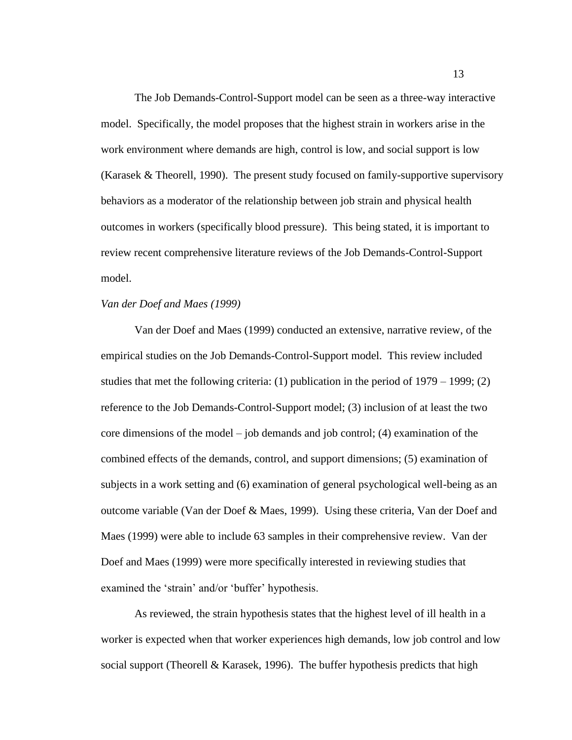The Job Demands-Control-Support model can be seen as a three-way interactive model. Specifically, the model proposes that the highest strain in workers arise in the work environment where demands are high, control is low, and social support is low (Karasek & Theorell, 1990). The present study focused on family-supportive supervisory behaviors as a moderator of the relationship between job strain and physical health outcomes in workers (specifically blood pressure). This being stated, it is important to review recent comprehensive literature reviews of the Job Demands-Control-Support model.

*Van der Doef and Maes (1999)*

Van der Doef and Maes (1999) conducted an extensive, narrative review, of the empirical studies on the Job Demands-Control-Support model. This review included studies that met the following criteria: (1) publication in the period of 1979 – 1999; (2) reference to the Job Demands-Control-Support model; (3) inclusion of at least the two core dimensions of the model – job demands and job control; (4) examination of the combined effects of the demands, control, and support dimensions; (5) examination of subjects in a work setting and (6) examination of general psychological well-being as an outcome variable (Van der Doef & Maes, 1999). Using these criteria, Van der Doef and Maes (1999) were able to include 63 samples in their comprehensive review. Van der Doef and Maes (1999) were more specifically interested in reviewing studies that examined the 'strain' and/or 'buffer' hypothesis.

As reviewed, the strain hypothesis states that the highest level of ill health in a worker is expected when that worker experiences high demands, low job control and low social support (Theorell & Karasek, 1996). The buffer hypothesis predicts that high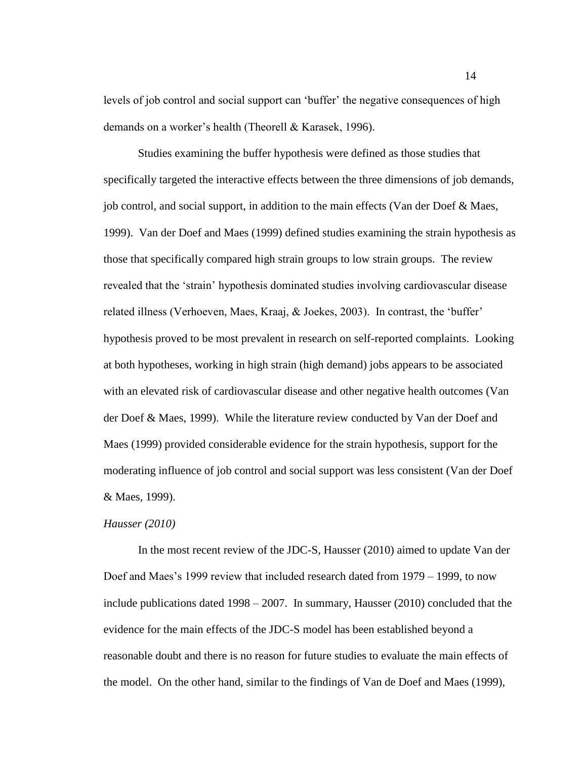levels of job control and social support can 'buffer' the negative consequences of high demands on a worker's health (Theorell & Karasek, 1996).

Studies examining the buffer hypothesis were defined as those studies that specifically targeted the interactive effects between the three dimensions of job demands, job control, and social support, in addition to the main effects (Van der Doef & Maes, 1999). Van der Doef and Maes (1999) defined studies examining the strain hypothesis as those that specifically compared high strain groups to low strain groups. The review revealed that the 'strain' hypothesis dominated studies involving cardiovascular disease related illness (Verhoeven, Maes, Kraaj, & Joekes, 2003). In contrast, the 'buffer' hypothesis proved to be most prevalent in research on self-reported complaints. Looking at both hypotheses, working in high strain (high demand) jobs appears to be associated with an elevated risk of cardiovascular disease and other negative health outcomes (Van der Doef & Maes, 1999). While the literature review conducted by Van der Doef and Maes (1999) provided considerable evidence for the strain hypothesis, support for the moderating influence of job control and social support was less consistent (Van der Doef & Maes, 1999).

*Hausser (2010)*

In the most recent review of the JDC-S, Hausser (2010) aimed to update Van der Doef and Maes's 1999 review that included research dated from 1979 – 1999, to now include publications dated 1998 – 2007. In summary, Hausser (2010) concluded that the evidence for the main effects of the JDC-S model has been established beyond a reasonable doubt and there is no reason for future studies to evaluate the main effects of the model. On the other hand, similar to the findings of Van de Doef and Maes (1999),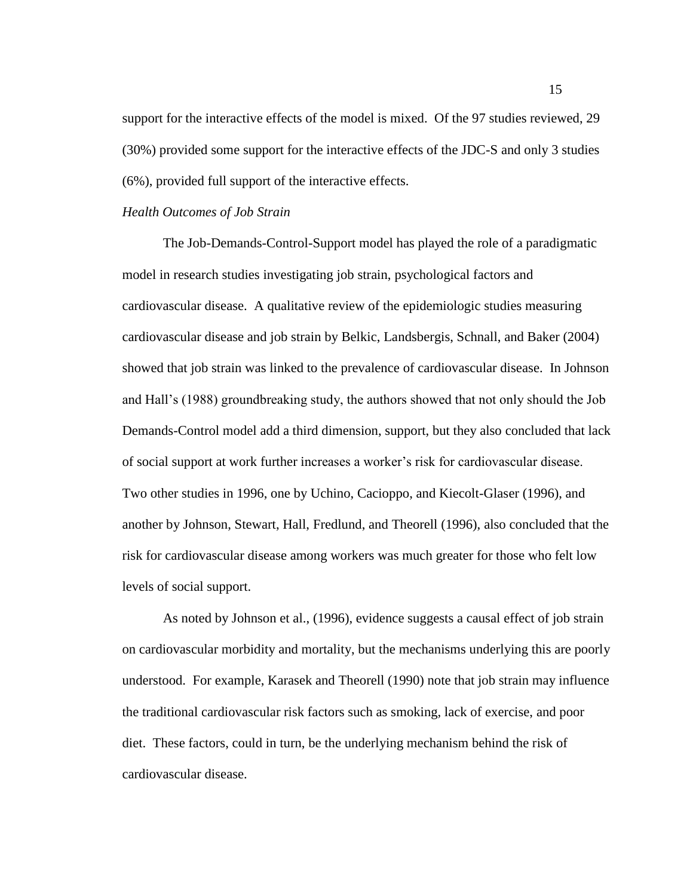support for the interactive effects of the model is mixed. Of the 97 studies reviewed, 29 (30%) provided some support for the interactive effects of the JDC-S and only 3 studies (6%), provided full support of the interactive effects.

*Health Outcomes of Job Strain*

The Job-Demands-Control-Support model has played the role of a paradigmatic model in research studies investigating job strain, psychological factors and cardiovascular disease. A qualitative review of the epidemiologic studies measuring cardiovascular disease and job strain by Belkic, Landsbergis, Schnall, and Baker (2004) showed that job strain was linked to the prevalence of cardiovascular disease. In Johnson and Hall's (1988) groundbreaking study, the authors showed that not only should the Job Demands-Control model add a third dimension, support, but they also concluded that lack of social support at work further increases a worker's risk for cardiovascular disease. Two other studies in 1996, one by Uchino, Cacioppo, and Kiecolt-Glaser (1996), and another by Johnson, Stewart, Hall, Fredlund, and Theorell (1996), also concluded that the risk for cardiovascular disease among workers was much greater for those who felt low levels of social support.

As noted by Johnson et al., (1996), evidence suggests a causal effect of job strain on cardiovascular morbidity and mortality, but the mechanisms underlying this are poorly understood. For example, Karasek and Theorell (1990) note that job strain may influence the traditional cardiovascular risk factors such as smoking, lack of exercise, and poor diet. These factors, could in turn, be the underlying mechanism behind the risk of cardiovascular disease.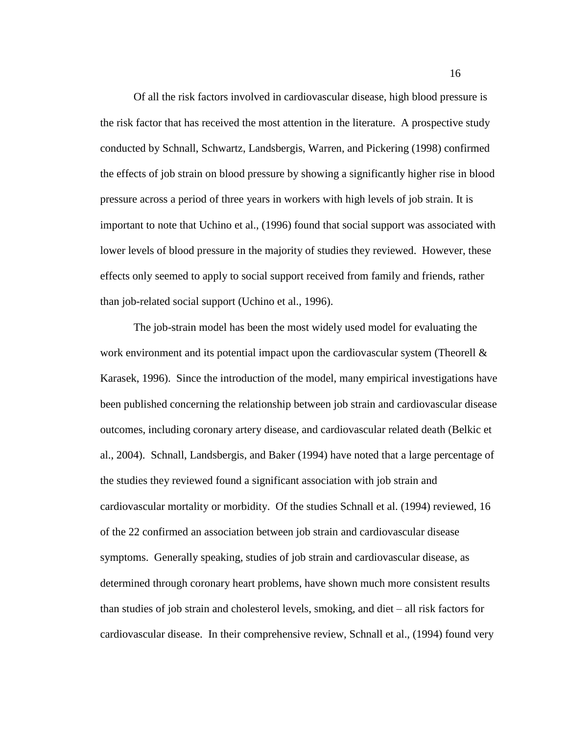Of all the risk factors involved in cardiovascular disease, high blood pressure is the risk factor that has received the most attention in the literature. A prospective study conducted by Schnall, Schwartz, Landsbergis, Warren, and Pickering (1998) confirmed the effects of job strain on blood pressure by showing a significantly higher rise in blood pressure across a period of three years in workers with high levels of job strain. It is important to note that Uchino et al., (1996) found that social support was associated with lower levels of blood pressure in the majority of studies they reviewed. However, these effects only seemed to apply to social support received from family and friends, rather than job-related social support (Uchino et al., 1996).

The job-strain model has been the most widely used model for evaluating the work environment and its potential impact upon the cardiovascular system (Theorell & Karasek, 1996). Since the introduction of the model, many empirical investigations have been published concerning the relationship between job strain and cardiovascular disease outcomes, including coronary artery disease, and cardiovascular related death (Belkic et al., 2004). Schnall, Landsbergis, and Baker (1994) have noted that a large percentage of the studies they reviewed found a significant association with job strain and cardiovascular mortality or morbidity. Of the studies Schnall et al. (1994) reviewed, 16 of the 22 confirmed an association between job strain and cardiovascular disease symptoms. Generally speaking, studies of job strain and cardiovascular disease, as determined through coronary heart problems, have shown much more consistent results than studies of job strain and cholesterol levels, smoking, and diet – all risk factors for cardiovascular disease. In their comprehensive review, Schnall et al., (1994) found very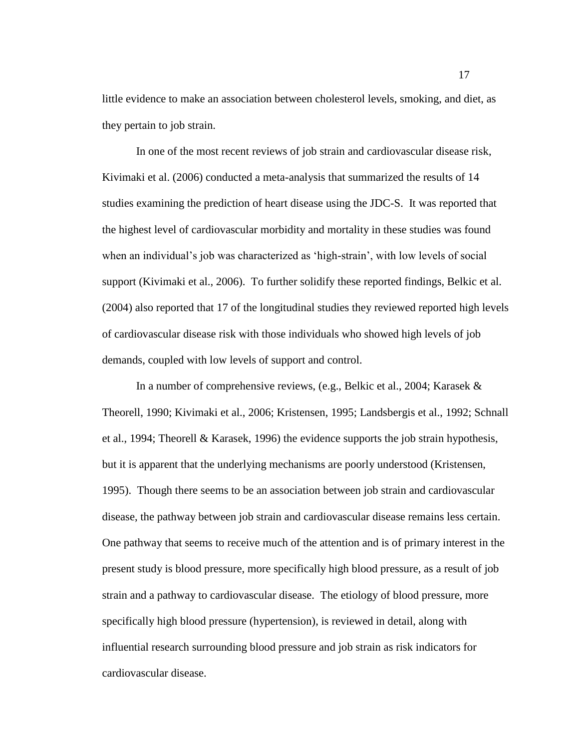little evidence to make an association between cholesterol levels, smoking, and diet, as they pertain to job strain.

In one of the most recent reviews of job strain and cardiovascular disease risk, Kivimaki et al. (2006) conducted a meta-analysis that summarized the results of 14 studies examining the prediction of heart disease using the JDC-S. It was reported that the highest level of cardiovascular morbidity and mortality in these studies was found when an individual's job was characterized as 'high-strain', with low levels of social support (Kivimaki et al., 2006). To further solidify these reported findings, Belkic et al. (2004) also reported that 17 of the longitudinal studies they reviewed reported high levels of cardiovascular disease risk with those individuals who showed high levels of job demands, coupled with low levels of support and control.

In a number of comprehensive reviews, (e.g., Belkic et al., 2004; Karasek & Theorell, 1990; Kivimaki et al., 2006; Kristensen, 1995; Landsbergis et al., 1992; Schnall et al., 1994; Theorell & Karasek, 1996) the evidence supports the job strain hypothesis, but it is apparent that the underlying mechanisms are poorly understood (Kristensen, 1995). Though there seems to be an association between job strain and cardiovascular disease, the pathway between job strain and cardiovascular disease remains less certain. One pathway that seems to receive much of the attention and is of primary interest in the present study is blood pressure, more specifically high blood pressure, as a result of job strain and a pathway to cardiovascular disease. The etiology of blood pressure, more specifically high blood pressure (hypertension), is reviewed in detail, along with influential research surrounding blood pressure and job strain as risk indicators for cardiovascular disease.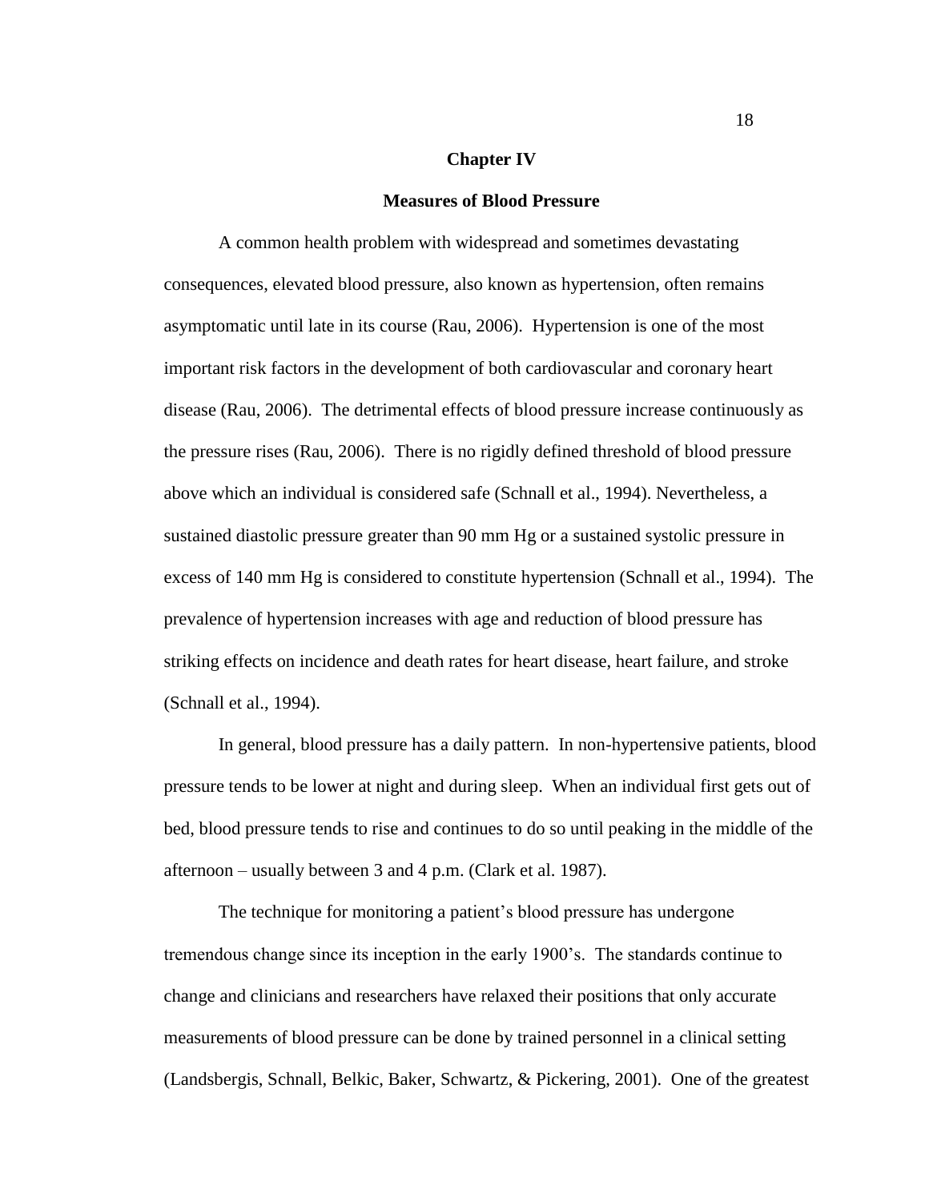# Chapter IV

## Measures of Blood Pressure

A common health problem with widespread and sometimes devastating consequences, elevated blood pressure, also known as hypertension, often remains asymptomatic until late in its course (Rau, 2006). Hypertension is one of the most important risk factors in the development of both cardiovascular and coronary heart disease (Rau, 2006). The detrimental effects of blood pressure increase continuously as the pressure rises (Rau, 2006). There is no rigidly defined threshold of blood pressure above which an individual is considered safe (Schnall et al., 1994). Nevertheless, a sustained diastolic pressure greater than 90 mm Hg or a sustained systolic pressure in excess of 140 mm Hg is considered to constitute hypertension (Schnall et al., 1994). The prevalence of hypertension increases with age and reduction of blood pressure has striking effects on incidence and death rates for heart disease, heart failure, and stroke (Schnall et al., 1994).

In general, blood pressure has a daily pattern. In non-hypertensive patients, blood pressure tends to be lower at night and during sleep. When an individual first gets out of bed, blood pressure tends to rise and continues to do so until peaking in the middle of the afternoon – usually between 3 and 4 p.m. (Clark et al. 1987).

The technique for monitoring a patient's blood pressure has undergone tremendous change since its inception in the early 1900's. The standards continue to change and clinicians and researchers have relaxed their positions that only accurate measurements of blood pressure can be done by trained personnel in a clinical setting (Landsbergis, Schnall, Belkic, Baker, Schwartz, & Pickering, 2001). One of the greatest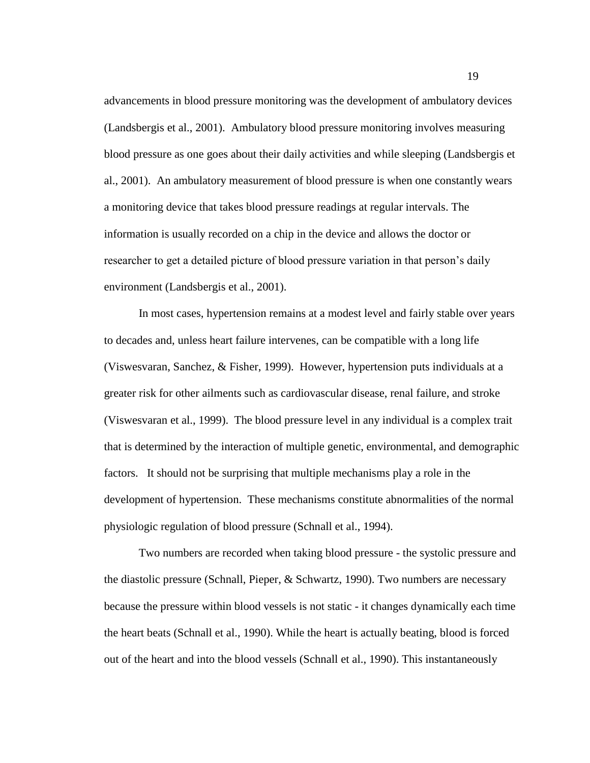advancements in blood pressure monitoring was the development of ambulatory devices (Landsbergis et al., 2001). Ambulatory blood pressure monitoring involves measuring blood pressure as one goes about their daily activities and while sleeping (Landsbergis et al., 2001). An ambulatory measurement of blood pressure is when one constantly wears a monitoring device that takes blood pressure readings at regular intervals. The information is usually recorded on a chip in the device and allows the doctor or researcher to get a detailed picture of blood pressure variation in that person's daily environment (Landsbergis et al., 2001).

In most cases, hypertension remains at a modest level and fairly stable over years to decades and, unless heart failure intervenes, can be compatible with a long life (Viswesvaran, Sanchez, & Fisher, 1999). However, hypertension puts individuals at a greater risk for other ailments such as cardiovascular disease, renal failure, and stroke (Viswesvaran et al., 1999). The blood pressure level in any individual is a complex trait that is determined by the interaction of multiple genetic, environmental, and demographic factors. It should not be surprising that multiple mechanisms play a role in the development of hypertension. These mechanisms constitute abnormalities of the normal physiologic regulation of blood pressure (Schnall et al., 1994).

Two numbers are recorded when taking blood pressure - the systolic pressure and the diastolic pressure (Schnall, Pieper, & Schwartz, 1990). Two numbers are necessary because the pressure within blood vessels is not static - it changes dynamically each time the heart beats (Schnall et al., 1990). While the heart is actually beating, blood is forced out of the heart and into the blood vessels (Schnall et al., 1990). This instantaneously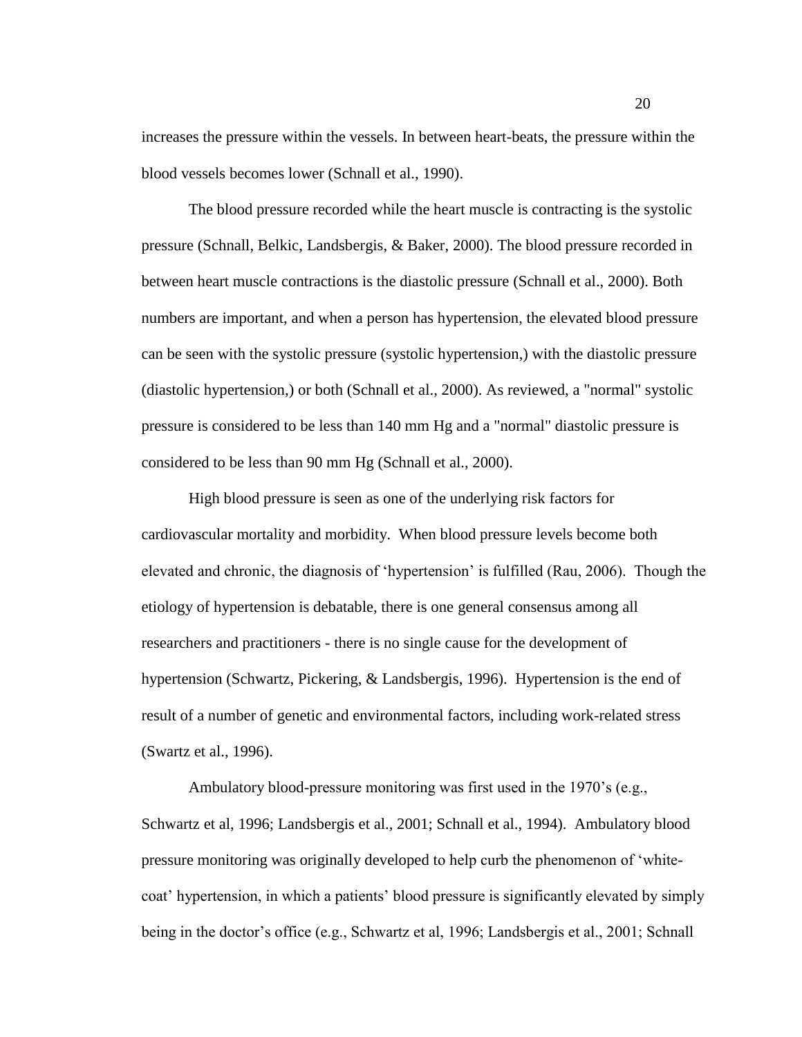increases the pressure within the vessels. In between heart-beats, the pressure within the blood vessels becomes lower (Schnall et al., 1990).

The blood pressure recorded while the heart muscle is contracting is the systolic pressure (Schnall, Belkic, Landsbergis, & Baker, 2000). The blood pressure recorded in between heart muscle contractions is the diastolic pressure (Schnall et al., 2000). Both numbers are important, and when a person has hypertension, the elevated blood pressure can be seen with the systolic pressure (systolic hypertension,) with the diastolic pressure (diastolic hypertension,) or both (Schnall et al., 2000). As reviewed, a "normal" systolic pressure is considered to be less than 140 mm Hg and a "normal" diastolic pressure is considered to be less than 90 mm Hg (Schnall et al., 2000).

High blood pressure is seen as one of the underlying risk factors for cardiovascular mortality and morbidity. When blood pressure levels become both elevated and chronic, the diagnosis of 'hypertension' is fulfilled (Rau, 2006). Though the etiology of hypertension is debatable, there is one general consensus among all researchers and practitioners - there is no single cause for the development of hypertension (Schwartz, Pickering, & Landsbergis, 1996). Hypertension is the end of result of a number of genetic and environmental factors, including work-related stress (Swartz et al., 1996).

Ambulatory blood-pressure monitoring was first used in the 1970's (e.g., Schwartz et al, 1996; Landsbergis et al., 2001; Schnall et al., 1994). Ambulatory blood pressure monitoring was originally developed to help curb the phenomenon of 'white-coat' hypertension, in which a patients' blood pressure is significantly elevated by simply being in the doctor's office (e.g., Schwartz et al, 1996; Landsbergis et al., 2001; Schnall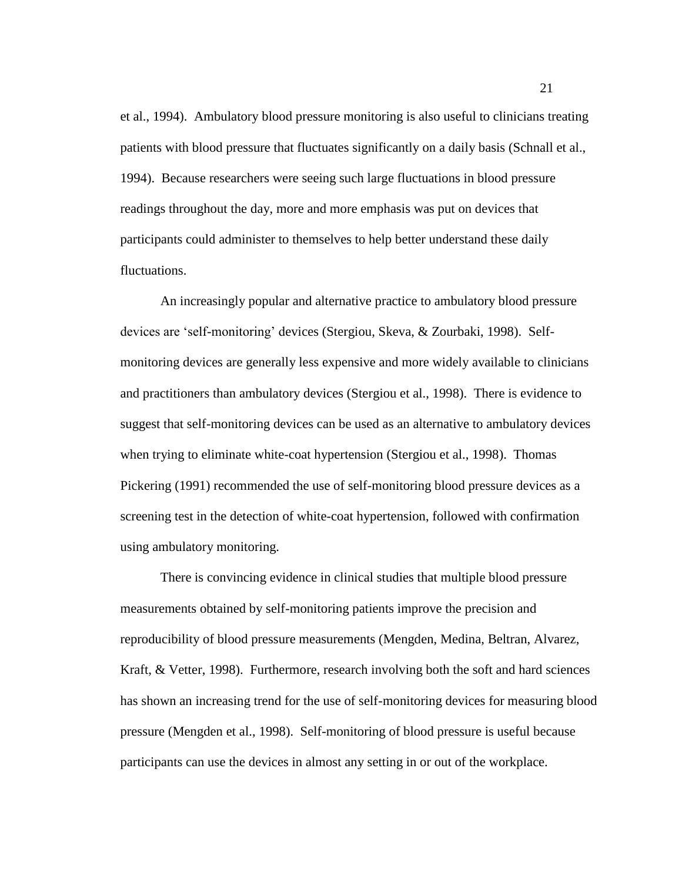et al., 1994). Ambulatory blood pressure monitoring is also useful to clinicians treating patients with blood pressure that fluctuates significantly on a daily basis (Schnall et al., 1994). Because researchers were seeing such large fluctuations in blood pressure readings throughout the day, more and more emphasis was put on devices that participants could administer to themselves to help better understand these daily fluctuations.

An increasingly popular and alternative practice to ambulatory blood pressure devices are 'self-monitoring' devices (Stergiou, Skeva, & Zourbaki, 1998). Self-monitoring devices are generally less expensive and more widely available to clinicians and practitioners than ambulatory devices (Stergiou et al., 1998). There is evidence to suggest that self-monitoring devices can be used as an alternative to ambulatory devices when trying to eliminate white-coat hypertension (Stergiou et al., 1998). Thomas Pickering (1991) recommended the use of self-monitoring blood pressure devices as a screening test in the detection of white-coat hypertension, followed with confirmation using ambulatory monitoring.

There is convincing evidence in clinical studies that multiple blood pressure measurements obtained by self-monitoring patients improve the precision and reproducibility of blood pressure measurements (Mengden, Medina, Beltran, Alvarez, Kraft, & Vetter, 1998). Furthermore, research involving both the soft and hard sciences has shown an increasing trend for the use of self-monitoring devices for measuring blood pressure (Mengden et al., 1998). Self-monitoring of blood pressure is useful because participants can use the devices in almost any setting in or out of the workplace.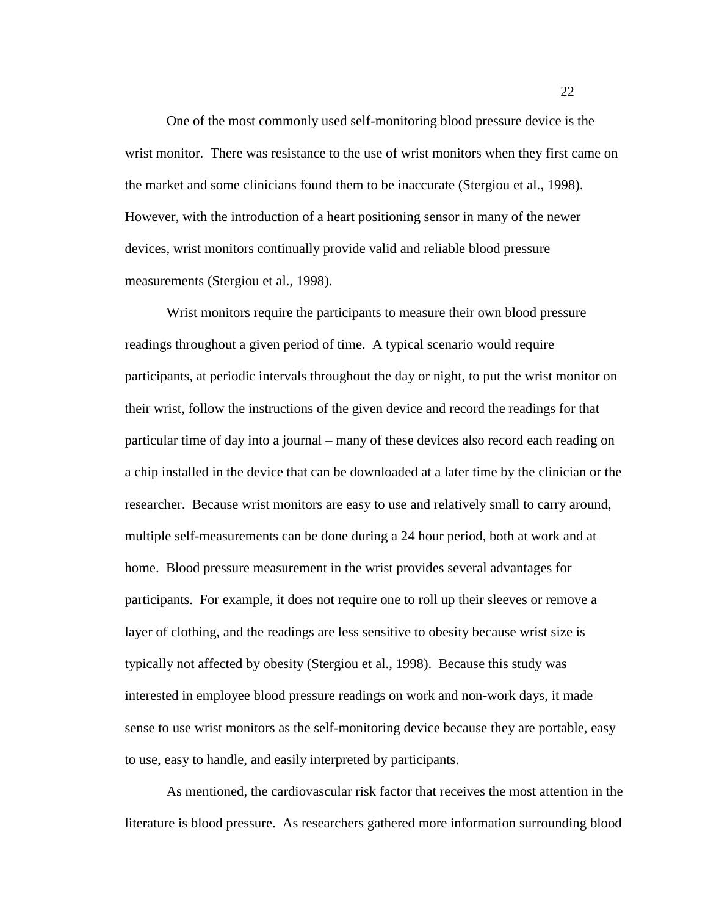One of the most commonly used self-monitoring blood pressure device is the wrist monitor. There was resistance to the use of wrist monitors when they first came on the market and some clinicians found them to be inaccurate (Stergiou et al., 1998). However, with the introduction of a heart positioning sensor in many of the newer devices, wrist monitors continually provide valid and reliable blood pressure measurements (Stergiou et al., 1998).

Wrist monitors require the participants to measure their own blood pressure readings throughout a given period of time. A typical scenario would require participants, at periodic intervals throughout the day or night, to put the wrist monitor on their wrist, follow the instructions of the given device and record the readings for that particular time of day into a journal – many of these devices also record each reading on a chip installed in the device that can be downloaded at a later time by the clinician or the researcher. Because wrist monitors are easy to use and relatively small to carry around, multiple self-measurements can be done during a 24 hour period, both at work and at home. Blood pressure measurement in the wrist provides several advantages for participants. For example, it does not require one to roll up their sleeves or remove a layer of clothing, and the readings are less sensitive to obesity because wrist size is typically not affected by obesity (Stergiou et al., 1998). Because this study was interested in employee blood pressure readings on work and non-work days, it made sense to use wrist monitors as the self-monitoring device because they are portable, easy to use, easy to handle, and easily interpreted by participants.

As mentioned, the cardiovascular risk factor that receives the most attention in the literature is blood pressure. As researchers gathered more information surrounding blood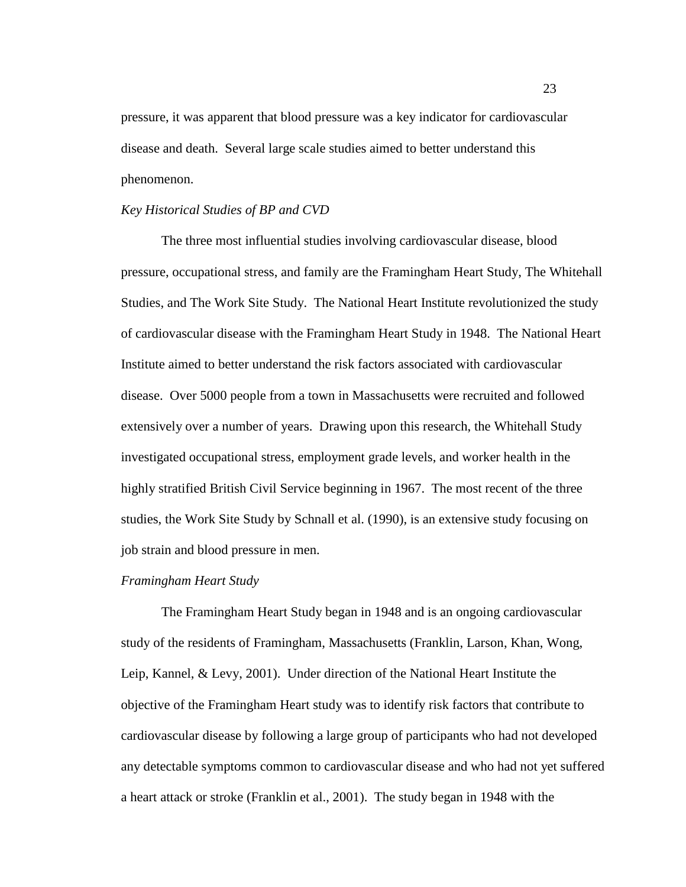pressure, it was apparent that blood pressure was a key indicator for cardiovascular disease and death. Several large scale studies aimed to better understand this phenomenon.

*Key Historical Studies of BP and CVD*

The three most influential studies involving cardiovascular disease, blood pressure, occupational stress, and family are the Framingham Heart Study, The Whitehall Studies, and The Work Site Study. The National Heart Institute revolutionized the study of cardiovascular disease with the Framingham Heart Study in 1948. The National Heart Institute aimed to better understand the risk factors associated with cardiovascular disease. Over 5000 people from a town in Massachusetts were recruited and followed extensively over a number of years. Drawing upon this research, the Whitehall Study investigated occupational stress, employment grade levels, and worker health in the highly stratified British Civil Service beginning in 1967. The most recent of the three studies, the Work Site Study by Schnall et al. (1990), is an extensive study focusing on job strain and blood pressure in men.

*Framingham Heart Study*

The Framingham Heart Study began in 1948 and is an ongoing cardiovascular study of the residents of Framingham, Massachusetts (Franklin, Larson, Khan, Wong, Leip, Kannel, & Levy, 2001). Under direction of the National Heart Institute the objective of the Framingham Heart study was to identify risk factors that contribute to cardiovascular disease by following a large group of participants who had not developed any detectable symptoms common to cardiovascular disease and who had not yet suffered a heart attack or stroke (Franklin et al., 2001). The study began in 1948 with the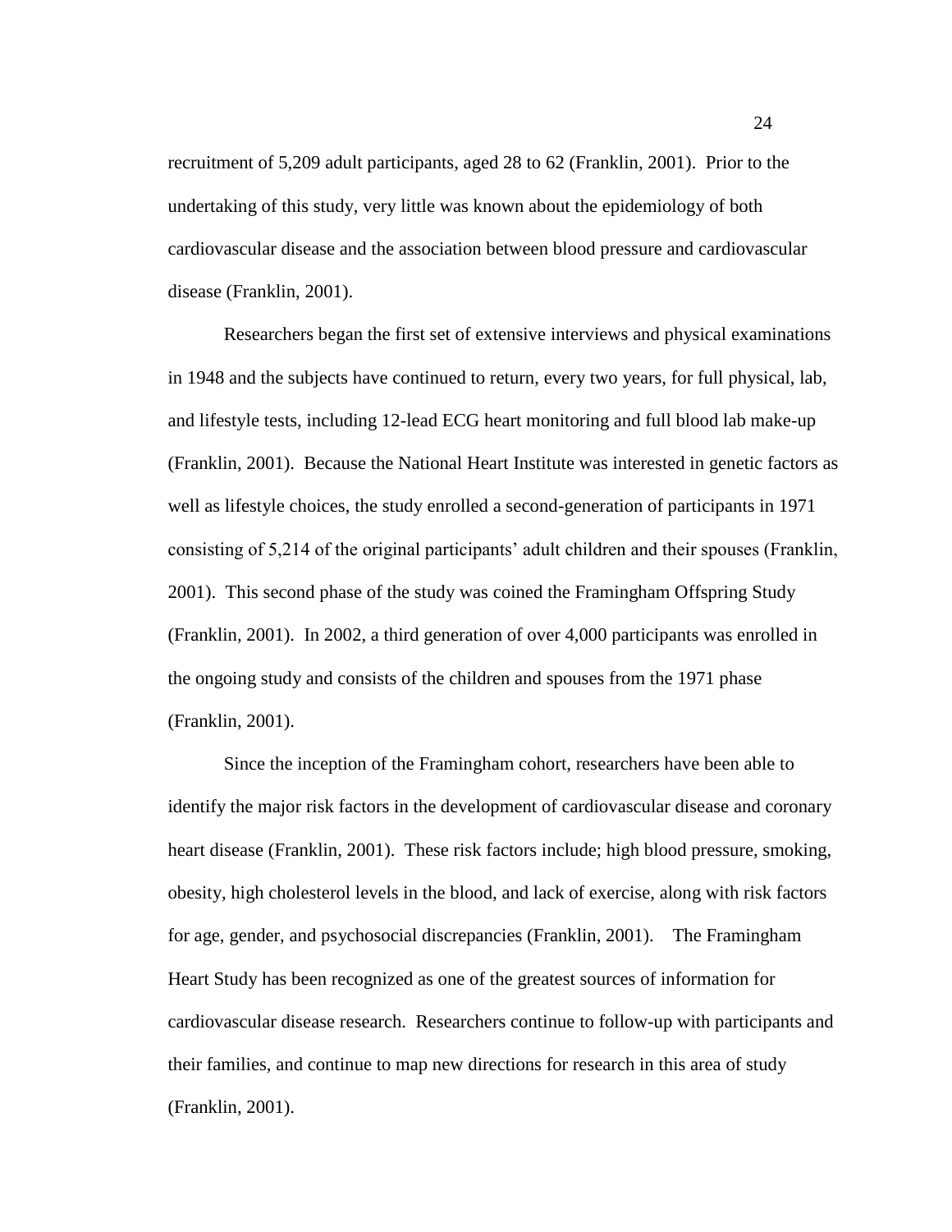recruitment of 5,209 adult participants, aged 28 to 62 (Franklin, 2001). Prior to the undertaking of this study, very little was known about the epidemiology of both cardiovascular disease and the association between blood pressure and cardiovascular disease (Franklin, 2001).

Researchers began the first set of extensive interviews and physical examinations in 1948 and the subjects have continued to return, every two years, for full physical, lab, and lifestyle tests, including 12-lead ECG heart monitoring and full blood lab make-up (Franklin, 2001). Because the National Heart Institute was interested in genetic factors as well as lifestyle choices, the study enrolled a second-generation of participants in 1971 consisting of 5,214 of the original participants' adult children and their spouses (Franklin, 2001). This second phase of the study was coined the Framingham Offspring Study (Franklin, 2001). In 2002, a third generation of over 4,000 participants was enrolled in the ongoing study and consists of the children and spouses from the 1971 phase (Franklin, 2001).

Since the inception of the Framingham cohort, researchers have been able to identify the major risk factors in the development of cardiovascular disease and coronary heart disease (Franklin, 2001). These risk factors include; high blood pressure, smoking, obesity, high cholesterol levels in the blood, and lack of exercise, along with risk factors for age, gender, and psychosocial discrepancies (Franklin, 2001). The Framingham Heart Study has been recognized as one of the greatest sources of information for cardiovascular disease research. Researchers continue to follow-up with participants and their families, and continue to map new directions for research in this area of study (Franklin, 2001).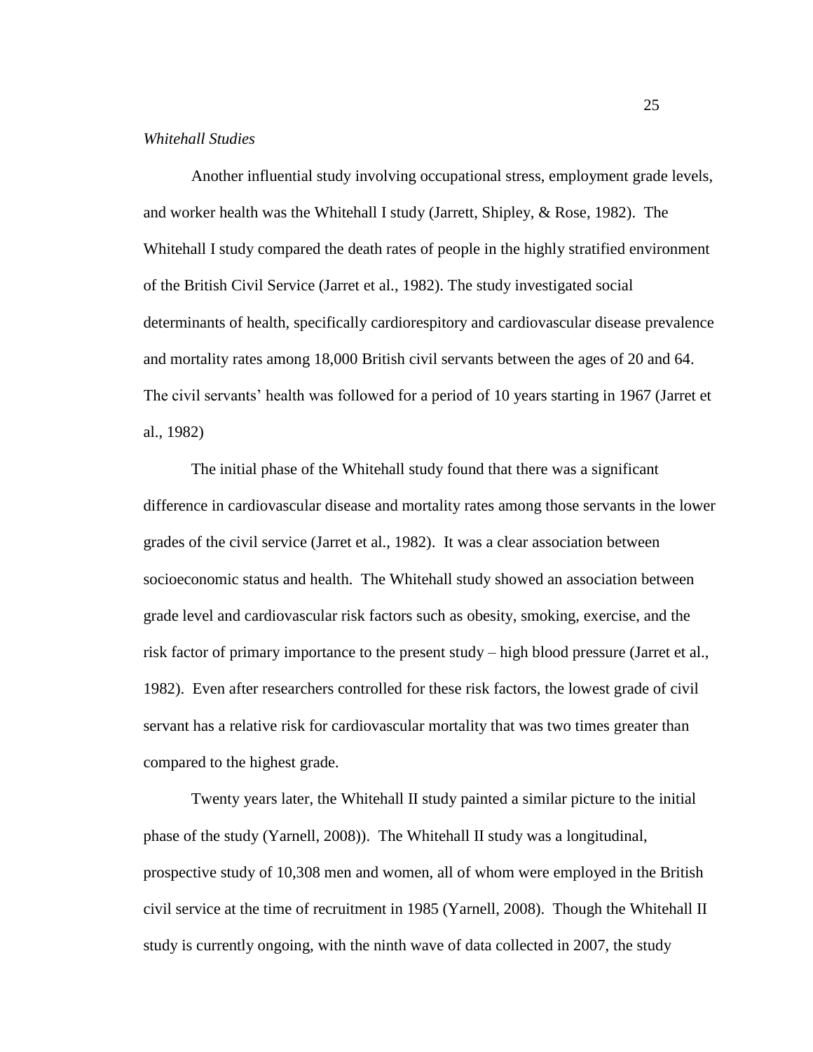*Whitehall Studies*

Another influential study involving occupational stress, employment grade levels, and worker health was the Whitehall I study (Jarrett, Shipley, & Rose, 1982). The Whitehall I study compared the death rates of people in the highly stratified environment of the British Civil Service (Jarret et al., 1982). The study investigated social determinants of health, specifically cardiorespitory and cardiovascular disease prevalence and mortality rates among 18,000 British civil servants between the ages of 20 and 64. The civil servants' health was followed for a period of 10 years starting in 1967 (Jarret et al., 1982)

The initial phase of the Whitehall study found that there was a significant difference in cardiovascular disease and mortality rates among those servants in the lower grades of the civil service (Jarret et al., 1982). It was a clear association between socioeconomic status and health. The Whitehall study showed an association between grade level and cardiovascular risk factors such as obesity, smoking, exercise, and the risk factor of primary importance to the present study – high blood pressure (Jarret et al., 1982). Even after researchers controlled for these risk factors, the lowest grade of civil servant has a relative risk for cardiovascular mortality that was two times greater than compared to the highest grade.

Twenty years later, the Whitehall II study painted a similar picture to the initial phase of the study (Yarnell, 2008)). The Whitehall II study was a longitudinal, prospective study of 10,308 men and women, all of whom were employed in the British civil service at the time of recruitment in 1985 (Yarnell, 2008). Though the Whitehall II study is currently ongoing, with the ninth wave of data collected in 2007, the study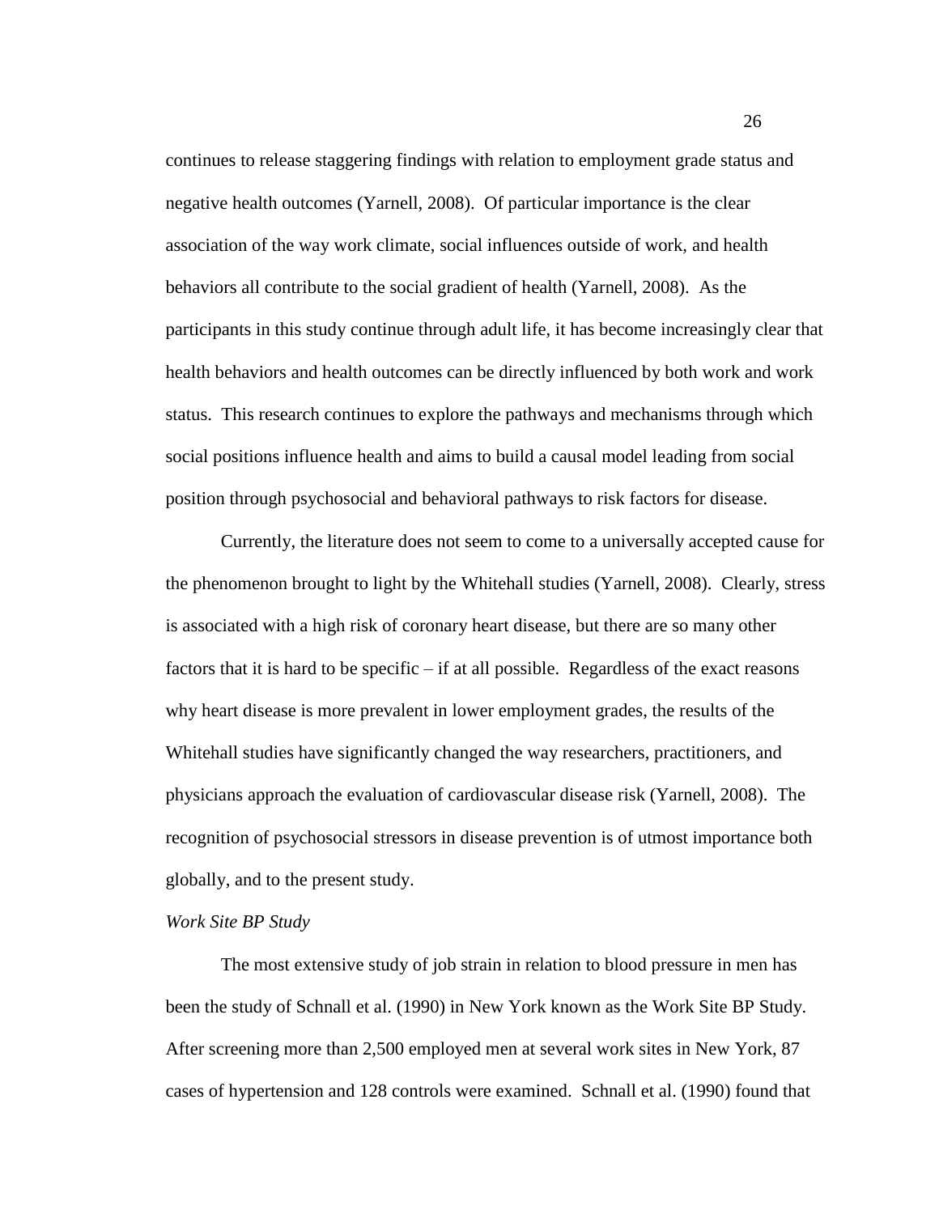continues to release staggering findings with relation to employment grade status and negative health outcomes (Yarnell, 2008). Of particular importance is the clear association of the way work climate, social influences outside of work, and health behaviors all contribute to the social gradient of health (Yarnell, 2008). As the participants in this study continue through adult life, it has become increasingly clear that health behaviors and health outcomes can be directly influenced by both work and work status. This research continues to explore the pathways and mechanisms through which social positions influence health and aims to build a causal model leading from social position through psychosocial and behavioral pathways to risk factors for disease.

Currently, the literature does not seem to come to a universally accepted cause for the phenomenon brought to light by the Whitehall studies (Yarnell, 2008). Clearly, stress is associated with a high risk of coronary heart disease, but there are so many other factors that it is hard to be specific – if at all possible. Regardless of the exact reasons why heart disease is more prevalent in lower employment grades, the results of the Whitehall studies have significantly changed the way researchers, practitioners, and physicians approach the evaluation of cardiovascular disease risk (Yarnell, 2008). The recognition of psychosocial stressors in disease prevention is of utmost importance both globally, and to the present study.

*Work Site BP Study*

The most extensive study of job strain in relation to blood pressure in men has been the study of Schnall et al. (1990) in New York known as the Work Site BP Study. After screening more than 2,500 employed men at several work sites in New York, 87 cases of hypertension and 128 controls were examined. Schnall et al. (1990) found that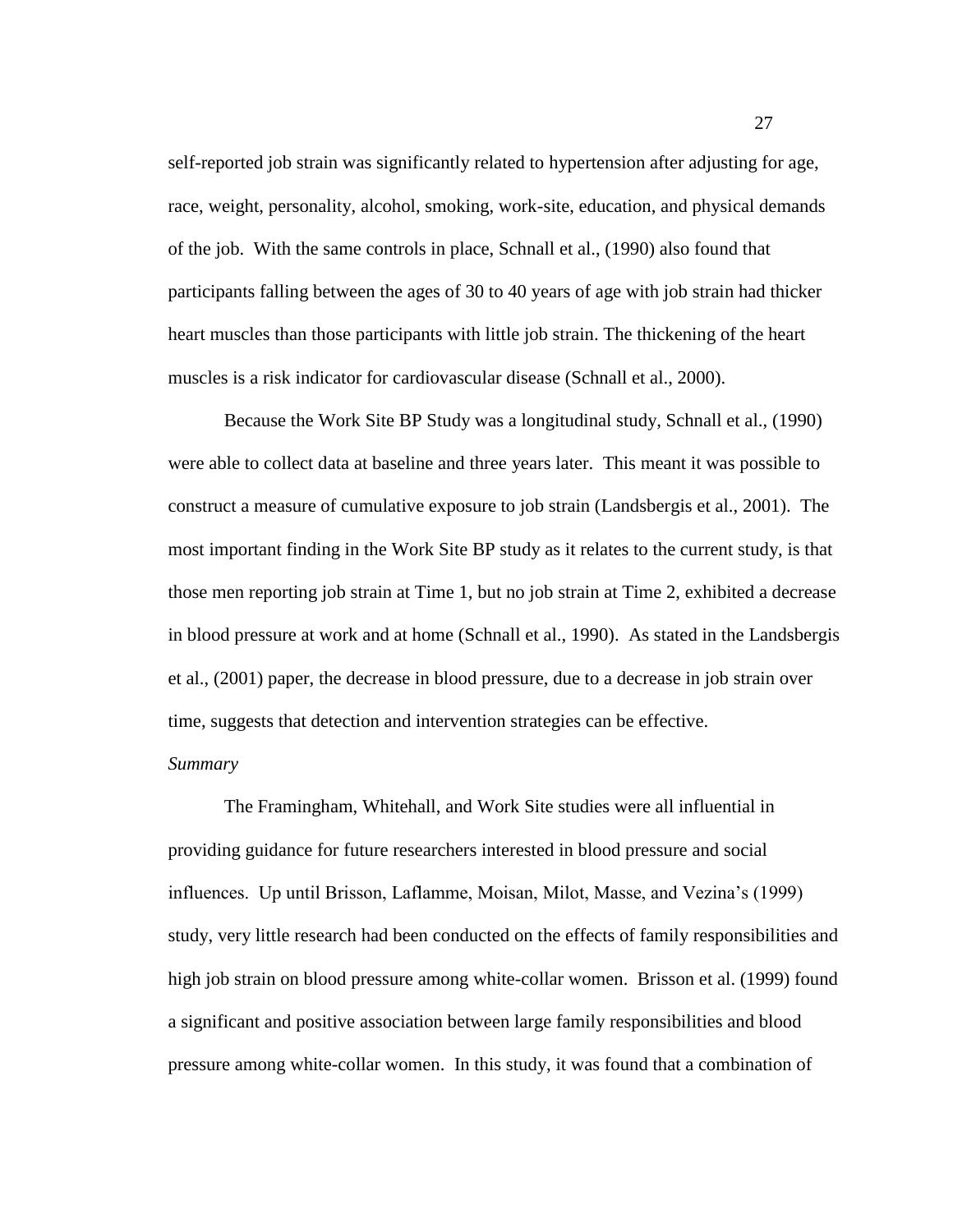self-reported job strain was significantly related to hypertension after adjusting for age, race, weight, personality, alcohol, smoking, work-site, education, and physical demands of the job. With the same controls in place, Schnall et al., (1990) also found that participants falling between the ages of 30 to 40 years of age with job strain had thicker heart muscles than those participants with little job strain. The thickening of the heart muscles is a risk indicator for cardiovascular disease (Schnall et al., 2000).

Because the Work Site BP Study was a longitudinal study, Schnall et al., (1990) were able to collect data at baseline and three years later. This meant it was possible to construct a measure of cumulative exposure to job strain (Landsbergis et al., 2001). The most important finding in the Work Site BP study as it relates to the current study, is that those men reporting job strain at Time 1, but no job strain at Time 2, exhibited a decrease in blood pressure at work and at home (Schnall et al., 1990). As stated in the Landsbergis et al., (2001) paper, the decrease in blood pressure, due to a decrease in job strain over time, suggests that detection and intervention strategies can be effective.

*Summary*

The Framingham, Whitehall, and Work Site studies were all influential in providing guidance for future researchers interested in blood pressure and social influences. Up until Brisson, Laflamme, Moisan, Milot, Masse, and Vezina's (1999) study, very little research had been conducted on the effects of family responsibilities and high job strain on blood pressure among white-collar women. Brisson et al. (1999) found a significant and positive association between large family responsibilities and blood pressure among white-collar women. In this study, it was found that a combination of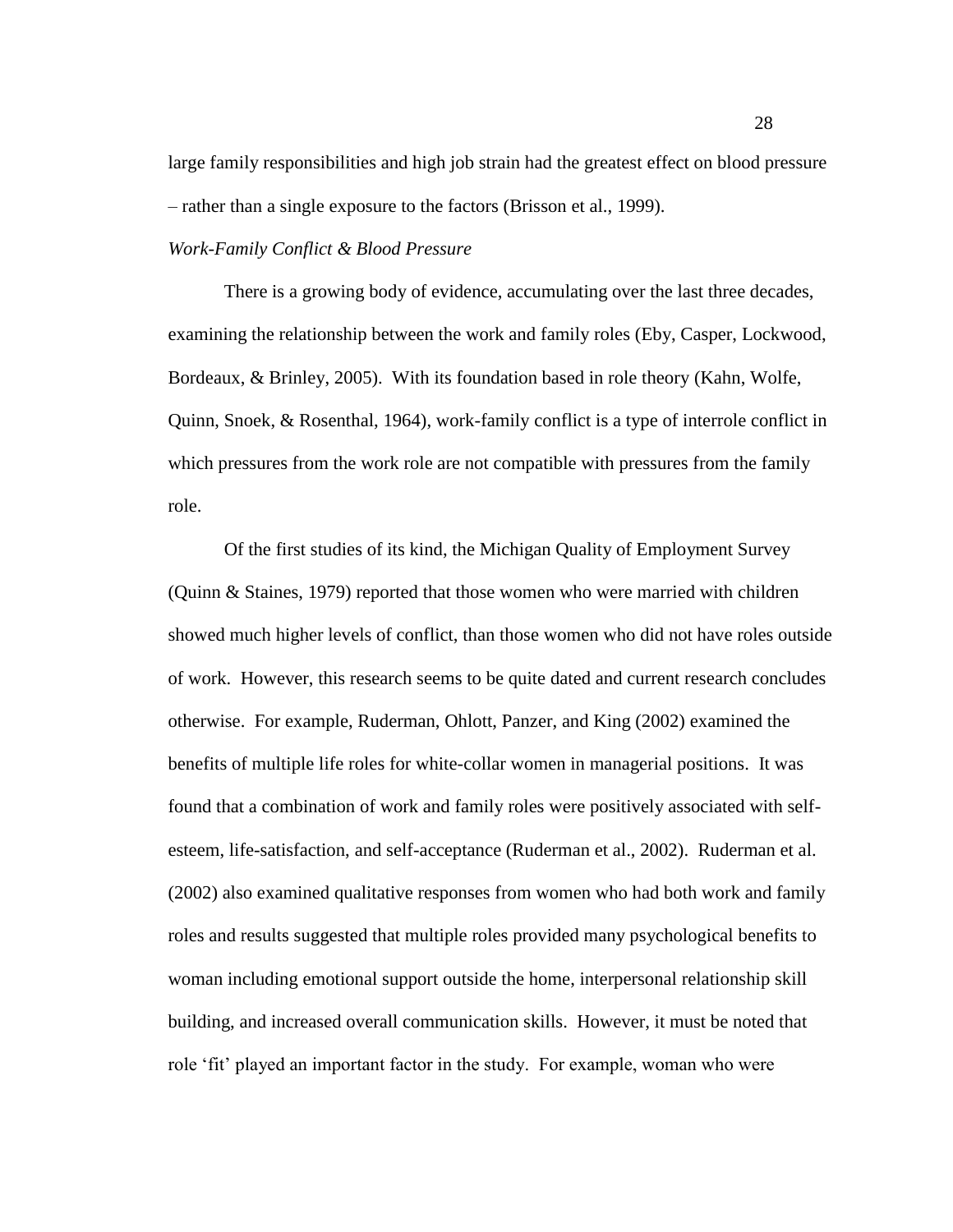large family responsibilities and high job strain had the greatest effect on blood pressure – rather than a single exposure to the factors (Brisson et al., 1999).

*Work-Family Conflict & Blood Pressure*

There is a growing body of evidence, accumulating over the last three decades, examining the relationship between the work and family roles (Eby, Casper, Lockwood, Bordeaux, & Brinley, 2005). With its foundation based in role theory (Kahn, Wolfe, Quinn, Snoek, & Rosenthal, 1964), work-family conflict is a type of interrole conflict in which pressures from the work role are not compatible with pressures from the family role.

Of the first studies of its kind, the Michigan Quality of Employment Survey (Quinn & Staines, 1979) reported that those women who were married with children showed much higher levels of conflict, than those women who did not have roles outside of work. However, this research seems to be quite dated and current research concludes otherwise. For example, Ruderman, Ohlott, Panzer, and King (2002) examined the benefits of multiple life roles for white-collar women in managerial positions. It was found that a combination of work and family roles were positively associated with self-esteem, life-satisfaction, and self-acceptance (Ruderman et al., 2002). Ruderman et al. (2002) also examined qualitative responses from women who had both work and family roles and results suggested that multiple roles provided many psychological benefits to woman including emotional support outside the home, interpersonal relationship skill building, and increased overall communication skills. However, it must be noted that role 'fit' played an important factor in the study. For example, woman who were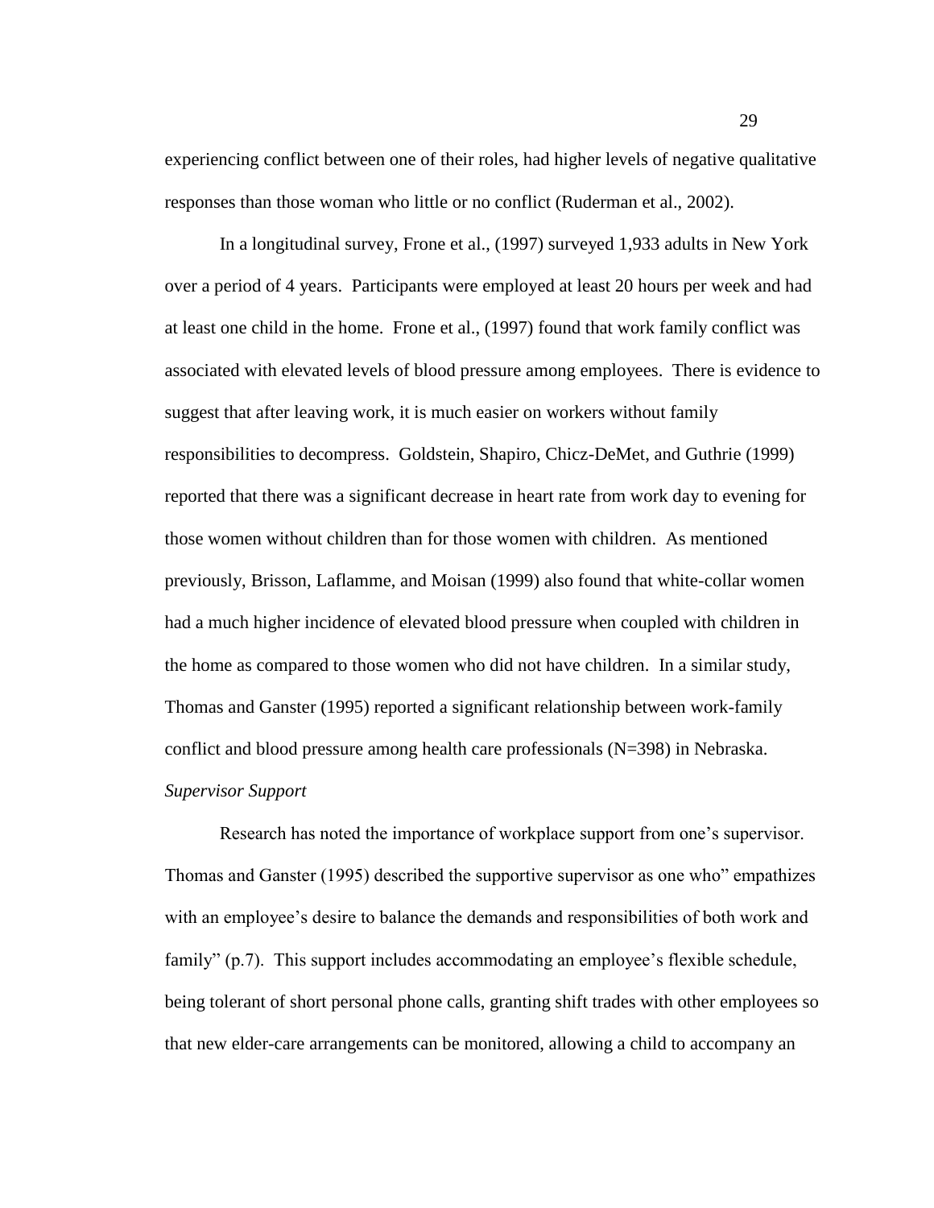experiencing conflict between one of their roles, had higher levels of negative qualitative responses than those woman who little or no conflict (Ruderman et al., 2002).

In a longitudinal survey, Frone et al., (1997) surveyed 1,933 adults in New York over a period of 4 years. Participants were employed at least 20 hours per week and had at least one child in the home. Frone et al., (1997) found that work family conflict was associated with elevated levels of blood pressure among employees. There is evidence to suggest that after leaving work, it is much easier on workers without family responsibilities to decompress. Goldstein, Shapiro, Chicz-DeMet, and Guthrie (1999) reported that there was a significant decrease in heart rate from work day to evening for those women without children than for those women with children. As mentioned previously, Brisson, Laflamme, and Moisan (1999) also found that white-collar women had a much higher incidence of elevated blood pressure when coupled with children in the home as compared to those women who did not have children. In a similar study, Thomas and Ganster (1995) reported a significant relationship between work-family conflict and blood pressure among health care professionals (N=398) in Nebraska.

*Supervisor Support*

Research has noted the importance of workplace support from one's supervisor. Thomas and Ganster (1995) described the supportive supervisor as one who" empathizes with an employee's desire to balance the demands and responsibilities of both work and family" (p.7). This support includes accommodating an employee's flexible schedule, being tolerant of short personal phone calls, granting shift trades with other employees so that new elder-care arrangements can be monitored, allowing a child to accompany an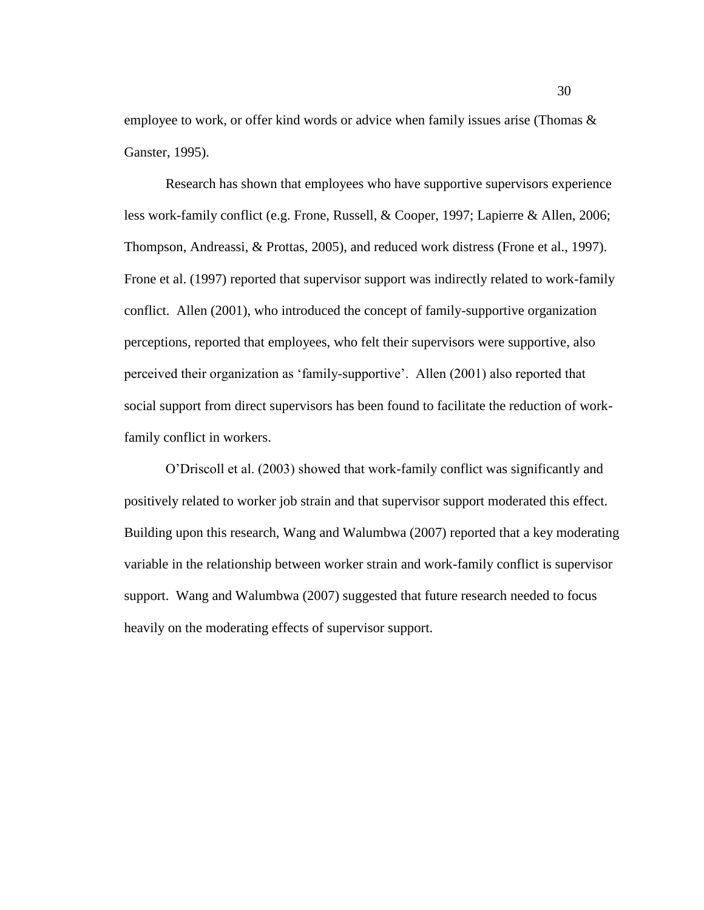employee to work, or offer kind words or advice when family issues arise (Thomas & Ganster, 1995).

Research has shown that employees who have supportive supervisors experience less work-family conflict (e.g. Frone, Russell, & Cooper, 1997; Lapierre & Allen, 2006; Thompson, Andreassi, & Prottas, 2005), and reduced work distress (Frone et al., 1997). Frone et al. (1997) reported that supervisor support was indirectly related to work-family conflict. Allen (2001), who introduced the concept of family-supportive organization perceptions, reported that employees, who felt their supervisors were supportive, also perceived their organization as 'family-supportive'. Allen (2001) also reported that social support from direct supervisors has been found to facilitate the reduction of work-family conflict in workers.

O'Driscoll et al. (2003) showed that work-family conflict was significantly and positively related to worker job strain and that supervisor support moderated this effect. Building upon this research, Wang and Walumbwa (2007) reported that a key moderating variable in the relationship between worker strain and work-family conflict is supervisor support. Wang and Walumbwa (2007) suggested that future research needed to focus heavily on the moderating effects of supervisor support.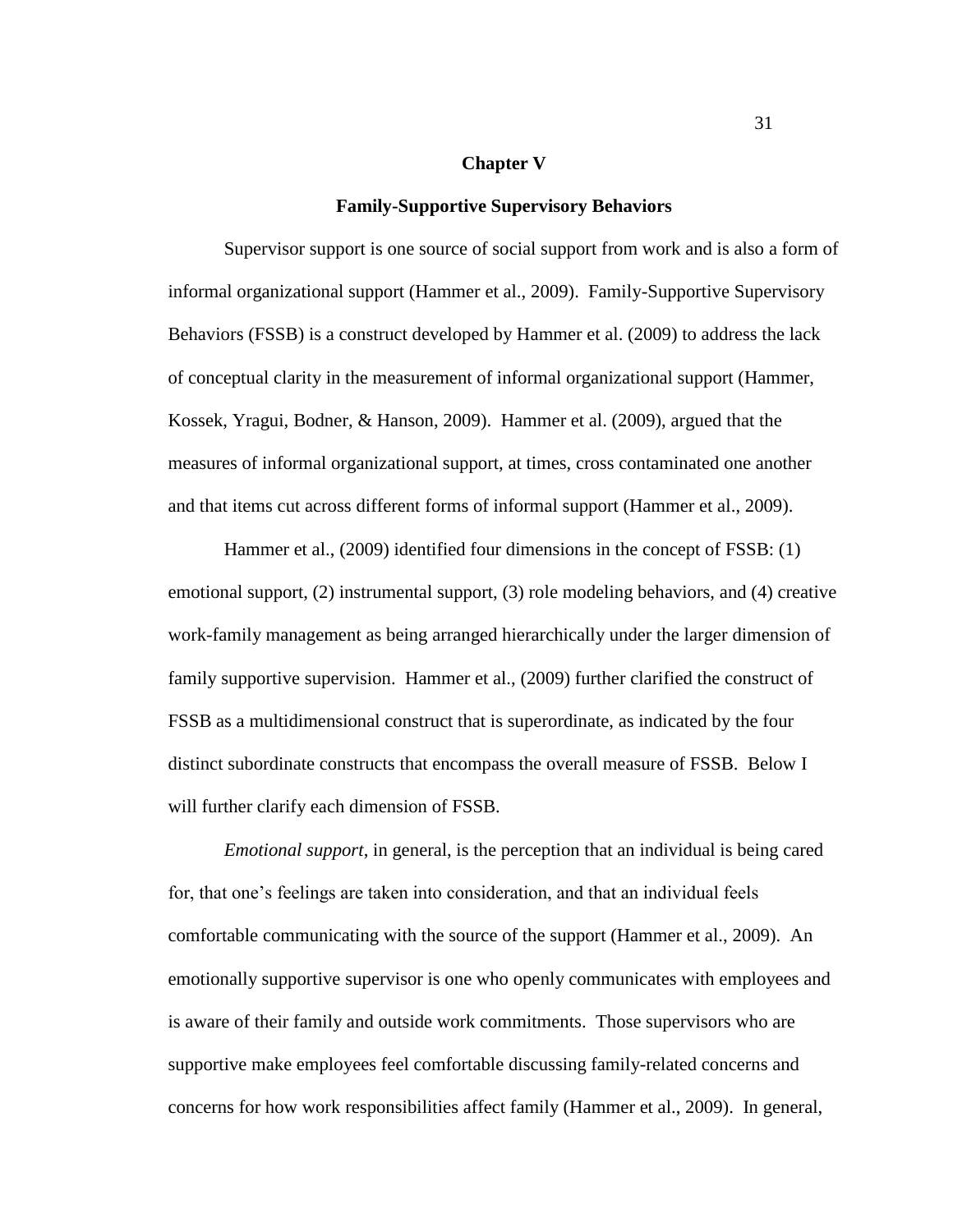# Chapter V

## Family-Supportive Supervisory Behaviors

Supervisor support is one source of social support from work and is also a form of informal organizational support (Hammer et al., 2009). Family-Supportive Supervisory Behaviors (FSSB) is a construct developed by Hammer et al. (2009) to address the lack of conceptual clarity in the measurement of informal organizational support (Hammer, Kossek, Yragui, Bodner, & Hanson, 2009). Hammer et al. (2009), argued that the measures of informal organizational support, at times, cross contaminated one another and that items cut across different forms of informal support (Hammer et al., 2009).

Hammer et al., (2009) identified four dimensions in the concept of FSSB: (1) emotional support, (2) instrumental support, (3) role modeling behaviors, and (4) creative work-family management as being arranged hierarchically under the larger dimension of family supportive supervision. Hammer et al., (2009) further clarified the construct of FSSB as a multidimensional construct that is superordinate, as indicated by the four distinct subordinate constructs that encompass the overall measure of FSSB. Below I will further clarify each dimension of FSSB.

*Emotional support*, in general, is the perception that an individual is being cared for, that one's feelings are taken into consideration, and that an individual feels comfortable communicating with the source of the support (Hammer et al., 2009). An emotionally supportive supervisor is one who openly communicates with employees and is aware of their family and outside work commitments. Those supervisors who are supportive make employees feel comfortable discussing family-related concerns and concerns for how work responsibilities affect family (Hammer et al., 2009). In general,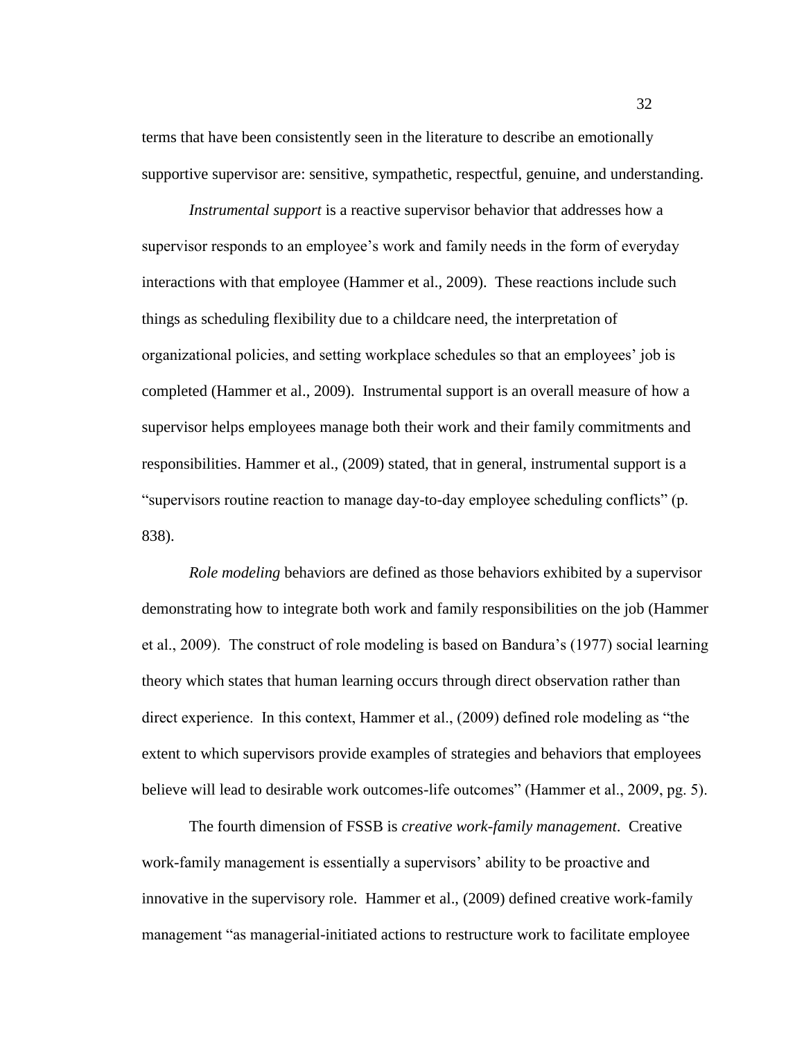terms that have been consistently seen in the literature to describe an emotionally supportive supervisor are: sensitive, sympathetic, respectful, genuine, and understanding.

*Instrumental support* is a reactive supervisor behavior that addresses how a supervisor responds to an employee's work and family needs in the form of everyday interactions with that employee (Hammer et al., 2009). These reactions include such things as scheduling flexibility due to a childcare need, the interpretation of organizational policies, and setting workplace schedules so that an employees' job is completed (Hammer et al., 2009). Instrumental support is an overall measure of how a supervisor helps employees manage both their work and their family commitments and responsibilities. Hammer et al., (2009) stated, that in general, instrumental support is a "supervisors routine reaction to manage day-to-day employee scheduling conflicts" (p. 838).

*Role modeling* behaviors are defined as those behaviors exhibited by a supervisor demonstrating how to integrate both work and family responsibilities on the job (Hammer et al., 2009). The construct of role modeling is based on Bandura's (1977) social learning theory which states that human learning occurs through direct observation rather than direct experience. In this context, Hammer et al., (2009) defined role modeling as "the extent to which supervisors provide examples of strategies and behaviors that employees believe will lead to desirable work outcomes-life outcomes" (Hammer et al., 2009, pg. 5).

The fourth dimension of FSSB is *creative work-family management*. Creative work-family management is essentially a supervisors' ability to be proactive and innovative in the supervisory role. Hammer et al., (2009) defined creative work-family management "as managerial-initiated actions to restructure work to facilitate employee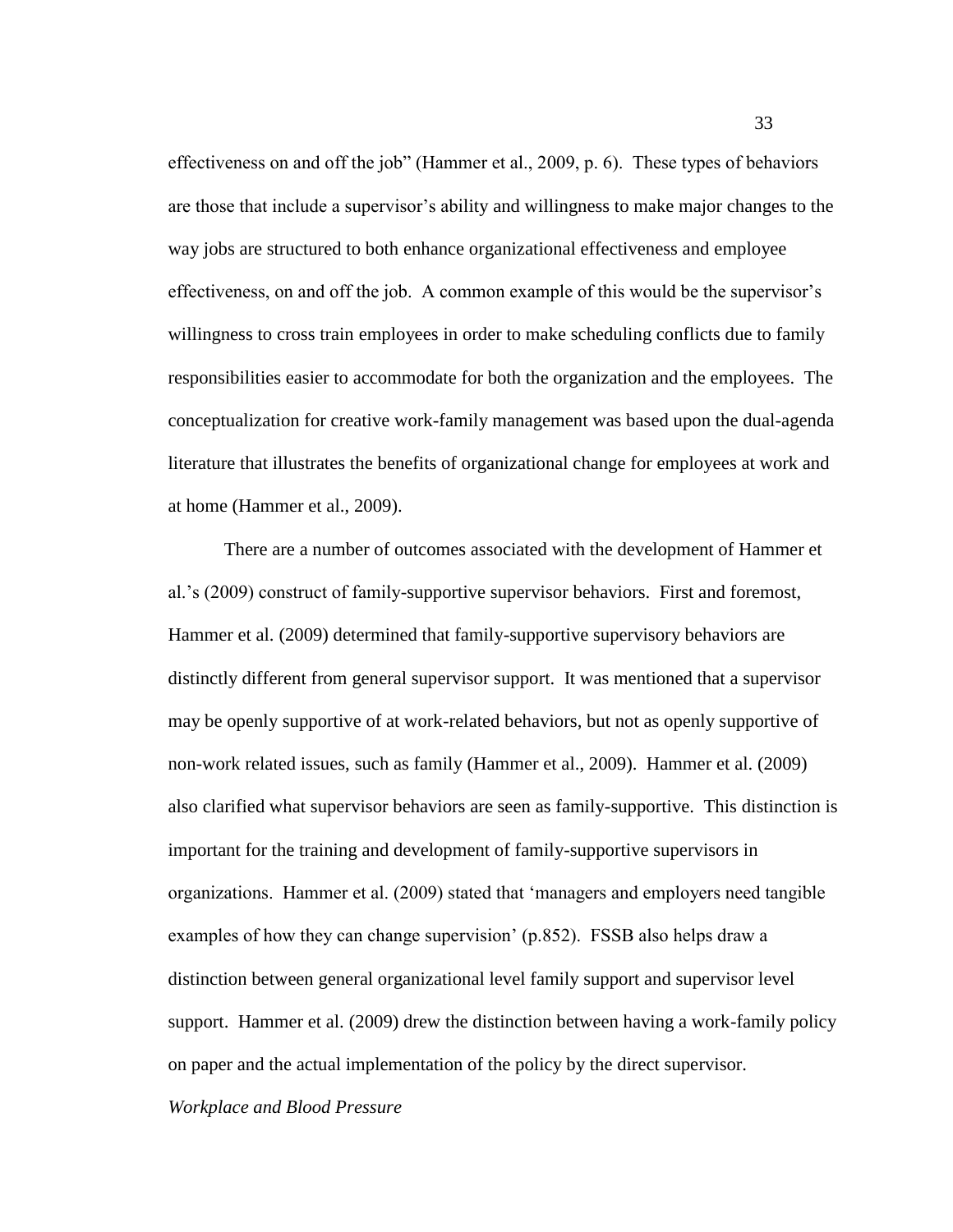effectiveness on and off the job" (Hammer et al., 2009, p. 6). These types of behaviors are those that include a supervisor's ability and willingness to make major changes to the way jobs are structured to both enhance organizational effectiveness and employee effectiveness, on and off the job. A common example of this would be the supervisor's willingness to cross train employees in order to make scheduling conflicts due to family responsibilities easier to accommodate for both the organization and the employees. The conceptualization for creative work-family management was based upon the dual-agenda literature that illustrates the benefits of organizational change for employees at work and at home (Hammer et al., 2009).

There are a number of outcomes associated with the development of Hammer et al.'s (2009) construct of family-supportive supervisor behaviors. First and foremost, Hammer et al. (2009) determined that family-supportive supervisory behaviors are distinctly different from general supervisor support. It was mentioned that a supervisor may be openly supportive of at work-related behaviors, but not as openly supportive of non-work related issues, such as family (Hammer et al., 2009). Hammer et al. (2009) also clarified what supervisor behaviors are seen as family-supportive. This distinction is important for the training and development of family-supportive supervisors in organizations. Hammer et al. (2009) stated that 'managers and employers need tangible examples of how they can change supervision' (p.852). FSSB also helps draw a distinction between general organizational level family support and supervisor level support. Hammer et al. (2009) drew the distinction between having a work-family policy on paper and the actual implementation of the policy by the direct supervisor.

*Workplace and Blood Pressure*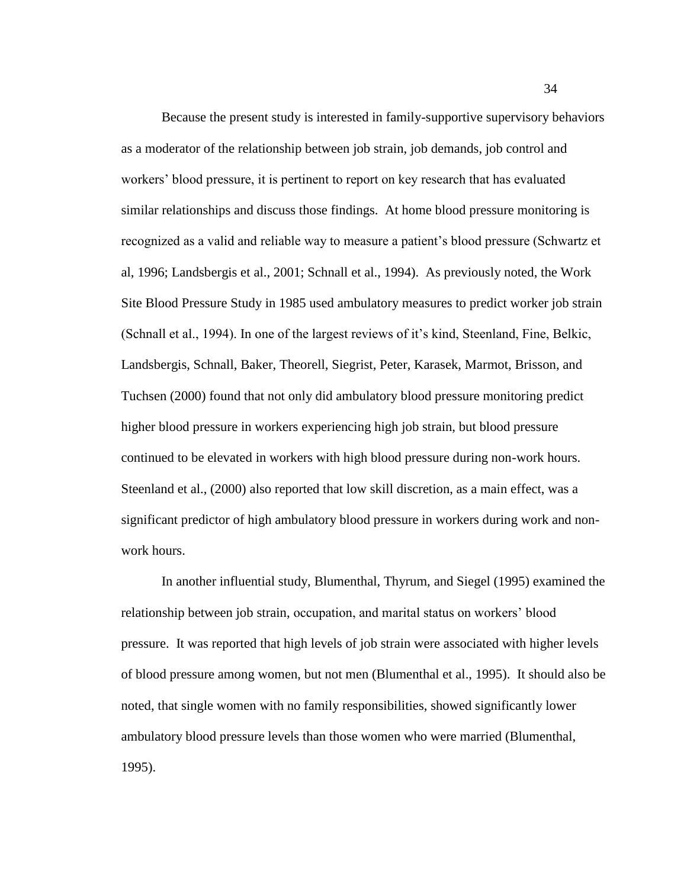Because the present study is interested in family-supportive supervisory behaviors as a moderator of the relationship between job strain, job demands, job control and workers' blood pressure, it is pertinent to report on key research that has evaluated similar relationships and discuss those findings. At home blood pressure monitoring is recognized as a valid and reliable way to measure a patient's blood pressure (Schwartz et al, 1996; Landsbergis et al., 2001; Schnall et al., 1994). As previously noted, the Work Site Blood Pressure Study in 1985 used ambulatory measures to predict worker job strain (Schnall et al., 1994). In one of the largest reviews of it's kind, Steenland, Fine, Belkic, Landsbergis, Schnall, Baker, Theorell, Siegrist, Peter, Karasek, Marmot, Brisson, and Tuchsen (2000) found that not only did ambulatory blood pressure monitoring predict higher blood pressure in workers experiencing high job strain, but blood pressure continued to be elevated in workers with high blood pressure during non-work hours. Steenland et al., (2000) also reported that low skill discretion, as a main effect, was a significant predictor of high ambulatory blood pressure in workers during work and non-work hours.

In another influential study, Blumenthal, Thyrum, and Siegel (1995) examined the relationship between job strain, occupation, and marital status on workers' blood pressure. It was reported that high levels of job strain were associated with higher levels of blood pressure among women, but not men (Blumenthal et al., 1995). It should also be noted, that single women with no family responsibilities, showed significantly lower ambulatory blood pressure levels than those women who were married (Blumenthal, 1995).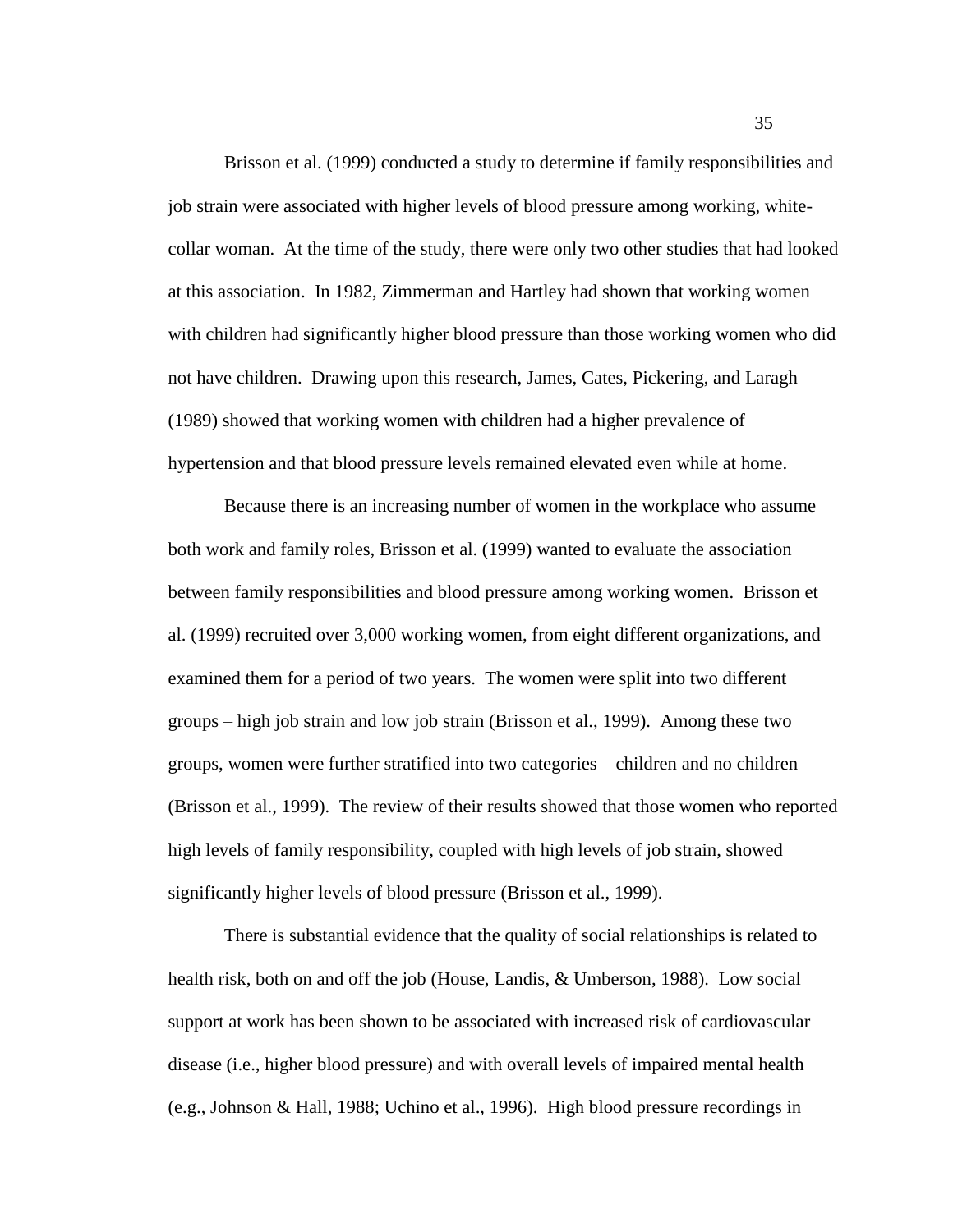Brisson et al. (1999) conducted a study to determine if family responsibilities and job strain were associated with higher levels of blood pressure among working, white-collar woman. At the time of the study, there were only two other studies that had looked at this association. In 1982, Zimmerman and Hartley had shown that working women with children had significantly higher blood pressure than those working women who did not have children. Drawing upon this research, James, Cates, Pickering, and Laragh (1989) showed that working women with children had a higher prevalence of hypertension and that blood pressure levels remained elevated even while at home.

Because there is an increasing number of women in the workplace who assume both work and family roles, Brisson et al. (1999) wanted to evaluate the association between family responsibilities and blood pressure among working women. Brisson et al. (1999) recruited over 3,000 working women, from eight different organizations, and examined them for a period of two years. The women were split into two different groups – high job strain and low job strain (Brisson et al., 1999). Among these two groups, women were further stratified into two categories – children and no children (Brisson et al., 1999). The review of their results showed that those women who reported high levels of family responsibility, coupled with high levels of job strain, showed significantly higher levels of blood pressure (Brisson et al., 1999).

There is substantial evidence that the quality of social relationships is related to health risk, both on and off the job (House, Landis, & Umberson, 1988). Low social support at work has been shown to be associated with increased risk of cardiovascular disease (i.e., higher blood pressure) and with overall levels of impaired mental health (e.g., Johnson & Hall, 1988; Uchino et al., 1996). High blood pressure recordings in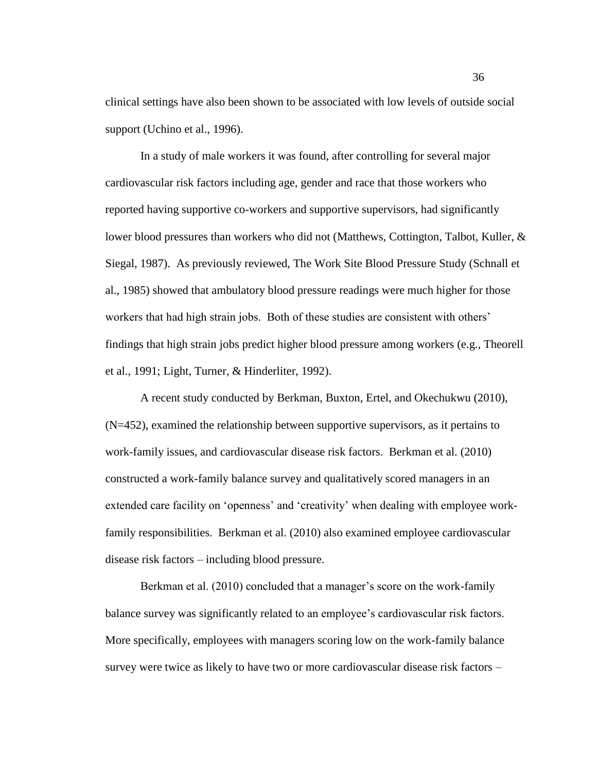clinical settings have also been shown to be associated with low levels of outside social support (Uchino et al., 1996).

In a study of male workers it was found, after controlling for several major cardiovascular risk factors including age, gender and race that those workers who reported having supportive co-workers and supportive supervisors, had significantly lower blood pressures than workers who did not (Matthews, Cottington, Talbot, Kuller, & Siegal, 1987). As previously reviewed, The Work Site Blood Pressure Study (Schnall et al., 1985) showed that ambulatory blood pressure readings were much higher for those workers that had high strain jobs. Both of these studies are consistent with others' findings that high strain jobs predict higher blood pressure among workers (e.g., Theorell et al., 1991; Light, Turner, & Hinderliter, 1992).

A recent study conducted by Berkman, Buxton, Ertel, and Okechukwu (2010), (N=452), examined the relationship between supportive supervisors, as it pertains to work-family issues, and cardiovascular disease risk factors. Berkman et al. (2010) constructed a work-family balance survey and qualitatively scored managers in an extended care facility on 'openness' and 'creativity' when dealing with employee work-family responsibilities. Berkman et al. (2010) also examined employee cardiovascular disease risk factors – including blood pressure.

Berkman et al. (2010) concluded that a manager's score on the work-family balance survey was significantly related to an employee's cardiovascular risk factors. More specifically, employees with managers scoring low on the work-family balance survey were twice as likely to have two or more cardiovascular disease risk factors –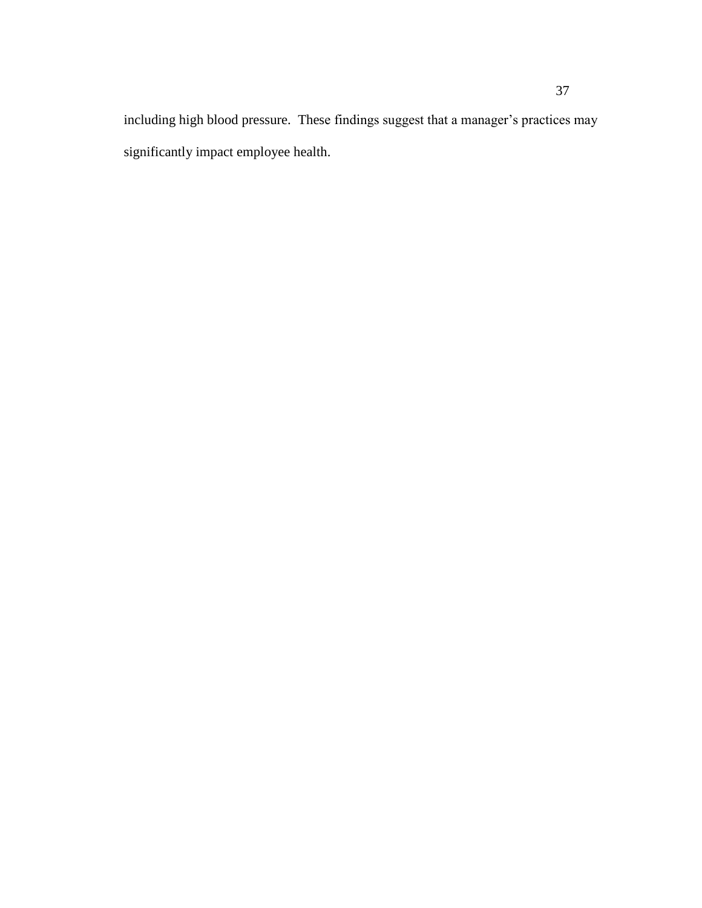including high blood pressure. These findings suggest that a manager's practices may significantly impact employee health.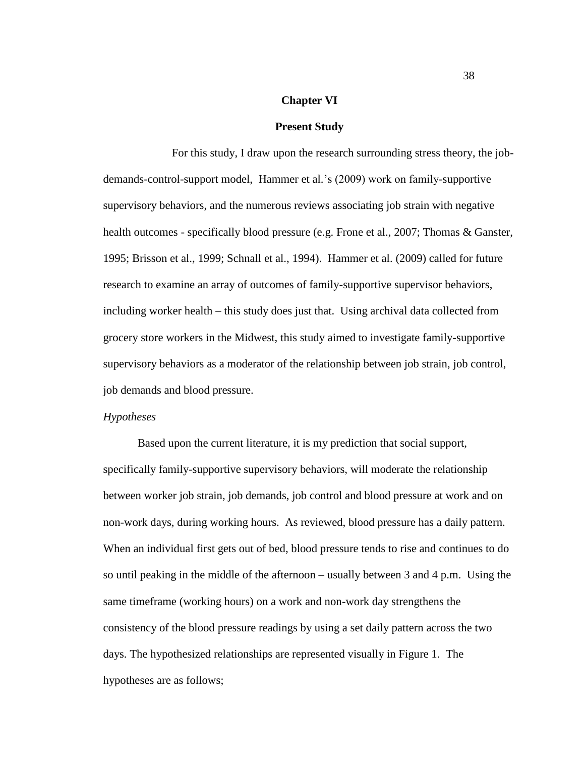# Chapter VI

## Present Study

For this study, I draw upon the research surrounding stress theory, the job-demands-control-support model, Hammer et al.'s (2009) work on family-supportive supervisory behaviors, and the numerous reviews associating job strain with negative health outcomes - specifically blood pressure (e.g. Frone et al., 2007; Thomas & Ganster, 1995; Brisson et al., 1999; Schnall et al., 1994). Hammer et al. (2009) called for future research to examine an array of outcomes of family-supportive supervisor behaviors, including worker health – this study does just that. Using archival data collected from grocery store workers in the Midwest, this study aimed to investigate family-supportive supervisory behaviors as a moderator of the relationship between job strain, job control, job demands and blood pressure.

*Hypotheses*

Based upon the current literature, it is my prediction that social support, specifically family-supportive supervisory behaviors, will moderate the relationship between worker job strain, job demands, job control and blood pressure at work and on non-work days, during working hours. As reviewed, blood pressure has a daily pattern. When an individual first gets out of bed, blood pressure tends to rise and continues to do so until peaking in the middle of the afternoon – usually between 3 and 4 p.m. Using the same timeframe (working hours) on a work and non-work day strengthens the consistency of the blood pressure readings by using a set daily pattern across the two days. The hypothesized relationships are represented visually in Figure 1. The hypotheses are as follows;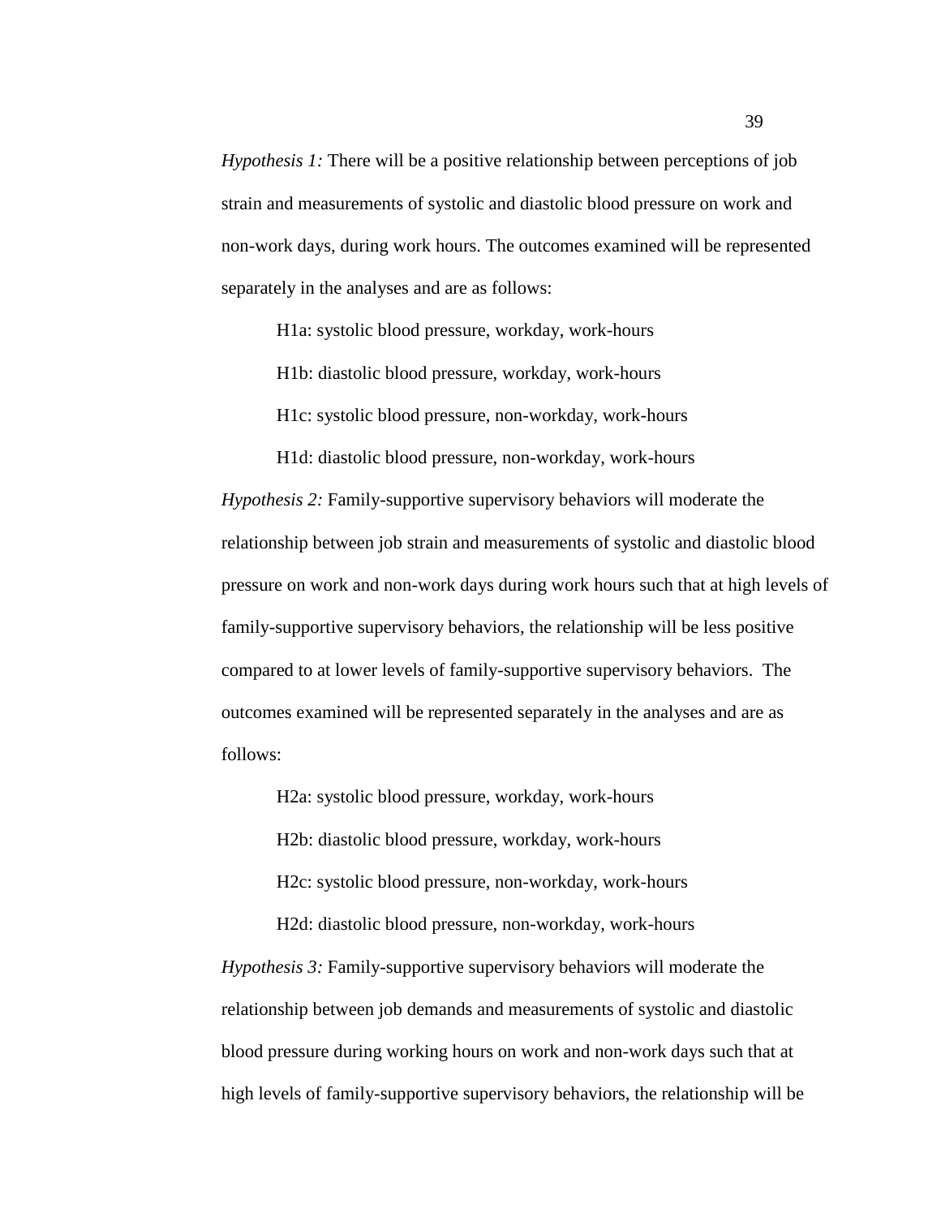*Hypothesis 1:* There will be a positive relationship between perceptions of job strain and measurements of systolic and diastolic blood pressure on work and non-work days, during work hours. The outcomes examined will be represented separately in the analyses and are as follows:

H1a: systolic blood pressure, workday, work-hours

H1b: diastolic blood pressure, workday, work-hours

H1c: systolic blood pressure, non-workday, work-hours

H1d: diastolic blood pressure, non-workday, work-hours

*Hypothesis 2:* Family-supportive supervisory behaviors will moderate the relationship between job strain and measurements of systolic and diastolic blood pressure on work and non-work days during work hours such that at high levels of family-supportive supervisory behaviors, the relationship will be less positive compared to at lower levels of family-supportive supervisory behaviors. The outcomes examined will be represented separately in the analyses and are as follows:

H2a: systolic blood pressure, workday, work-hours

H2b: diastolic blood pressure, workday, work-hours

H2c: systolic blood pressure, non-workday, work-hours

H2d: diastolic blood pressure, non-workday, work-hours

*Hypothesis 3:* Family-supportive supervisory behaviors will moderate the relationship between job demands and measurements of systolic and diastolic blood pressure during working hours on work and non-work days such that at high levels of family-supportive supervisory behaviors, the relationship will be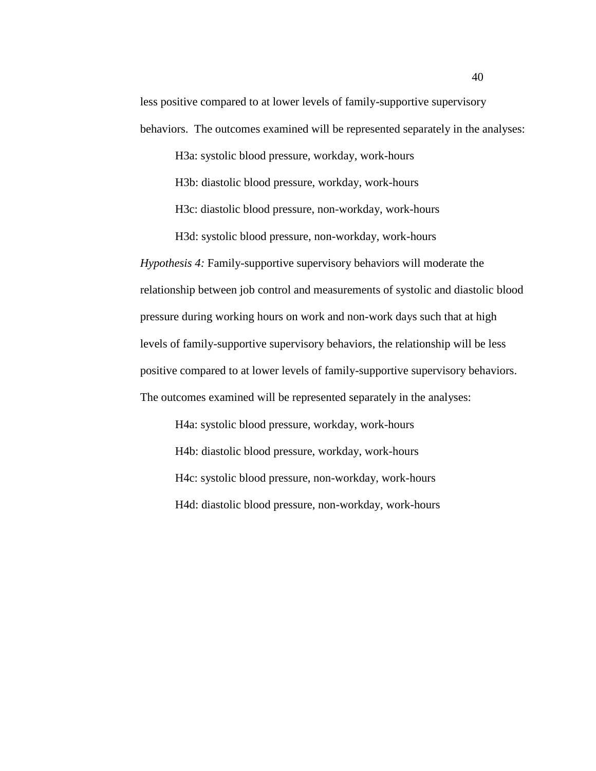less positive compared to at lower levels of family-supportive supervisory behaviors. The outcomes examined will be represented separately in the analyses:

H3a: systolic blood pressure, workday, work-hours

H3b: diastolic blood pressure, workday, work-hours

H3c: diastolic blood pressure, non-workday, work-hours

H3d: systolic blood pressure, non-workday, work-hours

*Hypothesis 4:* Family-supportive supervisory behaviors will moderate the relationship between job control and measurements of systolic and diastolic blood pressure during working hours on work and non-work days such that at high levels of family-supportive supervisory behaviors, the relationship will be less positive compared to at lower levels of family-supportive supervisory behaviors. The outcomes examined will be represented separately in the analyses:

H4a: systolic blood pressure, workday, work-hours

H4b: diastolic blood pressure, workday, work-hours

H4c: systolic blood pressure, non-workday, work-hours

H4d: diastolic blood pressure, non-workday, work-hours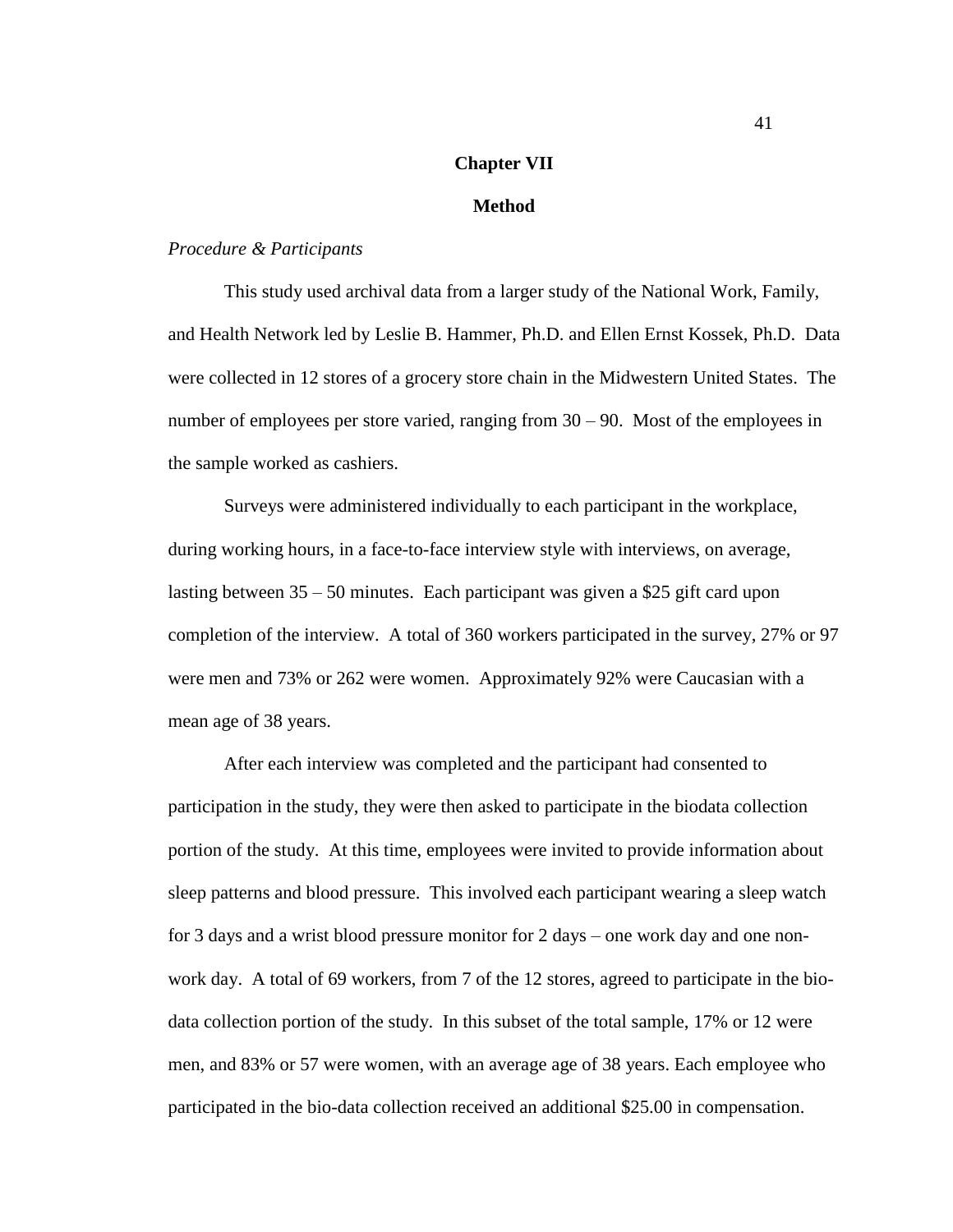## Chapter VII

## Method

*Procedure & Participants*

This study used archival data from a larger study of the National Work, Family, and Health Network led by Leslie B. Hammer, Ph.D. and Ellen Ernst Kossek, Ph.D. Data were collected in 12 stores of a grocery store chain in the Midwestern United States. The number of employees per store varied, ranging from 30 – 90. Most of the employees in the sample worked as cashiers.

Surveys were administered individually to each participant in the workplace, during working hours, in a face-to-face interview style with interviews, on average, lasting between 35 – 50 minutes. Each participant was given a $25 gift card upon completion of the interview. A total of 360 workers participated in the survey, 27% or 97 were men and 73% or 262 were women. Approximately 92% were Caucasian with a mean age of 38 years.

After each interview was completed and the participant had consented to participation in the study, they were then asked to participate in the biodata collection portion of the study. At this time, employees were invited to provide information about sleep patterns and blood pressure. This involved each participant wearing a sleep watch for 3 days and a wrist blood pressure monitor for 2 days – one work day and one non-work day. A total of 69 workers, from 7 of the 12 stores, agreed to participate in the bio-data collection portion of the study. In this subset of the total sample, 17% or 12 were men, and 83% or 57 were women, with an average age of 38 years. Each employee who participated in the bio-data collection received an additional $25.00 in compensation.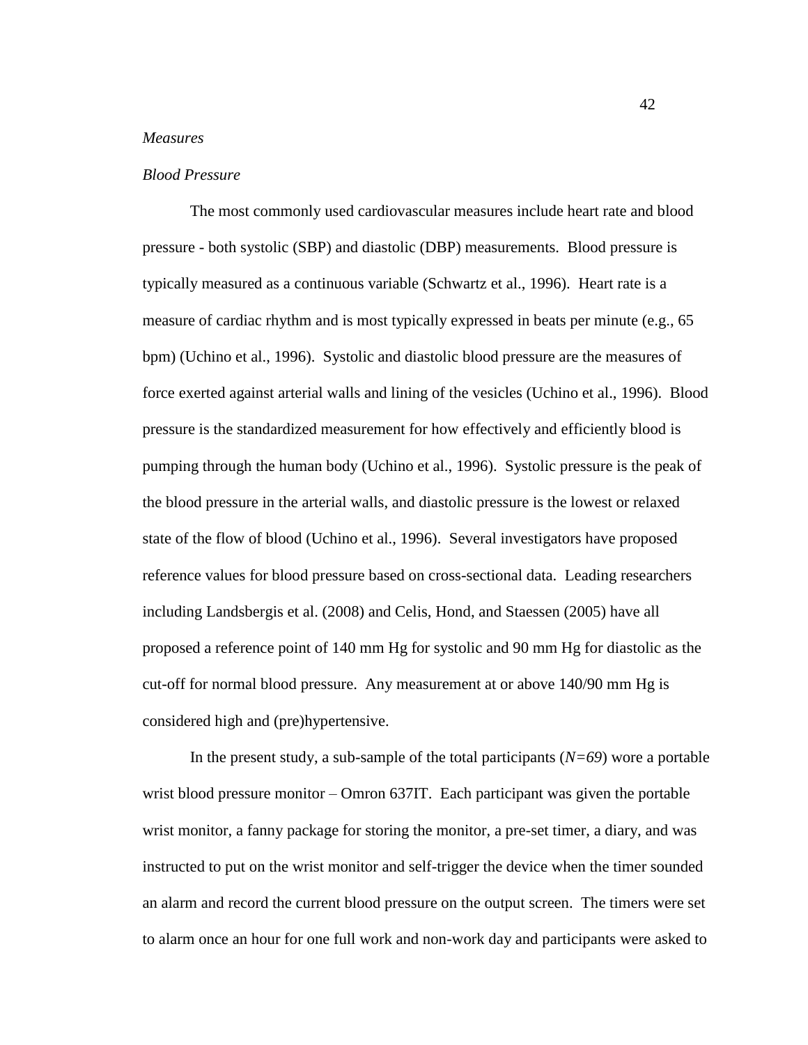*Measures*

*Blood Pressure*

The most commonly used cardiovascular measures include heart rate and blood pressure - both systolic (SBP) and diastolic (DBP) measurements. Blood pressure is typically measured as a continuous variable (Schwartz et al., 1996). Heart rate is a measure of cardiac rhythm and is most typically expressed in beats per minute (e.g., 65 bpm) (Uchino et al., 1996). Systolic and diastolic blood pressure are the measures of force exerted against arterial walls and lining of the vesicles (Uchino et al., 1996). Blood pressure is the standardized measurement for how effectively and efficiently blood is pumping through the human body (Uchino et al., 1996). Systolic pressure is the peak of the blood pressure in the arterial walls, and diastolic pressure is the lowest or relaxed state of the flow of blood (Uchino et al., 1996). Several investigators have proposed reference values for blood pressure based on cross-sectional data. Leading researchers including Landsbergis et al. (2008) and Celis, Hond, and Staessen (2005) have all proposed a reference point of 140 mm Hg for systolic and 90 mm Hg for diastolic as the cut-off for normal blood pressure. Any measurement at or above 140/90 mm Hg is considered high and (pre)hypertensive.

In the present study, a sub-sample of the total participants ($N=69$) wore a portable wrist blood pressure monitor – Omron 637IT. Each participant was given the portable wrist monitor, a fanny package for storing the monitor, a pre-set timer, a diary, and was instructed to put on the wrist monitor and self-trigger the device when the timer sounded an alarm and record the current blood pressure on the output screen. The timers were set to alarm once an hour for one full work and non-work day and participants were asked to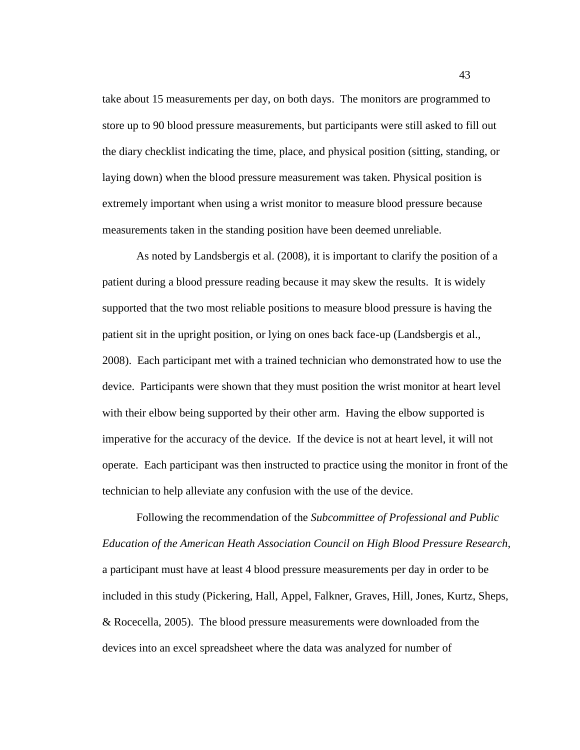take about 15 measurements per day, on both days. The monitors are programmed to store up to 90 blood pressure measurements, but participants were still asked to fill out the diary checklist indicating the time, place, and physical position (sitting, standing, or laying down) when the blood pressure measurement was taken. Physical position is extremely important when using a wrist monitor to measure blood pressure because measurements taken in the standing position have been deemed unreliable.

As noted by Landsbergis et al. (2008), it is important to clarify the position of a patient during a blood pressure reading because it may skew the results. It is widely supported that the two most reliable positions to measure blood pressure is having the patient sit in the upright position, or lying on ones back face-up (Landsbergis et al., 2008). Each participant met with a trained technician who demonstrated how to use the device. Participants were shown that they must position the wrist monitor at heart level with their elbow being supported by their other arm. Having the elbow supported is imperative for the accuracy of the device. If the device is not at heart level, it will not operate. Each participant was then instructed to practice using the monitor in front of the technician to help alleviate any confusion with the use of the device.

Following the recommendation of the *Subcommittee of Professional and Public Education of the American Heath Association Council on High Blood Pressure Research*, a participant must have at least 4 blood pressure measurements per day in order to be included in this study (Pickering, Hall, Appel, Falkner, Graves, Hill, Jones, Kurtz, Sheps, & Rocecella, 2005). The blood pressure measurements were downloaded from the devices into an excel spreadsheet where the data was analyzed for number of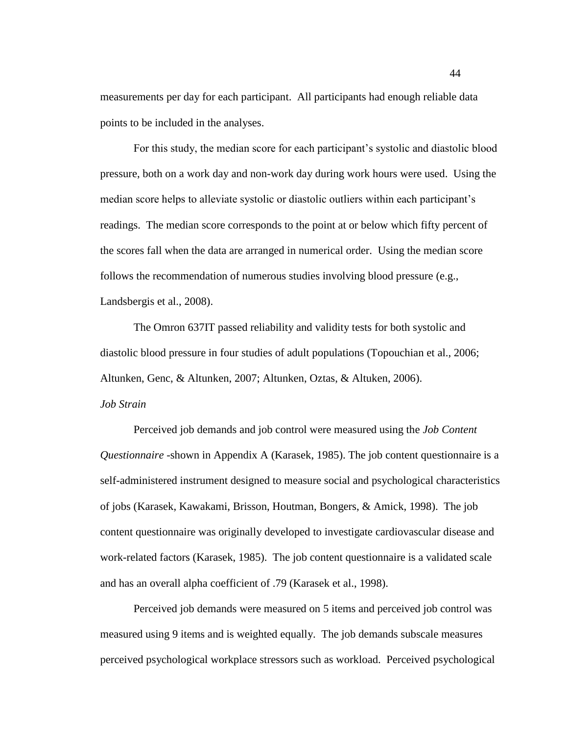measurements per day for each participant. All participants had enough reliable data points to be included in the analyses.

For this study, the median score for each participant's systolic and diastolic blood pressure, both on a work day and non-work day during work hours were used. Using the median score helps to alleviate systolic or diastolic outliers within each participant's readings. The median score corresponds to the point at or below which fifty percent of the scores fall when the data are arranged in numerical order. Using the median score follows the recommendation of numerous studies involving blood pressure (e.g., Landsbergis et al., 2008).

The Omron 637IT passed reliability and validity tests for both systolic and diastolic blood pressure in four studies of adult populations (Topouchian et al., 2006; Altunken, Genc, & Altunken, 2007; Altunken, Oztas, & Altuken, 2006).

*Job Strain*

Perceived job demands and job control were measured using the *Job Content Questionnaire* -shown in Appendix A (Karasek, 1985). The job content questionnaire is a self-administered instrument designed to measure social and psychological characteristics of jobs (Karasek, Kawakami, Brisson, Houtman, Bongers, & Amick, 1998). The job content questionnaire was originally developed to investigate cardiovascular disease and work-related factors (Karasek, 1985). The job content questionnaire is a validated scale and has an overall alpha coefficient of .79 (Karasek et al., 1998).

Perceived job demands were measured on 5 items and perceived job control was measured using 9 items and is weighted equally. The job demands subscale measures perceived psychological workplace stressors such as workload. Perceived psychological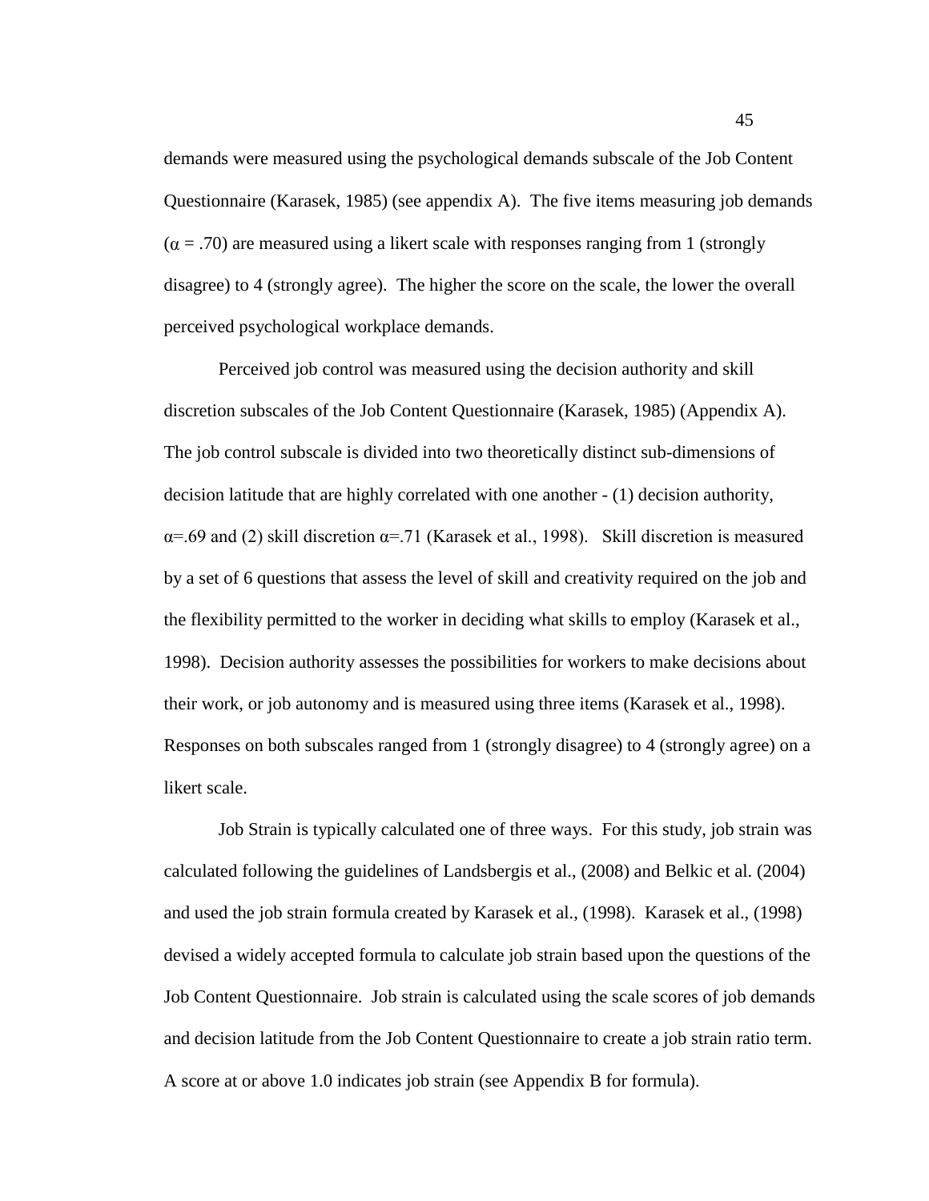demands were measured using the psychological demands subscale of the Job Content Questionnaire (Karasek, 1985) (see appendix A). The five items measuring job demands ($\alpha = .70$) are measured using a likert scale with responses ranging from 1 (strongly disagree) to 4 (strongly agree). The higher the score on the scale, the lower the overall perceived psychological workplace demands.

Perceived job control was measured using the decision authority and skill discretion subscales of the Job Content Questionnaire (Karasek, 1985) (Appendix A). The job control subscale is divided into two theoretically distinct sub-dimensions of decision latitude that are highly correlated with one another - (1) decision authority, $\alpha$=.69 and (2) skill discretion $\alpha$=.71 (Karasek et al., 1998). Skill discretion is measured by a set of 6 questions that assess the level of skill and creativity required on the job and the flexibility permitted to the worker in deciding what skills to employ (Karasek et al., 1998). Decision authority assesses the possibilities for workers to make decisions about their work, or job autonomy and is measured using three items (Karasek et al., 1998). Responses on both subscales ranged from 1 (strongly disagree) to 4 (strongly agree) on a likert scale.

Job Strain is typically calculated one of three ways. For this study, job strain was calculated following the guidelines of Landsbergis et al., (2008) and Belkic et al. (2004) and used the job strain formula created by Karasek et al., (1998). Karasek et al., (1998) devised a widely accepted formula to calculate job strain based upon the questions of the Job Content Questionnaire. Job strain is calculated using the scale scores of job demands and decision latitude from the Job Content Questionnaire to create a job strain ratio term. A score at or above 1.0 indicates job strain (see Appendix B for formula).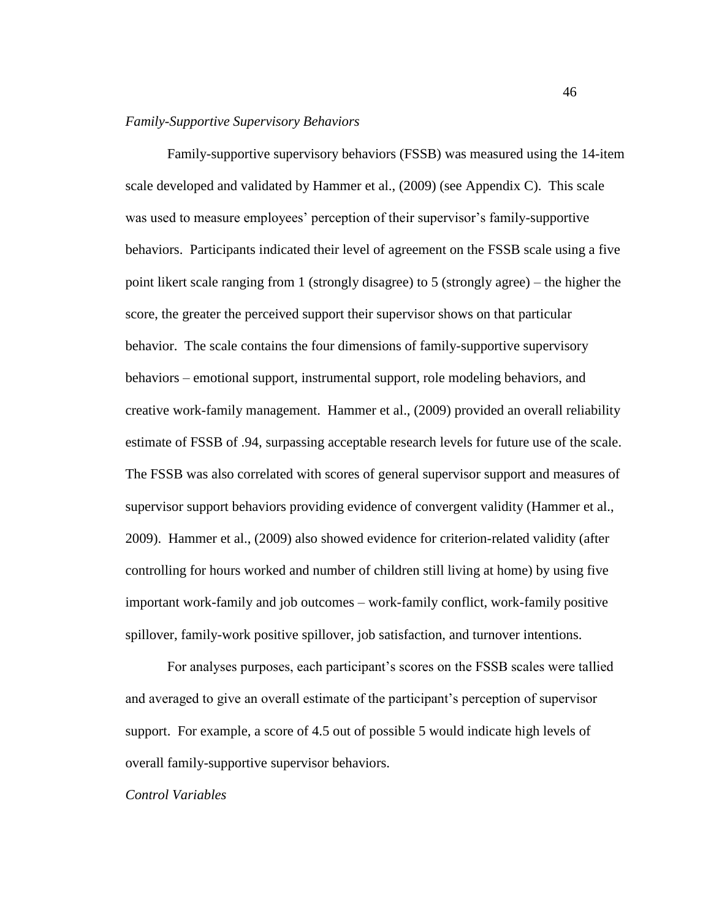*Family-Supportive Supervisory Behaviors*

Family-supportive supervisory behaviors (FSSB) was measured using the 14-item scale developed and validated by Hammer et al., (2009) (see Appendix C). This scale was used to measure employees' perception of their supervisor's family-supportive behaviors. Participants indicated their level of agreement on the FSSB scale using a five point likert scale ranging from 1 (strongly disagree) to 5 (strongly agree) – the higher the score, the greater the perceived support their supervisor shows on that particular behavior. The scale contains the four dimensions of family-supportive supervisory behaviors – emotional support, instrumental support, role modeling behaviors, and creative work-family management. Hammer et al., (2009) provided an overall reliability estimate of FSSB of .94, surpassing acceptable research levels for future use of the scale. The FSSB was also correlated with scores of general supervisor support and measures of supervisor support behaviors providing evidence of convergent validity (Hammer et al., 2009). Hammer et al., (2009) also showed evidence for criterion-related validity (after controlling for hours worked and number of children still living at home) by using five important work-family and job outcomes – work-family conflict, work-family positive spillover, family-work positive spillover, job satisfaction, and turnover intentions.

For analyses purposes, each participant's scores on the FSSB scales were tallied and averaged to give an overall estimate of the participant's perception of supervisor support. For example, a score of 4.5 out of possible 5 would indicate high levels of overall family-supportive supervisor behaviors.

*Control Variables*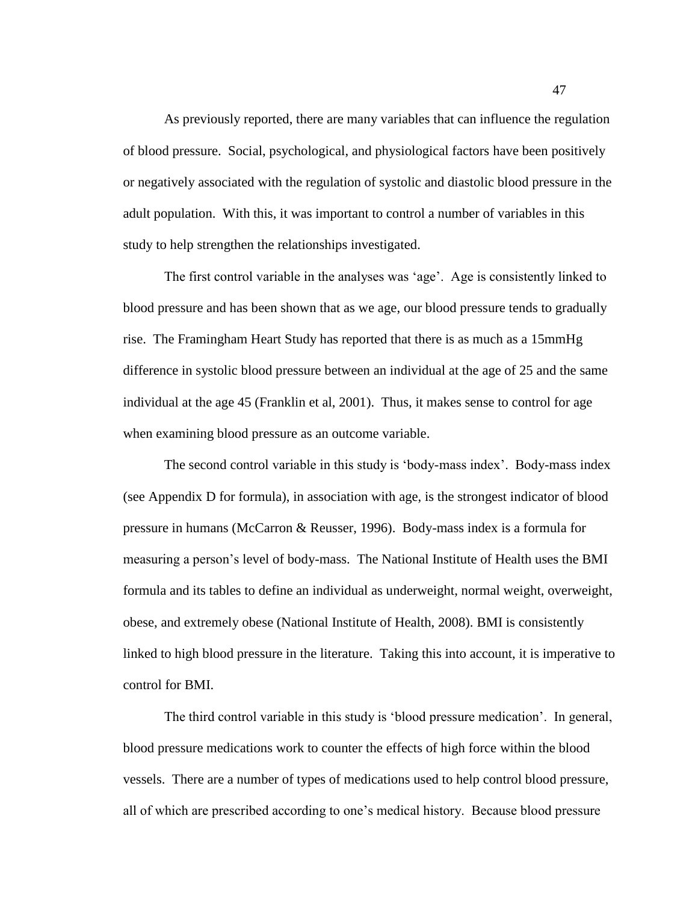As previously reported, there are many variables that can influence the regulation of blood pressure. Social, psychological, and physiological factors have been positively or negatively associated with the regulation of systolic and diastolic blood pressure in the adult population. With this, it was important to control a number of variables in this study to help strengthen the relationships investigated.

The first control variable in the analyses was 'age'. Age is consistently linked to blood pressure and has been shown that as we age, our blood pressure tends to gradually rise. The Framingham Heart Study has reported that there is as much as a 15mmHg difference in systolic blood pressure between an individual at the age of 25 and the same individual at the age 45 (Franklin et al, 2001). Thus, it makes sense to control for age when examining blood pressure as an outcome variable.

The second control variable in this study is 'body-mass index'. Body-mass index (see Appendix D for formula), in association with age, is the strongest indicator of blood pressure in humans (McCarron & Reusser, 1996). Body-mass index is a formula for measuring a person's level of body-mass. The National Institute of Health uses the BMI formula and its tables to define an individual as underweight, normal weight, overweight, obese, and extremely obese (National Institute of Health, 2008). BMI is consistently linked to high blood pressure in the literature. Taking this into account, it is imperative to control for BMI.

The third control variable in this study is 'blood pressure medication'. In general, blood pressure medications work to counter the effects of high force within the blood vessels. There are a number of types of medications used to help control blood pressure, all of which are prescribed according to one's medical history. Because blood pressure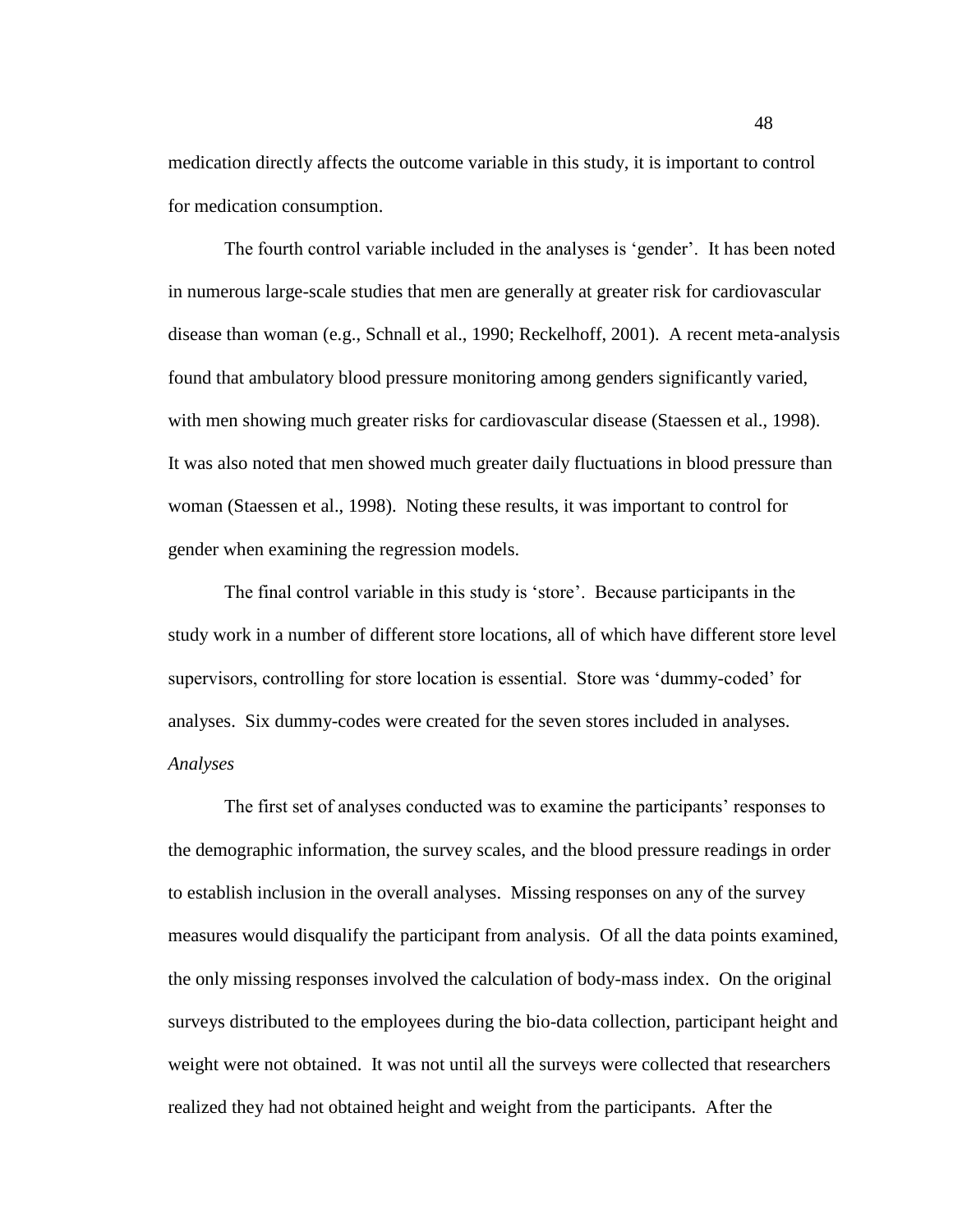medication directly affects the outcome variable in this study, it is important to control for medication consumption.

The fourth control variable included in the analyses is 'gender'. It has been noted in numerous large-scale studies that men are generally at greater risk for cardiovascular disease than woman (e.g., Schnall et al., 1990; Reckelhoff, 2001). A recent meta-analysis found that ambulatory blood pressure monitoring among genders significantly varied, with men showing much greater risks for cardiovascular disease (Staessen et al., 1998). It was also noted that men showed much greater daily fluctuations in blood pressure than woman (Staessen et al., 1998). Noting these results, it was important to control for gender when examining the regression models.

The final control variable in this study is 'store'. Because participants in the study work in a number of different store locations, all of which have different store level supervisors, controlling for store location is essential. Store was 'dummy-coded' for analyses. Six dummy-codes were created for the seven stores included in analyses.

*Analyses*

The first set of analyses conducted was to examine the participants' responses to the demographic information, the survey scales, and the blood pressure readings in order to establish inclusion in the overall analyses. Missing responses on any of the survey measures would disqualify the participant from analysis. Of all the data points examined, the only missing responses involved the calculation of body-mass index. On the original surveys distributed to the employees during the bio-data collection, participant height and weight were not obtained. It was not until all the surveys were collected that researchers realized they had not obtained height and weight from the participants. After the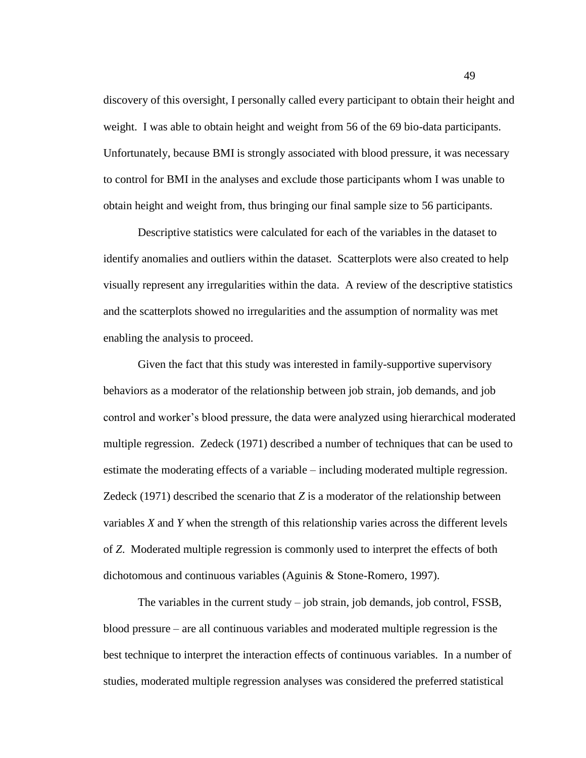discovery of this oversight, I personally called every participant to obtain their height and weight. I was able to obtain height and weight from 56 of the 69 bio-data participants. Unfortunately, because BMI is strongly associated with blood pressure, it was necessary to control for BMI in the analyses and exclude those participants whom I was unable to obtain height and weight from, thus bringing our final sample size to 56 participants.

Descriptive statistics were calculated for each of the variables in the dataset to identify anomalies and outliers within the dataset. Scatterplots were also created to help visually represent any irregularities within the data. A review of the descriptive statistics and the scatterplots showed no irregularities and the assumption of normality was met enabling the analysis to proceed.

Given the fact that this study was interested in family-supportive supervisory behaviors as a moderator of the relationship between job strain, job demands, and job control and worker's blood pressure, the data were analyzed using hierarchical moderated multiple regression. Zedeck (1971) described a number of techniques that can be used to estimate the moderating effects of a variable – including moderated multiple regression. Zedeck (1971) described the scenario that *Z* is a moderator of the relationship between variables *X* and *Y* when the strength of this relationship varies across the different levels of *Z*. Moderated multiple regression is commonly used to interpret the effects of both dichotomous and continuous variables (Aguinis & Stone-Romero, 1997).

The variables in the current study – job strain, job demands, job control, FSSB, blood pressure – are all continuous variables and moderated multiple regression is the best technique to interpret the interaction effects of continuous variables. In a number of studies, moderated multiple regression analyses was considered the preferred statistical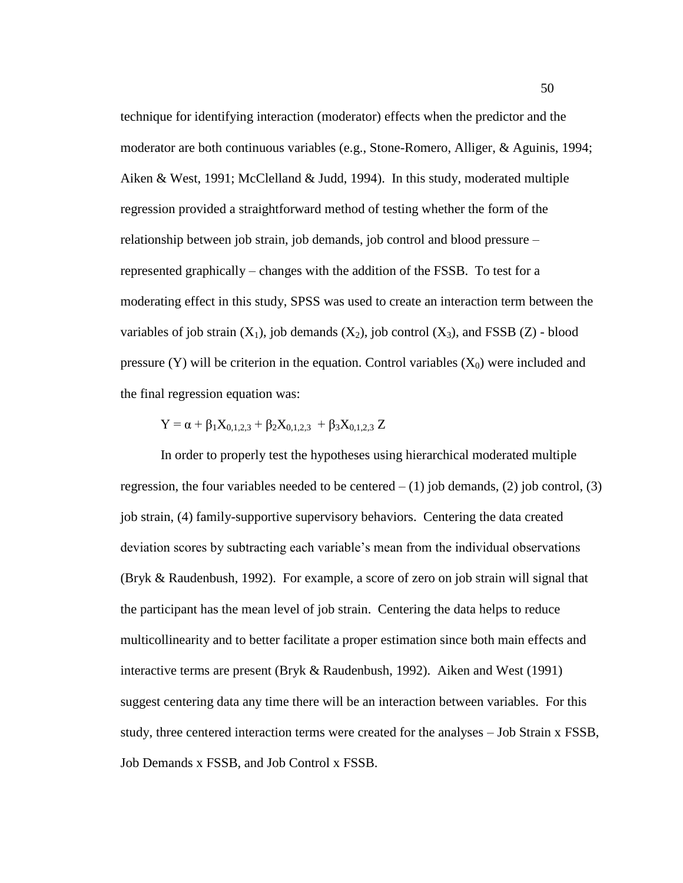technique for identifying interaction (moderator) effects when the predictor and the moderator are both continuous variables (e.g., Stone-Romero, Alliger, & Aguinis, 1994; Aiken & West, 1991; McClelland & Judd, 1994). In this study, moderated multiple regression provided a straightforward method of testing whether the form of the relationship between job strain, job demands, job control and blood pressure – represented graphically – changes with the addition of the FSSB. To test for a moderating effect in this study, SPSS was used to create an interaction term between the variables of job strain ($X_1$), job demands ($X_2$), job control ($X_3$), and FSSB ($Z$) - blood pressure ($Y$) will be criterion in the equation. Control variables ($X_0$) were included and the final regression equation was:

$$Y = \alpha + \beta_1 X_{0,1,2,3} + \beta_2 X_{0,1,2,3} + \beta_3 X_{0,1,2,3} Z$$

In order to properly test the hypotheses using hierarchical moderated multiple regression, the four variables needed to be centered – (1) job demands, (2) job control, (3) job strain, (4) family-supportive supervisory behaviors. Centering the data created deviation scores by subtracting each variable's mean from the individual observations (Bryk & Raudenbush, 1992). For example, a score of zero on job strain will signal that the participant has the mean level of job strain. Centering the data helps to reduce multicollinearity and to better facilitate a proper estimation since both main effects and interactive terms are present (Bryk & Raudenbush, 1992). Aiken and West (1991) suggest centering data any time there will be an interaction between variables. For this study, three centered interaction terms were created for the analyses – Job Strain x FSSB, Job Demands x FSSB, and Job Control x FSSB.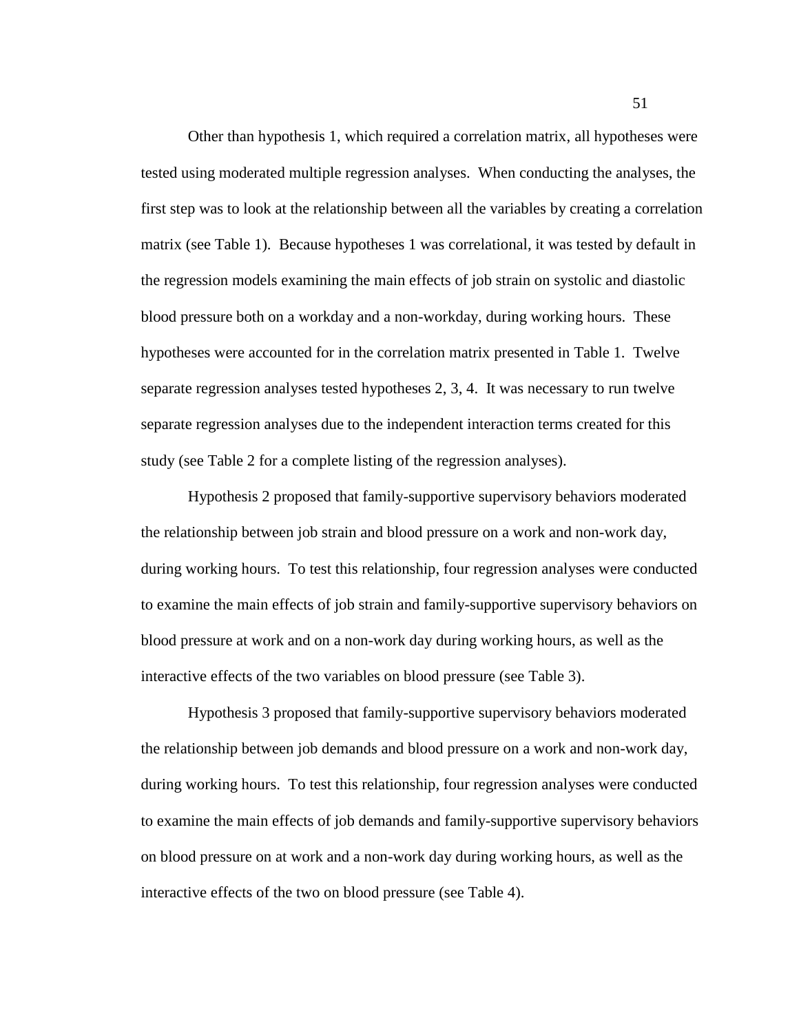Other than hypothesis 1, which required a correlation matrix, all hypotheses were tested using moderated multiple regression analyses. When conducting the analyses, the first step was to look at the relationship between all the variables by creating a correlation matrix (see Table 1). Because hypotheses 1 was correlational, it was tested by default in the regression models examining the main effects of job strain on systolic and diastolic blood pressure both on a workday and a non-workday, during working hours. These hypotheses were accounted for in the correlation matrix presented in Table 1. Twelve separate regression analyses tested hypotheses 2, 3, 4. It was necessary to run twelve separate regression analyses due to the independent interaction terms created for this study (see Table 2 for a complete listing of the regression analyses).

Hypothesis 2 proposed that family-supportive supervisory behaviors moderated the relationship between job strain and blood pressure on a work and non-work day, during working hours. To test this relationship, four regression analyses were conducted to examine the main effects of job strain and family-supportive supervisory behaviors on blood pressure at work and on a non-work day during working hours, as well as the interactive effects of the two variables on blood pressure (see Table 3).

Hypothesis 3 proposed that family-supportive supervisory behaviors moderated the relationship between job demands and blood pressure on a work and non-work day, during working hours. To test this relationship, four regression analyses were conducted to examine the main effects of job demands and family-supportive supervisory behaviors on blood pressure on at work and a non-work day during working hours, as well as the interactive effects of the two on blood pressure (see Table 4).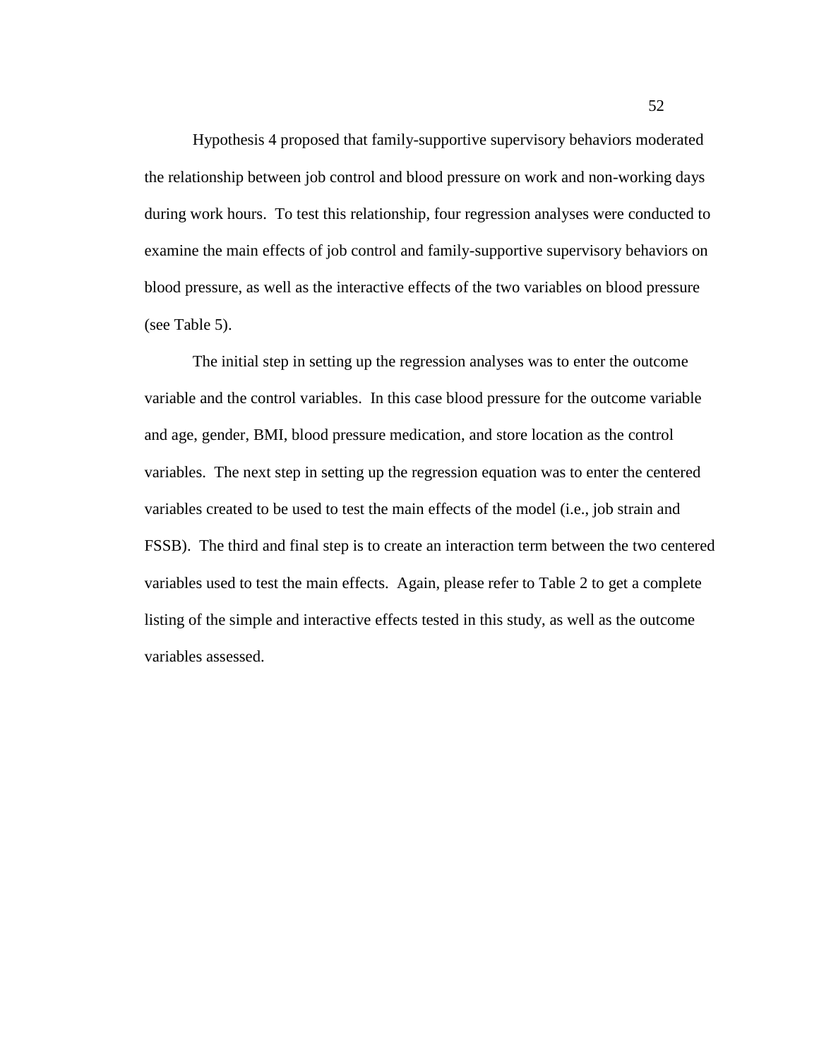Hypothesis 4 proposed that family-supportive supervisory behaviors moderated the relationship between job control and blood pressure on work and non-working days during work hours. To test this relationship, four regression analyses were conducted to examine the main effects of job control and family-supportive supervisory behaviors on blood pressure, as well as the interactive effects of the two variables on blood pressure (see Table 5).

The initial step in setting up the regression analyses was to enter the outcome variable and the control variables. In this case blood pressure for the outcome variable and age, gender, BMI, blood pressure medication, and store location as the control variables. The next step in setting up the regression equation was to enter the centered variables created to be used to test the main effects of the model (i.e., job strain and FSSB). The third and final step is to create an interaction term between the two centered variables used to test the main effects. Again, please refer to Table 2 to get a complete listing of the simple and interactive effects tested in this study, as well as the outcome variables assessed.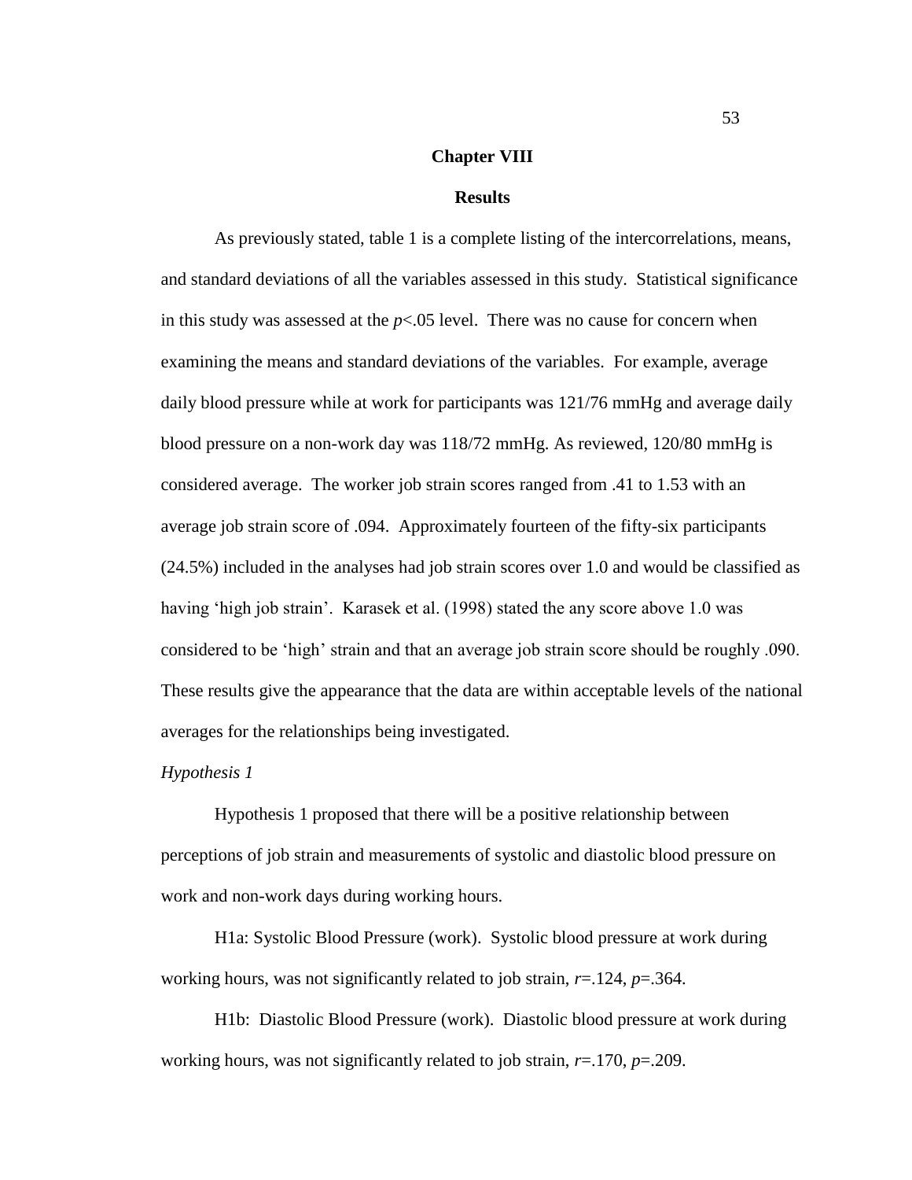# Chapter VIII

## Results

As previously stated, table 1 is a complete listing of the intercorrelations, means, and standard deviations of all the variables assessed in this study. Statistical significance in this study was assessed at the $p<.05$ level. There was no cause for concern when examining the means and standard deviations of the variables. For example, average daily blood pressure while at work for participants was 121/76 mmHg and average daily blood pressure on a non-work day was 118/72 mmHg. As reviewed, 120/80 mmHg is considered average. The worker job strain scores ranged from .41 to 1.53 with an average job strain score of .094. Approximately fourteen of the fifty-six participants (24.5%) included in the analyses had job strain scores over 1.0 and would be classified as having 'high job strain'. Karasek et al. (1998) stated the any score above 1.0 was considered to be 'high' strain and that an average job strain score should be roughly .090. These results give the appearance that the data are within acceptable levels of the national averages for the relationships being investigated.

*Hypothesis 1*

Hypothesis 1 proposed that there will be a positive relationship between perceptions of job strain and measurements of systolic and diastolic blood pressure on work and non-work days during working hours.

H1a: Systolic Blood Pressure (work). Systolic blood pressure at work during working hours, was not significantly related to job strain, $r=.124$, $p=.364$.

H1b: Diastolic Blood Pressure (work). Diastolic blood pressure at work during working hours, was not significantly related to job strain, $r=.170$, $p=.209$.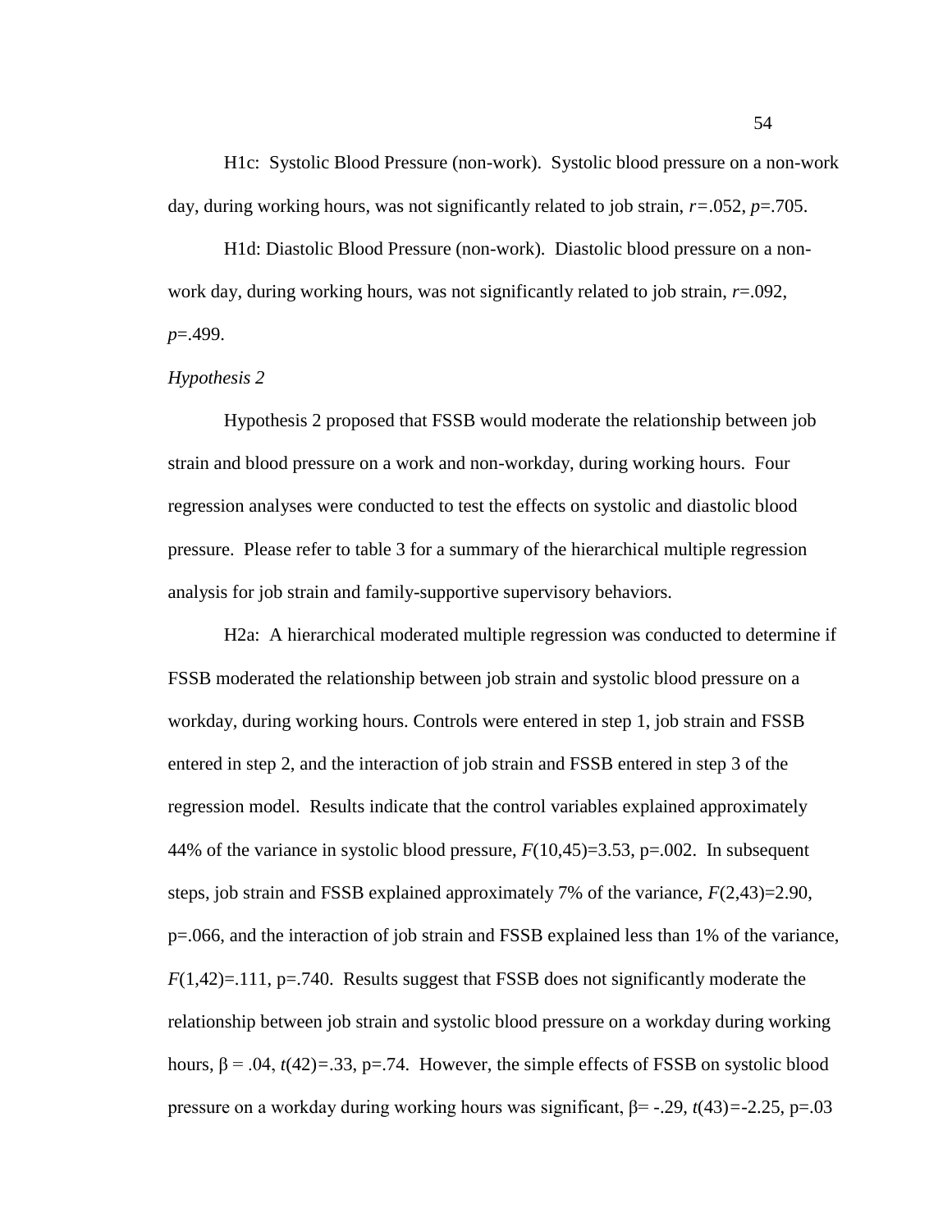H1c: Systolic Blood Pressure (non-work). Systolic blood pressure on a non-work day, during working hours, was not significantly related to job strain, $r=.052$, $p=.705$.

H1d: Diastolic Blood Pressure (non-work). Diastolic blood pressure on a non-work day, during working hours, was not significantly related to job strain, $r=.092$, $p=.499$.

*Hypothesis 2*

Hypothesis 2 proposed that FSSB would moderate the relationship between job strain and blood pressure on a work and non-workday, during working hours. Four regression analyses were conducted to test the effects on systolic and diastolic blood pressure. Please refer to table 3 for a summary of the hierarchical multiple regression analysis for job strain and family-supportive supervisory behaviors.

H2a: A hierarchical moderated multiple regression was conducted to determine if FSSB moderated the relationship between job strain and systolic blood pressure on a workday, during working hours. Controls were entered in step 1, job strain and FSSB entered in step 2, and the interaction of job strain and FSSB entered in step 3 of the regression model. Results indicate that the control variables explained approximately 44% of the variance in systolic blood pressure, $F(10,45)=3.53$, $p=.002$. In subsequent steps, job strain and FSSB explained approximately 7% of the variance, $F(2,43)=2.90$, $p=.066$, and the interaction of job strain and FSSB explained less than 1% of the variance, $F(1,42)=.111$, $p=.740$. Results suggest that FSSB does not significantly moderate the relationship between job strain and systolic blood pressure on a workday during working hours, $\beta = .04$, $t(42)=.33$, $p=.74$. However, the simple effects of FSSB on systolic blood pressure on a workday during working hours was significant, $\beta= -.29$, $t(43)=-2.25$, $p=.03$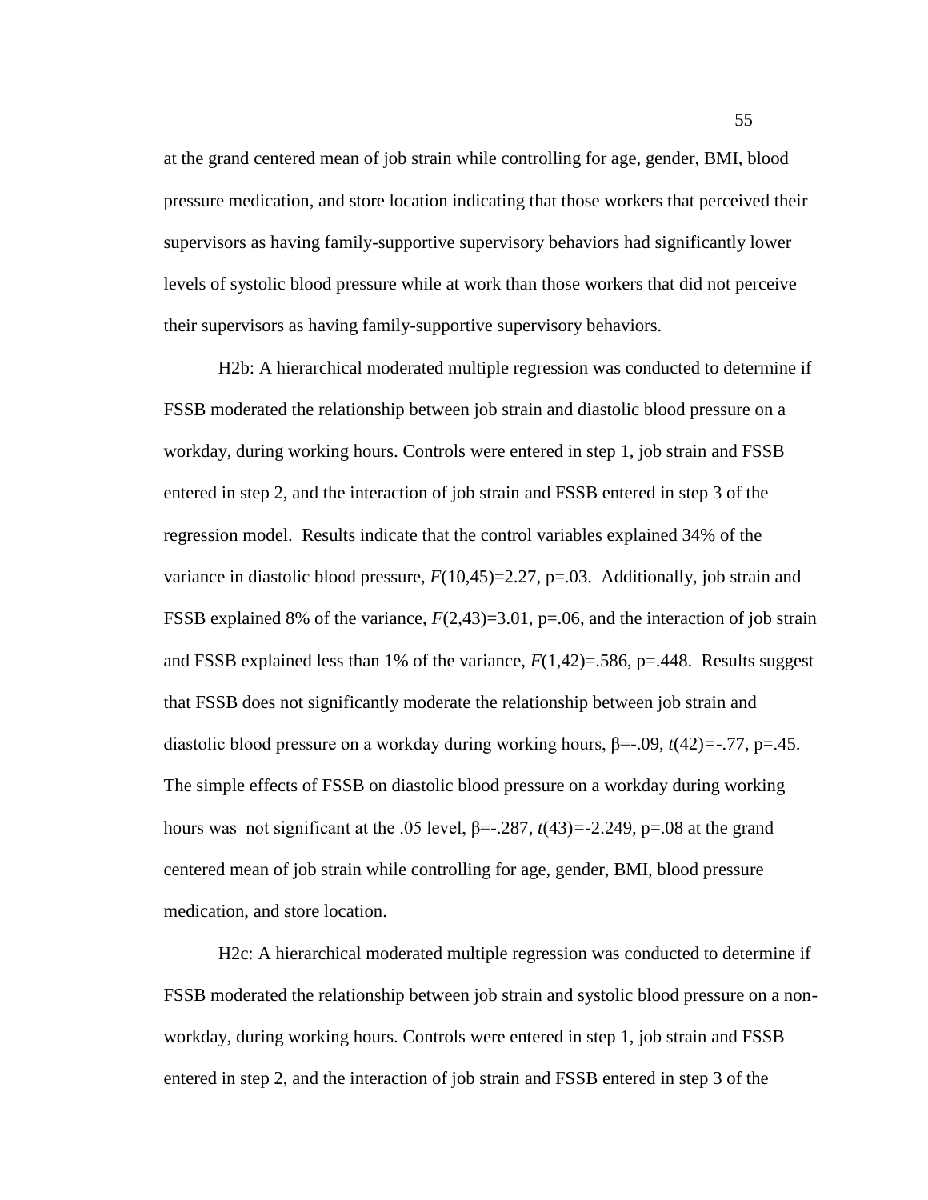at the grand centered mean of job strain while controlling for age, gender, BMI, blood pressure medication, and store location indicating that those workers that perceived their supervisors as having family-supportive supervisory behaviors had significantly lower levels of systolic blood pressure while at work than those workers that did not perceive their supervisors as having family-supportive supervisory behaviors.

H2b: A hierarchical moderated multiple regression was conducted to determine if FSSB moderated the relationship between job strain and diastolic blood pressure on a workday, during working hours. Controls were entered in step 1, job strain and FSSB entered in step 2, and the interaction of job strain and FSSB entered in step 3 of the regression model. Results indicate that the control variables explained 34% of the variance in diastolic blood pressure, $F(10,45)=2.27$, $p=.03$. Additionally, job strain and FSSB explained 8% of the variance, $F(2,43)=3.01$, $p=.06$, and the interaction of job strain and FSSB explained less than 1% of the variance, $F(1,42)=.586$, $p=.448$. Results suggest that FSSB does not significantly moderate the relationship between job strain and diastolic blood pressure on a workday during working hours, $\beta=-.09$, $t(42)=-.77$, $p=.45$. The simple effects of FSSB on diastolic blood pressure on a workday during working hours was not significant at the .05 level, $\beta=-.287$, $t(43)=-2.249$, $p=.08$ at the grand centered mean of job strain while controlling for age, gender, BMI, blood pressure medication, and store location.

H2c: A hierarchical moderated multiple regression was conducted to determine if FSSB moderated the relationship between job strain and systolic blood pressure on a non-workday, during working hours. Controls were entered in step 1, job strain and FSSB entered in step 2, and the interaction of job strain and FSSB entered in step 3 of the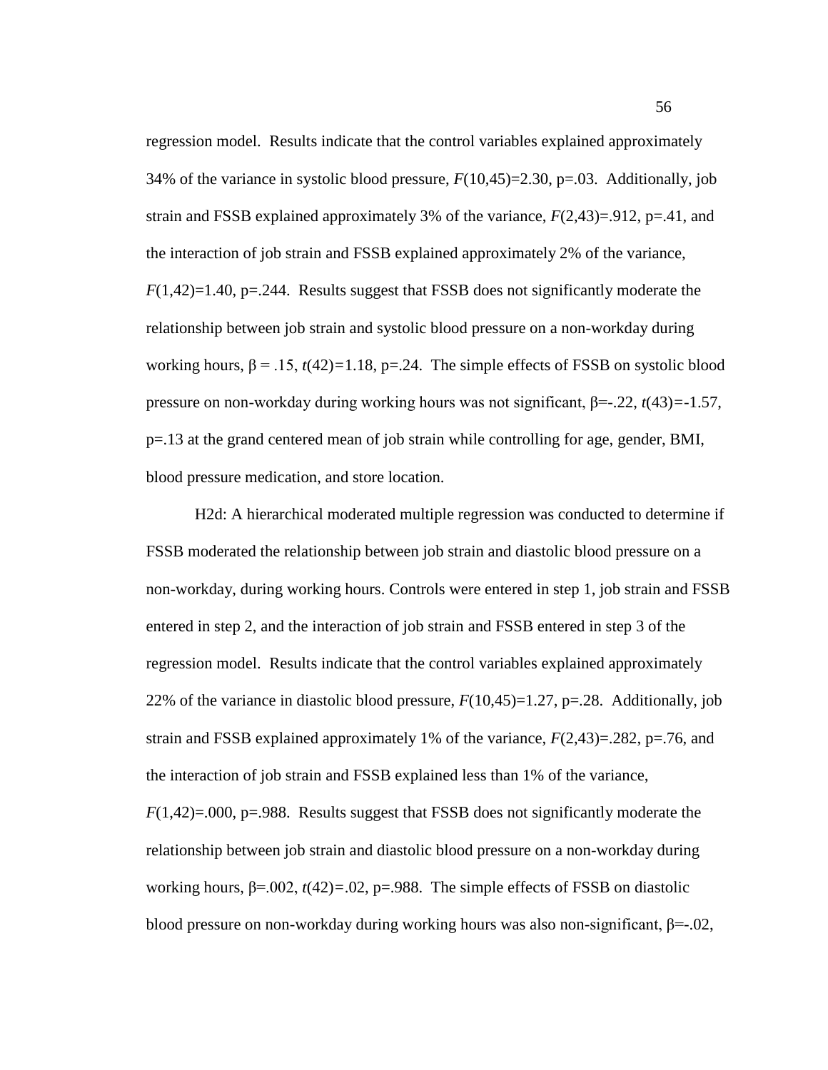regression model. Results indicate that the control variables explained approximately 34% of the variance in systolic blood pressure, $F(10,45)=2.30$, $p=.03$. Additionally, job strain and FSSB explained approximately 3% of the variance, $F(2,43)=.912$, $p=.41$, and the interaction of job strain and FSSB explained approximately 2% of the variance, $F(1,42)=1.40$, $p=.244$. Results suggest that FSSB does not significantly moderate the relationship between job strain and systolic blood pressure on a non-workday during working hours, $\beta = .15$, $t(42)=1.18$, $p=.24$. The simple effects of FSSB on systolic blood pressure on non-workday during working hours was not significant, $\beta=-.22$, $t(43)=-1.57$, $p=.13$ at the grand centered mean of job strain while controlling for age, gender, BMI, blood pressure medication, and store location.

H2d: A hierarchical moderated multiple regression was conducted to determine if FSSB moderated the relationship between job strain and diastolic blood pressure on a non-workday, during working hours. Controls were entered in step 1, job strain and FSSB entered in step 2, and the interaction of job strain and FSSB entered in step 3 of the regression model. Results indicate that the control variables explained approximately 22% of the variance in diastolic blood pressure, $F(10,45)=1.27$, $p=.28$. Additionally, job strain and FSSB explained approximately 1% of the variance, $F(2,43)=.282$, $p=.76$, and the interaction of job strain and FSSB explained less than 1% of the variance, $F(1,42)=.000$, $p=.988$. Results suggest that FSSB does not significantly moderate the relationship between job strain and diastolic blood pressure on a non-workday during working hours, $\beta=.002$, $t(42)=.02$, $p=.988$. The simple effects of FSSB on diastolic blood pressure on non-workday during working hours was also non-significant, $\beta=-.02$,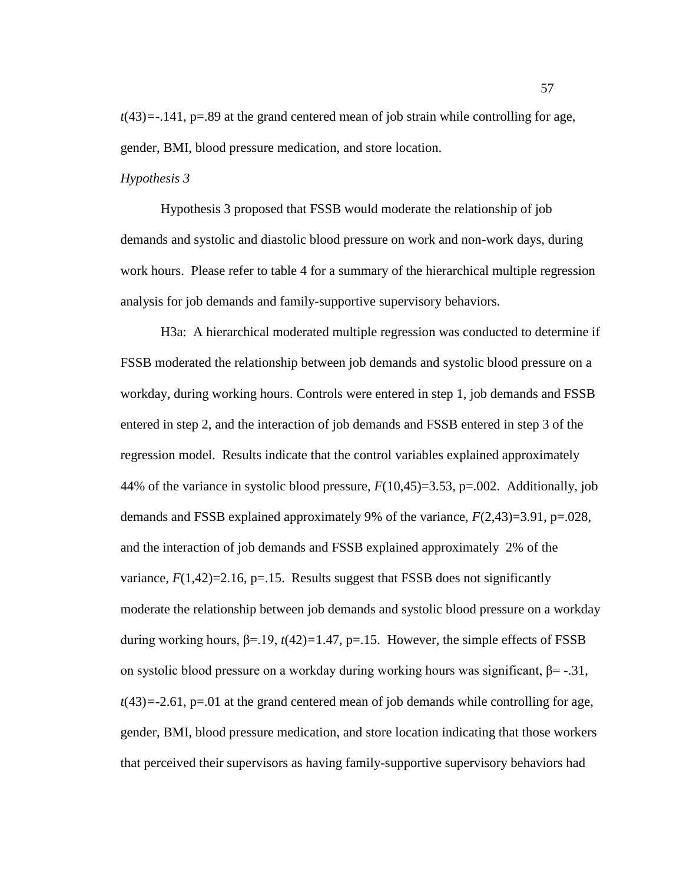$t(43)=-.141$, $p=.89$ at the grand centered mean of job strain while controlling for age, gender, BMI, blood pressure medication, and store location.

*Hypothesis 3*

Hypothesis 3 proposed that FSSB would moderate the relationship of job demands and systolic and diastolic blood pressure on work and non-work days, during work hours. Please refer to table 4 for a summary of the hierarchical multiple regression analysis for job demands and family-supportive supervisory behaviors.

H3a: A hierarchical moderated multiple regression was conducted to determine if FSSB moderated the relationship between job demands and systolic blood pressure on a workday, during working hours. Controls were entered in step 1, job demands and FSSB entered in step 2, and the interaction of job demands and FSSB entered in step 3 of the regression model. Results indicate that the control variables explained approximately 44% of the variance in systolic blood pressure, $F(10,45)=3.53$, $p=.002$. Additionally, job demands and FSSB explained approximately 9% of the variance, $F(2,43)=3.91$, $p=.028$, and the interaction of job demands and FSSB explained approximately 2% of the variance, $F(1,42)=2.16$, $p=.15$. Results suggest that FSSB does not significantly moderate the relationship between job demands and systolic blood pressure on a workday during working hours, $\beta=.19$, $t(42)=1.47$, $p=.15$. However, the simple effects of FSSB on systolic blood pressure on a workday during working hours was significant, $\beta= -.31$, $t(43)=-2.61$, $p=.01$ at the grand centered mean of job demands while controlling for age, gender, BMI, blood pressure medication, and store location indicating that those workers that perceived their supervisors as having family-supportive supervisory behaviors had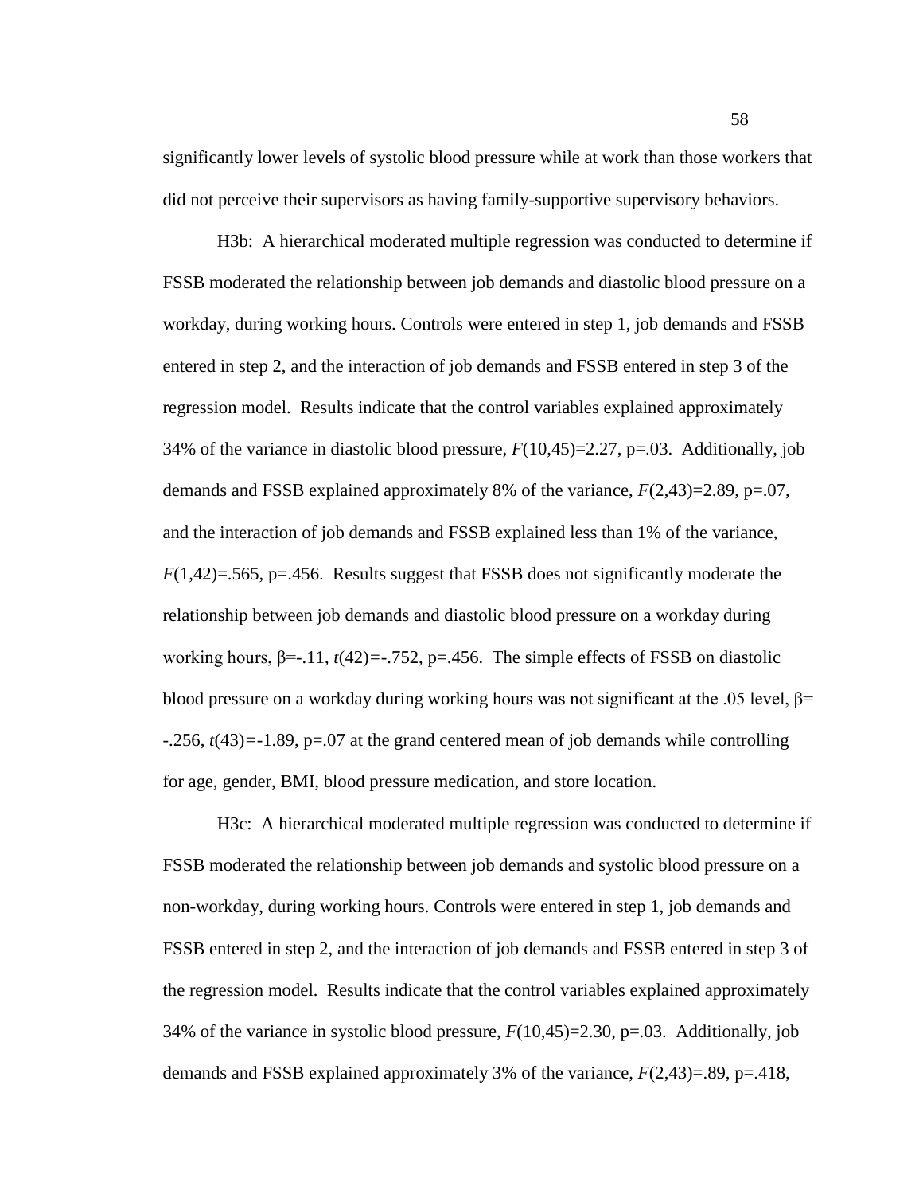significantly lower levels of systolic blood pressure while at work than those workers that did not perceive their supervisors as having family-supportive supervisory behaviors.

H3b: A hierarchical moderated multiple regression was conducted to determine if FSSB moderated the relationship between job demands and diastolic blood pressure on a workday, during working hours. Controls were entered in step 1, job demands and FSSB entered in step 2, and the interaction of job demands and FSSB entered in step 3 of the regression model. Results indicate that the control variables explained approximately 34% of the variance in diastolic blood pressure, $F(10,45)=2.27$, $p=.03$. Additionally, job demands and FSSB explained approximately 8% of the variance, $F(2,43)=2.89$, $p=.07$, and the interaction of job demands and FSSB explained less than 1% of the variance, $F(1,42)=.565$, $p=.456$. Results suggest that FSSB does not significantly moderate the relationship between job demands and diastolic blood pressure on a workday during working hours, $\beta=-.11$, $t(42)=-.752$, $p=.456$. The simple effects of FSSB on diastolic blood pressure on a workday during working hours was not significant at the .05 level, $\beta=-.256$, $t(43)=-1.89$, $p=.07$ at the grand centered mean of job demands while controlling for age, gender, BMI, blood pressure medication, and store location.

H3c: A hierarchical moderated multiple regression was conducted to determine if FSSB moderated the relationship between job demands and systolic blood pressure on a non-workday, during working hours. Controls were entered in step 1, job demands and FSSB entered in step 2, and the interaction of job demands and FSSB entered in step 3 of the regression model. Results indicate that the control variables explained approximately 34% of the variance in systolic blood pressure, $F(10,45)=2.30$, $p=.03$. Additionally, job demands and FSSB explained approximately 3% of the variance, $F(2,43)=.89$, $p=.418$,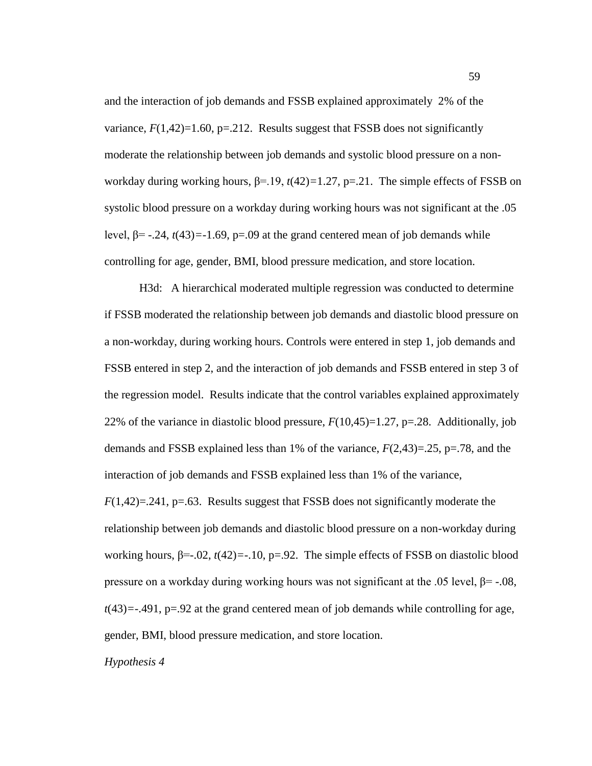and the interaction of job demands and FSSB explained approximately 2% of the variance, $F(1,42)=1.60$, $p=.212$. Results suggest that FSSB does not significantly moderate the relationship between job demands and systolic blood pressure on a non-workday during working hours, $\beta=.19$, $t(42)=1.27$, $p=.21$. The simple effects of FSSB on systolic blood pressure on a workday during working hours was not significant at the .05 level, $\beta= -.24$, $t(43)=-1.69$, $p=.09$ at the grand centered mean of job demands while controlling for age, gender, BMI, blood pressure medication, and store location.

H3d: A hierarchical moderated multiple regression was conducted to determine if FSSB moderated the relationship between job demands and diastolic blood pressure on a non-workday, during working hours. Controls were entered in step 1, job demands and FSSB entered in step 2, and the interaction of job demands and FSSB entered in step 3 of the regression model. Results indicate that the control variables explained approximately 22% of the variance in diastolic blood pressure, $F(10,45)=1.27$, $p=.28$. Additionally, job demands and FSSB explained less than 1% of the variance, $F(2,43)=.25$, $p=.78$, and the interaction of job demands and FSSB explained less than 1% of the variance, $F(1,42)=.241$, $p=.63$. Results suggest that FSSB does not significantly moderate the relationship between job demands and diastolic blood pressure on a non-workday during working hours, $\beta=-.02$, $t(42)=-.10$, $p=.92$. The simple effects of FSSB on diastolic blood pressure on a workday during working hours was not significant at the .05 level, $\beta= -.08$, $t(43)=-.491$, $p=.92$ at the grand centered mean of job demands while controlling for age, gender, BMI, blood pressure medication, and store location.

*Hypothesis 4*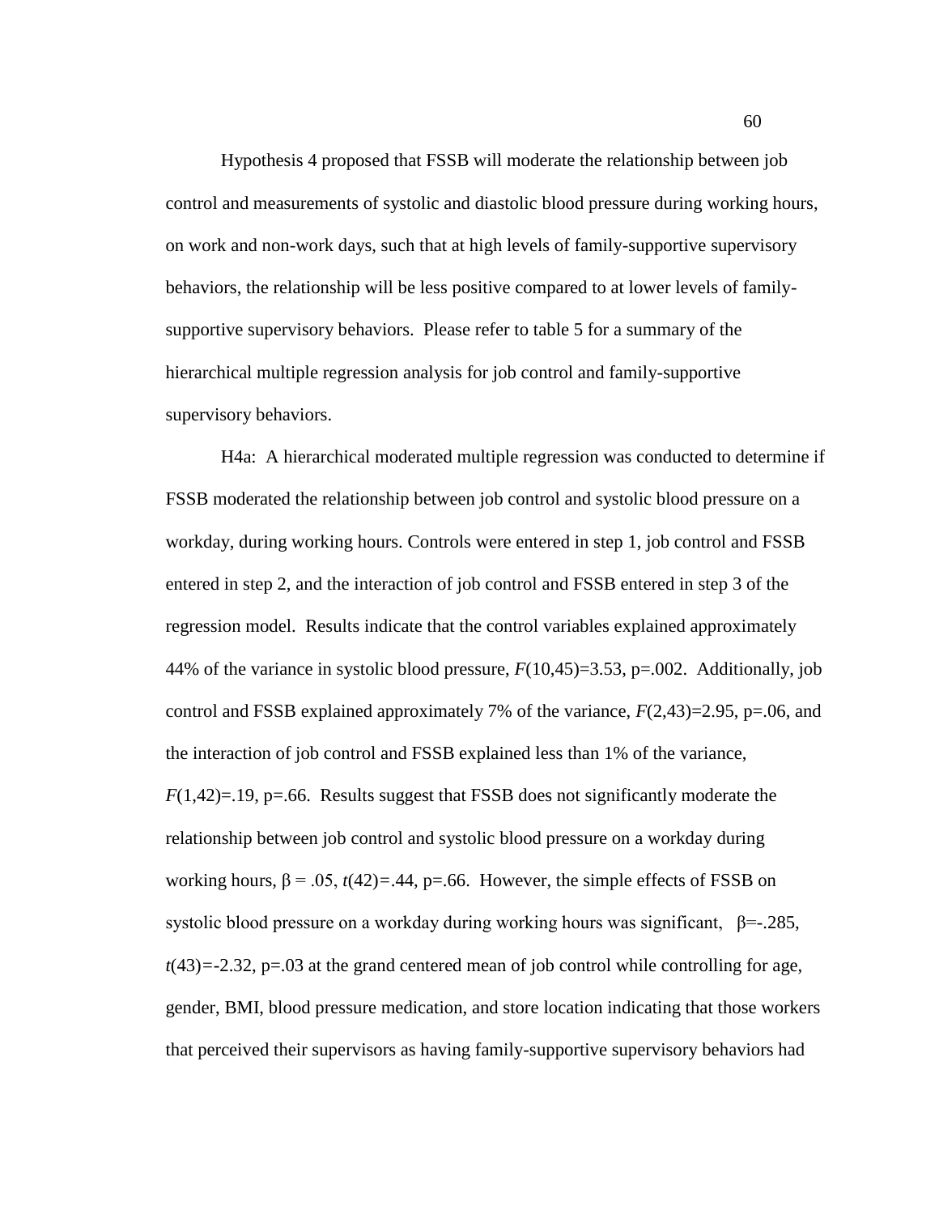Hypothesis 4 proposed that FSSB will moderate the relationship between job control and measurements of systolic and diastolic blood pressure during working hours, on work and non-work days, such that at high levels of family-supportive supervisory behaviors, the relationship will be less positive compared to at lower levels of family-supportive supervisory behaviors. Please refer to table 5 for a summary of the hierarchical multiple regression analysis for job control and family-supportive supervisory behaviors.

H4a: A hierarchical moderated multiple regression was conducted to determine if FSSB moderated the relationship between job control and systolic blood pressure on a workday, during working hours. Controls were entered in step 1, job control and FSSB entered in step 2, and the interaction of job control and FSSB entered in step 3 of the regression model. Results indicate that the control variables explained approximately 44% of the variance in systolic blood pressure, $F(10,45)=3.53$, $p=.002$. Additionally, job control and FSSB explained approximately 7% of the variance, $F(2,43)=2.95$, $p=.06$, and the interaction of job control and FSSB explained less than 1% of the variance, $F(1,42)=.19$, $p=.66$. Results suggest that FSSB does not significantly moderate the relationship between job control and systolic blood pressure on a workday during working hours, $\beta = .05$, $t(42)=.44$, $p=.66$. However, the simple effects of FSSB on systolic blood pressure on a workday during working hours was significant, $\beta=-.285$, $t(43)=-2.32$, $p=.03$ at the grand centered mean of job control while controlling for age, gender, BMI, blood pressure medication, and store location indicating that those workers that perceived their supervisors as having family-supportive supervisory behaviors had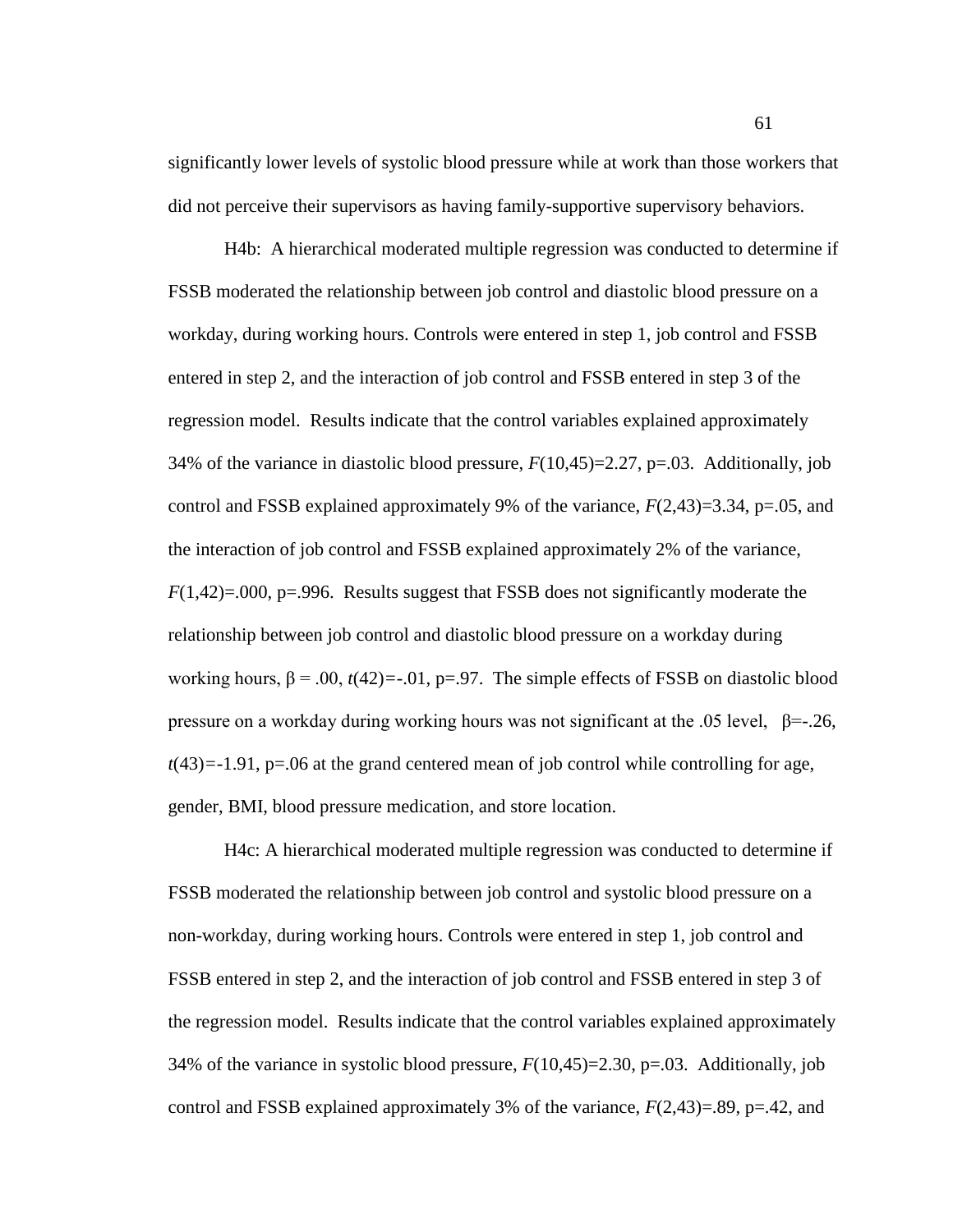significantly lower levels of systolic blood pressure while at work than those workers that did not perceive their supervisors as having family-supportive supervisory behaviors.

H4b: A hierarchical moderated multiple regression was conducted to determine if FSSB moderated the relationship between job control and diastolic blood pressure on a workday, during working hours. Controls were entered in step 1, job control and FSSB entered in step 2, and the interaction of job control and FSSB entered in step 3 of the regression model. Results indicate that the control variables explained approximately 34% of the variance in diastolic blood pressure, $F(10,45)=2.27$, $p=.03$. Additionally, job control and FSSB explained approximately 9% of the variance, $F(2,43)=3.34$, $p=.05$, and the interaction of job control and FSSB explained approximately 2% of the variance, $F(1,42)=.000$, $p=.996$. Results suggest that FSSB does not significantly moderate the relationship between job control and diastolic blood pressure on a workday during working hours, $\beta = .00$, $t(42)=-.01$, $p=.97$. The simple effects of FSSB on diastolic blood pressure on a workday during working hours was not significant at the .05 level, $\beta=-.26$, $t(43)=-1.91$, $p=.06$ at the grand centered mean of job control while controlling for age, gender, BMI, blood pressure medication, and store location.

H4c: A hierarchical moderated multiple regression was conducted to determine if FSSB moderated the relationship between job control and systolic blood pressure on a non-workday, during working hours. Controls were entered in step 1, job control and FSSB entered in step 2, and the interaction of job control and FSSB entered in step 3 of the regression model. Results indicate that the control variables explained approximately 34% of the variance in systolic blood pressure, $F(10,45)=2.30$, $p=.03$. Additionally, job control and FSSB explained approximately 3% of the variance, $F(2,43)=.89$, $p=.42$, and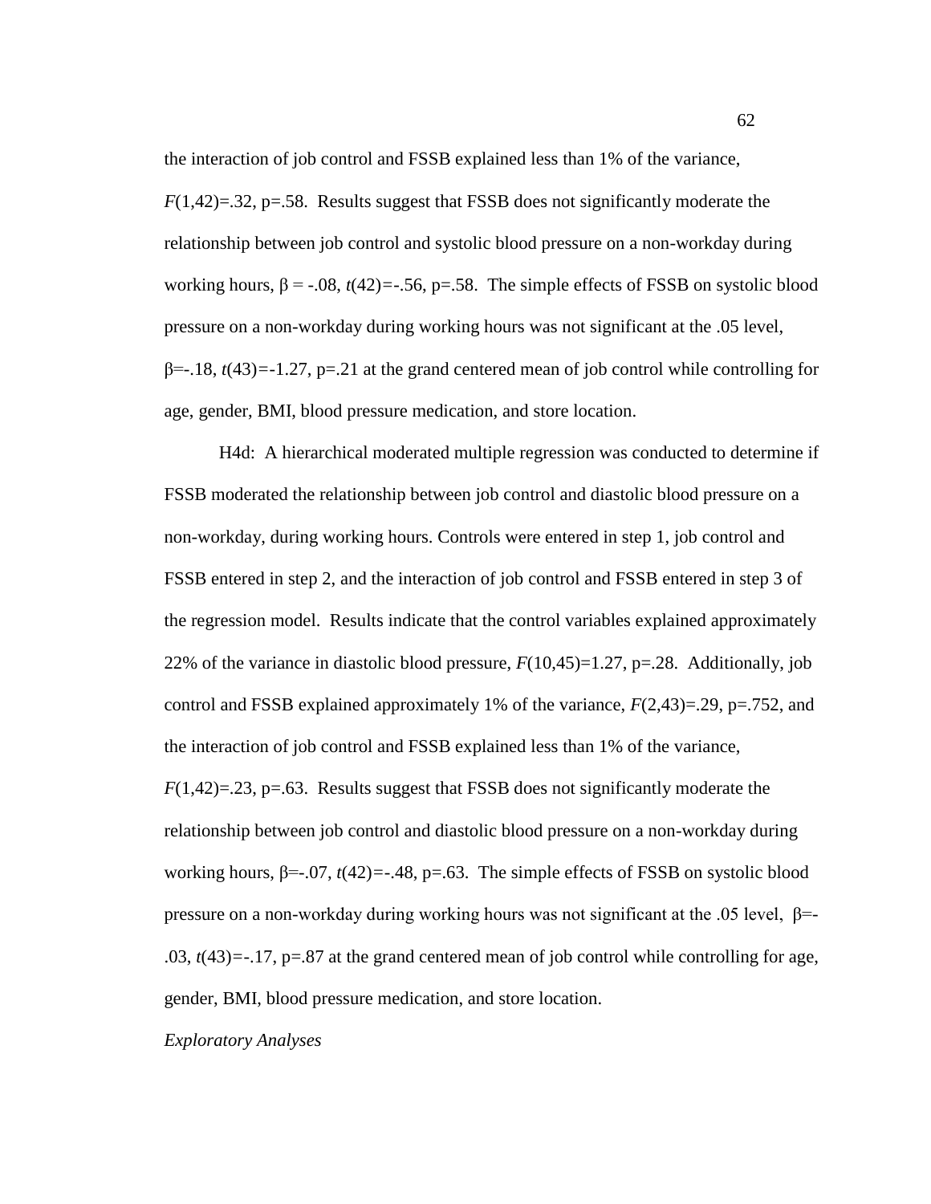the interaction of job control and FSSB explained less than 1% of the variance, $F(1,42)=.32$, p=.58. Results suggest that FSSB does not significantly moderate the relationship between job control and systolic blood pressure on a non-workday during working hours, $\beta = -.08$, $t(42)=-.56$, p=.58. The simple effects of FSSB on systolic blood pressure on a non-workday during working hours was not significant at the .05 level, $\beta=-.18$, $t(43)=-1.27$, p=.21 at the grand centered mean of job control while controlling for age, gender, BMI, blood pressure medication, and store location.

H4d: A hierarchical moderated multiple regression was conducted to determine if FSSB moderated the relationship between job control and diastolic blood pressure on a non-workday, during working hours. Controls were entered in step 1, job control and FSSB entered in step 2, and the interaction of job control and FSSB entered in step 3 of the regression model. Results indicate that the control variables explained approximately 22% of the variance in diastolic blood pressure, $F(10,45)=1.27$, p=.28. Additionally, job control and FSSB explained approximately 1% of the variance, $F(2,43)=.29$, p=.752, and the interaction of job control and FSSB explained less than 1% of the variance, $F(1,42)=.23$, p=.63. Results suggest that FSSB does not significantly moderate the relationship between job control and diastolic blood pressure on a non-workday during working hours, $\beta=-.07$, $t(42)=-.48$, p=.63. The simple effects of FSSB on systolic blood pressure on a non-workday during working hours was not significant at the .05 level, $\beta=-.03$, $t(43)=-.17$, p=.87 at the grand centered mean of job control while controlling for age, gender, BMI, blood pressure medication, and store location.

*Exploratory Analyses*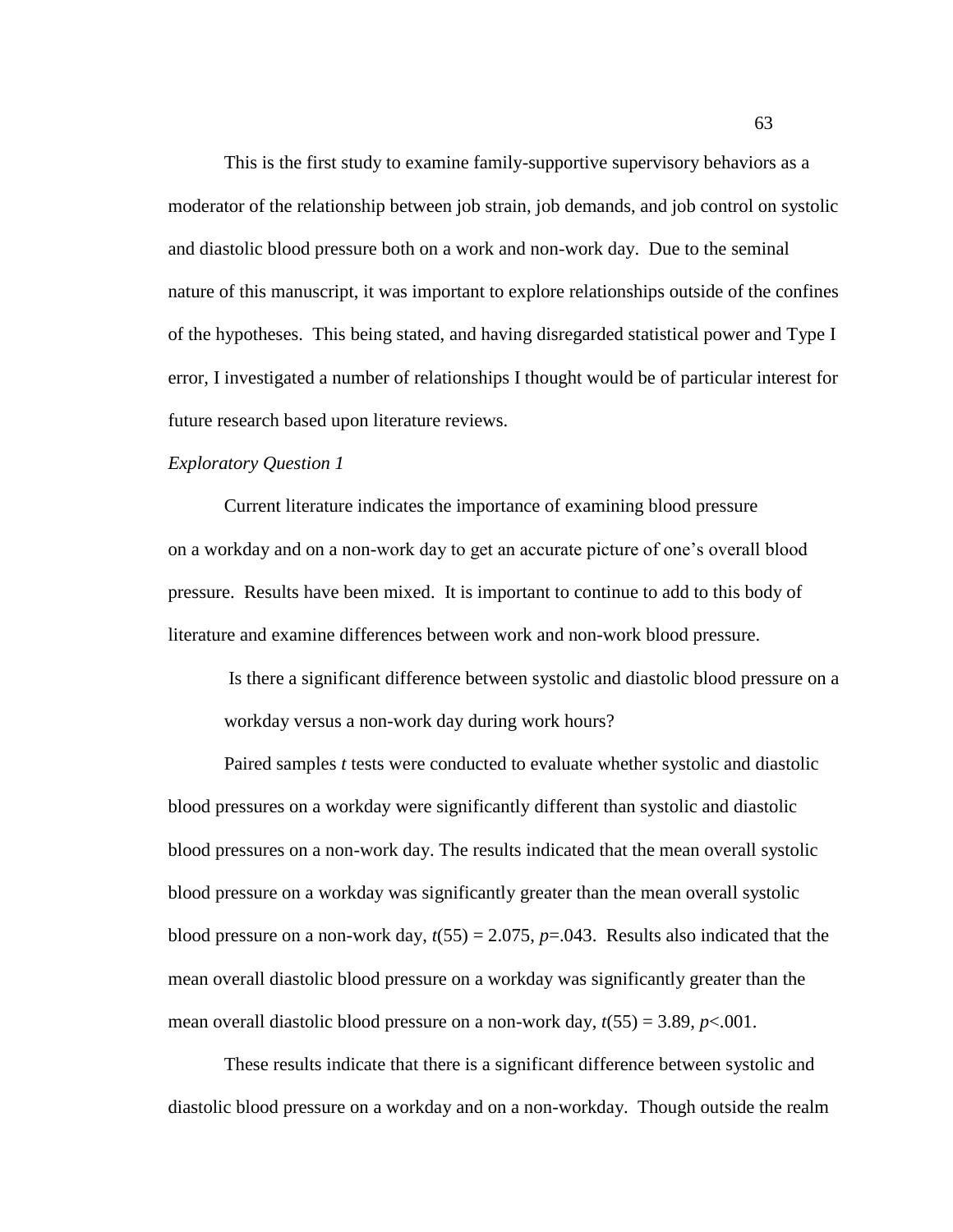This is the first study to examine family-supportive supervisory behaviors as a moderator of the relationship between job strain, job demands, and job control on systolic and diastolic blood pressure both on a work and non-work day. Due to the seminal nature of this manuscript, it was important to explore relationships outside of the confines of the hypotheses. This being stated, and having disregarded statistical power and Type I error, I investigated a number of relationships I thought would be of particular interest for future research based upon literature reviews.

*Exploratory Question 1*

Current literature indicates the importance of examining blood pressure on a workday and on a non-work day to get an accurate picture of one's overall blood pressure. Results have been mixed. It is important to continue to add to this body of literature and examine differences between work and non-work blood pressure.

> Is there a significant difference between systolic and diastolic blood pressure on a workday versus a non-work day during work hours?

Paired samples *t* tests were conducted to evaluate whether systolic and diastolic blood pressures on a workday were significantly different than systolic and diastolic blood pressures on a non-work day. The results indicated that the mean overall systolic blood pressure on a workday was significantly greater than the mean overall systolic blood pressure on a non-work day, $t(55) = 2.075$, $p = .043$. Results also indicated that the mean overall diastolic blood pressure on a workday was significantly greater than the mean overall diastolic blood pressure on a non-work day, $t(55) = 3.89$, $p < .001$.

These results indicate that there is a significant difference between systolic and diastolic blood pressure on a workday and on a non-workday. Though outside the realm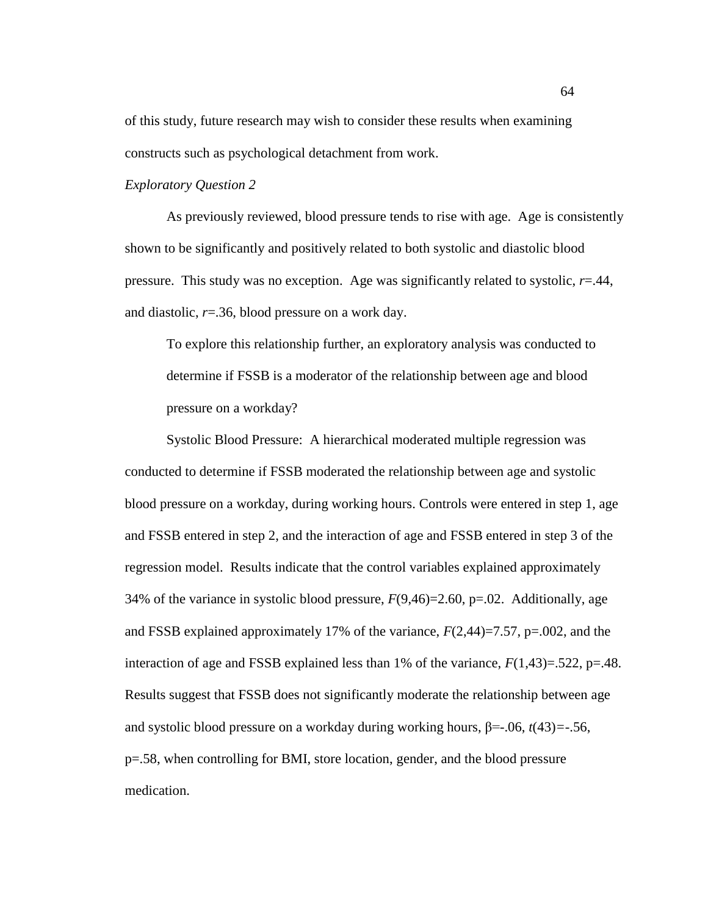of this study, future research may wish to consider these results when examining constructs such as psychological detachment from work.

*Exploratory Question 2*

As previously reviewed, blood pressure tends to rise with age. Age is consistently shown to be significantly and positively related to both systolic and diastolic blood pressure. This study was no exception. Age was significantly related to systolic, $r$=.44, and diastolic, $r$=.36, blood pressure on a work day.

> To explore this relationship further, an exploratory analysis was conducted to determine if FSSB is a moderator of the relationship between age and blood pressure on a workday?

Systolic Blood Pressure: A hierarchical moderated multiple regression was conducted to determine if FSSB moderated the relationship between age and systolic blood pressure on a workday, during working hours. Controls were entered in step 1, age and FSSB entered in step 2, and the interaction of age and FSSB entered in step 3 of the regression model. Results indicate that the control variables explained approximately 34% of the variance in systolic blood pressure, $F(9,46)=2.60$, p=.02. Additionally, age and FSSB explained approximately 17% of the variance, $F(2,44)=7.57$, p=.002, and the interaction of age and FSSB explained less than 1% of the variance, $F(1,43)=.522$, p=.48. Results suggest that FSSB does not significantly moderate the relationship between age and systolic blood pressure on a workday during working hours, β=-.06, $t(43)=-.56$, p=.58, when controlling for BMI, store location, gender, and the blood pressure medication.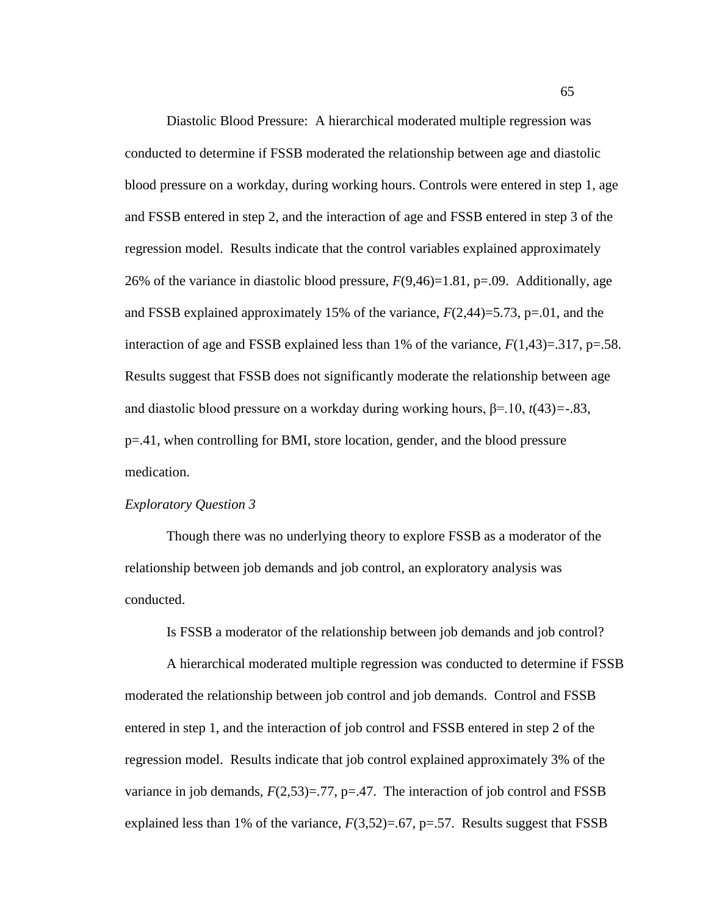Diastolic Blood Pressure: A hierarchical moderated multiple regression was conducted to determine if FSSB moderated the relationship between age and diastolic blood pressure on a workday, during working hours. Controls were entered in step 1, age and FSSB entered in step 2, and the interaction of age and FSSB entered in step 3 of the regression model. Results indicate that the control variables explained approximately 26% of the variance in diastolic blood pressure, $F(9,46)=1.81$, $p=.09$. Additionally, age and FSSB explained approximately 15% of the variance, $F(2,44)=5.73$, $p=.01$, and the interaction of age and FSSB explained less than 1% of the variance, $F(1,43)=.317$, $p=.58$. Results suggest that FSSB does not significantly moderate the relationship between age and diastolic blood pressure on a workday during working hours, $\beta=.10$, $t(43)=-.83$, $p=.41$, when controlling for BMI, store location, gender, and the blood pressure medication.

*Exploratory Question 3*

Though there was no underlying theory to explore FSSB as a moderator of the relationship between job demands and job control, an exploratory analysis was conducted.

Is FSSB a moderator of the relationship between job demands and job control?

A hierarchical moderated multiple regression was conducted to determine if FSSB moderated the relationship between job control and job demands. Control and FSSB entered in step 1, and the interaction of job control and FSSB entered in step 2 of the regression model. Results indicate that job control explained approximately 3% of the variance in job demands, $F(2,53)=.77$, $p=.47$. The interaction of job control and FSSB explained less than 1% of the variance, $F(3,52)=.67$, $p=.57$. Results suggest that FSSB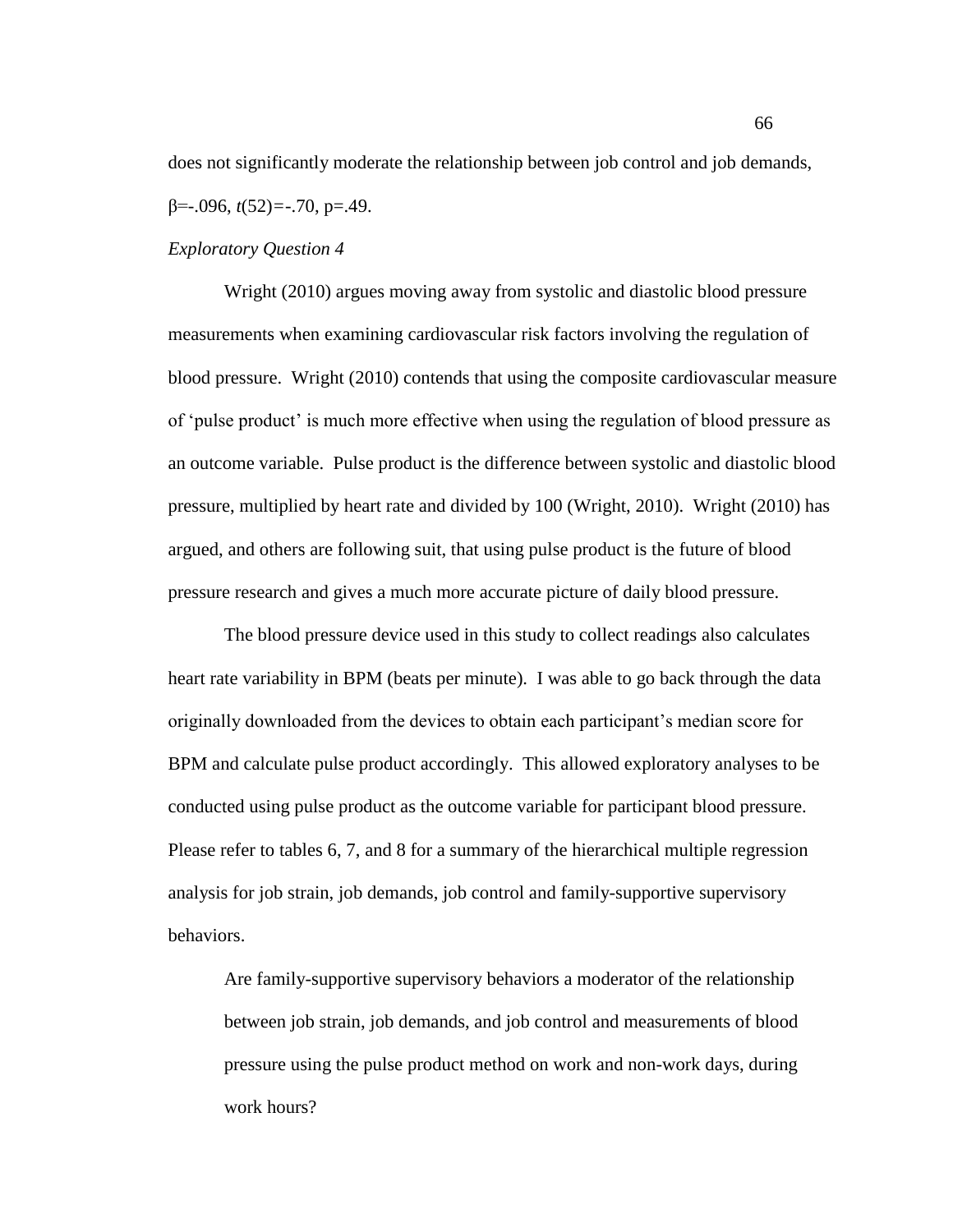does not significantly moderate the relationship between job control and job demands, $\beta$=-.096, $t(52)$=-.70, p=.49.

*Exploratory Question 4*

Wright (2010) argues moving away from systolic and diastolic blood pressure measurements when examining cardiovascular risk factors involving the regulation of blood pressure. Wright (2010) contends that using the composite cardiovascular measure of 'pulse product' is much more effective when using the regulation of blood pressure as an outcome variable. Pulse product is the difference between systolic and diastolic blood pressure, multiplied by heart rate and divided by 100 (Wright, 2010). Wright (2010) has argued, and others are following suit, that using pulse product is the future of blood pressure research and gives a much more accurate picture of daily blood pressure.

The blood pressure device used in this study to collect readings also calculates heart rate variability in BPM (beats per minute). I was able to go back through the data originally downloaded from the devices to obtain each participant's median score for BPM and calculate pulse product accordingly. This allowed exploratory analyses to be conducted using pulse product as the outcome variable for participant blood pressure. Please refer to tables 6, 7, and 8 for a summary of the hierarchical multiple regression analysis for job strain, job demands, job control and family-supportive supervisory behaviors.

> Are family-supportive supervisory behaviors a moderator of the relationship between job strain, job demands, and job control and measurements of blood pressure using the pulse product method on work and non-work days, during work hours?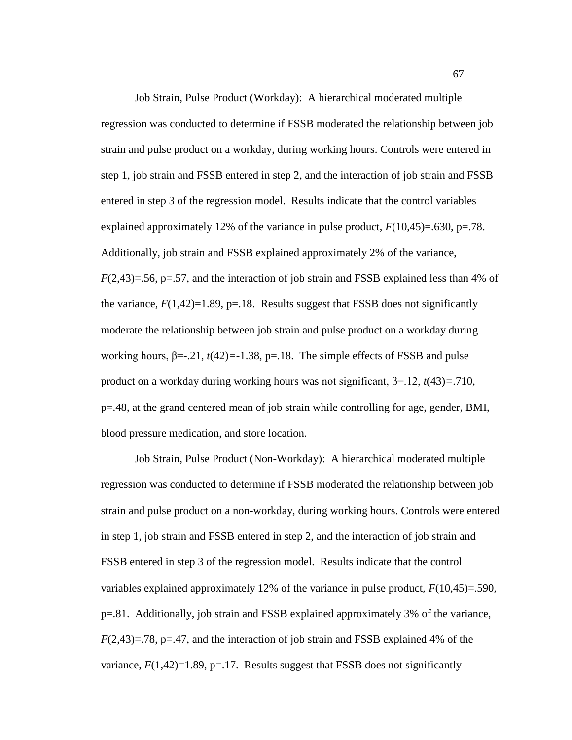Job Strain, Pulse Product (Workday): A hierarchical moderated multiple regression was conducted to determine if FSSB moderated the relationship between job strain and pulse product on a workday, during working hours. Controls were entered in step 1, job strain and FSSB entered in step 2, and the interaction of job strain and FSSB entered in step 3 of the regression model. Results indicate that the control variables explained approximately 12% of the variance in pulse product, $F(10,45)=.630$, p=.78. Additionally, job strain and FSSB explained approximately 2% of the variance, $F(2,43)=.56$, p=.57, and the interaction of job strain and FSSB explained less than 4% of the variance, $F(1,42)=1.89$, p=.18. Results suggest that FSSB does not significantly moderate the relationship between job strain and pulse product on a workday during working hours, β=-.21, $t(42)=-1.38$, p=.18. The simple effects of FSSB and pulse product on a workday during working hours was not significant, β=.12, $t(43)=.710$, p=.48, at the grand centered mean of job strain while controlling for age, gender, BMI, blood pressure medication, and store location.

Job Strain, Pulse Product (Non-Workday): A hierarchical moderated multiple regression was conducted to determine if FSSB moderated the relationship between job strain and pulse product on a non-workday, during working hours. Controls were entered in step 1, job strain and FSSB entered in step 2, and the interaction of job strain and FSSB entered in step 3 of the regression model. Results indicate that the control variables explained approximately 12% of the variance in pulse product, $F(10,45)=.590$, p=.81. Additionally, job strain and FSSB explained approximately 3% of the variance, $F(2,43)=.78$, p=.47, and the interaction of job strain and FSSB explained 4% of the variance, $F(1,42)=1.89$, p=.17. Results suggest that FSSB does not significantly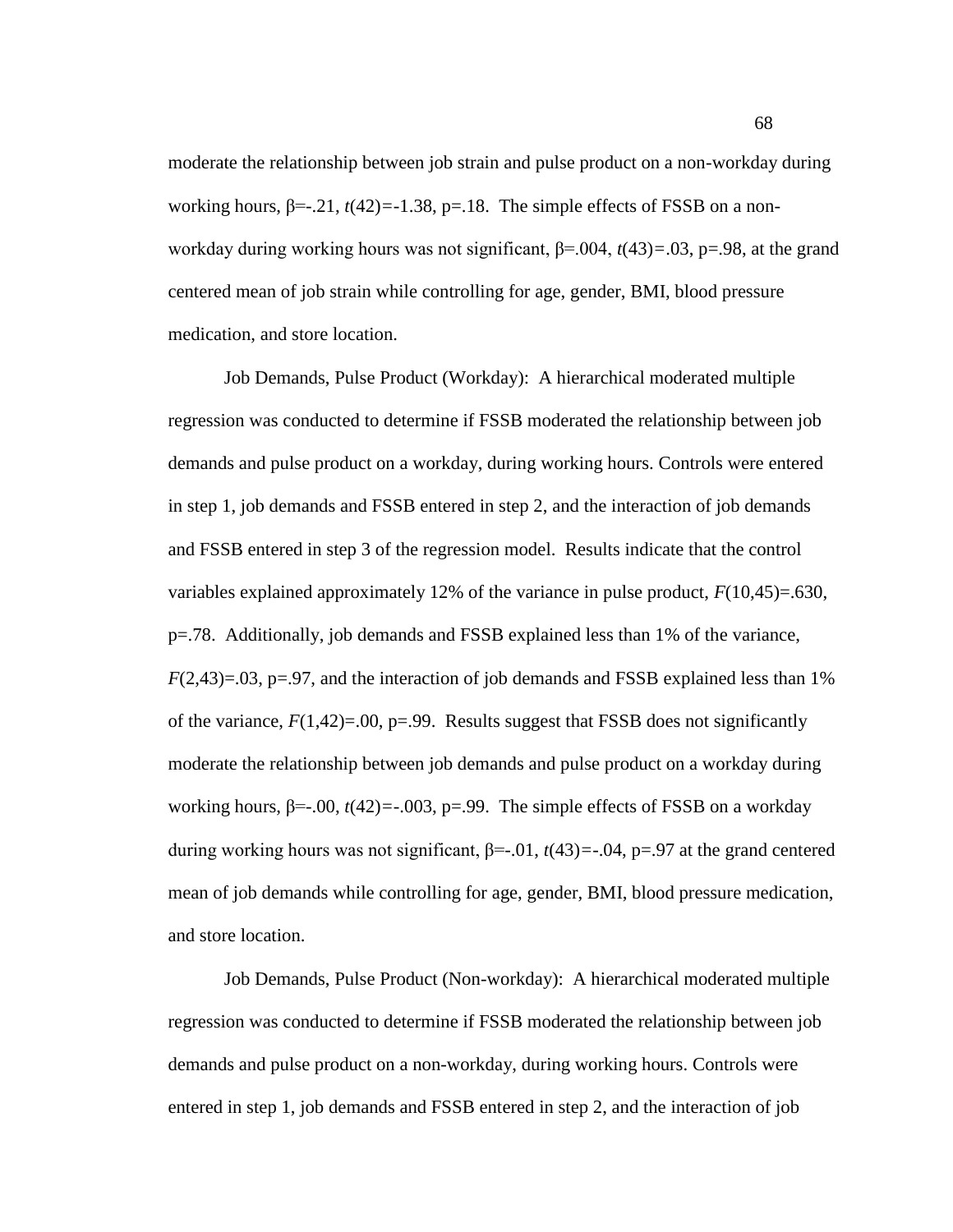moderate the relationship between job strain and pulse product on a non-workday during working hours, $\beta$=-.21, $t(42)$=-1.38, p=.18. The simple effects of FSSB on a non-workday during working hours was not significant, $\beta$=.004, $t(43)$=.03, p=.98, at the grand centered mean of job strain while controlling for age, gender, BMI, blood pressure medication, and store location.

Job Demands, Pulse Product (Workday): A hierarchical moderated multiple regression was conducted to determine if FSSB moderated the relationship between job demands and pulse product on a workday, during working hours. Controls were entered in step 1, job demands and FSSB entered in step 2, and the interaction of job demands and FSSB entered in step 3 of the regression model. Results indicate that the control variables explained approximately 12% of the variance in pulse product, $F(10,45)$=.630, p=.78. Additionally, job demands and FSSB explained less than 1% of the variance, $F(2,43)$=.03, p=.97, and the interaction of job demands and FSSB explained less than 1% of the variance, $F(1,42)$=.00, p=.99. Results suggest that FSSB does not significantly moderate the relationship between job demands and pulse product on a workday during working hours, $\beta$=-.00, $t(42)$=-.003, p=.99. The simple effects of FSSB on a workday during working hours was not significant, $\beta$=-.01, $t(43)$=-.04, p=.97 at the grand centered mean of job demands while controlling for age, gender, BMI, blood pressure medication, and store location.

Job Demands, Pulse Product (Non-workday): A hierarchical moderated multiple regression was conducted to determine if FSSB moderated the relationship between job demands and pulse product on a non-workday, during working hours. Controls were entered in step 1, job demands and FSSB entered in step 2, and the interaction of job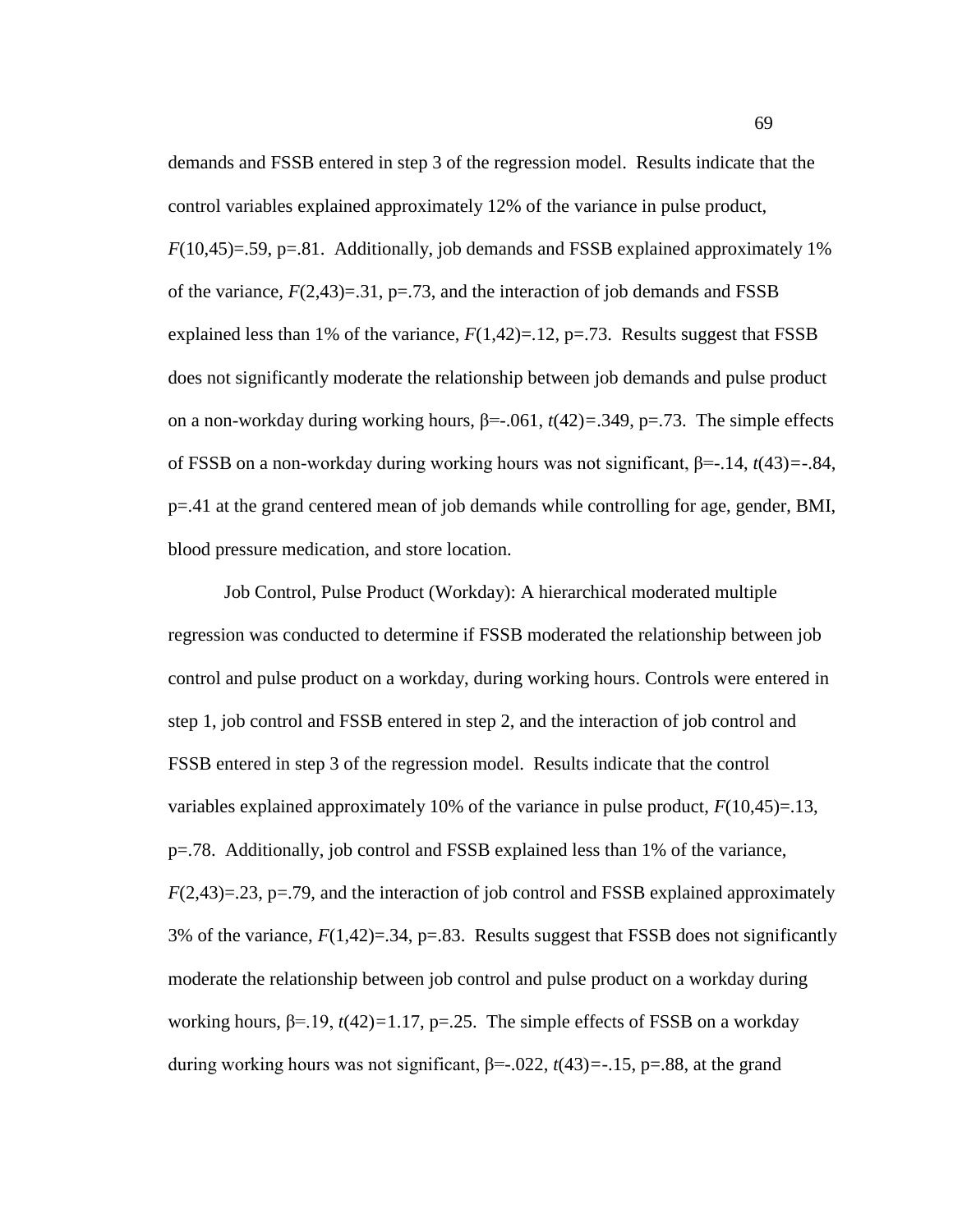demands and FSSB entered in step 3 of the regression model. Results indicate that the control variables explained approximately 12% of the variance in pulse product, $F(10,45)=.59$, $p=.81$. Additionally, job demands and FSSB explained approximately 1% of the variance, $F(2,43)=.31$, $p=.73$, and the interaction of job demands and FSSB explained less than 1% of the variance, $F(1,42)=.12$, $p=.73$. Results suggest that FSSB does not significantly moderate the relationship between job demands and pulse product on a non-workday during working hours, $\beta=-.061$, $t(42)=.349$, $p=.73$. The simple effects of FSSB on a non-workday during working hours was not significant, $\beta=-.14$, $t(43)=-.84$, $p=.41$ at the grand centered mean of job demands while controlling for age, gender, BMI, blood pressure medication, and store location.

Job Control, Pulse Product (Workday): A hierarchical moderated multiple regression was conducted to determine if FSSB moderated the relationship between job control and pulse product on a workday, during working hours. Controls were entered in step 1, job control and FSSB entered in step 2, and the interaction of job control and FSSB entered in step 3 of the regression model. Results indicate that the control variables explained approximately 10% of the variance in pulse product, $F(10,45)=.13$, $p=.78$. Additionally, job control and FSSB explained less than 1% of the variance, $F(2,43)=.23$, $p=.79$, and the interaction of job control and FSSB explained approximately 3% of the variance, $F(1,42)=.34$, $p=.83$. Results suggest that FSSB does not significantly moderate the relationship between job control and pulse product on a workday during working hours, $\beta=.19$, $t(42)=1.17$, $p=.25$. The simple effects of FSSB on a workday during working hours was not significant, $\beta=-.022$, $t(43)=-.15$, $p=.88$, at the grand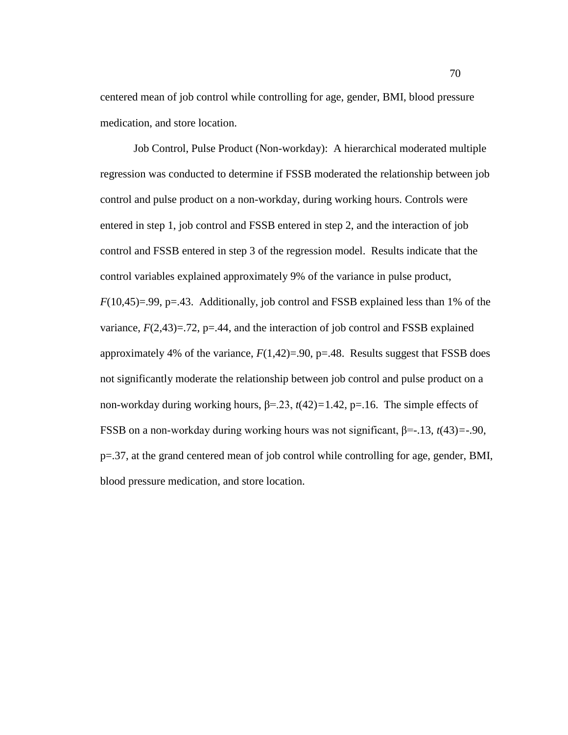centered mean of job control while controlling for age, gender, BMI, blood pressure medication, and store location.

Job Control, Pulse Product (Non-workday): A hierarchical moderated multiple regression was conducted to determine if FSSB moderated the relationship between job control and pulse product on a non-workday, during working hours. Controls were entered in step 1, job control and FSSB entered in step 2, and the interaction of job control and FSSB entered in step 3 of the regression model. Results indicate that the control variables explained approximately 9% of the variance in pulse product, $F(10,45)=.99$, $p=.43$. Additionally, job control and FSSB explained less than 1% of the variance, $F(2,43)=.72$, $p=.44$, and the interaction of job control and FSSB explained approximately 4% of the variance, $F(1,42)=.90$, $p=.48$. Results suggest that FSSB does not significantly moderate the relationship between job control and pulse product on a non-workday during working hours, $\beta=.23$, $t(42)=1.42$, $p=.16$. The simple effects of FSSB on a non-workday during working hours was not significant, $\beta=-.13$, $t(43)=-.90$, $p=.37$, at the grand centered mean of job control while controlling for age, gender, BMI, blood pressure medication, and store location.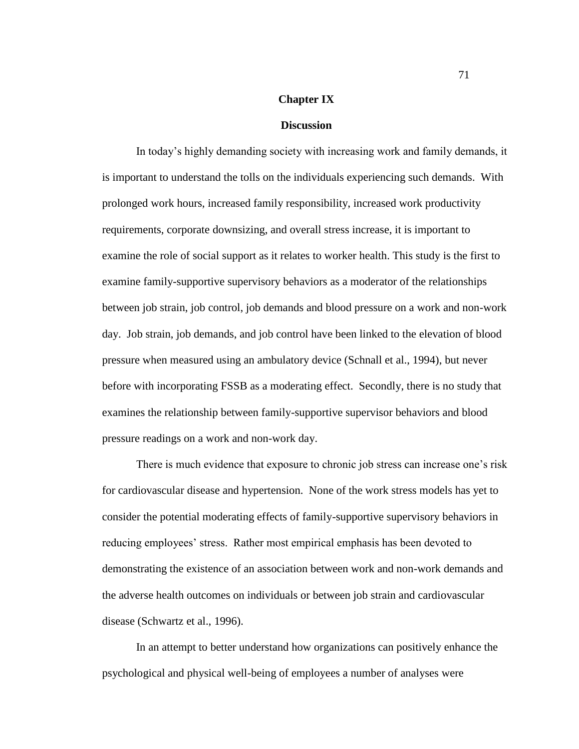# Chapter IX

## Discussion

In today's highly demanding society with increasing work and family demands, it is important to understand the tolls on the individuals experiencing such demands. With prolonged work hours, increased family responsibility, increased work productivity requirements, corporate downsizing, and overall stress increase, it is important to examine the role of social support as it relates to worker health. This study is the first to examine family-supportive supervisory behaviors as a moderator of the relationships between job strain, job control, job demands and blood pressure on a work and non-work day. Job strain, job demands, and job control have been linked to the elevation of blood pressure when measured using an ambulatory device (Schnall et al., 1994), but never before with incorporating FSSB as a moderating effect. Secondly, there is no study that examines the relationship between family-supportive supervisor behaviors and blood pressure readings on a work and non-work day.

There is much evidence that exposure to chronic job stress can increase one's risk for cardiovascular disease and hypertension. None of the work stress models has yet to consider the potential moderating effects of family-supportive supervisory behaviors in reducing employees' stress. Rather most empirical emphasis has been devoted to demonstrating the existence of an association between work and non-work demands and the adverse health outcomes on individuals or between job strain and cardiovascular disease (Schwartz et al., 1996).

In an attempt to better understand how organizations can positively enhance the psychological and physical well-being of employees a number of analyses were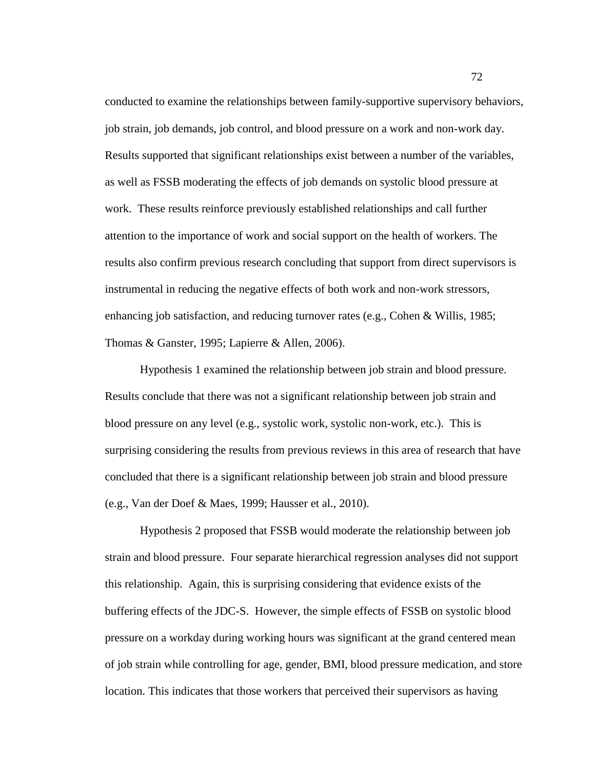conducted to examine the relationships between family-supportive supervisory behaviors, job strain, job demands, job control, and blood pressure on a work and non-work day. Results supported that significant relationships exist between a number of the variables, as well as FSSB moderating the effects of job demands on systolic blood pressure at work. These results reinforce previously established relationships and call further attention to the importance of work and social support on the health of workers. The results also confirm previous research concluding that support from direct supervisors is instrumental in reducing the negative effects of both work and non-work stressors, enhancing job satisfaction, and reducing turnover rates (e.g., Cohen & Willis, 1985; Thomas & Ganster, 1995; Lapierre & Allen, 2006).

Hypothesis 1 examined the relationship between job strain and blood pressure. Results conclude that there was not a significant relationship between job strain and blood pressure on any level (e.g., systolic work, systolic non-work, etc.). This is surprising considering the results from previous reviews in this area of research that have concluded that there is a significant relationship between job strain and blood pressure (e.g., Van der Doef & Maes, 1999; Hausser et al., 2010).

Hypothesis 2 proposed that FSSB would moderate the relationship between job strain and blood pressure. Four separate hierarchical regression analyses did not support this relationship. Again, this is surprising considering that evidence exists of the buffering effects of the JDC-S. However, the simple effects of FSSB on systolic blood pressure on a workday during working hours was significant at the grand centered mean of job strain while controlling for age, gender, BMI, blood pressure medication, and store location. This indicates that those workers that perceived their supervisors as having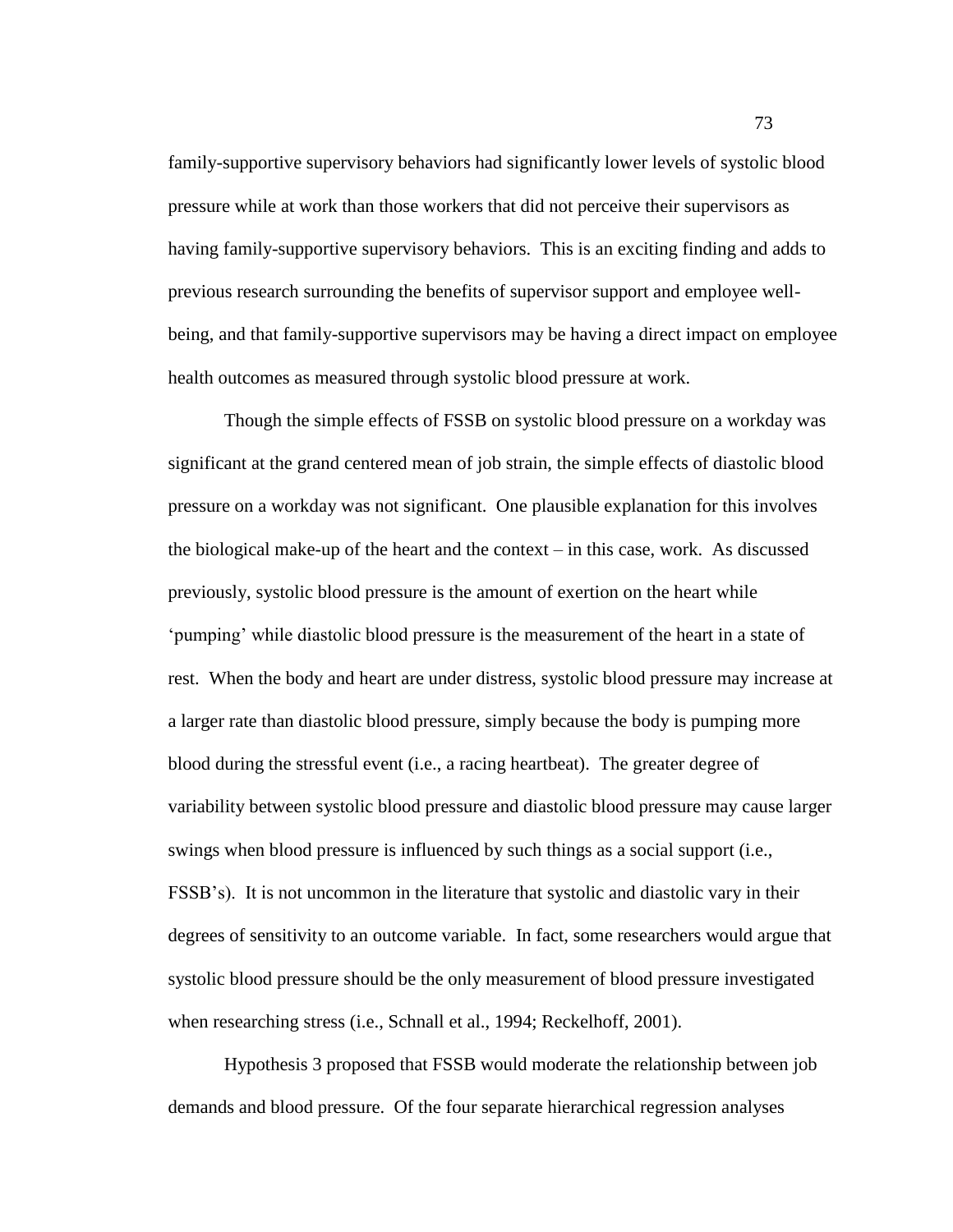family-supportive supervisory behaviors had significantly lower levels of systolic blood pressure while at work than those workers that did not perceive their supervisors as having family-supportive supervisory behaviors. This is an exciting finding and adds to previous research surrounding the benefits of supervisor support and employee well-being, and that family-supportive supervisors may be having a direct impact on employee health outcomes as measured through systolic blood pressure at work.

Though the simple effects of FSSB on systolic blood pressure on a workday was significant at the grand centered mean of job strain, the simple effects of diastolic blood pressure on a workday was not significant. One plausible explanation for this involves the biological make-up of the heart and the context – in this case, work. As discussed previously, systolic blood pressure is the amount of exertion on the heart while 'pumping' while diastolic blood pressure is the measurement of the heart in a state of rest. When the body and heart are under distress, systolic blood pressure may increase at a larger rate than diastolic blood pressure, simply because the body is pumping more blood during the stressful event (i.e., a racing heartbeat). The greater degree of variability between systolic blood pressure and diastolic blood pressure may cause larger swings when blood pressure is influenced by such things as a social support (i.e., FSSB's). It is not uncommon in the literature that systolic and diastolic vary in their degrees of sensitivity to an outcome variable. In fact, some researchers would argue that systolic blood pressure should be the only measurement of blood pressure investigated when researching stress (i.e., Schnall et al., 1994; Reckelhoff, 2001).

Hypothesis 3 proposed that FSSB would moderate the relationship between job demands and blood pressure. Of the four separate hierarchical regression analyses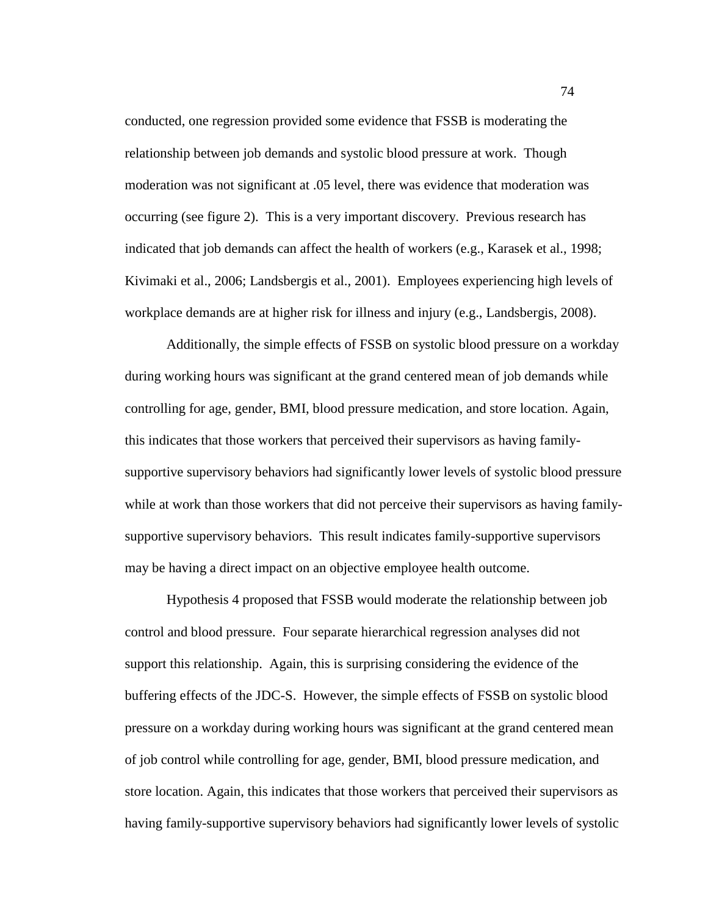conducted, one regression provided some evidence that FSSB is moderating the relationship between job demands and systolic blood pressure at work. Though moderation was not significant at .05 level, there was evidence that moderation was occurring (see figure 2). This is a very important discovery. Previous research has indicated that job demands can affect the health of workers (e.g., Karasek et al., 1998; Kivimaki et al., 2006; Landsbergis et al., 2001). Employees experiencing high levels of workplace demands are at higher risk for illness and injury (e.g., Landsbergis, 2008).

Additionally, the simple effects of FSSB on systolic blood pressure on a workday during working hours was significant at the grand centered mean of job demands while controlling for age, gender, BMI, blood pressure medication, and store location. Again, this indicates that those workers that perceived their supervisors as having family-supportive supervisory behaviors had significantly lower levels of systolic blood pressure while at work than those workers that did not perceive their supervisors as having family-supportive supervisory behaviors. This result indicates family-supportive supervisors may be having a direct impact on an objective employee health outcome.

Hypothesis 4 proposed that FSSB would moderate the relationship between job control and blood pressure. Four separate hierarchical regression analyses did not support this relationship. Again, this is surprising considering the evidence of the buffering effects of the JDC-S. However, the simple effects of FSSB on systolic blood pressure on a workday during working hours was significant at the grand centered mean of job control while controlling for age, gender, BMI, blood pressure medication, and store location. Again, this indicates that those workers that perceived their supervisors as having family-supportive supervisory behaviors had significantly lower levels of systolic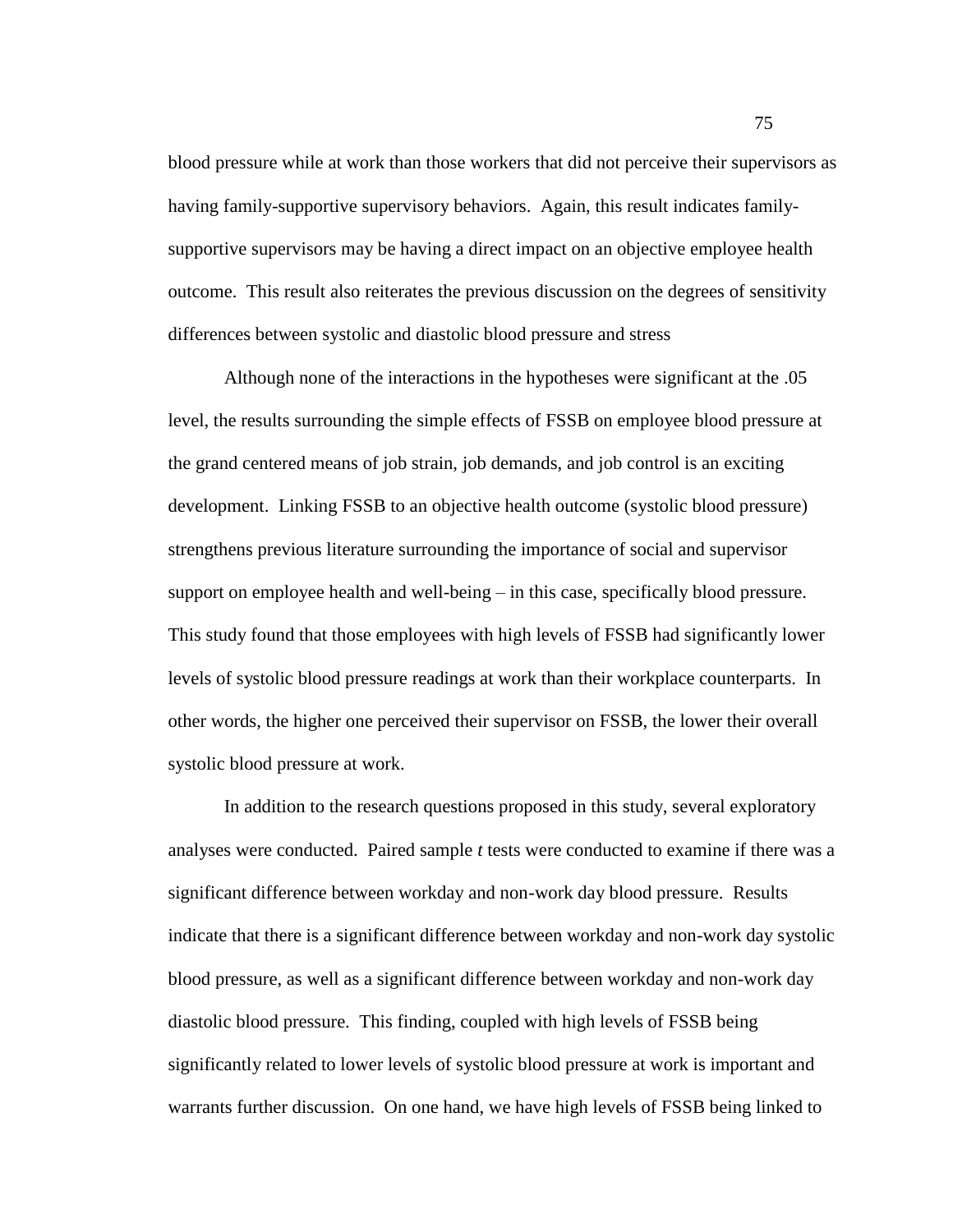blood pressure while at work than those workers that did not perceive their supervisors as having family-supportive supervisory behaviors. Again, this result indicates family-supportive supervisors may be having a direct impact on an objective employee health outcome. This result also reiterates the previous discussion on the degrees of sensitivity differences between systolic and diastolic blood pressure and stress

Although none of the interactions in the hypotheses were significant at the .05 level, the results surrounding the simple effects of FSSB on employee blood pressure at the grand centered means of job strain, job demands, and job control is an exciting development. Linking FSSB to an objective health outcome (systolic blood pressure) strengthens previous literature surrounding the importance of social and supervisor support on employee health and well-being – in this case, specifically blood pressure. This study found that those employees with high levels of FSSB had significantly lower levels of systolic blood pressure readings at work than their workplace counterparts. In other words, the higher one perceived their supervisor on FSSB, the lower their overall systolic blood pressure at work.

In addition to the research questions proposed in this study, several exploratory analyses were conducted. Paired sample *t* tests were conducted to examine if there was a significant difference between workday and non-work day blood pressure. Results indicate that there is a significant difference between workday and non-work day systolic blood pressure, as well as a significant difference between workday and non-work day diastolic blood pressure. This finding, coupled with high levels of FSSB being significantly related to lower levels of systolic blood pressure at work is important and warrants further discussion. On one hand, we have high levels of FSSB being linked to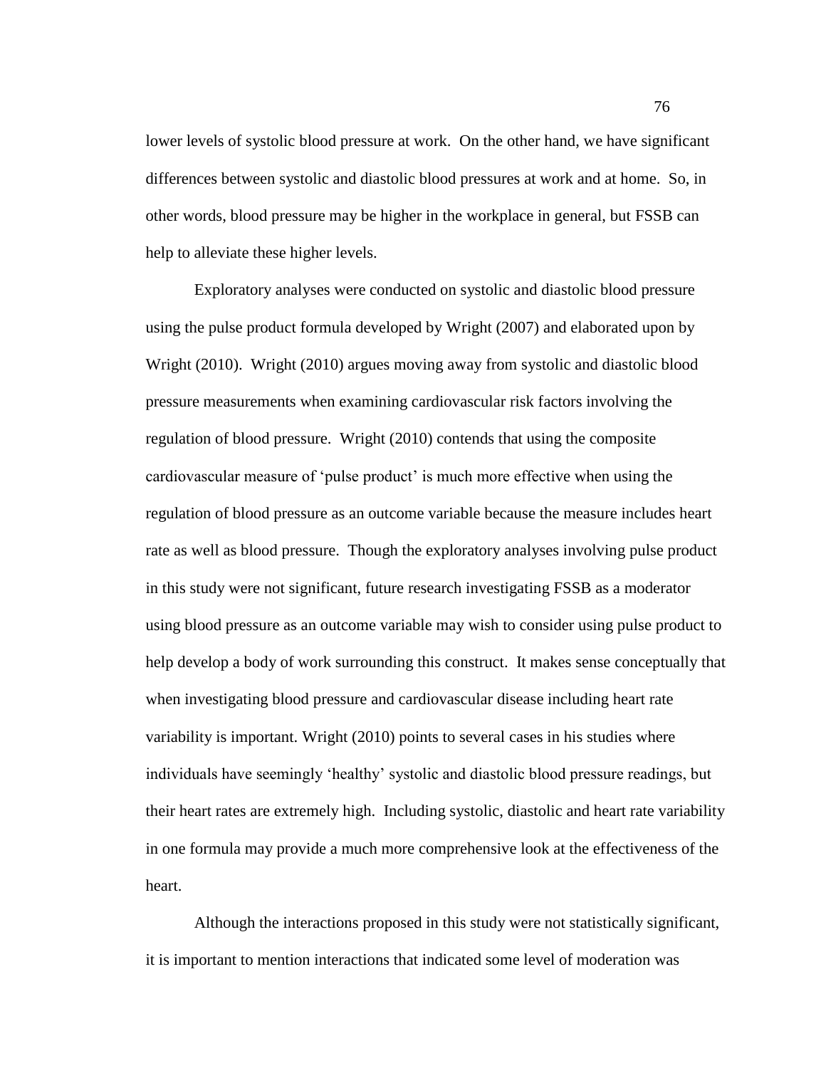lower levels of systolic blood pressure at work. On the other hand, we have significant differences between systolic and diastolic blood pressures at work and at home. So, in other words, blood pressure may be higher in the workplace in general, but FSSB can help to alleviate these higher levels.

Exploratory analyses were conducted on systolic and diastolic blood pressure using the pulse product formula developed by Wright (2007) and elaborated upon by Wright (2010). Wright (2010) argues moving away from systolic and diastolic blood pressure measurements when examining cardiovascular risk factors involving the regulation of blood pressure. Wright (2010) contends that using the composite cardiovascular measure of 'pulse product' is much more effective when using the regulation of blood pressure as an outcome variable because the measure includes heart rate as well as blood pressure. Though the exploratory analyses involving pulse product in this study were not significant, future research investigating FSSB as a moderator using blood pressure as an outcome variable may wish to consider using pulse product to help develop a body of work surrounding this construct. It makes sense conceptually that when investigating blood pressure and cardiovascular disease including heart rate variability is important. Wright (2010) points to several cases in his studies where individuals have seemingly 'healthy' systolic and diastolic blood pressure readings, but their heart rates are extremely high. Including systolic, diastolic and heart rate variability in one formula may provide a much more comprehensive look at the effectiveness of the heart.

Although the interactions proposed in this study were not statistically significant, it is important to mention interactions that indicated some level of moderation was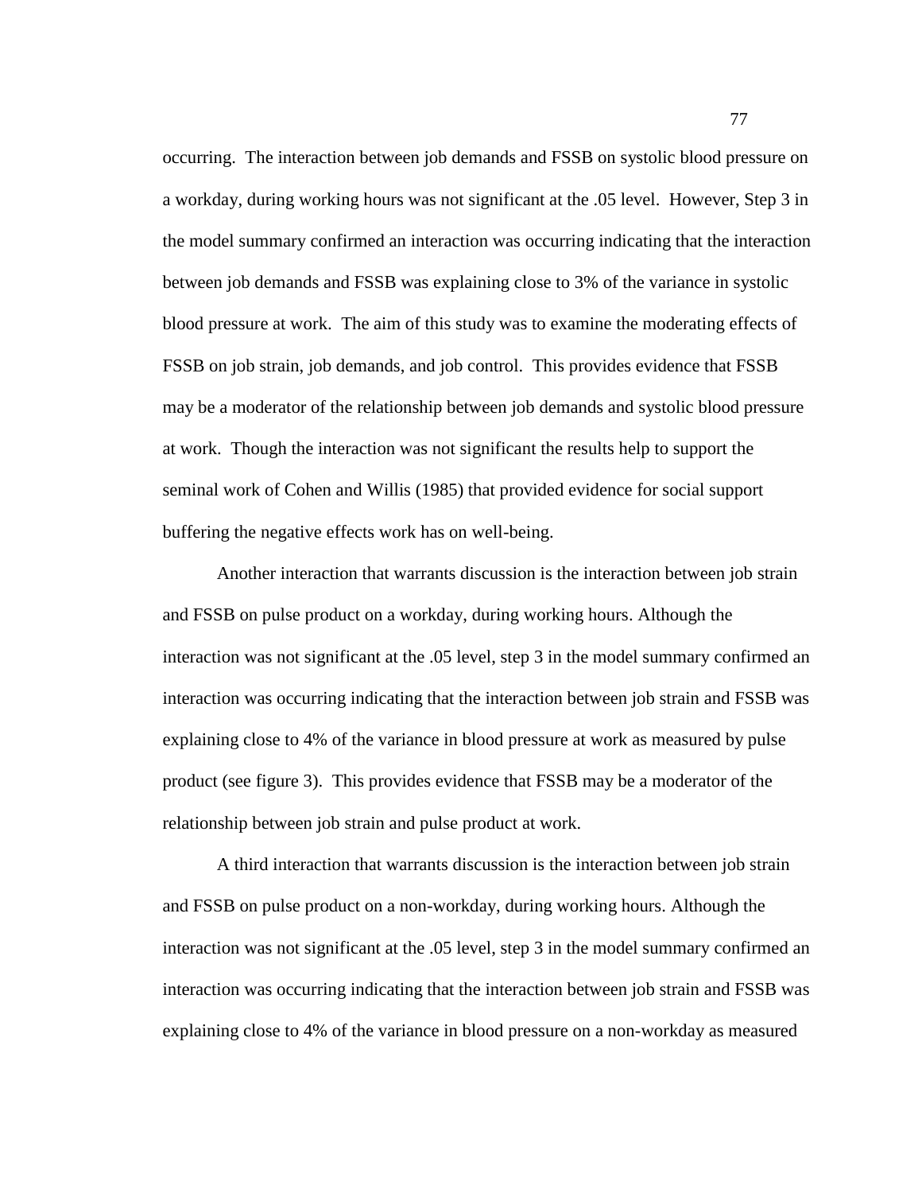occurring. The interaction between job demands and FSSB on systolic blood pressure on a workday, during working hours was not significant at the .05 level. However, Step 3 in the model summary confirmed an interaction was occurring indicating that the interaction between job demands and FSSB was explaining close to 3% of the variance in systolic blood pressure at work. The aim of this study was to examine the moderating effects of FSSB on job strain, job demands, and job control. This provides evidence that FSSB may be a moderator of the relationship between job demands and systolic blood pressure at work. Though the interaction was not significant the results help to support the seminal work of Cohen and Willis (1985) that provided evidence for social support buffering the negative effects work has on well-being.

Another interaction that warrants discussion is the interaction between job strain and FSSB on pulse product on a workday, during working hours. Although the interaction was not significant at the .05 level, step 3 in the model summary confirmed an interaction was occurring indicating that the interaction between job strain and FSSB was explaining close to 4% of the variance in blood pressure at work as measured by pulse product (see figure 3). This provides evidence that FSSB may be a moderator of the relationship between job strain and pulse product at work.

A third interaction that warrants discussion is the interaction between job strain and FSSB on pulse product on a non-workday, during working hours. Although the interaction was not significant at the .05 level, step 3 in the model summary confirmed an interaction was occurring indicating that the interaction between job strain and FSSB was explaining close to 4% of the variance in blood pressure on a non-workday as measured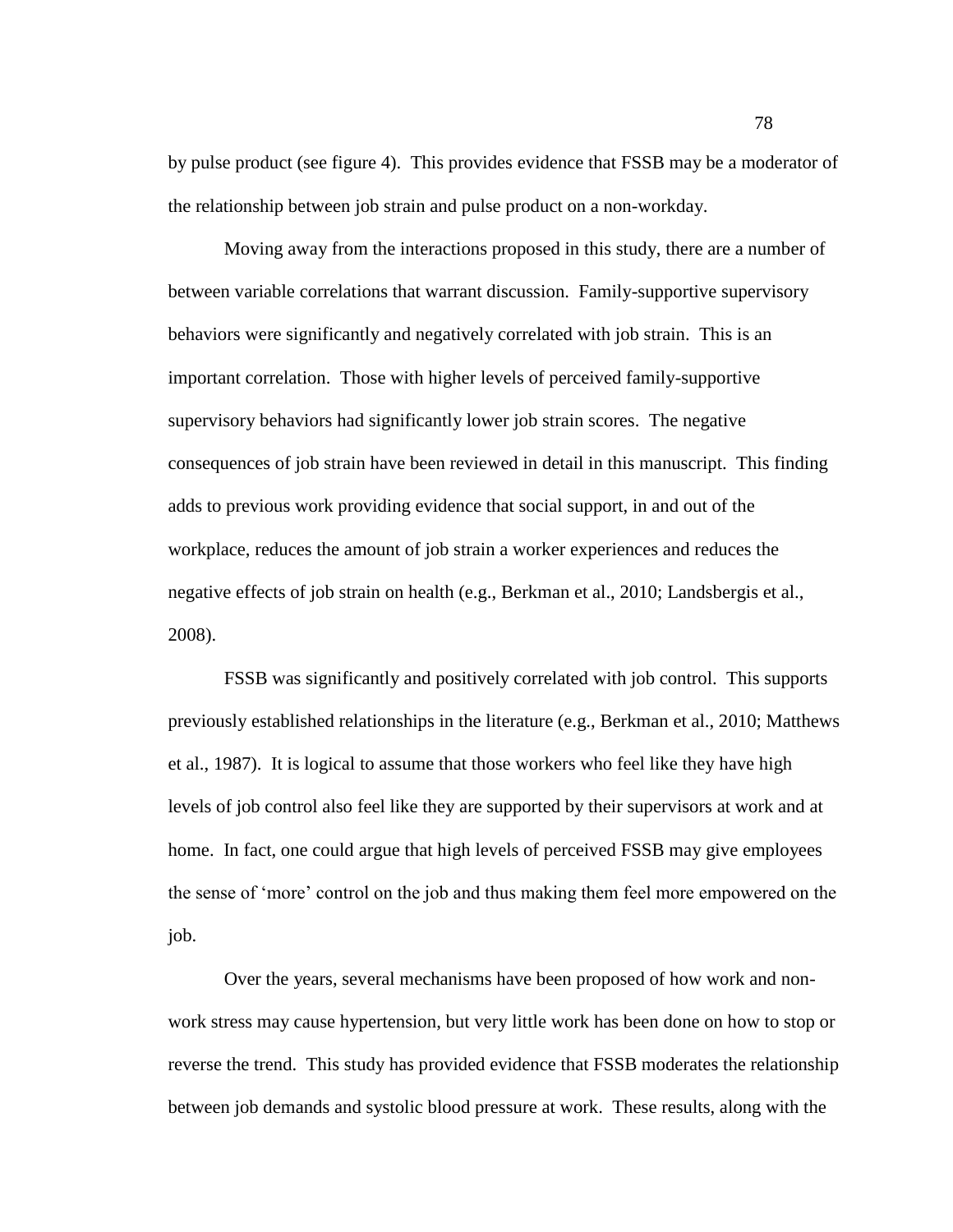by pulse product (see figure 4). This provides evidence that FSSB may be a moderator of the relationship between job strain and pulse product on a non-workday.

Moving away from the interactions proposed in this study, there are a number of between variable correlations that warrant discussion. Family-supportive supervisory behaviors were significantly and negatively correlated with job strain. This is an important correlation. Those with higher levels of perceived family-supportive supervisory behaviors had significantly lower job strain scores. The negative consequences of job strain have been reviewed in detail in this manuscript. This finding adds to previous work providing evidence that social support, in and out of the workplace, reduces the amount of job strain a worker experiences and reduces the negative effects of job strain on health (e.g., Berkman et al., 2010; Landsbergis et al., 2008).

FSSB was significantly and positively correlated with job control. This supports previously established relationships in the literature (e.g., Berkman et al., 2010; Matthews et al., 1987). It is logical to assume that those workers who feel like they have high levels of job control also feel like they are supported by their supervisors at work and at home. In fact, one could argue that high levels of perceived FSSB may give employees the sense of 'more' control on the job and thus making them feel more empowered on the job.

Over the years, several mechanisms have been proposed of how work and non-work stress may cause hypertension, but very little work has been done on how to stop or reverse the trend. This study has provided evidence that FSSB moderates the relationship between job demands and systolic blood pressure at work. These results, along with the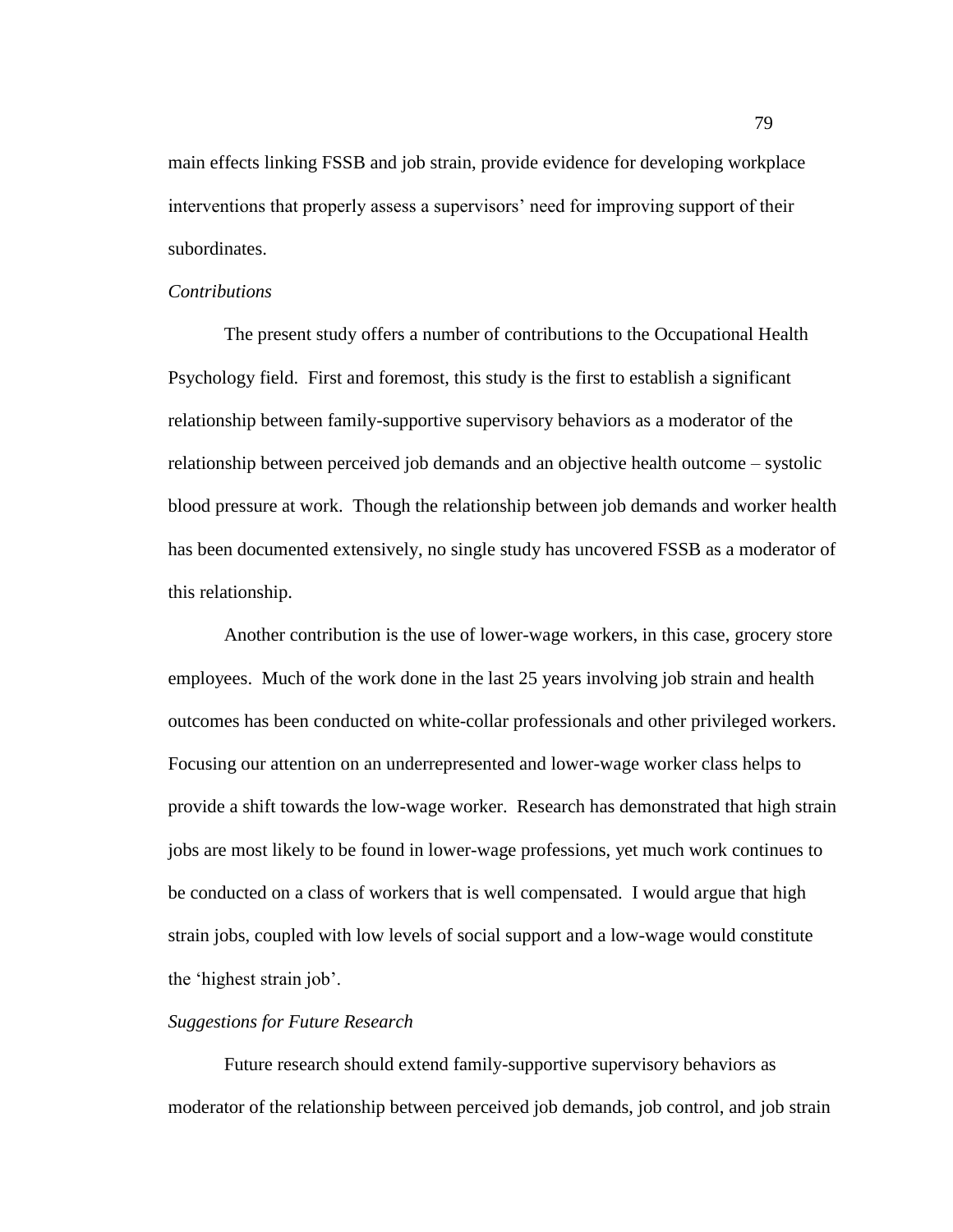main effects linking FSSB and job strain, provide evidence for developing workplace interventions that properly assess a supervisors' need for improving support of their subordinates.

### *Contributions*

The present study offers a number of contributions to the Occupational Health Psychology field. First and foremost, this study is the first to establish a significant relationship between family-supportive supervisory behaviors as a moderator of the relationship between perceived job demands and an objective health outcome – systolic blood pressure at work. Though the relationship between job demands and worker health has been documented extensively, no single study has uncovered FSSB as a moderator of this relationship.

Another contribution is the use of lower-wage workers, in this case, grocery store employees. Much of the work done in the last 25 years involving job strain and health outcomes has been conducted on white-collar professionals and other privileged workers. Focusing our attention on an underrepresented and lower-wage worker class helps to provide a shift towards the low-wage worker. Research has demonstrated that high strain jobs are most likely to be found in lower-wage professions, yet much work continues to be conducted on a class of workers that is well compensated. I would argue that high strain jobs, coupled with low levels of social support and a low-wage would constitute the 'highest strain job'.

### *Suggestions for Future Research*

Future research should extend family-supportive supervisory behaviors as moderator of the relationship between perceived job demands, job control, and job strain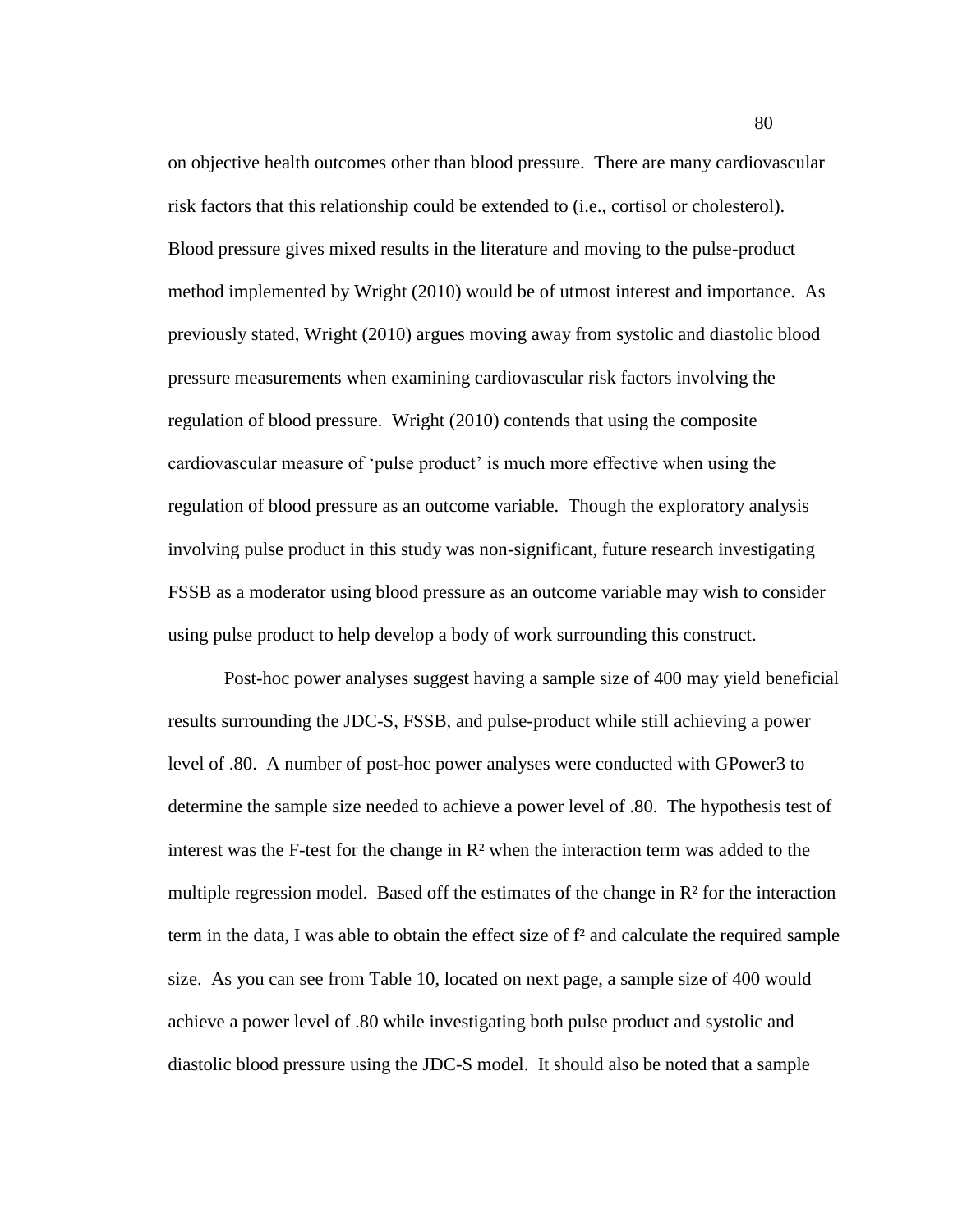on objective health outcomes other than blood pressure. There are many cardiovascular risk factors that this relationship could be extended to (i.e., cortisol or cholesterol). Blood pressure gives mixed results in the literature and moving to the pulse-product method implemented by Wright (2010) would be of utmost interest and importance. As previously stated, Wright (2010) argues moving away from systolic and diastolic blood pressure measurements when examining cardiovascular risk factors involving the regulation of blood pressure. Wright (2010) contends that using the composite cardiovascular measure of 'pulse product' is much more effective when using the regulation of blood pressure as an outcome variable. Though the exploratory analysis involving pulse product in this study was non-significant, future research investigating FSSB as a moderator using blood pressure as an outcome variable may wish to consider using pulse product to help develop a body of work surrounding this construct.

Post-hoc power analyses suggest having a sample size of 400 may yield beneficial results surrounding the JDC-S, FSSB, and pulse-product while still achieving a power level of .80. A number of post-hoc power analyses were conducted with GPower3 to determine the sample size needed to achieve a power level of .80. The hypothesis test of interest was the F-test for the change in $R^2$ when the interaction term was added to the multiple regression model. Based off the estimates of the change in $R^2$ for the interaction term in the data, I was able to obtain the effect size of $f^2$ and calculate the required sample size. As you can see from Table 10, located on next page, a sample size of 400 would achieve a power level of .80 while investigating both pulse product and systolic and diastolic blood pressure using the JDC-S model. It should also be noted that a sample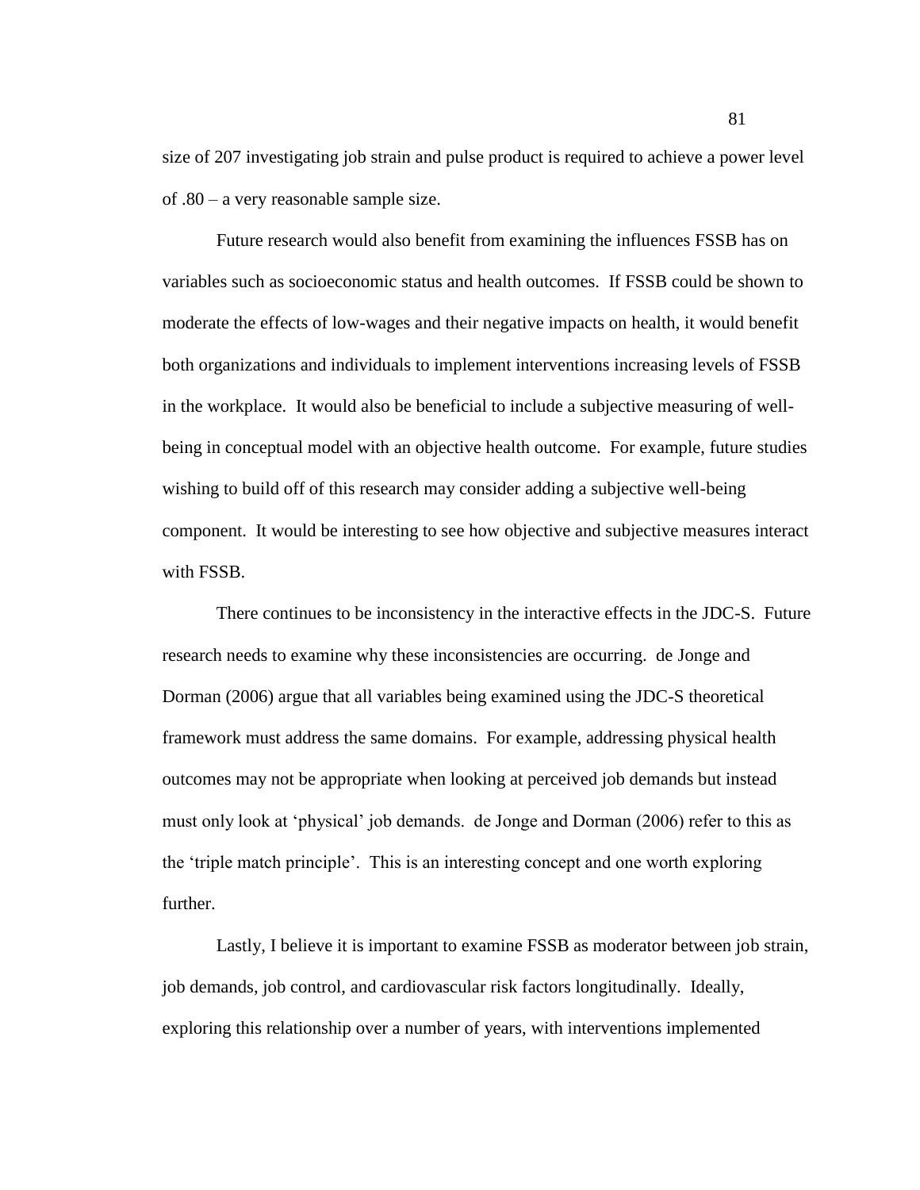size of 207 investigating job strain and pulse product is required to achieve a power level of .80 – a very reasonable sample size.

Future research would also benefit from examining the influences FSSB has on variables such as socioeconomic status and health outcomes. If FSSB could be shown to moderate the effects of low-wages and their negative impacts on health, it would benefit both organizations and individuals to implement interventions increasing levels of FSSB in the workplace. It would also be beneficial to include a subjective measuring of well-being in conceptual model with an objective health outcome. For example, future studies wishing to build off of this research may consider adding a subjective well-being component. It would be interesting to see how objective and subjective measures interact with FSSB.

There continues to be inconsistency in the interactive effects in the JDC-S. Future research needs to examine why these inconsistencies are occurring. de Jonge and Dorman (2006) argue that all variables being examined using the JDC-S theoretical framework must address the same domains. For example, addressing physical health outcomes may not be appropriate when looking at perceived job demands but instead must only look at 'physical' job demands. de Jonge and Dorman (2006) refer to this as the 'triple match principle'. This is an interesting concept and one worth exploring further.

Lastly, I believe it is important to examine FSSB as moderator between job strain, job demands, job control, and cardiovascular risk factors longitudinally. Ideally, exploring this relationship over a number of years, with interventions implemented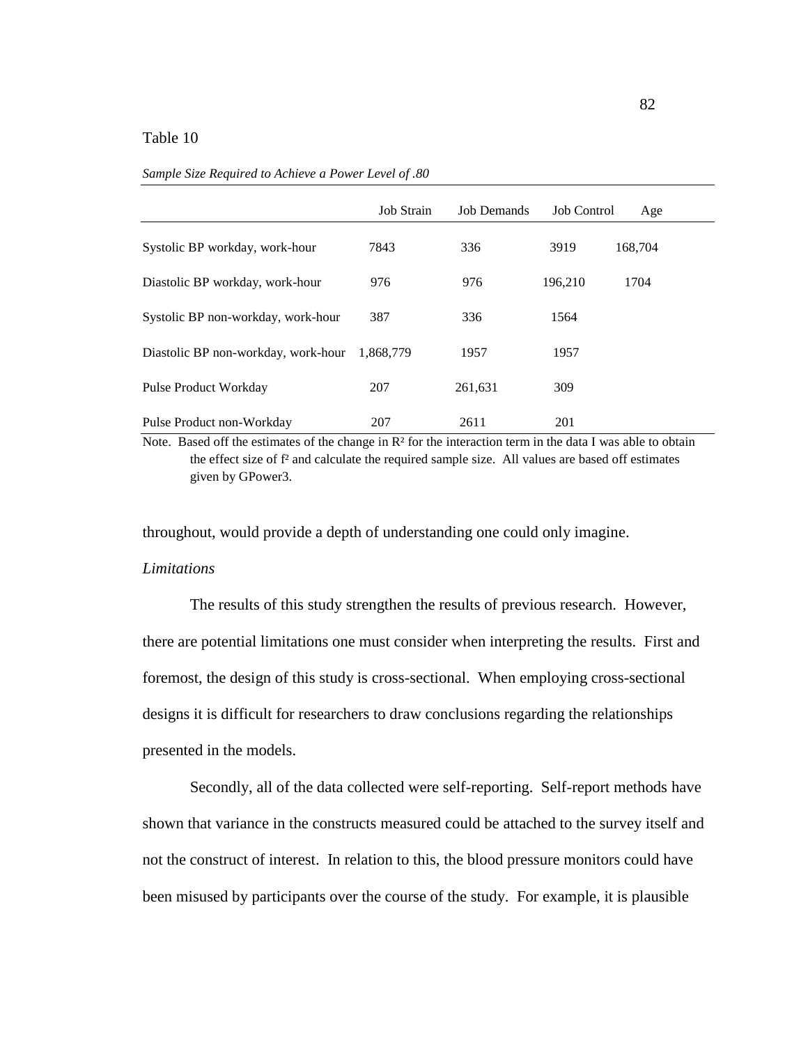Table 10

*Sample Size Required to Achieve a Power Level of .80*

| | Job Strain | Job Demands | Job Control | Age |
|---|---|---|---|---|
| Systolic BP workday, work-hour | 7843 | 336 | 3919 | 168,704 |
| Diastolic BP workday, work-hour | 976 | 976 | 196,210 | 1704 |
| Systolic BP non-workday, work-hour | 387 | 336 | 1564 | |
| Diastolic BP non-workday, work-hour | 1,868,779 | 1957 | 1957 | |
| Pulse Product Workday | 207 | 261,631 | 309 | |
| Pulse Product non-Workday | 207 | 2611 | 201 | |

Note. Based off the estimates of the change in $R^2$ for the interaction term in the data I was able to obtain the effect size of $f^2$ and calculate the required sample size. All values are based off estimates given by GPower3.

throughout, would provide a depth of understanding one could only imagine.

*Limitations*

The results of this study strengthen the results of previous research. However, there are potential limitations one must consider when interpreting the results. First and foremost, the design of this study is cross-sectional. When employing cross-sectional designs it is difficult for researchers to draw conclusions regarding the relationships presented in the models.

Secondly, all of the data collected were self-reporting. Self-report methods have shown that variance in the constructs measured could be attached to the survey itself and not the construct of interest. In relation to this, the blood pressure monitors could have been misused by participants over the course of the study. For example, it is plausible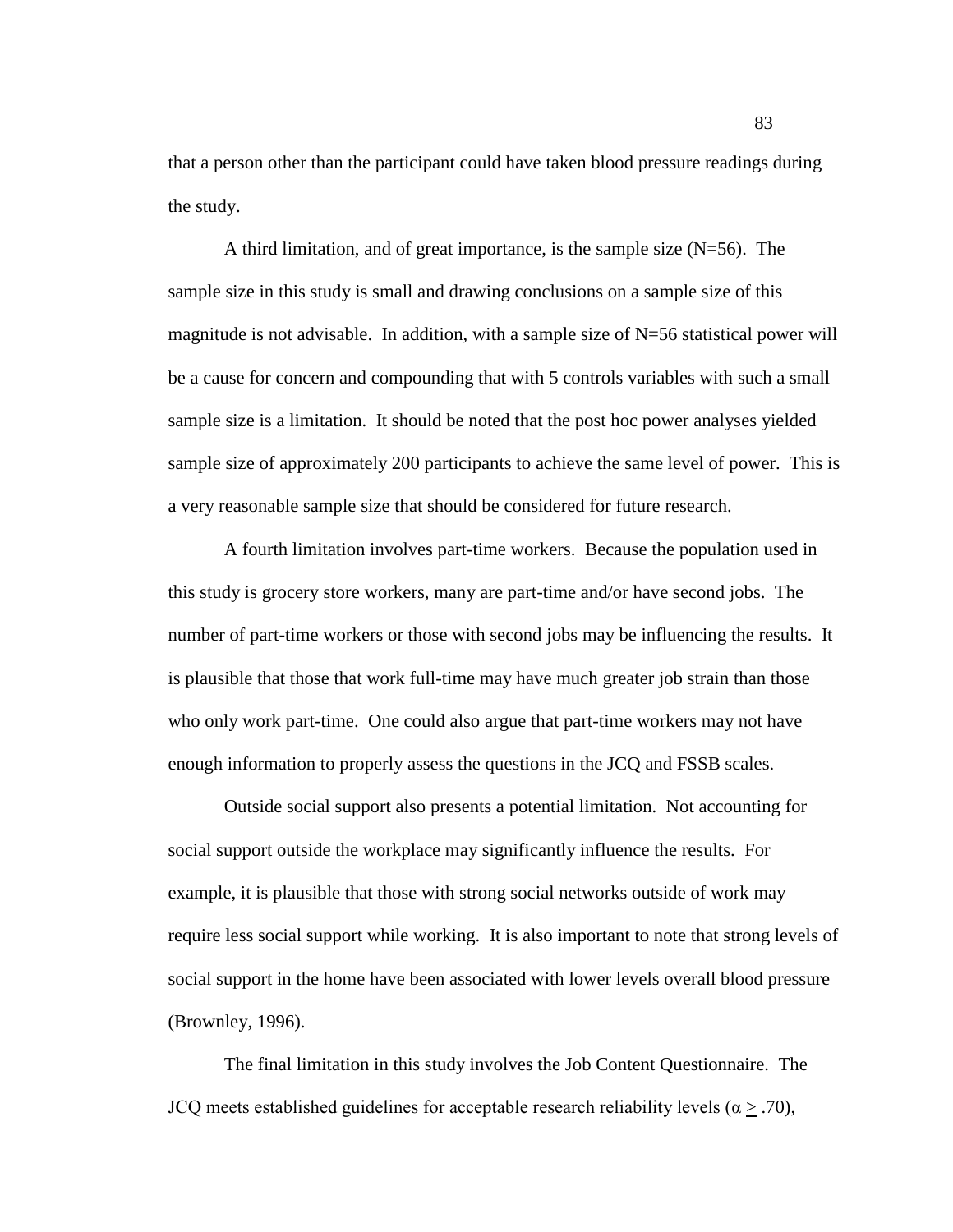that a person other than the participant could have taken blood pressure readings during the study.

A third limitation, and of great importance, is the sample size (N=56). The sample size in this study is small and drawing conclusions on a sample size of this magnitude is not advisable. In addition, with a sample size of N=56 statistical power will be a cause for concern and compounding that with 5 controls variables with such a small sample size is a limitation. It should be noted that the post hoc power analyses yielded sample size of approximately 200 participants to achieve the same level of power. This is a very reasonable sample size that should be considered for future research.

A fourth limitation involves part-time workers. Because the population used in this study is grocery store workers, many are part-time and/or have second jobs. The number of part-time workers or those with second jobs may be influencing the results. It is plausible that those that work full-time may have much greater job strain than those who only work part-time. One could also argue that part-time workers may not have enough information to properly assess the questions in the JCQ and FSSB scales.

Outside social support also presents a potential limitation. Not accounting for social support outside the workplace may significantly influence the results. For example, it is plausible that those with strong social networks outside of work may require less social support while working. It is also important to note that strong levels of social support in the home have been associated with lower levels overall blood pressure (Brownley, 1996).

The final limitation in this study involves the Job Content Questionnaire. The JCQ meets established guidelines for acceptable research reliability levels ($\alpha \geq .70$),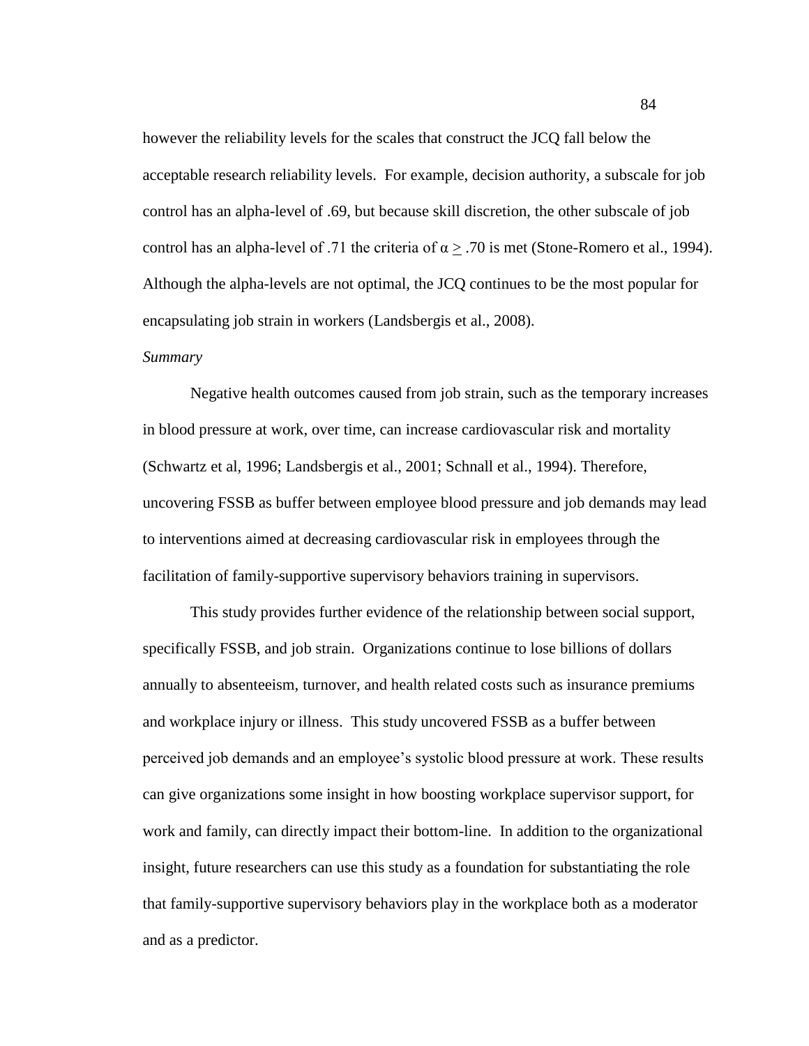however the reliability levels for the scales that construct the JCQ fall below the acceptable research reliability levels. For example, decision authority, a subscale for job control has an alpha-level of .69, but because skill discretion, the other subscale of job control has an alpha-level of .71 the criteria of $\alpha \geq .70$ is met (Stone-Romero et al., 1994). Although the alpha-levels are not optimal, the JCQ continues to be the most popular for encapsulating job strain in workers (Landsbergis et al., 2008).

*Summary*

Negative health outcomes caused from job strain, such as the temporary increases in blood pressure at work, over time, can increase cardiovascular risk and mortality (Schwartz et al, 1996; Landsbergis et al., 2001; Schnall et al., 1994). Therefore, uncovering FSSB as buffer between employee blood pressure and job demands may lead to interventions aimed at decreasing cardiovascular risk in employees through the facilitation of family-supportive supervisory behaviors training in supervisors.

This study provides further evidence of the relationship between social support, specifically FSSB, and job strain. Organizations continue to lose billions of dollars annually to absenteeism, turnover, and health related costs such as insurance premiums and workplace injury or illness. This study uncovered FSSB as a buffer between perceived job demands and an employee's systolic blood pressure at work. These results can give organizations some insight in how boosting workplace supervisor support, for work and family, can directly impact their bottom-line. In addition to the organizational insight, future researchers can use this study as a foundation for substantiating the role that family-supportive supervisory behaviors play in the workplace both as a moderator and as a predictor.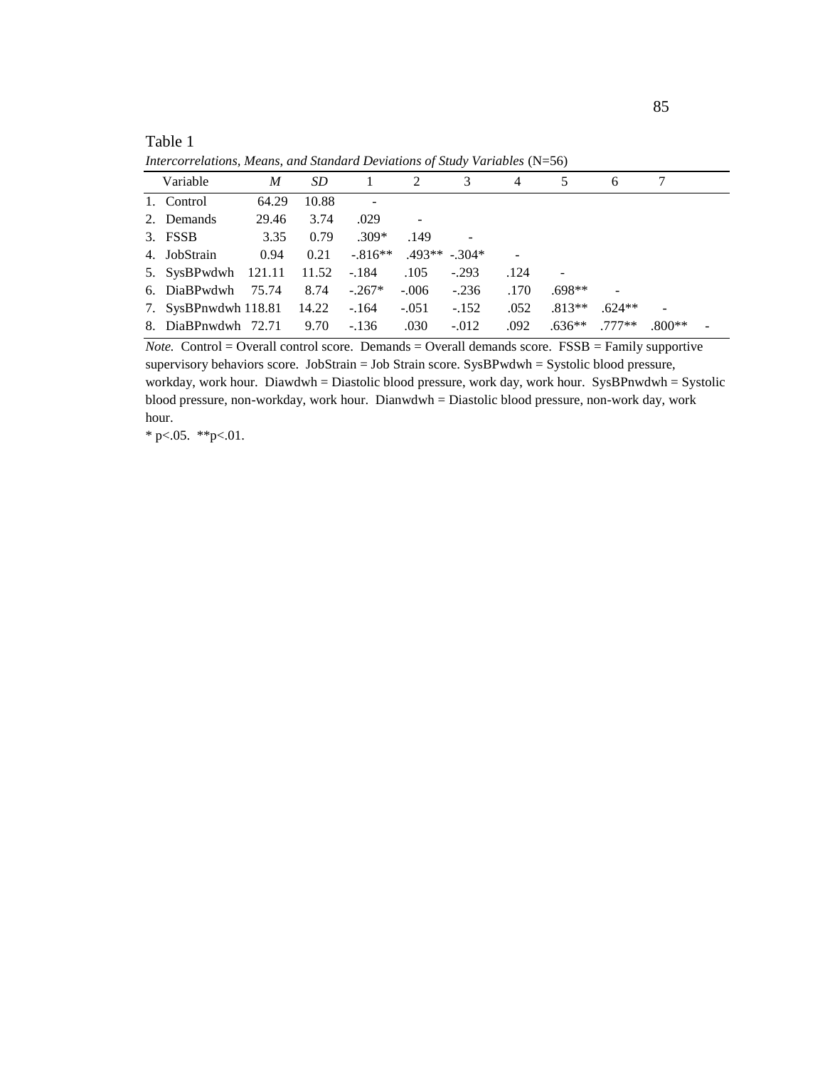Table 1

*Intercorrelations, Means, and Standard Deviations of Study Variables* (N=56)

| Variable | *M* | *SD* | 1 | 2 | 3 | 4 | 5 | 6 | 7 |
|---|---|---|---|---|---|---|---|---|---|
| 1. Control | 64.29 | 10.88 | - | | | | | | |
| 2. Demands | 29.46 | 3.74 | .029 | - | | | | | |
| 3. FSSB | 3.35 | 0.79 | .309* | .149 | - | | | | |
| 4. JobStrain | 0.94 | 0.21 | -.816** | .493** | -.304* | - | | | |
| 5. SysBPwdwh | 121.11 | 11.52 | -.184 | .105 | -.293 | .124 | - | | |
| 6. DiaBPwdwh | 75.74 | 8.74 | -.267* | -.006 | -.236 | .170 | .698** | - | |
| 7. SysBPnwdwh | 118.81 | 14.22 | -.164 | -.051 | -.152 | .052 | .813** | .624** | - |
| 8. DiaBPnwdwh | 72.71 | 9.70 | -.136 | .030 | -.012 | .092 | .636** | .777** | .800** - |

*Note.* Control = Overall control score. Demands = Overall demands score. FSSB = Family supportive supervisory behaviors score. JobStrain = Job Strain score. SysBPwdwh = Systolic blood pressure, workday, work hour. Diawdwh = Diastolic blood pressure, work day, work hour. SysBPnwdwh = Systolic blood pressure, non-workday, work hour. Dianwdwh = Diastolic blood pressure, non-work day, work hour.

* p<.05. **p<.01.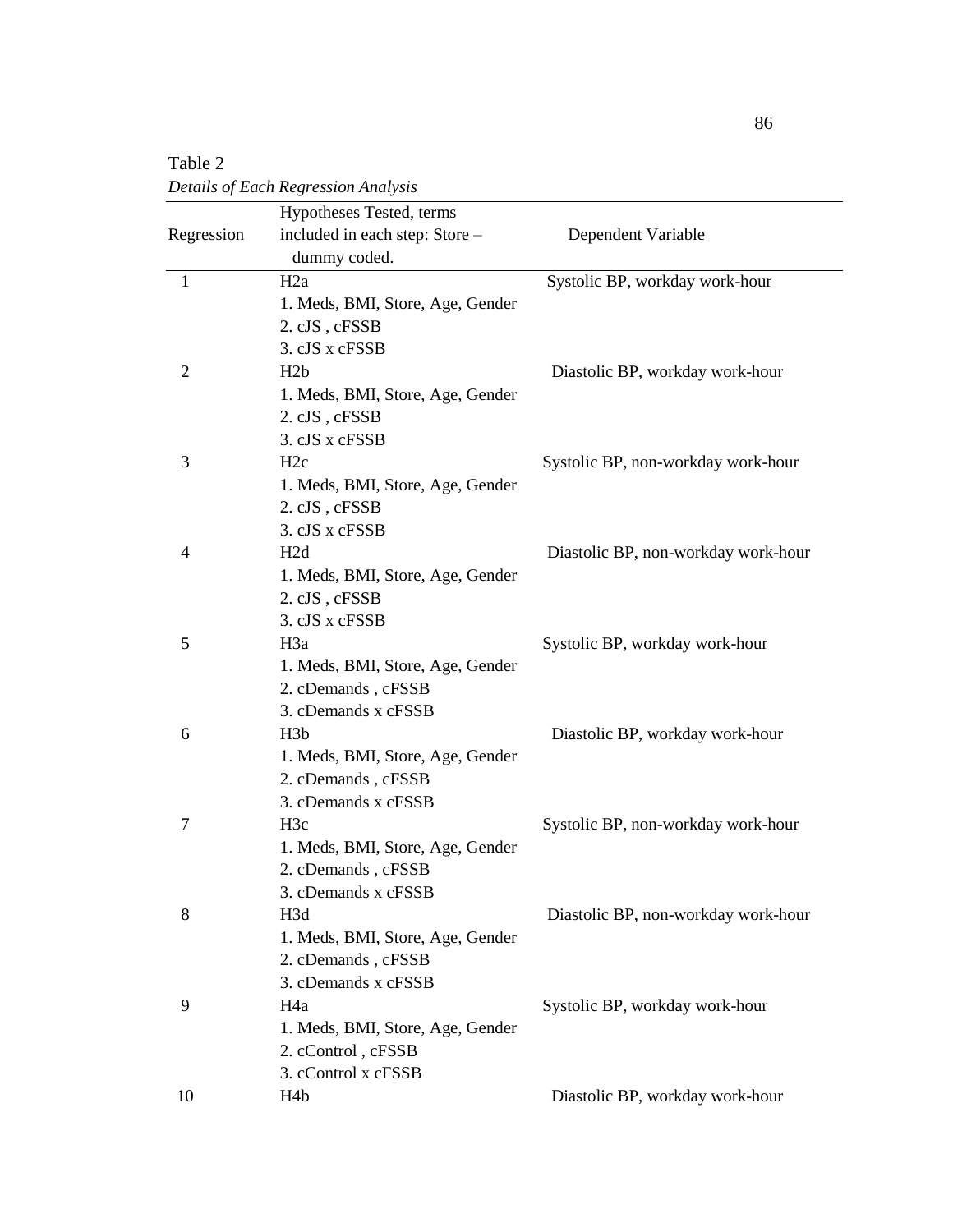Table 2

*Details of Each Regression Analysis*

| Regression | Hypotheses Tested, terms included in each step: Store – dummy coded. | Dependent Variable |
|---|---|---|
| 1 | H2a<br>1. Meds, BMI, Store, Age, Gender<br>2. cJS , cFSSB<br>3. cJS x cFSSB | Systolic BP, workday work-hour |
| 2 | H2b<br>1. Meds, BMI, Store, Age, Gender<br>2. cJS , cFSSB<br>3. cJS x cFSSB | Diastolic BP, workday work-hour |
| 3 | H2c<br>1. Meds, BMI, Store, Age, Gender<br>2. cJS , cFSSB<br>3. cJS x cFSSB | Systolic BP, non-workday work-hour |
| 4 | H2d<br>1. Meds, BMI, Store, Age, Gender<br>2. cJS , cFSSB<br>3. cJS x cFSSB | Diastolic BP, non-workday work-hour |
| 5 | H3a<br>1. Meds, BMI, Store, Age, Gender<br>2. cDemands , cFSSB<br>3. cDemands x cFSSB | Systolic BP, workday work-hour |
| 6 | H3b<br>1. Meds, BMI, Store, Age, Gender<br>2. cDemands , cFSSB<br>3. cDemands x cFSSB | Diastolic BP, workday work-hour |
| 7 | H3c<br>1. Meds, BMI, Store, Age, Gender<br>2. cDemands , cFSSB<br>3. cDemands x cFSSB | Systolic BP, non-workday work-hour |
| 8 | H3d<br>1. Meds, BMI, Store, Age, Gender<br>2. cDemands , cFSSB<br>3. cDemands x cFSSB | Diastolic BP, non-workday work-hour |
| 9 | H4a<br>1. Meds, BMI, Store, Age, Gender<br>2. cControl , cFSSB<br>3. cControl x cFSSB | Systolic BP, workday work-hour |
| 10 | H4b | Diastolic BP, workday work-hour |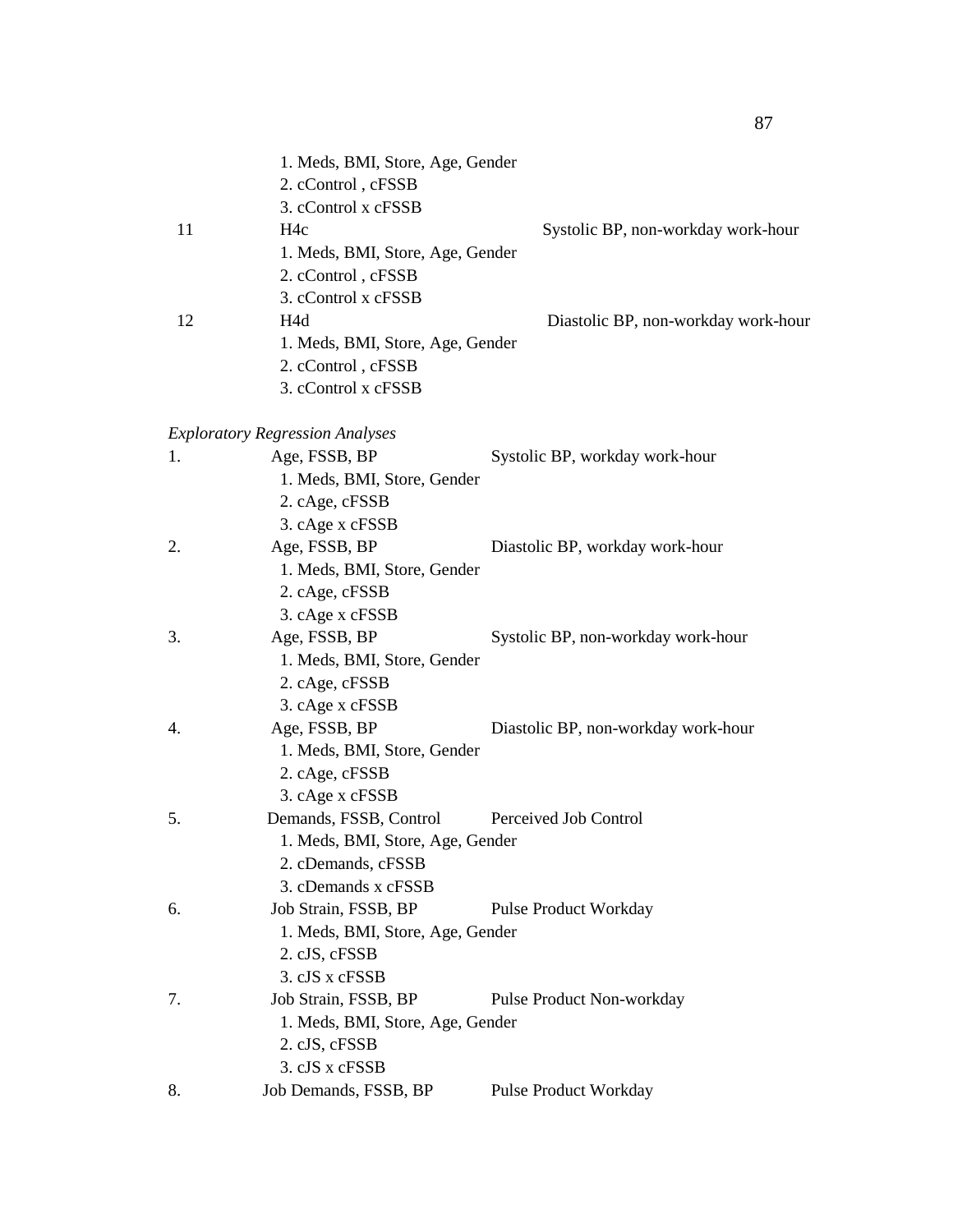| | | |
|---|---|---|
| | 1. Meds, BMI, Store, Age, Gender | |
| | 2. cControl , cFSSB | |
| | 3. cControl x cFSSB | |
| 11 | H4c | Systolic BP, non-workday work-hour |
| | 1. Meds, BMI, Store, Age, Gender | |
| | 2. cControl , cFSSB | |
| | 3. cControl x cFSSB | |
| 12 | H4d | Diastolic BP, non-workday work-hour |
| | 1. Meds, BMI, Store, Age, Gender | |
| | 2. cControl , cFSSB | |
| | 3. cControl x cFSSB | |

*Exploratory Regression Analyses*

| | | |
|---|---|---|
| 1. | Age, FSSB, BP | Systolic BP, workday work-hour |
| | 1. Meds, BMI, Store, Gender | |
| | 2. cAge, cFSSB | |
| | 3. cAge x cFSSB | |
| 2. | Age, FSSB, BP | Diastolic BP, workday work-hour |
| | 1. Meds, BMI, Store, Gender | |
| | 2. cAge, cFSSB | |
| | 3. cAge x cFSSB | |
| 3. | Age, FSSB, BP | Systolic BP, non-workday work-hour |
| | 1. Meds, BMI, Store, Gender | |
| | 2. cAge, cFSSB | |
| | 3. cAge x cFSSB | |
| 4. | Age, FSSB, BP | Diastolic BP, non-workday work-hour |
| | 1. Meds, BMI, Store, Gender | |
| | 2. cAge, cFSSB | |
| | 3. cAge x cFSSB | |
| 5. | Demands, FSSB, Control | Perceived Job Control |
| | 1. Meds, BMI, Store, Age, Gender | |
| | 2. cDemands, cFSSB | |
| | 3. cDemands x cFSSB | |
| 6. | Job Strain, FSSB, BP | Pulse Product Workday |
| | 1. Meds, BMI, Store, Age, Gender | |
| | 2. cJS, cFSSB | |
| | 3. cJS x cFSSB | |
| 7. | Job Strain, FSSB, BP | Pulse Product Non-workday |
| | 1. Meds, BMI, Store, Age, Gender | |
| | 2. cJS, cFSSB | |
| | 3. cJS x cFSSB | |
| 8. | Job Demands, FSSB, BP | Pulse Product Workday |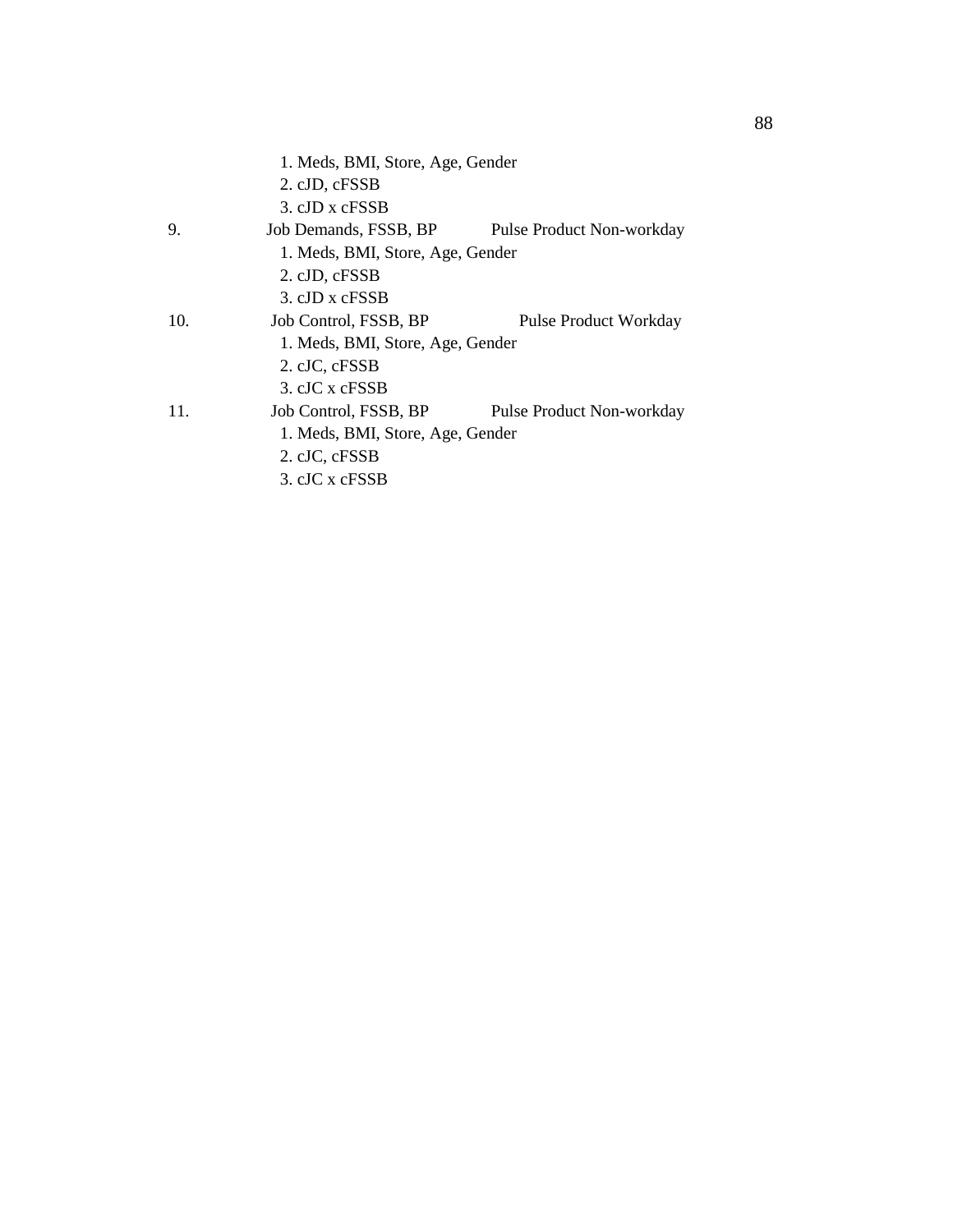1. Meds, BMI, Store, Age, Gender
2. cJD, cFSSB
3. cJD x cFSSB

| | | |
|---|---|---|
| 9. | Job Demands, FSSB, BP | Pulse Product Non-workday |
| | 1. Meds, BMI, Store, Age, Gender | |
| | 2. cJD, cFSSB | |
| | 3. cJD x cFSSB | |
| 10. | Job Control, FSSB, BP | Pulse Product Workday |
| | 1. Meds, BMI, Store, Age, Gender | |
| | 2. cJC, cFSSB | |
| | 3. cJC x cFSSB | |
| 11. | Job Control, FSSB, BP | Pulse Product Non-workday |
| | 1. Meds, BMI, Store, Age, Gender | |
| | 2. cJC, cFSSB | |
| | 3. cJC x cFSSB | |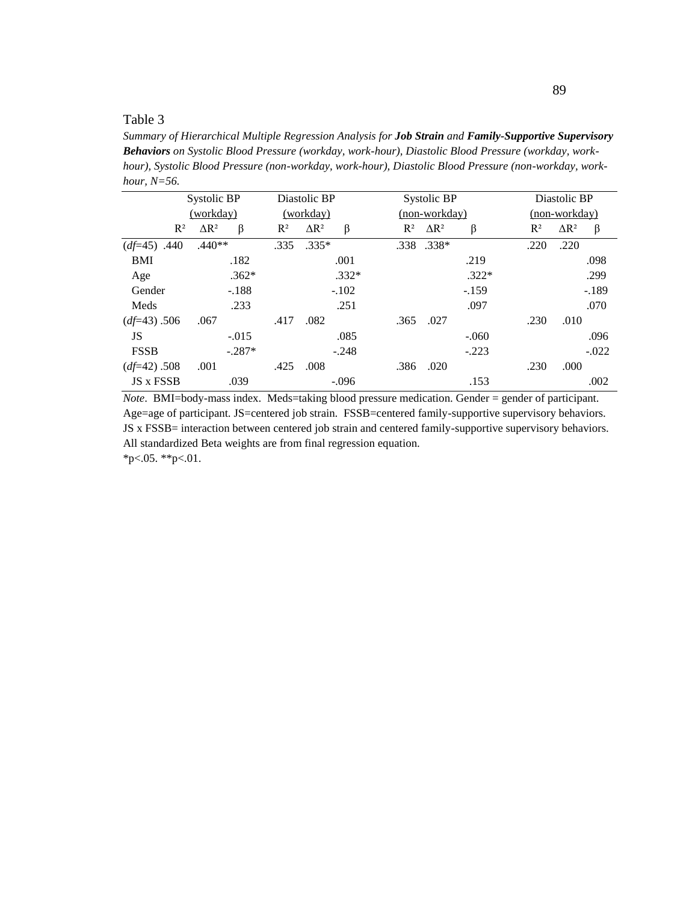Table 3

*Summary of Hierarchical Multiple Regression Analysis for **Job Strain** and **Family-Supportive Supervisory Behaviors** on Systolic Blood Pressure (workday, work-hour), Diastolic Blood Pressure (workday, work-hour), Systolic Blood Pressure (non-workday, work-hour), Diastolic Blood Pressure (non-workday, work-hour, N=56.*

| | Systolic BP (workday) | | | Diastolic BP (workday) | | | Systolic BP (non-workday) | | | Diastolic BP (non-workday) | | |
|---|---|---|---|---|---|---|---|---|---|---|---|---|
| | $R^2$ | $\Delta R^2$ | β | $R^2$ | $\Delta R^2$ | β | $R^2$ | $\Delta R^2$ | β | $R^2$ | $\Delta R^2$ | β |
| (*df*=45) | .440 | .440** | | .335 | .335* | | .338 | .338* | | .220 | .220 | |
| BMI | | | .182 | | | .001 | | | .219 | | | .098 |
| Age | | | .362* | | | .332* | | | .322* | | | .299 |
| Gender | | | -.188 | | | -.102 | | | -.159 | | | -.189 |
| Meds | | | .233 | | | .251 | | | .097 | | | .070 |
| (*df*=43) | .506 | .067 | | .417 | .082 | | .365 | .027 | | .230 | .010 | |
| JS | | | -.015 | | | .085 | | | -.060 | | | .096 |
| FSSB | | | -.287* | | | -.248 | | | -.223 | | | -.022 |
| (*df*=42) | .508 | .001 | | .425 | .008 | | .386 | .020 | | .230 | .000 | |
| JS x FSSB | | | .039 | | | -.096 | | | .153 | | | .002 |

*Note*. BMI=body-mass index. Meds=taking blood pressure medication. Gender = gender of participant. Age=age of participant. JS=centered job strain. FSSB=centered family-supportive supervisory behaviors. JS x FSSB= interaction between centered job strain and centered family-supportive supervisory behaviors. All standardized Beta weights are from final regression equation.

*p<.05. **p<.01.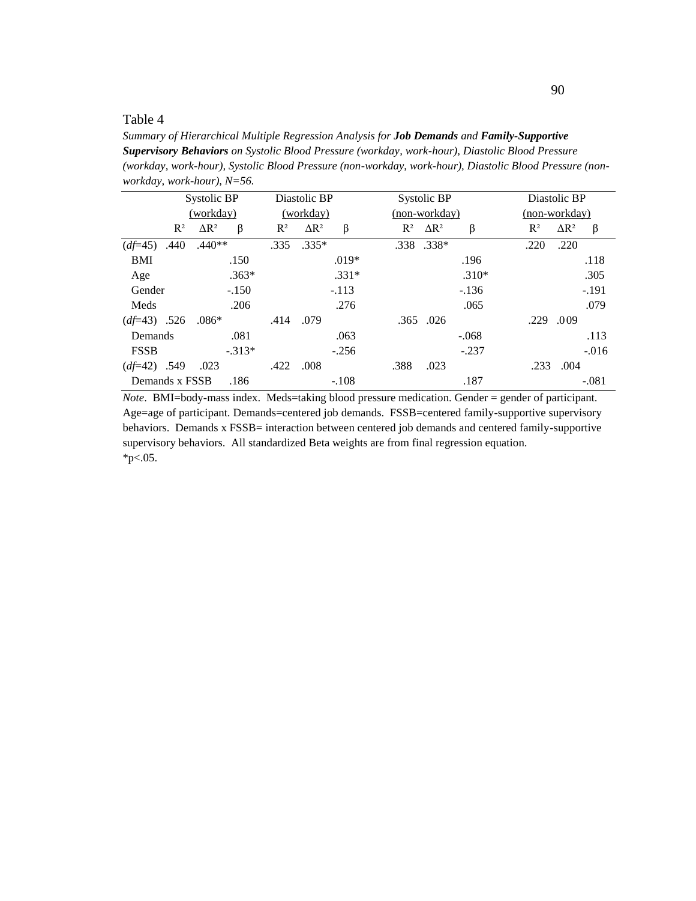Table 4

*Summary of Hierarchical Multiple Regression Analysis for **Job Demands** and **Family-Supportive Supervisory Behaviors** on Systolic Blood Pressure (workday, work-hour), Diastolic Blood Pressure (workday, work-hour), Systolic Blood Pressure (non-workday, work-hour), Diastolic Blood Pressure (non-workday, work-hour), N=56.*

| | Systolic BP (workday) | | | Diastolic BP (workday) | | | Systolic BP (non-workday) | | | Diastolic BP (non-workday) | | |
|---|---|---|---|---|---|---|---|---|---|---|---|---|
| | $R^2$ | $\Delta R^2$ | β | $R^2$ | $\Delta R^2$ | β | $R^2$ | $\Delta R^2$ | β | $R^2$ | $\Delta R^2$ | β |
| (*df*=45) | .440 | .440** | | .335 | .335* | | .338 | .338* | | .220 | .220 | |
| BMI | | | .150 | | | .019* | | | .196 | | | .118 |
| Age | | | .363* | | | .331* | | | .310* | | | .305 |
| Gender | | | -.150 | | | -.113 | | | -.136 | | | -.191 |
| Meds | | | .206 | | | .276 | | | .065 | | | .079 |
| (*df*=43) | .526 | .086* | | .414 | .079 | | .365 | .026 | | .229 | .009 | |
| Demands | | | .081 | | | .063 | | | -.068 | | | .113 |
| FSSB | | | -.313* | | | -.256 | | | -.237 | | | -.016 |
| (*df*=42) | .549 | .023 | | .422 | .008 | | .388 | .023 | | .233 | .004 | |
| Demands x FSSB | | | .186 | | | -.108 | | | .187 | | | -.081 |

*Note*. BMI=body-mass index. Meds=taking blood pressure medication. Gender = gender of participant. Age=age of participant. Demands=centered job demands. FSSB=centered family-supportive supervisory behaviors. Demands x FSSB= interaction between centered job demands and centered family-supportive supervisory behaviors. All standardized Beta weights are from final regression equation.
*$p<.05$.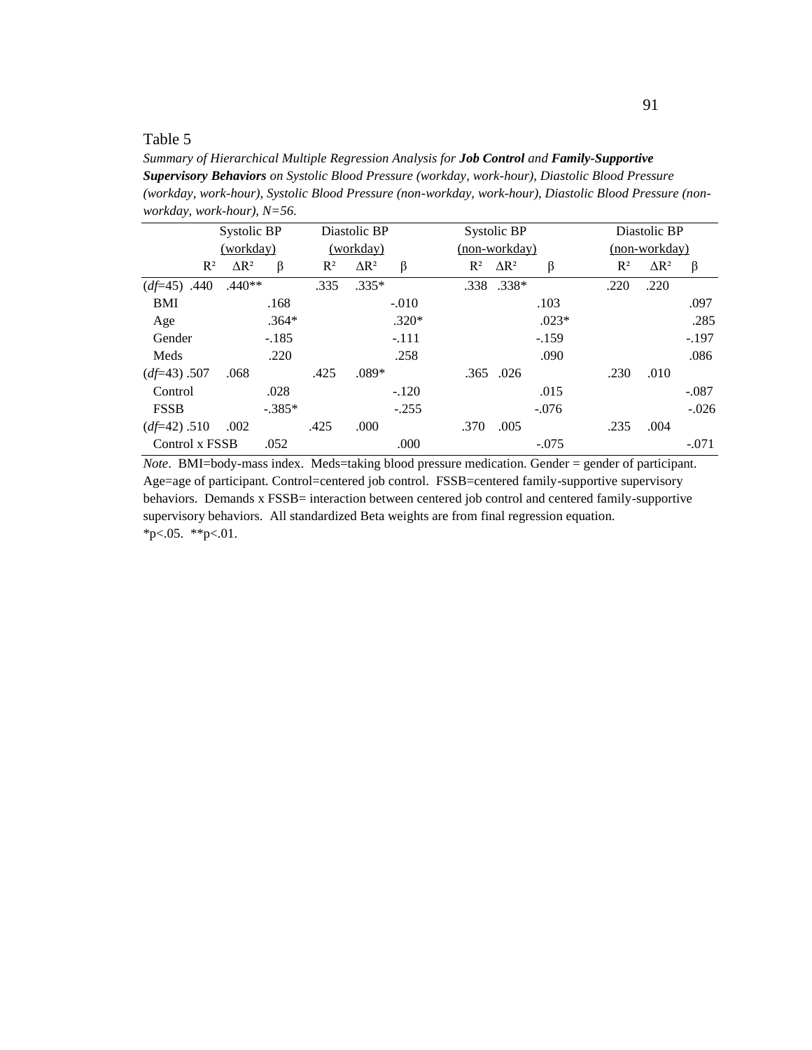Table 5

*Summary of Hierarchical Multiple Regression Analysis for **Job Control** and **Family-Supportive Supervisory Behaviors** on Systolic Blood Pressure (workday, work-hour), Diastolic Blood Pressure (workday, work-hour), Systolic Blood Pressure (non-workday, work-hour), Diastolic Blood Pressure (non-workday, work-hour), N=56.*

| | Systolic BP (workday) | | | Diastolic BP (workday) | | | Systolic BP (non-workday) | | | Diastolic BP (non-workday) | | |
|---|---|---|---|---|---|---|---|---|---|---|---|---|
| | $R^2$ | $\Delta R^2$ | β | $R^2$ | $\Delta R^2$ | β | $R^2$ | $\Delta R^2$ | β | $R^2$ | $\Delta R^2$ | β |
| (*df*=45) | .440 | .440** | | .335 | .335* | | .338 | .338* | | .220 | .220 | |
| BMI | | | .168 | | | -.010 | | | .103 | | | .097 |
| Age | | | .364* | | | .320* | | | .023* | | | .285 |
| Gender | | | -.185 | | | -.111 | | | -.159 | | | -.197 |
| Meds | | | .220 | | | .258 | | | .090 | | | .086 |
| (*df*=43) | .507 | .068 | | .425 | .089* | | .365 | .026 | | .230 | .010 | |
| Control | | | .028 | | | -.120 | | | .015 | | | -.087 |
| FSSB | | | -.385* | | | -.255 | | | -.076 | | | -.026 |
| (*df*=42) | .510 | .002 | | .425 | .000 | | .370 | .005 | | .235 | .004 | |
| Control x FSSB | | | .052 | | | .000 | | | -.075 | | | -.071 |

*Note*. BMI=body-mass index. Meds=taking blood pressure medication. Gender = gender of participant. Age=age of participant. Control=centered job control. FSSB=centered family-supportive supervisory behaviors. Demands x FSSB= interaction between centered job control and centered family-supportive supervisory behaviors. All standardized Beta weights are from final regression equation.
*p<.05. **p<.01.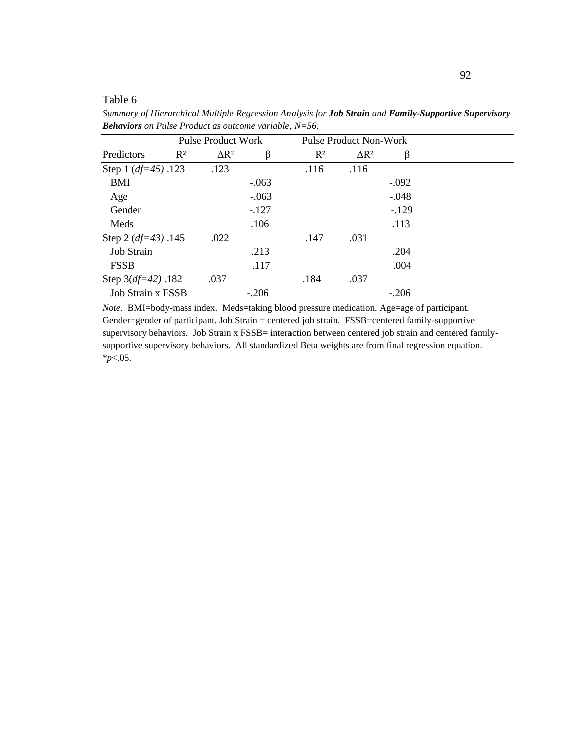Table 6

*Summary of Hierarchical Multiple Regression Analysis for* ***Job Strain*** *and* ***Family-Supportive Supervisory Behaviors*** *on Pulse Product as outcome variable, N=56.*

| | Pulse Product Work | | | Pulse Product Non-Work | | |
|---|---|---|---|---|---|---|
| Predictors | $R^2$ | $\Delta R^2$ | β | $R^2$ | $\Delta R^2$ | β |
| Step 1 (*df=45*) | .123 | .123 | | .116 | .116 | |
| BMI | | | -.063 | | | -.092 |
| Age | | | -.063 | | | -.048 |
| Gender | | | -.127 | | | -.129 |
| Meds | | | .106 | | | .113 |
| Step 2 (*df=43*) | .145 | .022 | | .147 | .031 | |
| Job Strain | | | .213 | | | .204 |
| FSSB | | | .117 | | | .004 |
| Step 3(*df=42*) | .182 | .037 | | .184 | .037 | |
| Job Strain x FSSB | | | -.206 | | | -.206 |

*Note*. BMI=body-mass index. Meds=taking blood pressure medication. Age=age of participant. Gender=gender of participant. Job Strain = centered job strain. FSSB=centered family-supportive supervisory behaviors. Job Strain x FSSB= interaction between centered job strain and centered family-supportive supervisory behaviors. All standardized Beta weights are from final regression equation. *$p<.05$.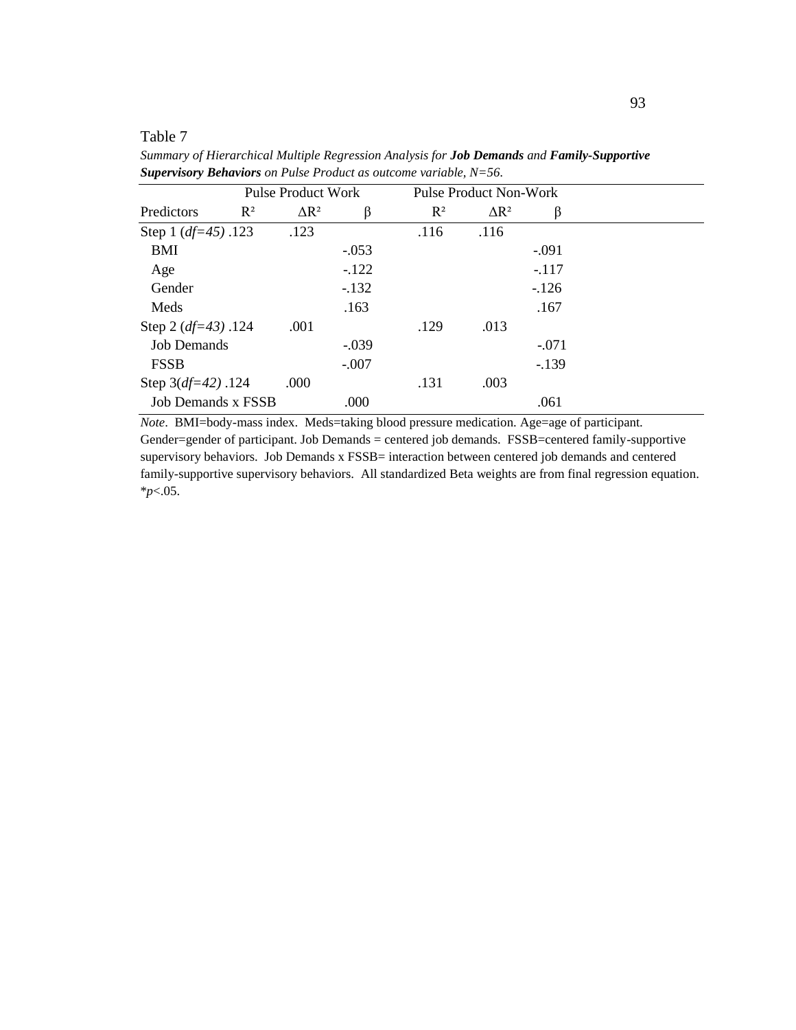Table 7

*Summary of Hierarchical Multiple Regression Analysis for **Job Demands** and **Family-Supportive Supervisory Behaviors** on Pulse Product as outcome variable, N=56.*

| | Pulse Product Work | | | Pulse Product Non-Work | | |
|---|---|---|---|---|---|---|
| Predictors | $R^2$ | $\Delta R^2$ | β | $R^2$ | $\Delta R^2$ | β |
| Step 1 (*df=45*) | .123 | .123 | | .116 | .116 | |
| BMI | | | -.053 | | | -.091 |
| Age | | | -.122 | | | -.117 |
| Gender | | | -.132 | | | -.126 |
| Meds | | | .163 | | | .167 |
| Step 2 (*df=43*) | .124 | .001 | | .129 | .013 | |
| Job Demands | | | -.039 | | | -.071 |
| FSSB | | | -.007 | | | -.139 |
| Step 3(*df=42*) | .124 | .000 | | .131 | .003 | |
| Job Demands x FSSB | | | .000 | | | .061 |

*Note*. BMI=body-mass index. Meds=taking blood pressure medication. Age=age of participant. Gender=gender of participant. Job Demands = centered job demands. FSSB=centered family-supportive supervisory behaviors. Job Demands x FSSB= interaction between centered job demands and centered family-supportive supervisory behaviors. All standardized Beta weights are from final regression equation. *$p<.05$.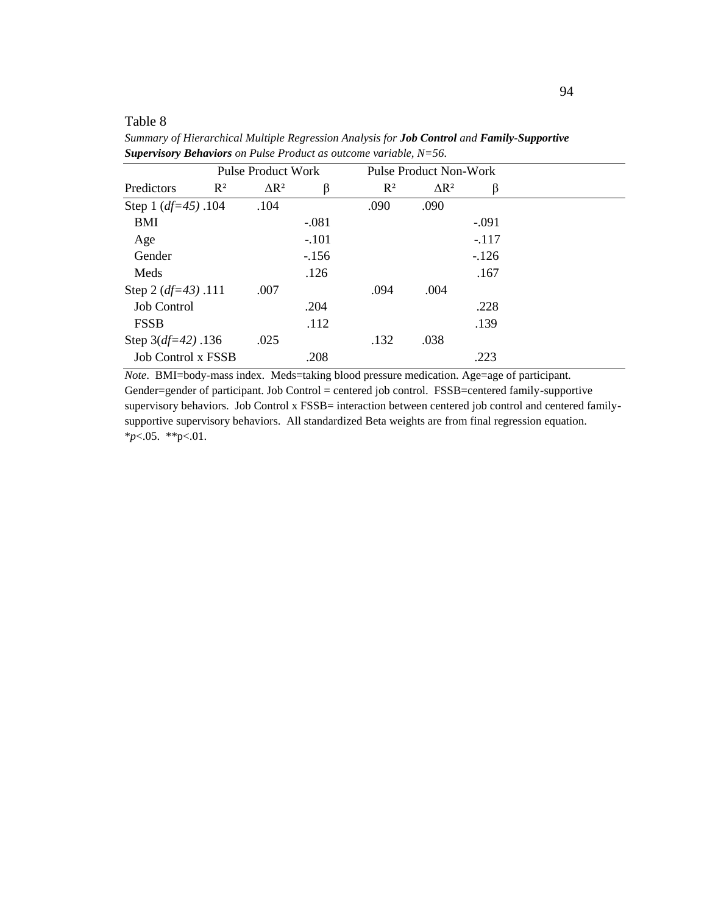Table 8

*Summary of Hierarchical Multiple Regression Analysis for **Job Control** and **Family-Supportive Supervisory Behaviors** on Pulse Product as outcome variable, N=56.*

| | Pulse Product Work | | | Pulse Product Non-Work | | |
|---|---|---|---|---|---|---|
| Predictors | $R^2$ | $\Delta R^2$ | β | $R^2$ | $\Delta R^2$ | β |
| Step 1 (*df=45*) | .104 | .104 | | .090 | .090 | |
| BMI | | | -.081 | | | -.091 |
| Age | | | -.101 | | | -.117 |
| Gender | | | -.156 | | | -.126 |
| Meds | | | .126 | | | .167 |
| Step 2 (*df=43*) | .111 | .007 | | .094 | .004 | |
| Job Control | | | .204 | | | .228 |
| FSSB | | | .112 | | | .139 |
| Step 3(*df=42)* | .136 | .025 | | .132 | .038 | |
| Job Control x FSSB | | | .208 | | | .223 |

*Note*. BMI=body-mass index. Meds=taking blood pressure medication. Age=age of participant. Gender=gender of participant. Job Control = centered job control. FSSB=centered family-supportive supervisory behaviors. Job Control x FSSB= interaction between centered job control and centered family-supportive supervisory behaviors. All standardized Beta weights are from final regression equation.
*$p<.05$. **$p<.01$.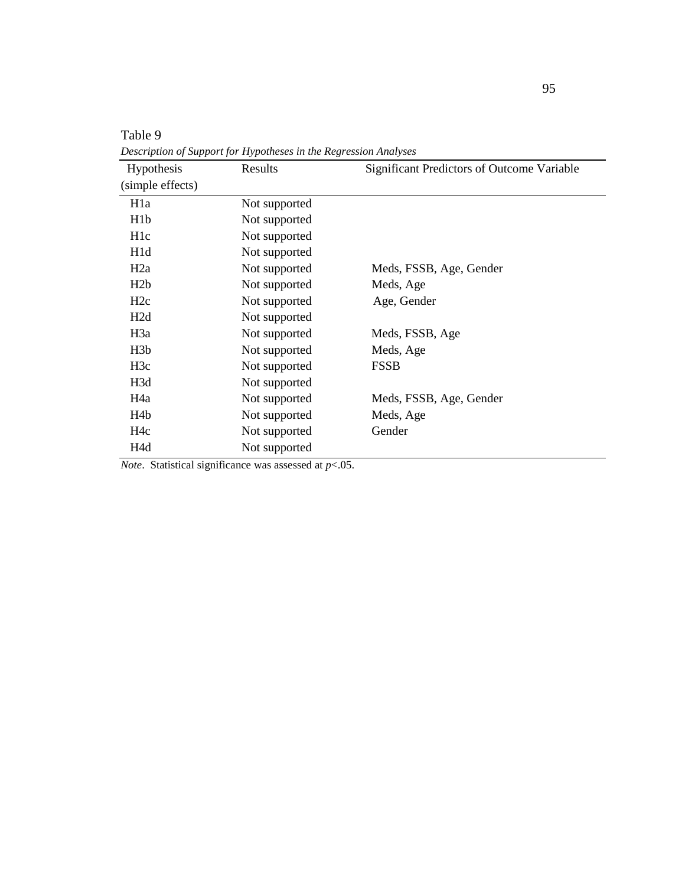Table 9

*Description of Support for Hypotheses in the Regression Analyses*

| Hypothesis (simple effects) | Results | Significant Predictors of Outcome Variable |
|---|---|---|
| H1a | Not supported | |
| H1b | Not supported | |
| H1c | Not supported | |
| H1d | Not supported | |
| H2a | Not supported | Meds, FSSB, Age, Gender |
| H2b | Not supported | Meds, Age |
| H2c | Not supported | Age, Gender |
| H2d | Not supported | |
| H3a | Not supported | Meds, FSSB, Age |
| H3b | Not supported | Meds, Age |
| H3c | Not supported | FSSB |
| H3d | Not supported | |
| H4a | Not supported | Meds, FSSB, Age, Gender |
| H4b | Not supported | Meds, Age |
| H4c | Not supported | Gender |
| H4d | Not supported | |

*Note*. Statistical significance was assessed at $p<.05$.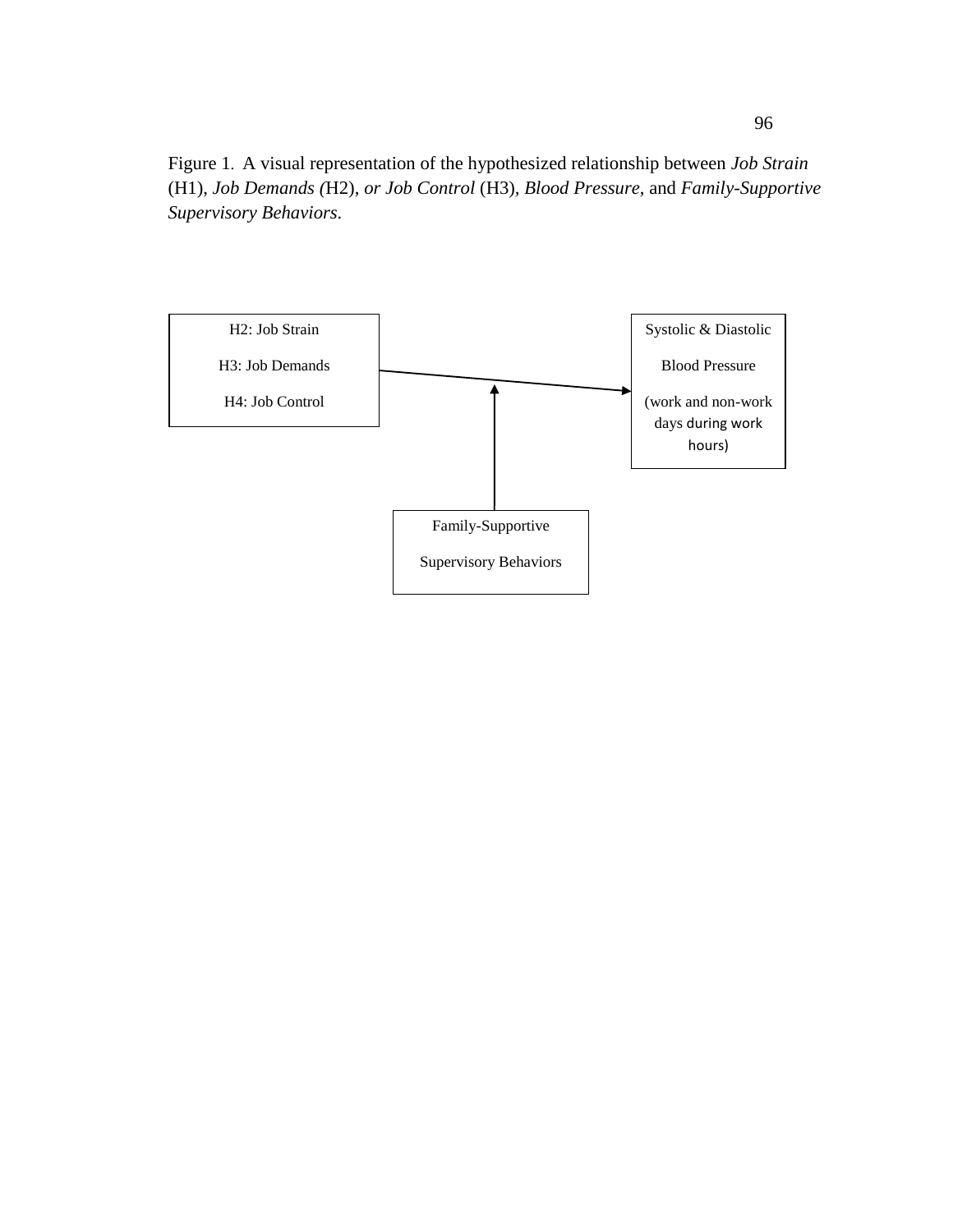Figure 1. A visual representation of the hypothesized relationship between *Job Strain* (H1), *Job Demands (*H2), *or Job Control* (H3), *Blood Pressure*, and *Family-Supportive Supervisory Behaviors*.

H2: Job Strain

H3: Job Demands

H4: Job Control

Systolic & Diastolic

Blood Pressure

(work and non-work days during work hours)

Family-Supportive

Supervisory Behaviors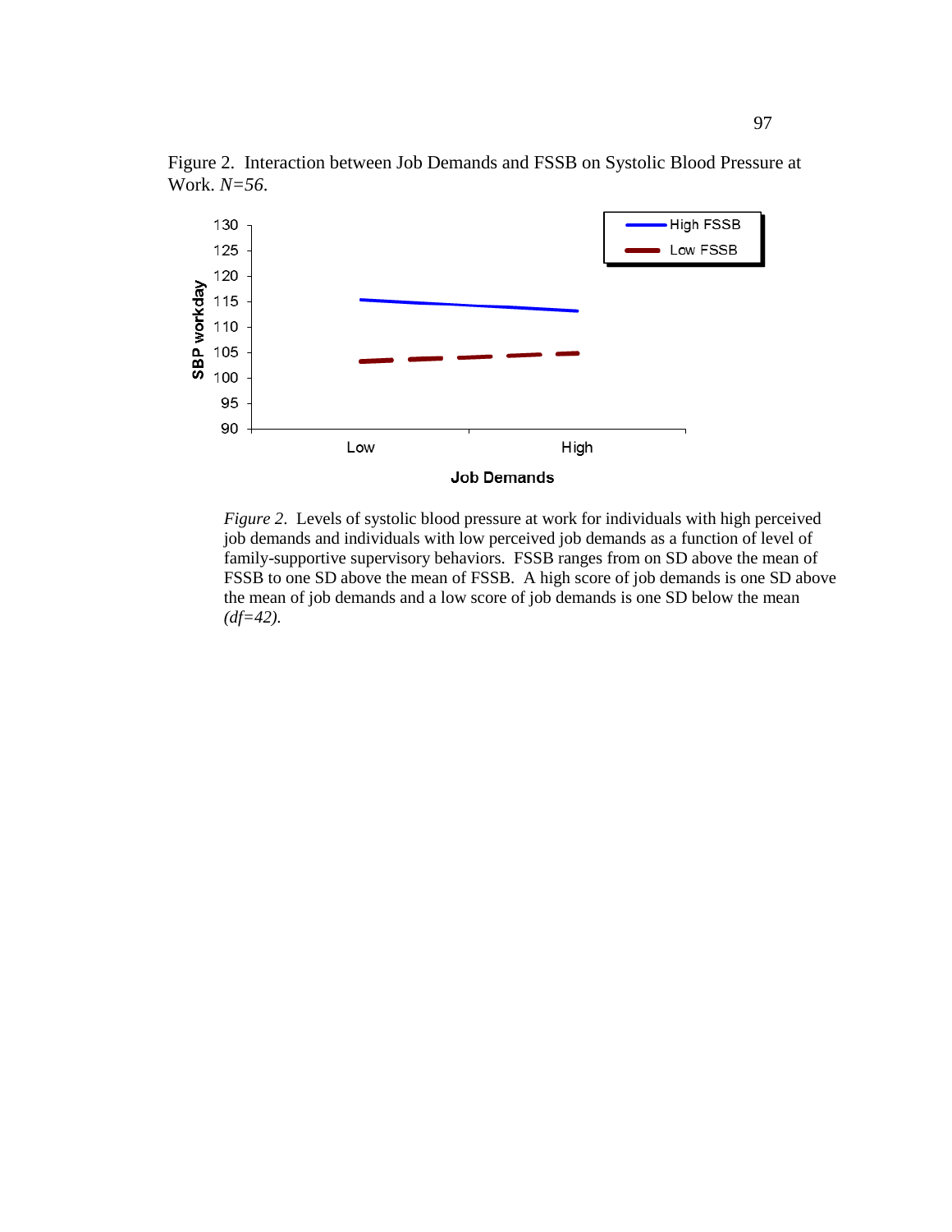Figure 2. Interaction between Job Demands and FSSB on Systolic Blood Pressure at Work. *N=56*.

*Figure 2*. Levels of systolic blood pressure at work for individuals with high perceived job demands and individuals with low perceived job demands as a function of level of family-supportive supervisory behaviors. FSSB ranges from on SD above the mean of FSSB to one SD above the mean of FSSB. A high score of job demands is one SD above the mean of job demands and a low score of job demands is one SD below the mean *(df=42)*.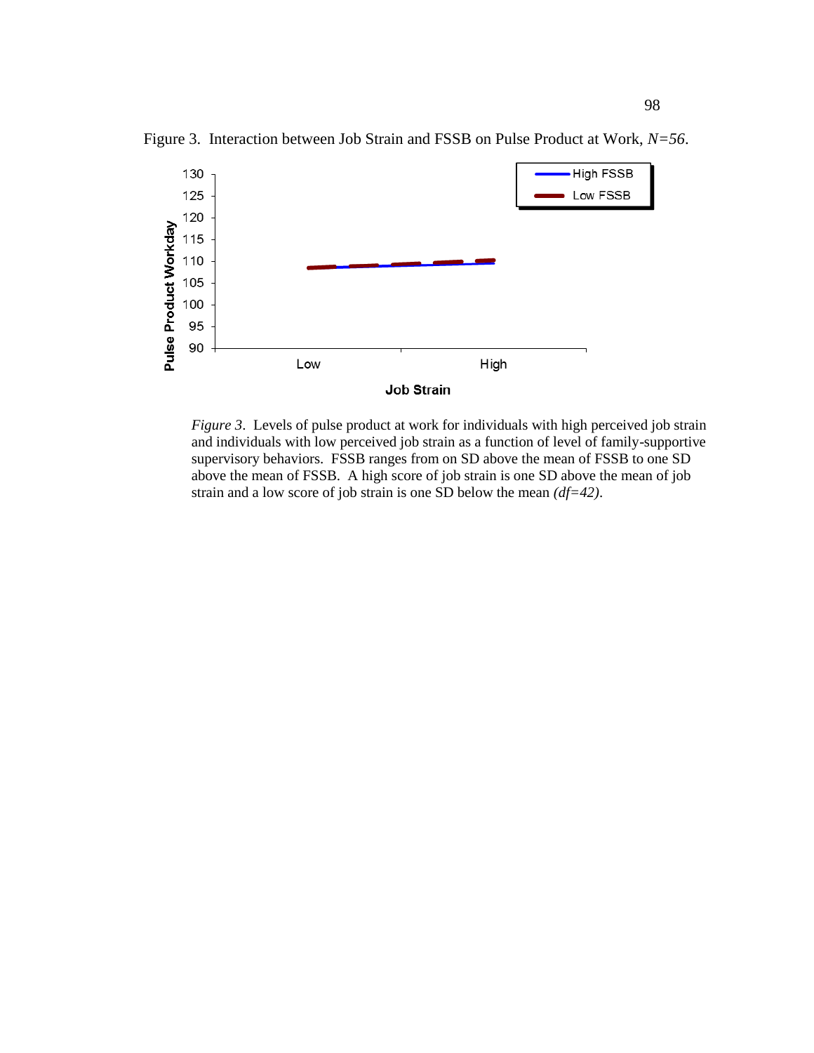Figure 3. Interaction between Job Strain and FSSB on Pulse Product at Work, *N=56*.

*Figure 3*. Levels of pulse product at work for individuals with high perceived job strain and individuals with low perceived job strain as a function of level of family-supportive supervisory behaviors. FSSB ranges from on SD above the mean of FSSB to one SD above the mean of FSSB. A high score of job strain is one SD above the mean of job strain and a low score of job strain is one SD below the mean *(df=42)*.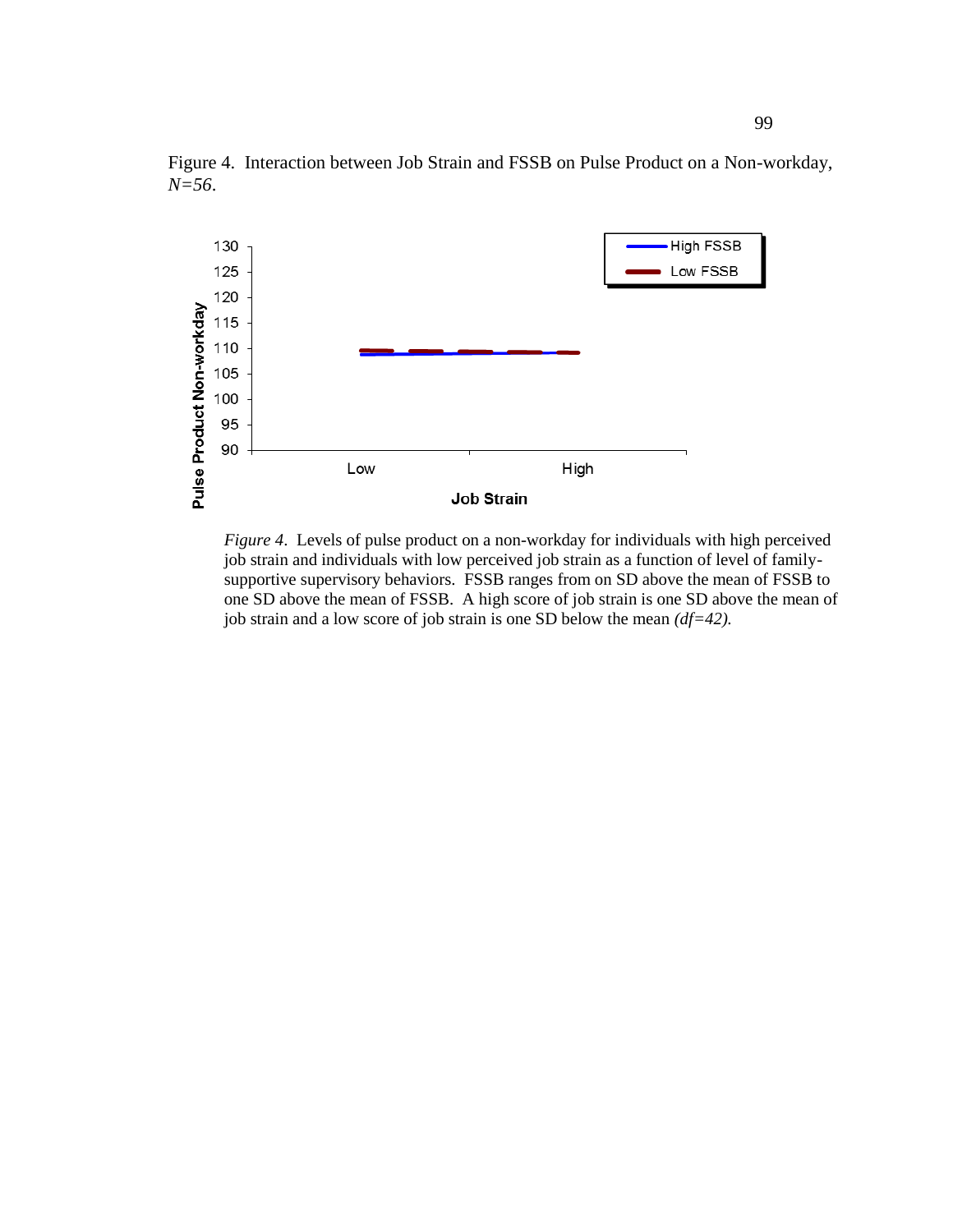Figure 4. Interaction between Job Strain and FSSB on Pulse Product on a Non-workday, *N=56*.

*Figure 4*. Levels of pulse product on a non-workday for individuals with high perceived job strain and individuals with low perceived job strain as a function of level of family-supportive supervisory behaviors. FSSB ranges from on SD above the mean of FSSB to one SD above the mean of FSSB. A high score of job strain is one SD above the mean of job strain and a low score of job strain is one SD below the mean *(df=42).*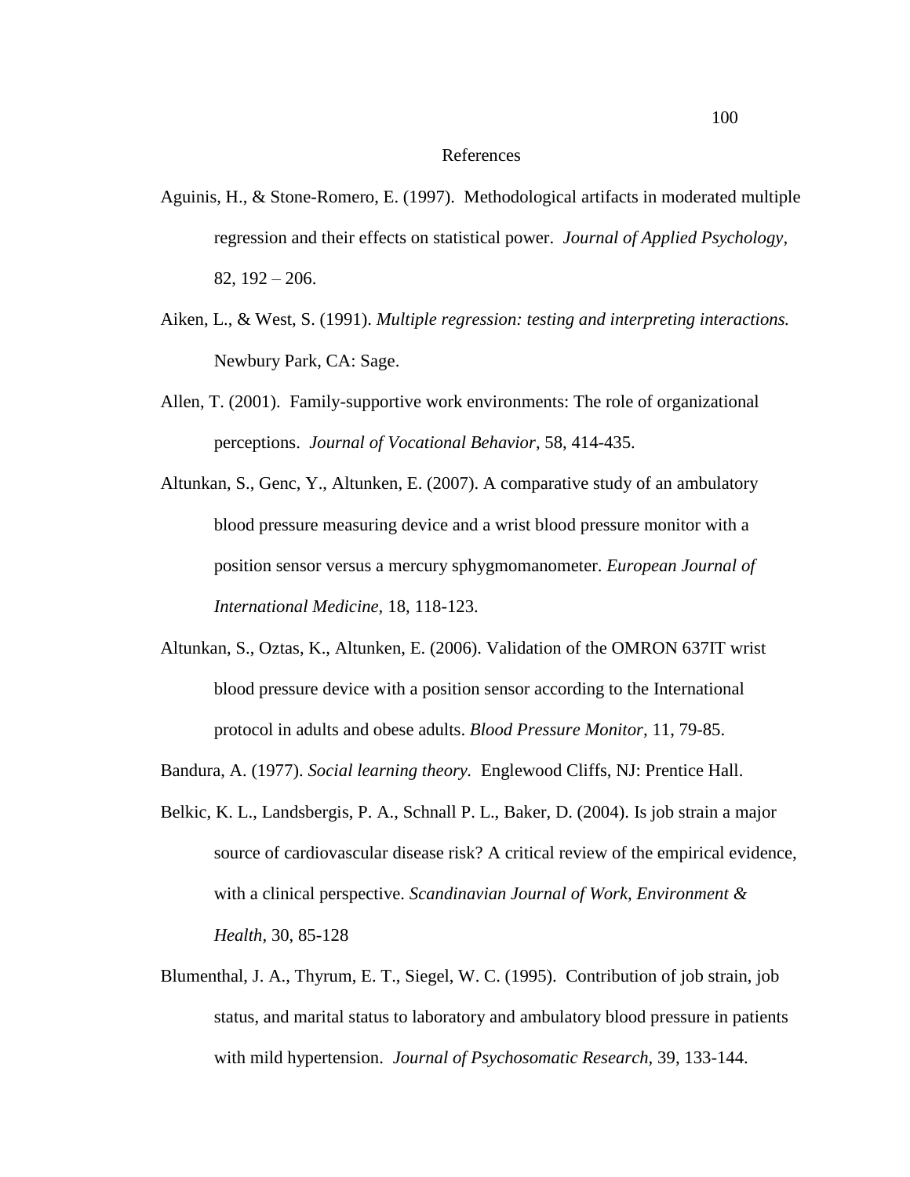# References

Aguinis, H., & Stone-Romero, E. (1997). Methodological artifacts in moderated multiple regression and their effects on statistical power. *Journal of Applied Psychology*, 82, 192 – 206.

Aiken, L., & West, S. (1991). *Multiple regression: testing and interpreting interactions.* Newbury Park, CA: Sage.

Allen, T. (2001). Family-supportive work environments: The role of organizational perceptions. *Journal of Vocational Behavior*, 58, 414-435.

Altunkan, S., Genc, Y., Altunken, E. (2007). A comparative study of an ambulatory blood pressure measuring device and a wrist blood pressure monitor with a position sensor versus a mercury sphygmomanometer. *European Journal of International Medicine*, 18, 118-123.

Altunkan, S., Oztas, K., Altunken, E. (2006). Validation of the OMRON 637IT wrist blood pressure device with a position sensor according to the International protocol in adults and obese adults. *Blood Pressure Monitor*, 11, 79-85.

Bandura, A. (1977). *Social learning theory.* Englewood Cliffs, NJ: Prentice Hall.

Belkic, K. L., Landsbergis, P. A., Schnall P. L., Baker, D. (2004). Is job strain a major source of cardiovascular disease risk? A critical review of the empirical evidence, with a clinical perspective. *Scandinavian Journal of Work, Environment & Health*, 30, 85-128

Blumenthal, J. A., Thyrum, E. T., Siegel, W. C. (1995). Contribution of job strain, job status, and marital status to laboratory and ambulatory blood pressure in patients with mild hypertension. *Journal of Psychosomatic Research*, 39, 133-144.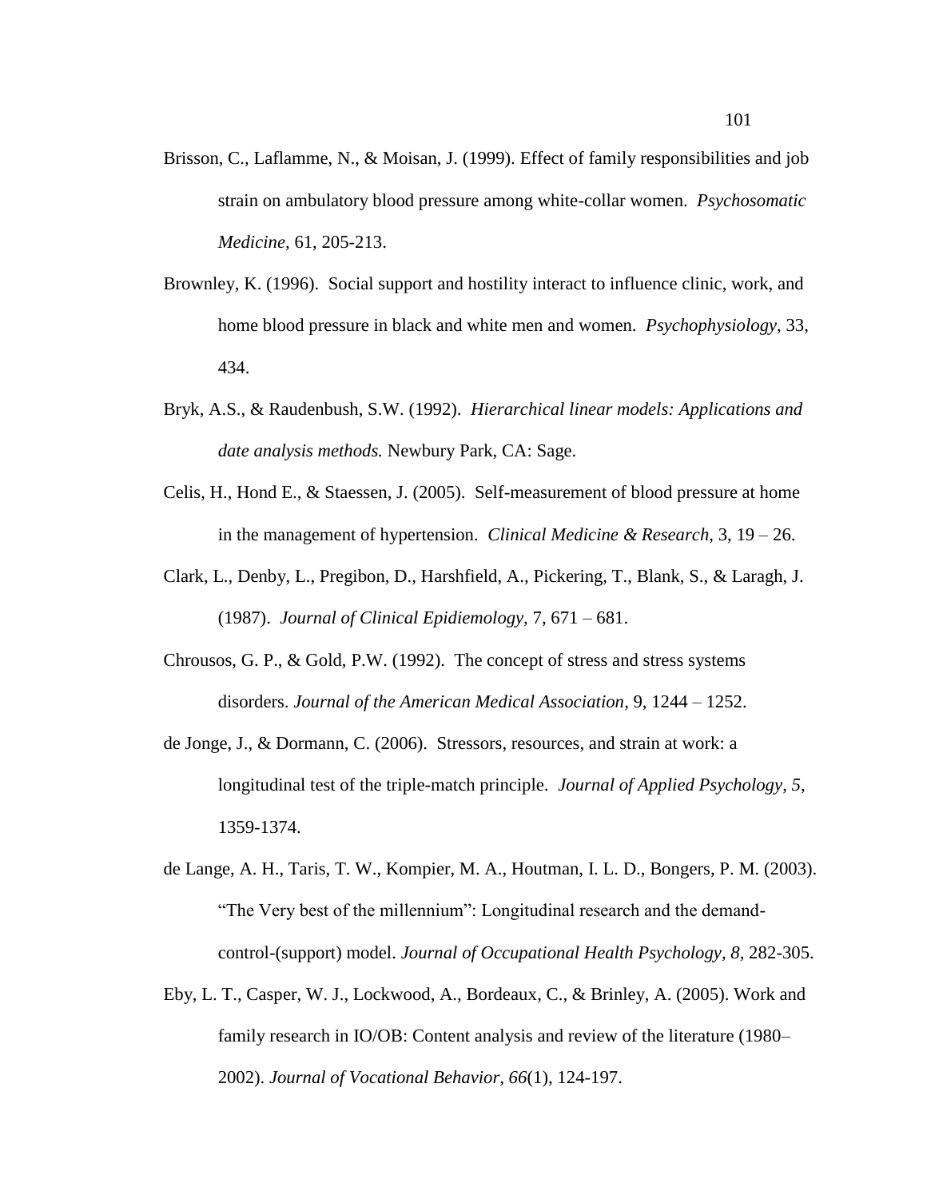Brisson, C., Laflamme, N., & Moisan, J. (1999). Effect of family responsibilities and job strain on ambulatory blood pressure among white-collar women. *Psychosomatic Medicine,* 61, 205-213.

Brownley, K. (1996). Social support and hostility interact to influence clinic, work, and home blood pressure in black and white men and women. *Psychophysiology*, 33, 434.

Bryk, A.S., & Raudenbush, S.W. (1992). *Hierarchical linear models: Applications and date analysis methods.* Newbury Park, CA: Sage.

Celis, H., Hond E., & Staessen, J. (2005). Self-measurement of blood pressure at home in the management of hypertension. *Clinical Medicine & Research,* 3, 19 – 26.

Clark, L., Denby, L., Pregibon, D., Harshfield, A., Pickering, T., Blank, S., & Laragh, J. (1987). *Journal of Clinical Epidiemology,* 7, 671 – 681.

Chrousos, G. P., & Gold, P.W. (1992). The concept of stress and stress systems disorders. *Journal of the American Medical Association,* 9, 1244 – 1252.

de Jonge, J., & Dormann, C. (2006). Stressors, resources, and strain at work: a longitudinal test of the triple-match principle. *Journal of Applied Psychology*, *5,* 1359-1374.

de Lange, A. H., Taris, T. W., Kompier, M. A., Houtman, I. L. D., Bongers, P. M. (2003). "The Very best of the millennium": Longitudinal research and the demand-control-(support) model. *Journal of Occupational Health Psychology, 8*, 282-305.

Eby, L. T., Casper, W. J., Lockwood, A., Bordeaux, C., & Brinley, A. (2005). Work and family research in IO/OB: Content analysis and review of the literature (1980–2002). *Journal of Vocational Behavior, 66*(1), 124-197.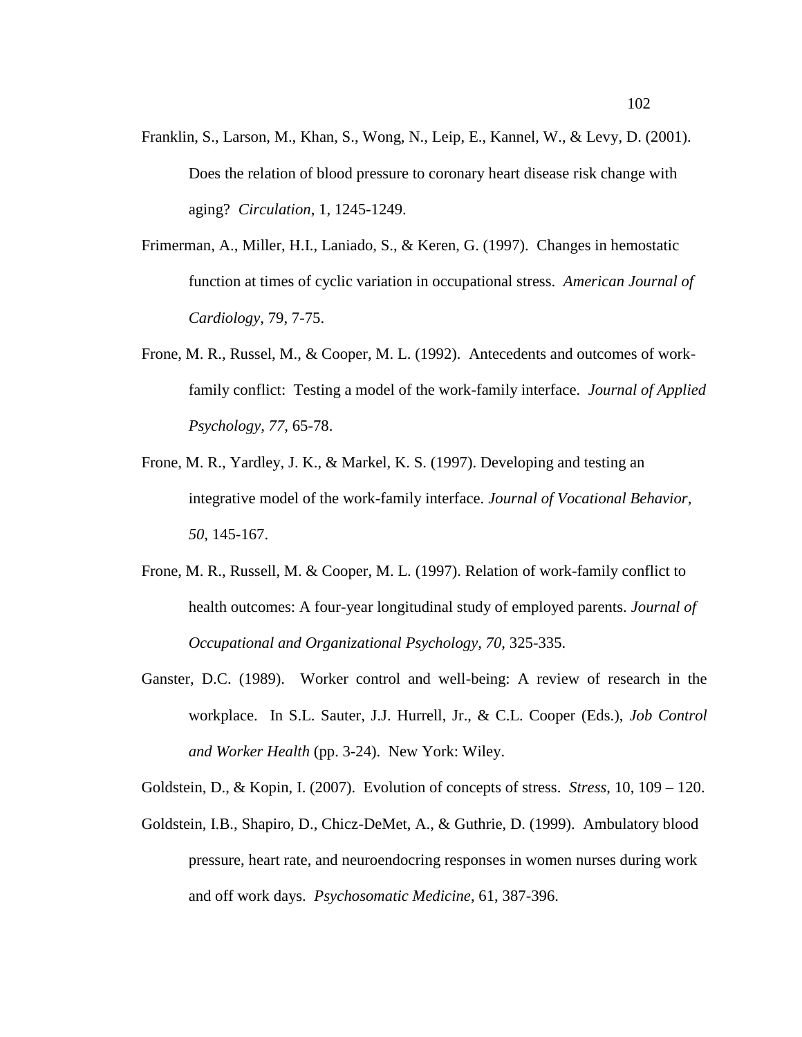Franklin, S., Larson, M., Khan, S., Wong, N., Leip, E., Kannel, W., & Levy, D. (2001). Does the relation of blood pressure to coronary heart disease risk change with aging? *Circulation*, 1, 1245-1249.

Frimerman, A., Miller, H.I., Laniado, S., & Keren, G. (1997). Changes in hemostatic function at times of cyclic variation in occupational stress. *American Journal of Cardiology*, 79, 7-75.

Frone, M. R., Russel, M., & Cooper, M. L. (1992). Antecedents and outcomes of work-family conflict: Testing a model of the work-family interface. *Journal of Applied Psychology, 77,* 65-78.

Frone, M. R., Yardley, J. K., & Markel, K. S. (1997). Developing and testing an integrative model of the work-family interface. *Journal of Vocational Behavior, 50*, 145-167.

Frone, M. R., Russell, M. & Cooper, M. L. (1997). Relation of work-family conflict to health outcomes: A four-year longitudinal study of employed parents. *Journal of Occupational and Organizational Psychology, 70*, 325-335.

Ganster, D.C. (1989). Worker control and well-being: A review of research in the workplace. In S.L. Sauter, J.J. Hurrell, Jr., & C.L. Cooper (Eds.), *Job Control and Worker Health* (pp. 3-24). New York: Wiley.

Goldstein, D., & Kopin, I. (2007). Evolution of concepts of stress. *Stress*, 10, 109 – 120.

Goldstein, I.B., Shapiro, D., Chicz-DeMet, A., & Guthrie, D. (1999). Ambulatory blood pressure, heart rate, and neuroendocring responses in women nurses during work and off work days. *Psychosomatic Medicine*, 61, 387-396.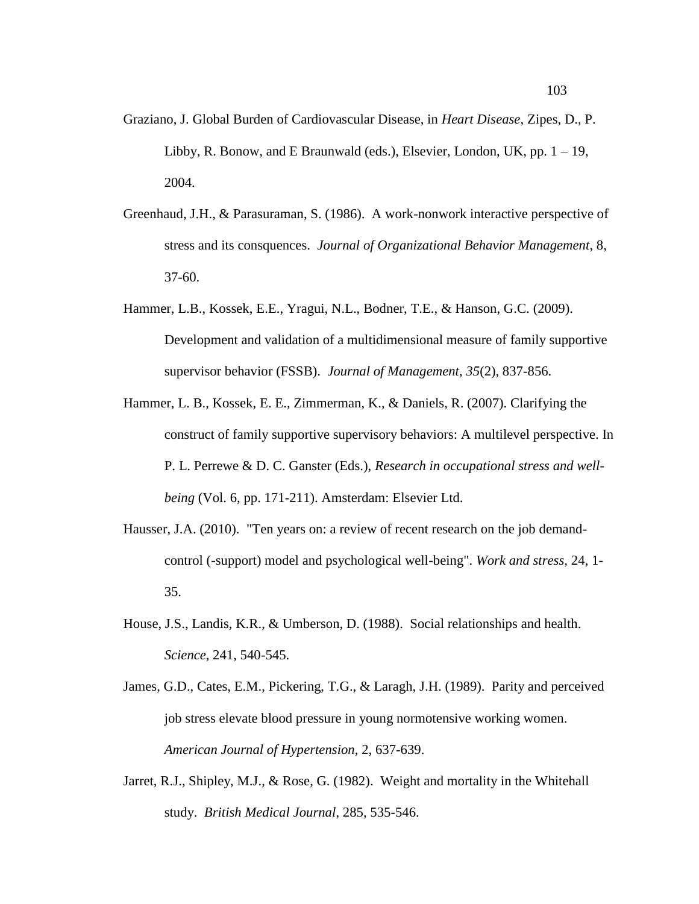Graziano, J. Global Burden of Cardiovascular Disease, in *Heart Disease*, Zipes, D., P. Libby, R. Bonow, and E Braunwald (eds.), Elsevier, London, UK, pp. 1 – 19, 2004.

Greenhaud, J.H., & Parasuraman, S. (1986). A work-nonwork interactive perspective of stress and its consquences. *Journal of Organizational Behavior Management*, 8, 37-60.

Hammer, L.B., Kossek, E.E., Yragui, N.L., Bodner, T.E., & Hanson, G.C. (2009). Development and validation of a multidimensional measure of family supportive supervisor behavior (FSSB). *Journal of Management*, *35*(2), 837-856.

Hammer, L. B., Kossek, E. E., Zimmerman, K., & Daniels, R. (2007). Clarifying the construct of family supportive supervisory behaviors: A multilevel perspective. In P. L. Perrewe & D. C. Ganster (Eds.), *Research in occupational stress and well-being* (Vol. 6, pp. 171-211). Amsterdam: Elsevier Ltd.

Hausser, J.A. (2010). "Ten years on: a review of recent research on the job demand-control (-support) model and psychological well-being". *Work and stress*, 24, 1-35.

House, J.S., Landis, K.R., & Umberson, D. (1988). Social relationships and health. *Science*, 241, 540-545.

James, G.D., Cates, E.M., Pickering, T.G., & Laragh, J.H. (1989). Parity and perceived job stress elevate blood pressure in young normotensive working women. *American Journal of Hypertension*, 2, 637-639.

Jarret, R.J., Shipley, M.J., & Rose, G. (1982). Weight and mortality in the Whitehall study. *British Medical Journal*, 285, 535-546.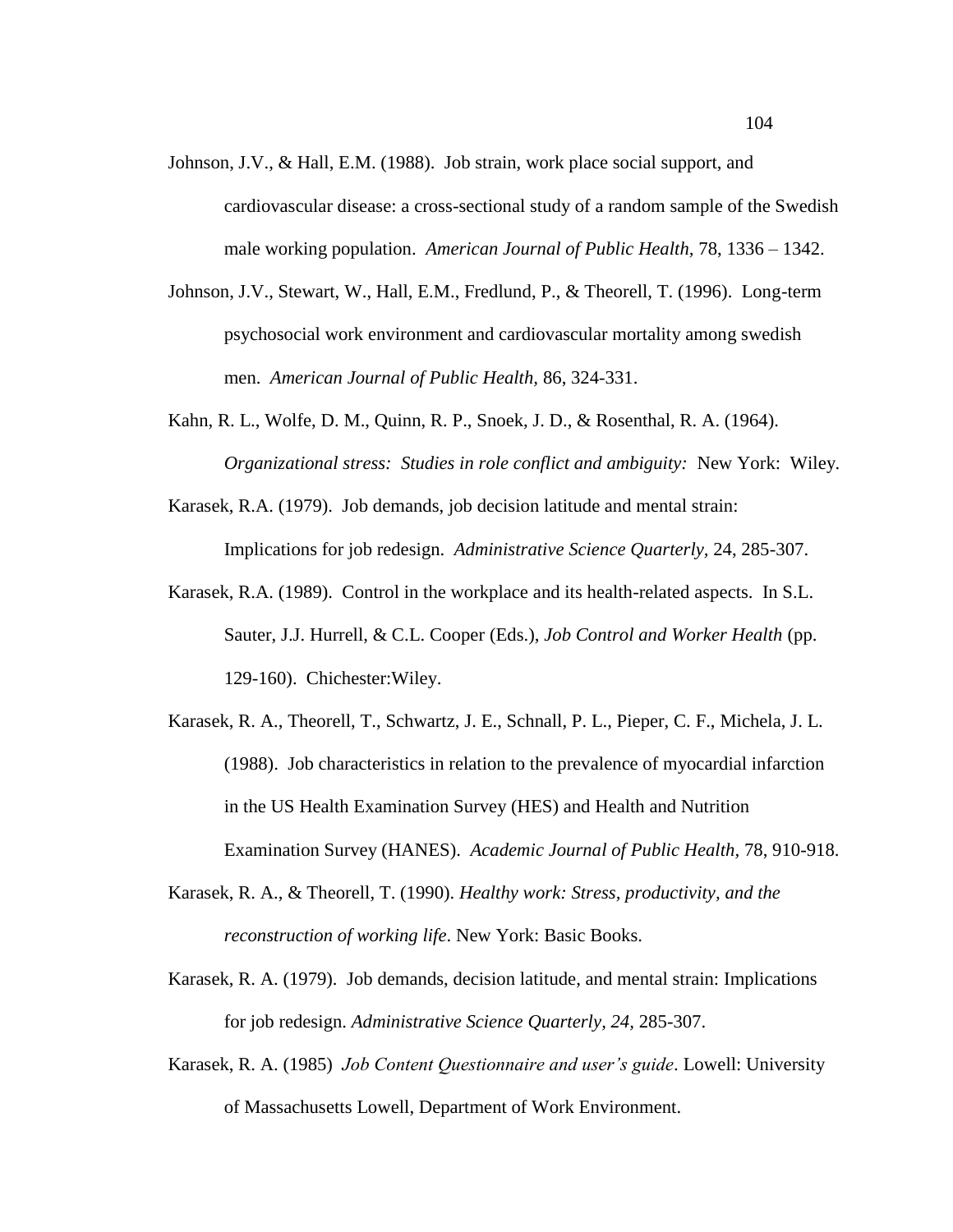Johnson, J.V., & Hall, E.M. (1988). Job strain, work place social support, and cardiovascular disease: a cross-sectional study of a random sample of the Swedish male working population. *American Journal of Public Health*, 78, 1336 – 1342.

Johnson, J.V., Stewart, W., Hall, E.M., Fredlund, P., & Theorell, T. (1996). Long-term psychosocial work environment and cardiovascular mortality among swedish men. *American Journal of Public Health,* 86, 324-331.

Kahn, R. L., Wolfe, D. M., Quinn, R. P., Snoek, J. D., & Rosenthal, R. A. (1964). *Organizational stress: Studies in role conflict and ambiguity:* New York: Wiley.

Karasek, R.A. (1979). Job demands, job decision latitude and mental strain: Implications for job redesign. *Administrative Science Quarterly,* 24, 285-307.

Karasek, R.A. (1989). Control in the workplace and its health-related aspects. In S.L. Sauter, J.J. Hurrell, & C.L. Cooper (Eds.), *Job Control and Worker Health* (pp. 129-160). Chichester:Wiley.

Karasek, R. A., Theorell, T., Schwartz, J. E., Schnall, P. L., Pieper, C. F., Michela, J. L. (1988). Job characteristics in relation to the prevalence of myocardial infarction in the US Health Examination Survey (HES) and Health and Nutrition Examination Survey (HANES). *Academic Journal of Public Health,* 78, 910-918.

Karasek, R. A., & Theorell, T. (1990). *Healthy work: Stress, productivity, and the reconstruction of working life*. New York: Basic Books.

Karasek, R. A. (1979). Job demands, decision latitude, and mental strain: Implications for job redesign. *Administrative Science Quarterly, 24*, 285-307.

Karasek, R. A. (1985) *Job Content Questionnaire and user's guide*. Lowell: University of Massachusetts Lowell, Department of Work Environment.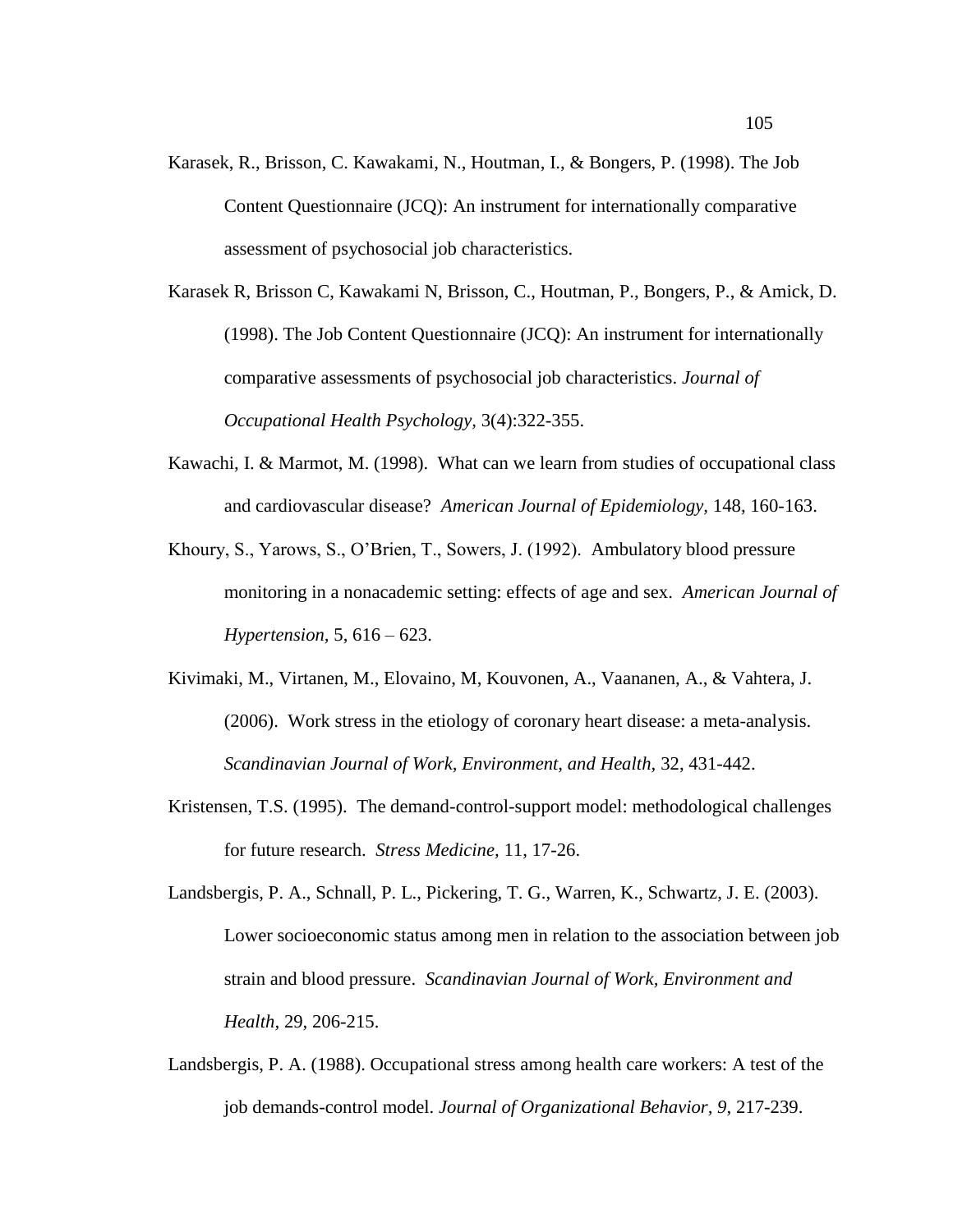Karasek, R., Brisson, C. Kawakami, N., Houtman, I., & Bongers, P. (1998). The Job Content Questionnaire (JCQ): An instrument for internationally comparative assessment of psychosocial job characteristics.

Karasek R, Brisson C, Kawakami N, Brisson, C., Houtman, P., Bongers, P., & Amick, D. (1998). The Job Content Questionnaire (JCQ): An instrument for internationally comparative assessments of psychosocial job characteristics. *Journal of Occupational Health Psychology,* 3(4):322-355.

Kawachi, I. & Marmot, M. (1998). What can we learn from studies of occupational class and cardiovascular disease? *American Journal of Epidemiology,* 148, 160-163.

Khoury, S., Yarows, S., O'Brien, T., Sowers, J. (1992). Ambulatory blood pressure monitoring in a nonacademic setting: effects of age and sex. *American Journal of Hypertension,* 5, 616 – 623.

Kivimaki, M., Virtanen, M., Elovaino, M, Kouvonen, A., Vaananen, A., & Vahtera, J. (2006). Work stress in the etiology of coronary heart disease: a meta-analysis. *Scandinavian Journal of Work, Environment, and Health,* 32, 431-442.

Kristensen, T.S. (1995). The demand-control-support model: methodological challenges for future research. *Stress Medicine,* 11, 17-26.

Landsbergis, P. A., Schnall, P. L., Pickering, T. G., Warren, K., Schwartz, J. E. (2003). Lower socioeconomic status among men in relation to the association between job strain and blood pressure. *Scandinavian Journal of Work, Environment and Health,* 29, 206-215.

Landsbergis, P. A. (1988). Occupational stress among health care workers: A test of the job demands-control model. *Journal of Organizational Behavior, 9,* 217-239.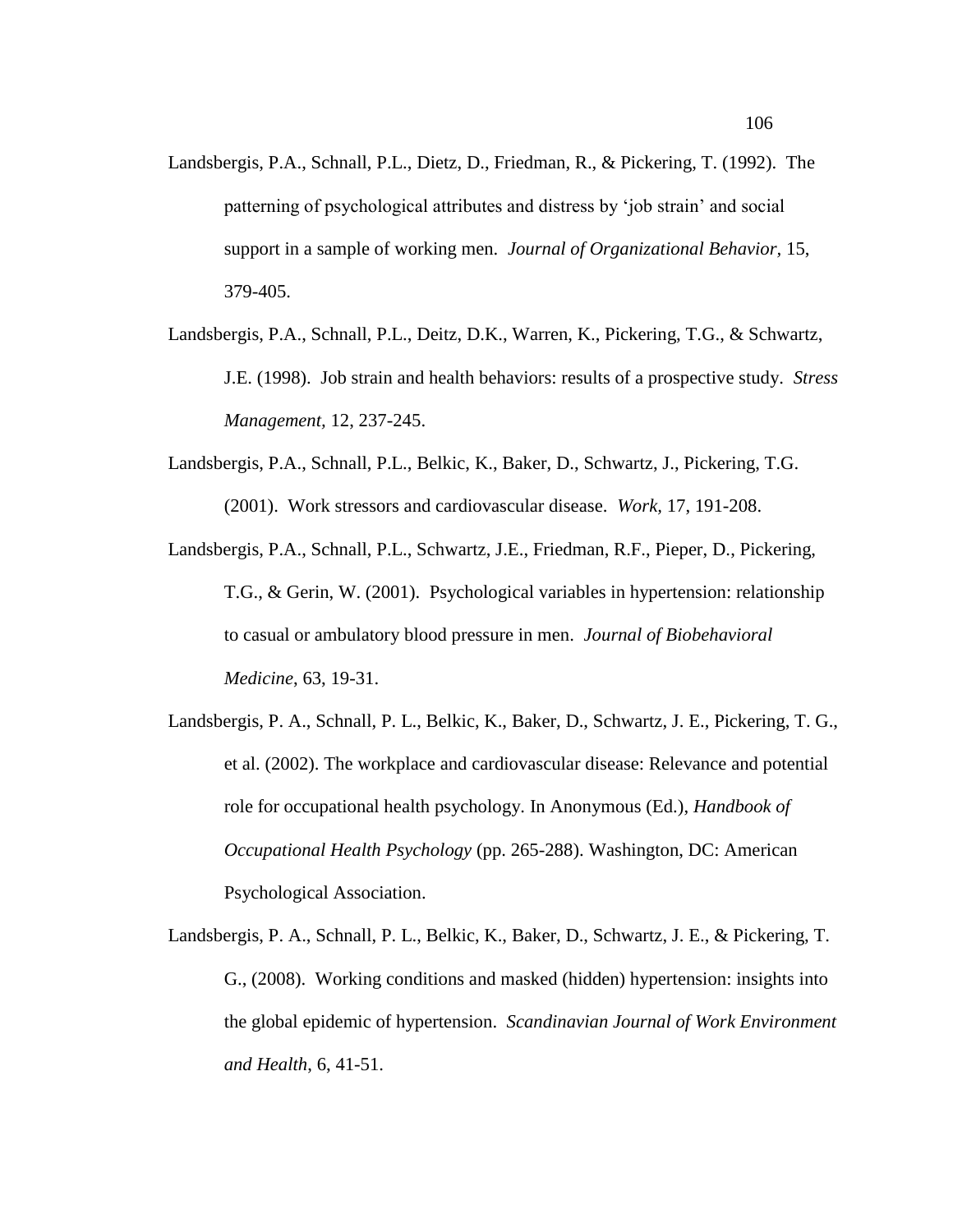Landsbergis, P.A., Schnall, P.L., Dietz, D., Friedman, R., & Pickering, T. (1992). The patterning of psychological attributes and distress by 'job strain' and social support in a sample of working men. *Journal of Organizational Behavior,* 15, 379-405.

Landsbergis, P.A., Schnall, P.L., Deitz, D.K., Warren, K., Pickering, T.G., & Schwartz, J.E. (1998). Job strain and health behaviors: results of a prospective study. *Stress Management,* 12, 237-245.

Landsbergis, P.A., Schnall, P.L., Belkic, K., Baker, D., Schwartz, J., Pickering, T.G. (2001). Work stressors and cardiovascular disease. *Work*, 17, 191-208.

Landsbergis, P.A., Schnall, P.L., Schwartz, J.E., Friedman, R.F., Pieper, D., Pickering, T.G., & Gerin, W. (2001). Psychological variables in hypertension: relationship to casual or ambulatory blood pressure in men. *Journal of Biobehavioral Medicine*, 63, 19-31.

Landsbergis, P. A., Schnall, P. L., Belkic, K., Baker, D., Schwartz, J. E., Pickering, T. G., et al. (2002). The workplace and cardiovascular disease: Relevance and potential role for occupational health psychology. In Anonymous (Ed.), *Handbook of Occupational Health Psychology* (pp. 265-288). Washington, DC: American Psychological Association.

Landsbergis, P. A., Schnall, P. L., Belkic, K., Baker, D., Schwartz, J. E., & Pickering, T. G., (2008). Working conditions and masked (hidden) hypertension: insights into the global epidemic of hypertension. *Scandinavian Journal of Work Environment and Health*, 6, 41-51.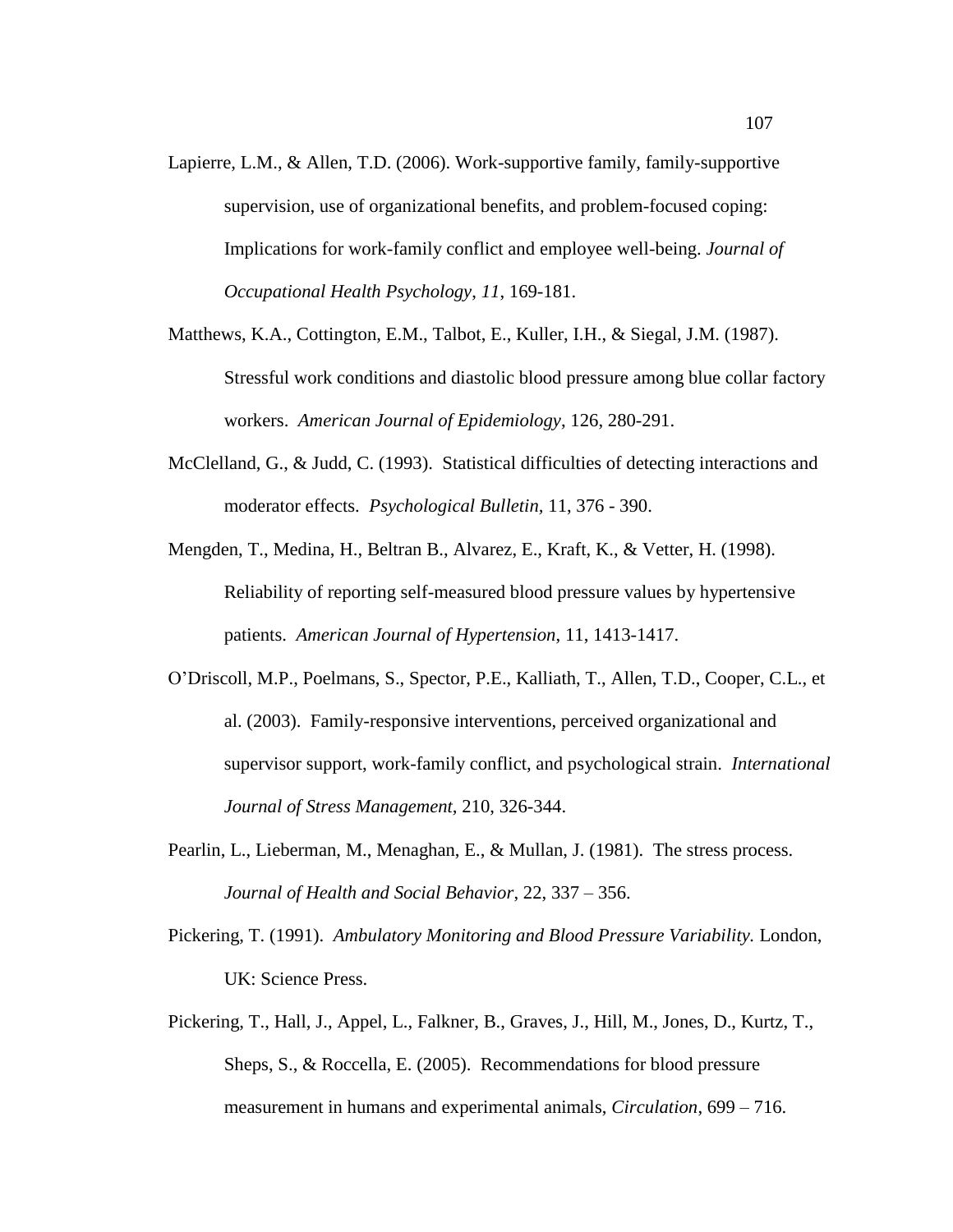Lapierre, L.M., & Allen, T.D. (2006). Work-supportive family, family-supportive supervision, use of organizational benefits, and problem-focused coping: Implications for work-family conflict and employee well-being. *Journal of Occupational Health Psychology*, *11*, 169-181.

Matthews, K.A., Cottington, E.M., Talbot, E., Kuller, I.H., & Siegal, J.M. (1987). Stressful work conditions and diastolic blood pressure among blue collar factory workers. *American Journal of Epidemiology*, 126, 280-291.

McClelland, G., & Judd, C. (1993). Statistical difficulties of detecting interactions and moderator effects. *Psychological Bulletin,* 11, 376 - 390.

Mengden, T., Medina, H., Beltran B., Alvarez, E., Kraft, K., & Vetter, H. (1998). Reliability of reporting self-measured blood pressure values by hypertensive patients. *American Journal of Hypertension*, 11, 1413-1417.

O'Driscoll, M.P., Poelmans, S., Spector, P.E., Kalliath, T., Allen, T.D., Cooper, C.L., et al. (2003). Family-responsive interventions, perceived organizational and supervisor support, work-family conflict, and psychological strain. *International Journal of Stress Management*, 210, 326-344.

Pearlin, L., Lieberman, M., Menaghan, E., & Mullan, J. (1981). The stress process. *Journal of Health and Social Behavior*, 22, 337 – 356.

Pickering, T. (1991). *Ambulatory Monitoring and Blood Pressure Variability.* London, UK: Science Press.

Pickering, T., Hall, J., Appel, L., Falkner, B., Graves, J., Hill, M., Jones, D., Kurtz, T., Sheps, S., & Roccella, E. (2005). Recommendations for blood pressure measurement in humans and experimental animals, *Circulation*, 699 – 716.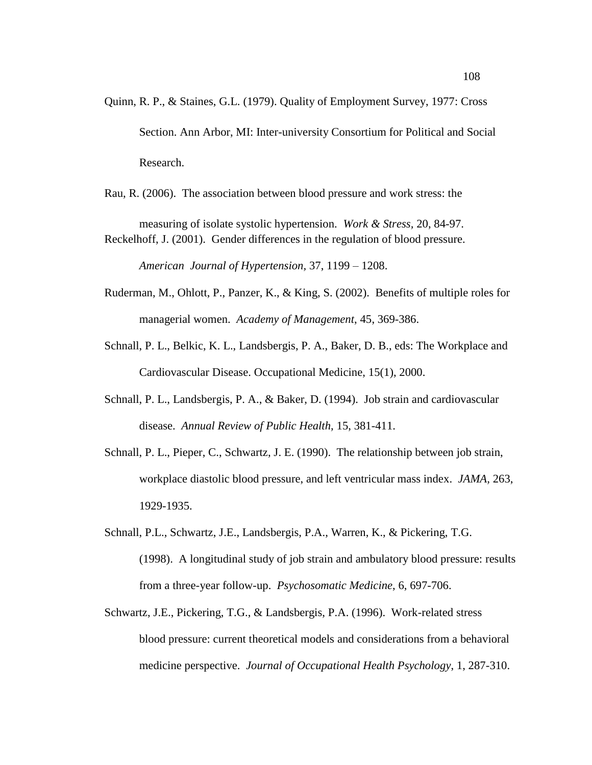Quinn, R. P., & Staines, G.L. (1979). Quality of Employment Survey, 1977: Cross Section. Ann Arbor, MI: Inter-university Consortium for Political and Social Research.

Rau, R. (2006). The association between blood pressure and work stress: the measuring of isolate systolic hypertension. *Work & Stress*, 20, 84-97.

Reckelhoff, J. (2001). Gender differences in the regulation of blood pressure. *American Journal of Hypertension*, 37, 1199 – 1208.

Ruderman, M., Ohlott, P., Panzer, K., & King, S. (2002). Benefits of multiple roles for managerial women. *Academy of Management*, 45, 369-386.

Schnall, P. L., Belkic, K. L., Landsbergis, P. A., Baker, D. B., eds: The Workplace and Cardiovascular Disease. Occupational Medicine, 15(1), 2000.

Schnall, P. L., Landsbergis, P. A., & Baker, D. (1994). Job strain and cardiovascular disease. *Annual Review of Public Health*, 15, 381-411.

Schnall, P. L., Pieper, C., Schwartz, J. E. (1990). The relationship between job strain, workplace diastolic blood pressure, and left ventricular mass index. *JAMA*, 263, 1929-1935.

Schnall, P.L., Schwartz, J.E., Landsbergis, P.A., Warren, K., & Pickering, T.G. (1998). A longitudinal study of job strain and ambulatory blood pressure: results from a three-year follow-up. *Psychosomatic Medicine*, 6, 697-706.

Schwartz, J.E., Pickering, T.G., & Landsbergis, P.A. (1996). Work-related stress blood pressure: current theoretical models and considerations from a behavioral medicine perspective. *Journal of Occupational Health Psychology*, 1, 287-310.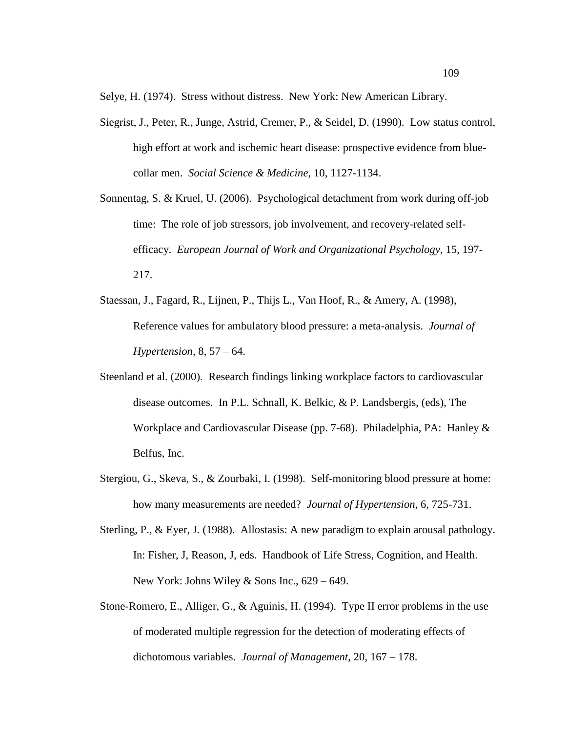Selye, H. (1974). Stress without distress. New York: New American Library.

Siegrist, J., Peter, R., Junge, Astrid, Cremer, P., & Seidel, D. (1990). Low status control, high effort at work and ischemic heart disease: prospective evidence from blue-collar men. *Social Science & Medicine,* 10, 1127-1134.

Sonnentag, S. & Kruel, U. (2006). Psychological detachment from work during off-job time: The role of job stressors, job involvement, and recovery-related self-efficacy. *European Journal of Work and Organizational Psychology,* 15, 197-217.

Staessan, J., Fagard, R., Lijnen, P., Thijs L., Van Hoof, R., & Amery, A. (1998), Reference values for ambulatory blood pressure: a meta-analysis. *Journal of Hypertension,* 8, 57 – 64.

Steenland et al. (2000). Research findings linking workplace factors to cardiovascular disease outcomes. In P.L. Schnall, K. Belkic, & P. Landsbergis, (eds), The Workplace and Cardiovascular Disease (pp. 7-68). Philadelphia, PA: Hanley & Belfus, Inc.

Stergiou, G., Skeva, S., & Zourbaki, I. (1998). Self-monitoring blood pressure at home: how many measurements are needed? *Journal of Hypertension,* 6, 725-731.

Sterling, P., & Eyer, J. (1988). Allostasis: A new paradigm to explain arousal pathology. In: Fisher, J, Reason, J, eds. Handbook of Life Stress, Cognition, and Health. New York: Johns Wiley & Sons Inc., 629 – 649.

Stone-Romero, E., Alliger, G., & Aguinis, H. (1994). Type II error problems in the use of moderated multiple regression for the detection of moderating effects of dichotomous variables. *Journal of Management*, 20, 167 – 178.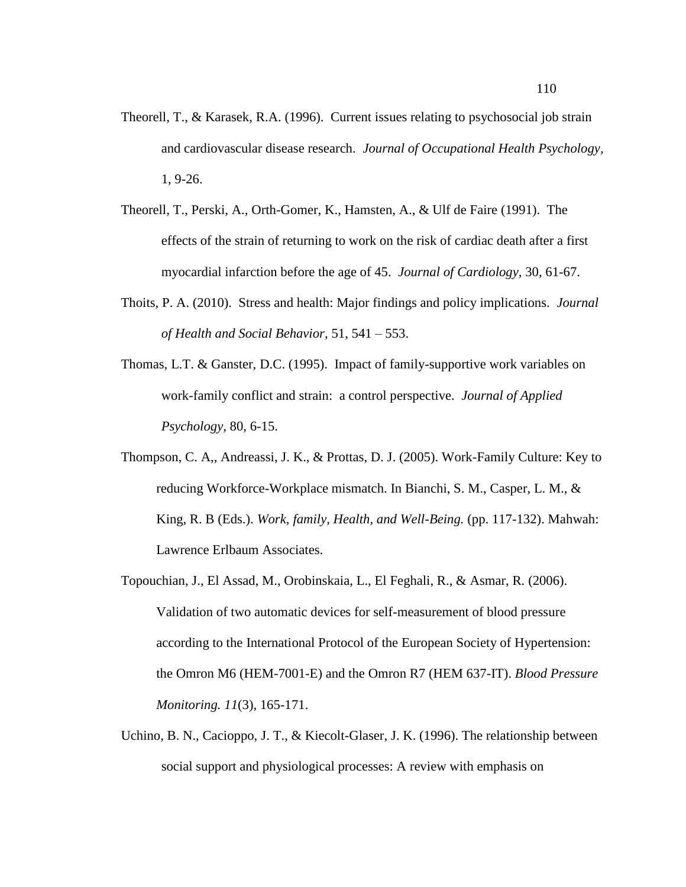Theorell, T., & Karasek, R.A. (1996). Current issues relating to psychosocial job strain and cardiovascular disease research. *Journal of Occupational Health Psychology,* 1, 9-26.

Theorell, T., Perski, A., Orth-Gomer, K., Hamsten, A., & Ulf de Faire (1991). The effects of the strain of returning to work on the risk of cardiac death after a first myocardial infarction before the age of 45. *Journal of Cardiology*, 30, 61-67.

Thoits, P. A. (2010). Stress and health: Major findings and policy implications. *Journal of Health and Social Behavior*, 51, 541 – 553.

Thomas, L.T. & Ganster, D.C. (1995). Impact of family-supportive work variables on work-family conflict and strain: a control perspective. *Journal of Applied Psychology,* 80, 6-15.

Thompson, C. A,, Andreassi, J. K., & Prottas, D. J. (2005). Work-Family Culture: Key to reducing Workforce-Workplace mismatch. In Bianchi, S. M., Casper, L. M., & King, R. B (Eds.). *Work, family, Health, and Well-Being.* (pp. 117-132). Mahwah: Lawrence Erlbaum Associates.

Topouchian, J., El Assad, M., Orobinskaia, L., El Feghali, R., & Asmar, R. (2006). Validation of two automatic devices for self-measurement of blood pressure according to the International Protocol of the European Society of Hypertension: the Omron M6 (HEM-7001-E) and the Omron R7 (HEM 637-IT). *Blood Pressure Monitoring. 11*(3), 165-171.

Uchino, B. N., Cacioppo, J. T., & Kiecolt-Glaser, J. K. (1996). The relationship between social support and physiological processes: A review with emphasis on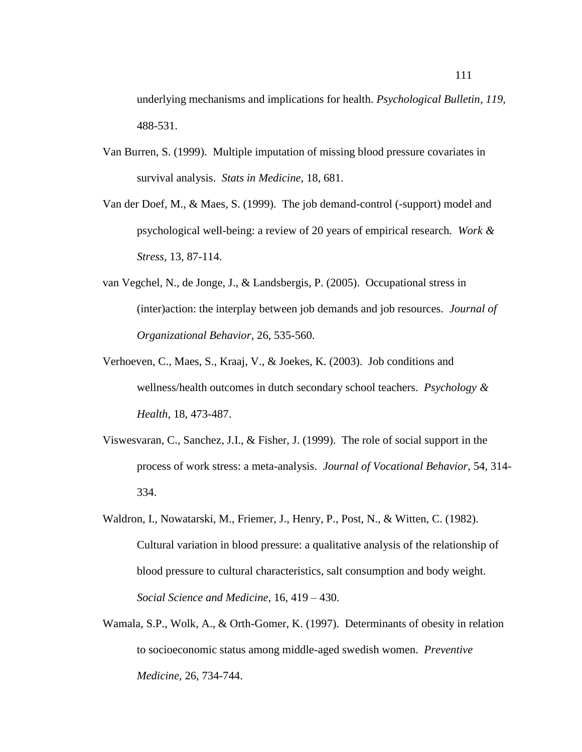underlying mechanisms and implications for health. *Psychological Bulletin, 119*, 488-531.

Van Burren, S. (1999). Multiple imputation of missing blood pressure covariates in survival analysis. *Stats in Medicine*, 18, 681.

Van der Doef, M., & Maes, S. (1999). The job demand-control (-support) model and psychological well-being: a review of 20 years of empirical research. *Work & Stress*, 13, 87-114.

van Vegchel, N., de Jonge, J., & Landsbergis, P. (2005). Occupational stress in (inter)action: the interplay between job demands and job resources. *Journal of Organizational Behavior*, 26, 535-560.

Verhoeven, C., Maes, S., Kraaj, V., & Joekes, K. (2003). Job conditions and wellness/health outcomes in dutch secondary school teachers. *Psychology & Health*, 18, 473-487.

Viswesvaran, C., Sanchez, J.I., & Fisher, J. (1999). The role of social support in the process of work stress: a meta-analysis. *Journal of Vocational Behavior*, 54, 314-334.

Waldron, I., Nowatarski, M., Friemer, J., Henry, P., Post, N., & Witten, C. (1982). Cultural variation in blood pressure: a qualitative analysis of the relationship of blood pressure to cultural characteristics, salt consumption and body weight. *Social Science and Medicine*, 16, 419 – 430.

Wamala, S.P., Wolk, A., & Orth-Gomer, K. (1997). Determinants of obesity in relation to socioeconomic status among middle-aged swedish women. *Preventive Medicine*, 26, 734-744.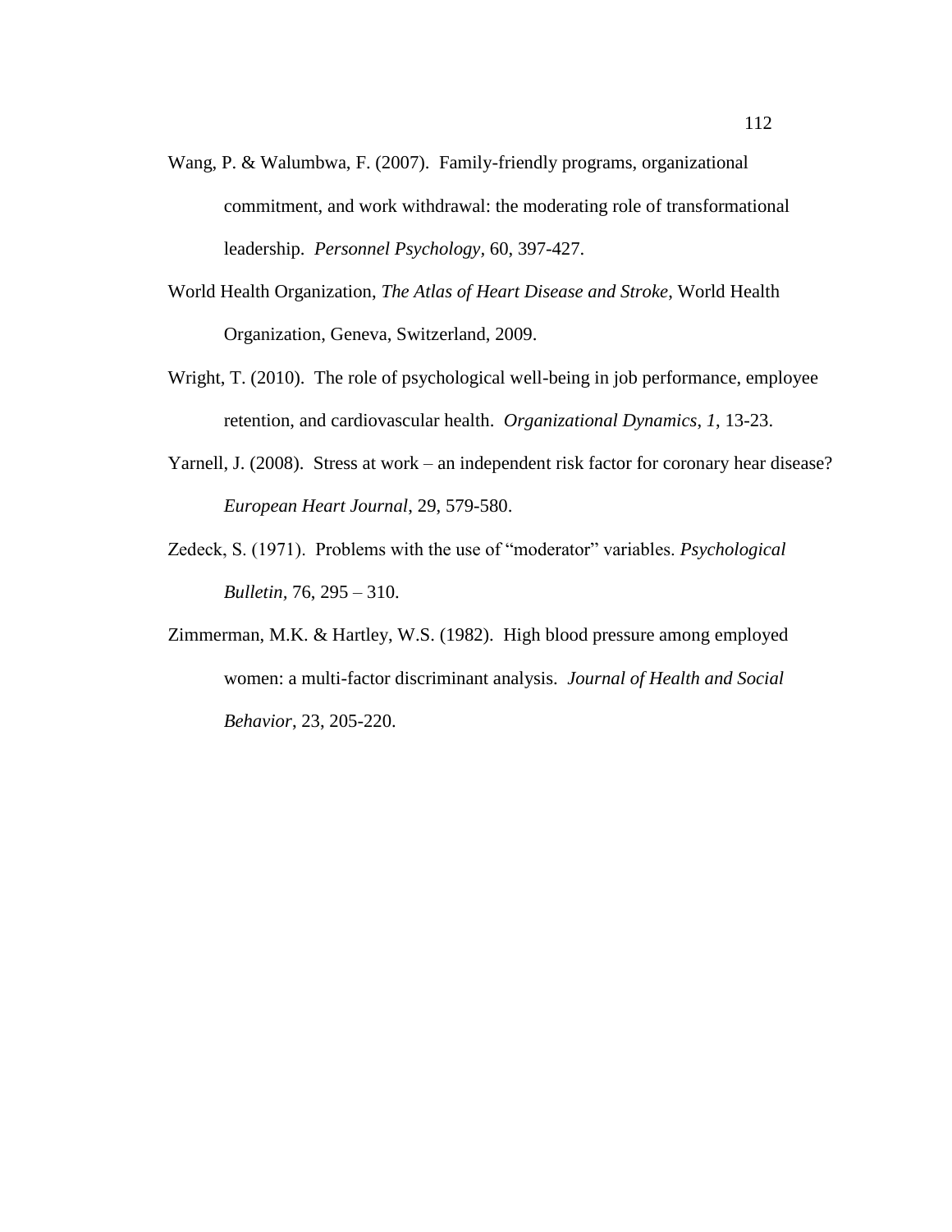Wang, P. & Walumbwa, F. (2007). Family-friendly programs, organizational commitment, and work withdrawal: the moderating role of transformational leadership. *Personnel Psychology*, 60, 397-427.

World Health Organization, *The Atlas of Heart Disease and Stroke*, World Health Organization, Geneva, Switzerland, 2009.

Wright, T. (2010). The role of psychological well-being in job performance, employee retention, and cardiovascular health. *Organizational Dynamics*, *1*, 13-23.

Yarnell, J. (2008). Stress at work – an independent risk factor for coronary hear disease? *European Heart Journal*, 29, 579-580.

Zedeck, S. (1971). Problems with the use of "moderator" variables. *Psychological Bulletin*, 76, 295 – 310.

Zimmerman, M.K. & Hartley, W.S. (1982). High blood pressure among employed women: a multi-factor discriminant analysis. *Journal of Health and Social Behavior*, 23, 205-220.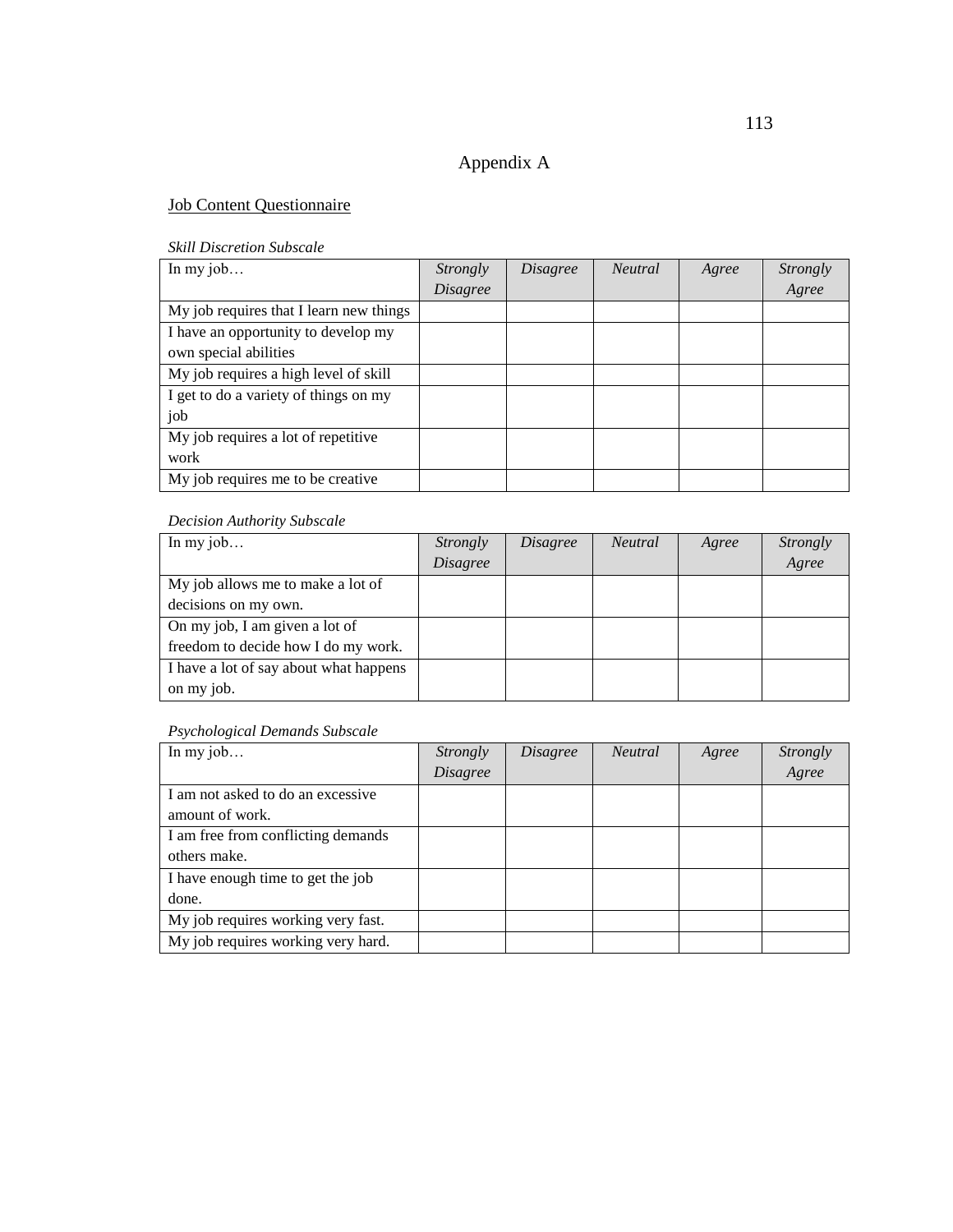# Appendix A

Job Content Questionnaire

*Skill Discretion Subscale*

| In my job… | *Strongly Disagree* | *Disagree* | *Neutral* | *Agree* | *Strongly Agree* |
|---|---|---|---|---|---|
| My job requires that I learn new things | | | | | |
| I have an opportunity to develop my own special abilities | | | | | |
| My job requires a high level of skill | | | | | |
| I get to do a variety of things on my job | | | | | |
| My job requires a lot of repetitive work | | | | | |
| My job requires me to be creative | | | | | |

*Decision Authority Subscale*

| In my job… | *Strongly Disagree* | *Disagree* | *Neutral* | *Agree* | *Strongly Agree* |
|---|---|---|---|---|---|
| My job allows me to make a lot of decisions on my own. | | | | | |
| On my job, I am given a lot of freedom to decide how I do my work. | | | | | |
| I have a lot of say about what happens on my job. | | | | | |

*Psychological Demands Subscale*

| In my job… | *Strongly Disagree* | *Disagree* | *Neutral* | *Agree* | *Strongly Agree* |
|---|---|---|---|---|---|
| I am not asked to do an excessive amount of work. | | | | | |
| I am free from conflicting demands others make. | | | | | |
| I have enough time to get the job done. | | | | | |
| My job requires working very fast. | | | | | |
| My job requires working very hard. | | | | | |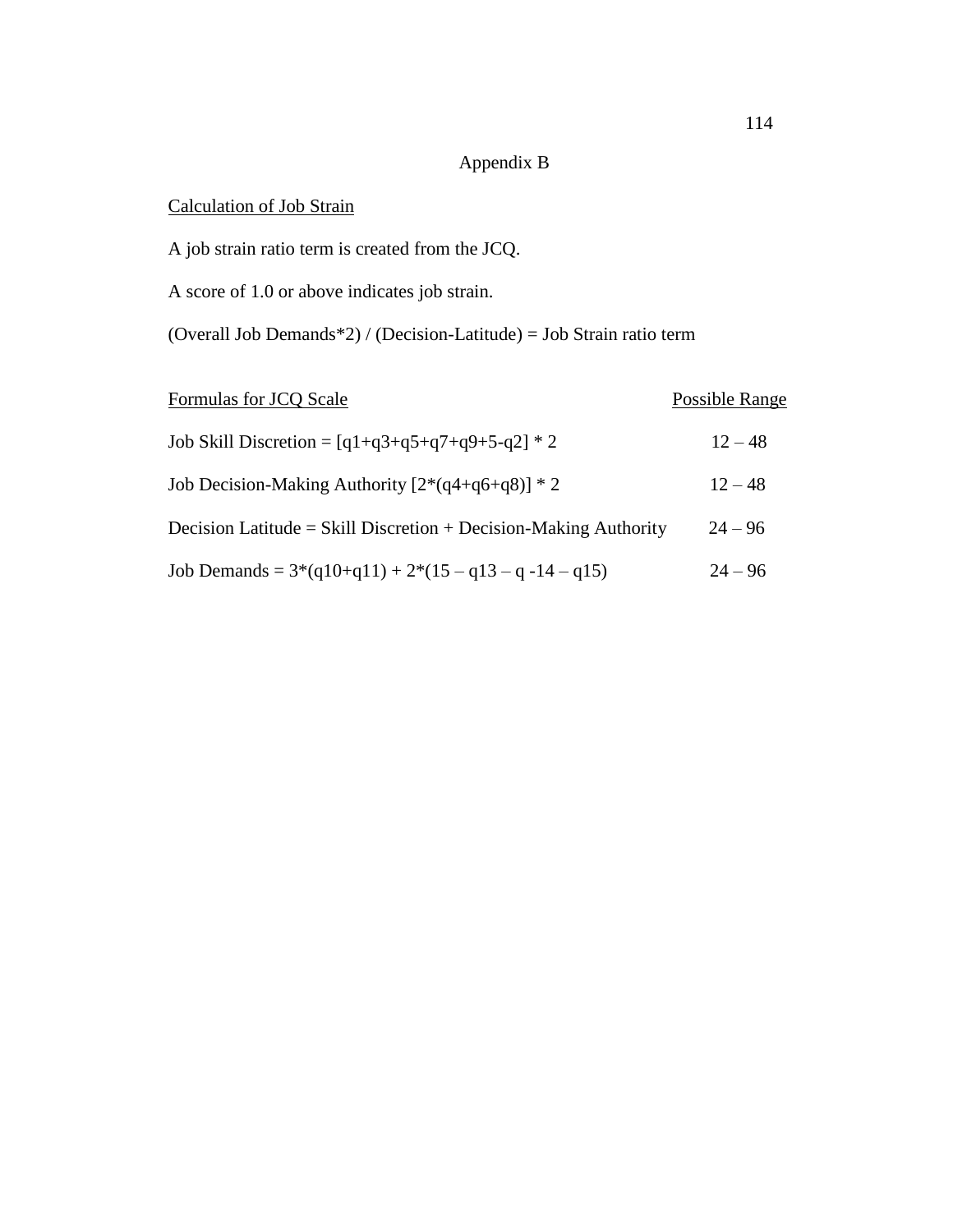# Appendix B

<u>Calculation of Job Strain</u>

A job strain ratio term is created from the JCQ.

A score of 1.0 or above indicates job strain.

(Overall Job Demands*2) / (Decision-Latitude) = Job Strain ratio term

| Formulas for JCQ Scale | Possible Range |
| --- | --- |
| Job Skill Discretion = [q1+q3+q5+q7+q9+5-q2] * 2 | 12 – 48 |
| Job Decision-Making Authority [2*(q4+q6+q8)] * 2 | 12 – 48 |
| Decision Latitude = Skill Discretion + Decision-Making Authority | 24 – 96 |
| Job Demands = 3*(q10+q11) + 2*(15 – q13 – q -14 – q15) | 24 – 96 |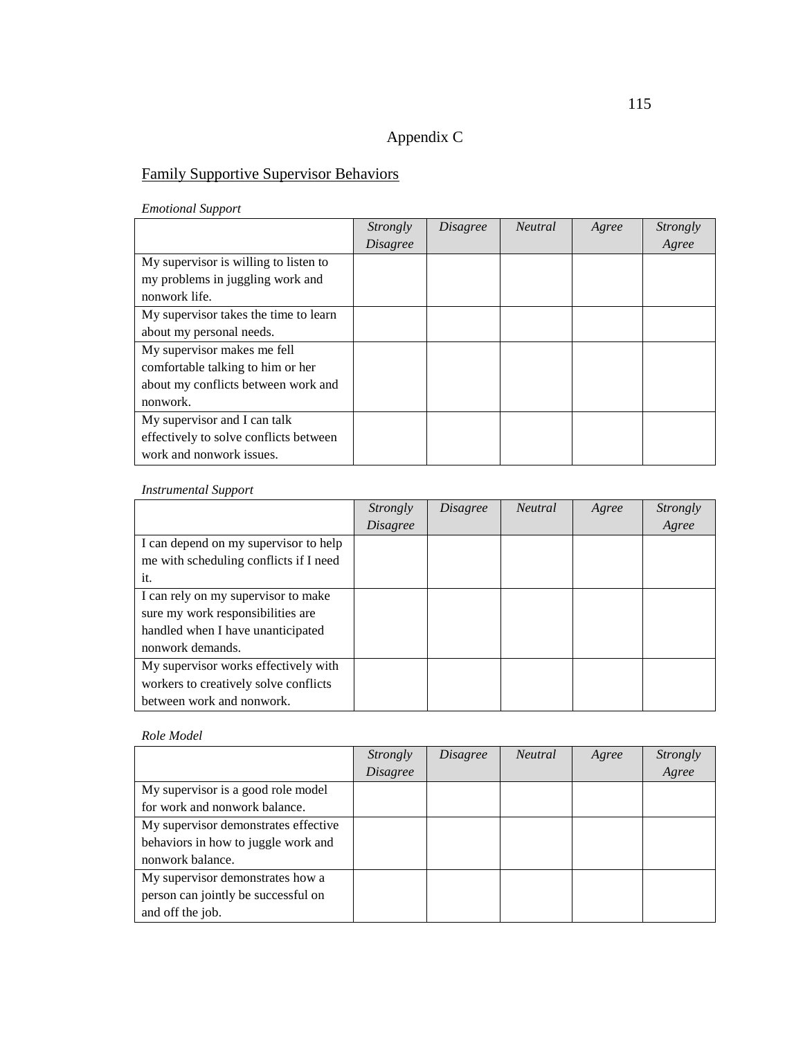# Appendix C

## Family Supportive Supervisor Behaviors

*Emotional Support*

| | *Strongly Disagree* | *Disagree* | *Neutral* | *Agree* | *Strongly Agree* |
|---|---|---|---|---|---|
| My supervisor is willing to listen to my problems in juggling work and nonwork life. | | | | | |
| My supervisor takes the time to learn about my personal needs. | | | | | |
| My supervisor makes me fell comfortable talking to him or her about my conflicts between work and nonwork. | | | | | |
| My supervisor and I can talk effectively to solve conflicts between work and nonwork issues. | | | | | |

*Instrumental Support*

| | *Strongly Disagree* | *Disagree* | *Neutral* | *Agree* | *Strongly Agree* |
|---|---|---|---|---|---|
| I can depend on my supervisor to help me with scheduling conflicts if I need it. | | | | | |
| I can rely on my supervisor to make sure my work responsibilities are handled when I have unanticipated nonwork demands. | | | | | |
| My supervisor works effectively with workers to creatively solve conflicts between work and nonwork. | | | | | |

*Role Model*

| | *Strongly Disagree* | *Disagree* | *Neutral* | *Agree* | *Strongly Agree* |
|---|---|---|---|---|---|
| My supervisor is a good role model for work and nonwork balance. | | | | | |
| My supervisor demonstrates effective behaviors in how to juggle work and nonwork balance. | | | | | |
| My supervisor demonstrates how a person can jointly be successful on and off the job. | | | | | |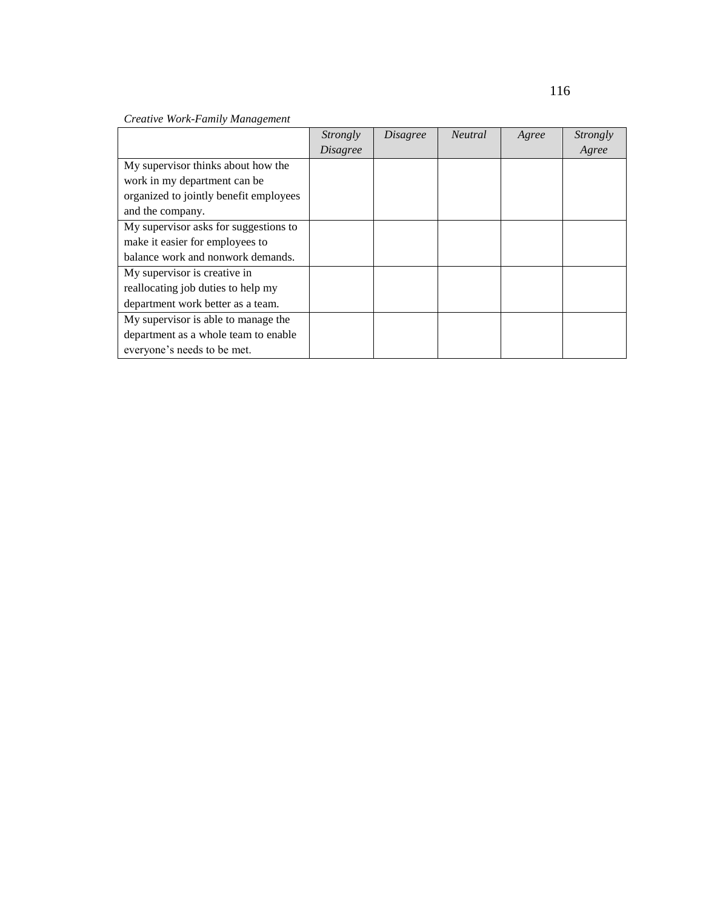*Creative Work-Family Management*

| | *Strongly Disagree* | *Disagree* | *Neutral* | *Agree* | *Strongly Agree* |
|---|---|---|---|---|---|
| My supervisor thinks about how the work in my department can be organized to jointly benefit employees and the company. | | | | | |
| My supervisor asks for suggestions to make it easier for employees to balance work and nonwork demands. | | | | | |
| My supervisor is creative in reallocating job duties to help my department work better as a team. | | | | | |
| My supervisor is able to manage the department as a whole team to enable everyone's needs to be met. | | | | | |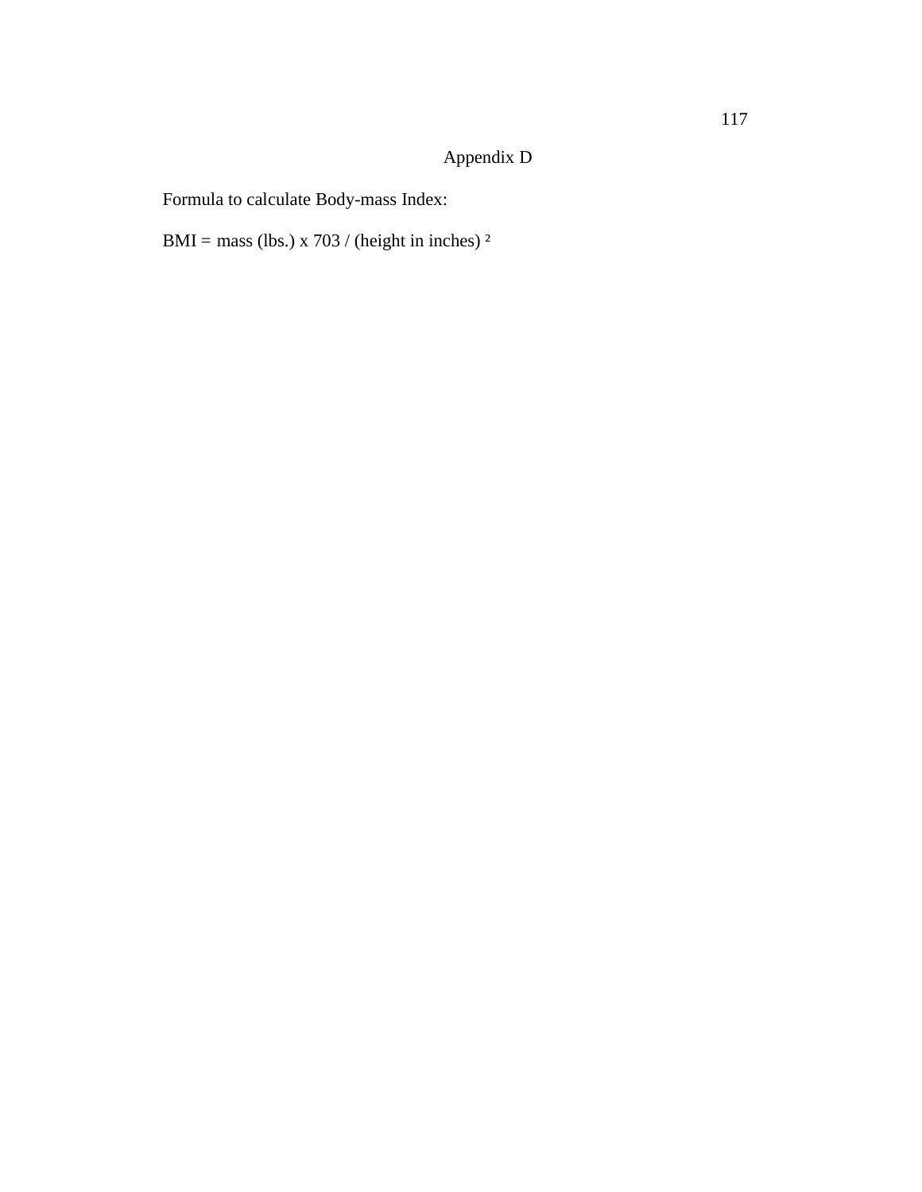# Appendix D

Formula to calculate Body-mass Index:

BMI = mass (lbs.) x 703 / $(\text{height in inches})^2$